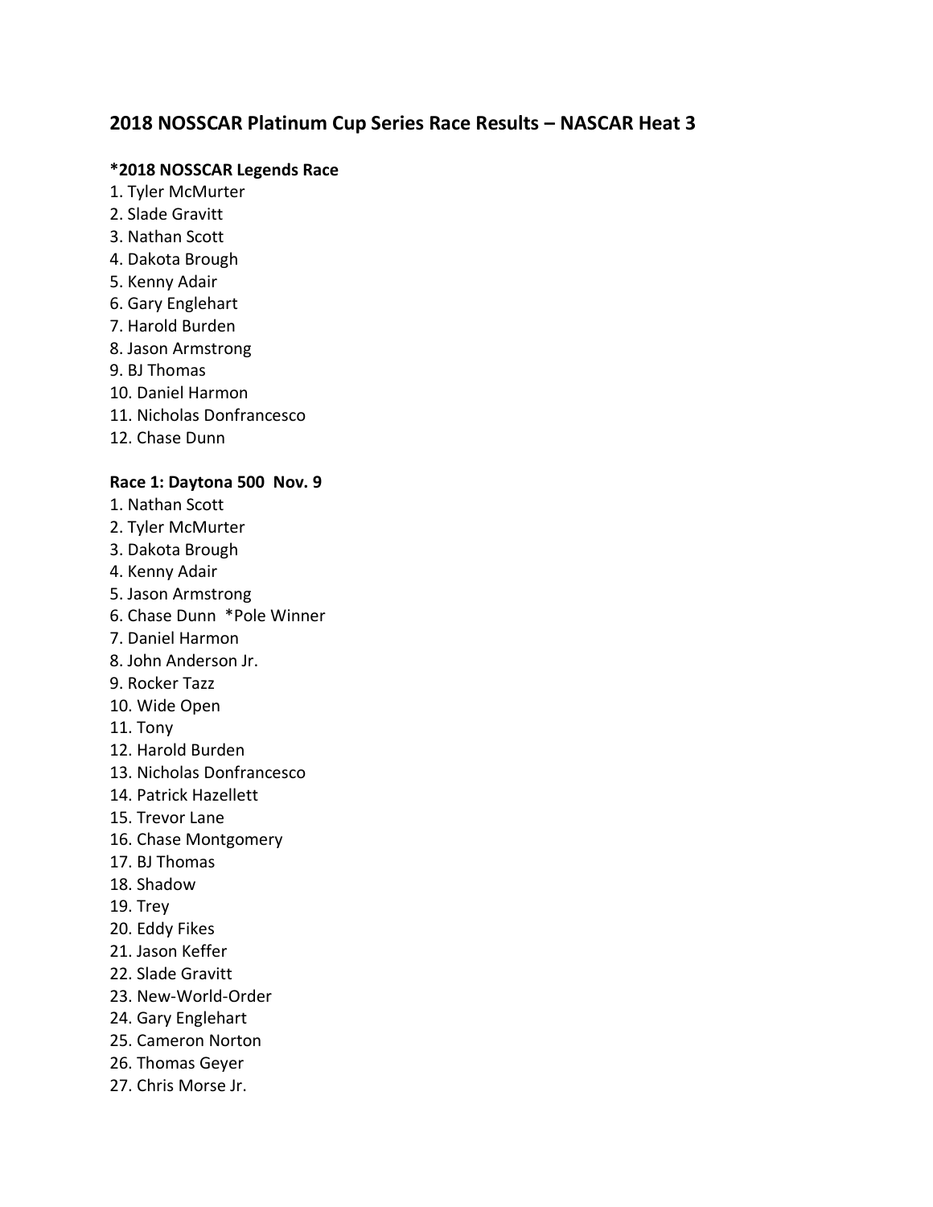# 2018 NOSSCAR Platinum Cup Series Race Results – NASCAR Heat 3

### *2018 NOSSCAR Legends Race

1. Tyler McMurter
2. Slade Gravitt
3. Nathan Scott
4. Dakota Brough
5. Kenny Adair
6. Gary Englehart
7. Harold Burden
8. Jason Armstrong
9. BJ Thomas
10. Daniel Harmon
11. Nicholas Donfrancesco
12. Chase Dunn

### Race 1: Daytona 500 Nov. 9

1. Nathan Scott
2. Tyler McMurter
3. Dakota Brough
4. Kenny Adair
5. Jason Armstrong
6. Chase Dunn *Pole Winner
7. Daniel Harmon
8. John Anderson Jr.
9. Rocker Tazz
10. Wide Open
11. Tony
12. Harold Burden
13. Nicholas Donfrancesco
14. Patrick Hazellett
15. Trevor Lane
16. Chase Montgomery
17. BJ Thomas
18. Shadow
19. Trey
20. Eddy Fikes
21. Jason Keffer
22. Slade Gravitt
23. New-World-Order
24. Gary Englehart
25. Cameron Norton
26. Thomas Geyer
27. Chris Morse Jr.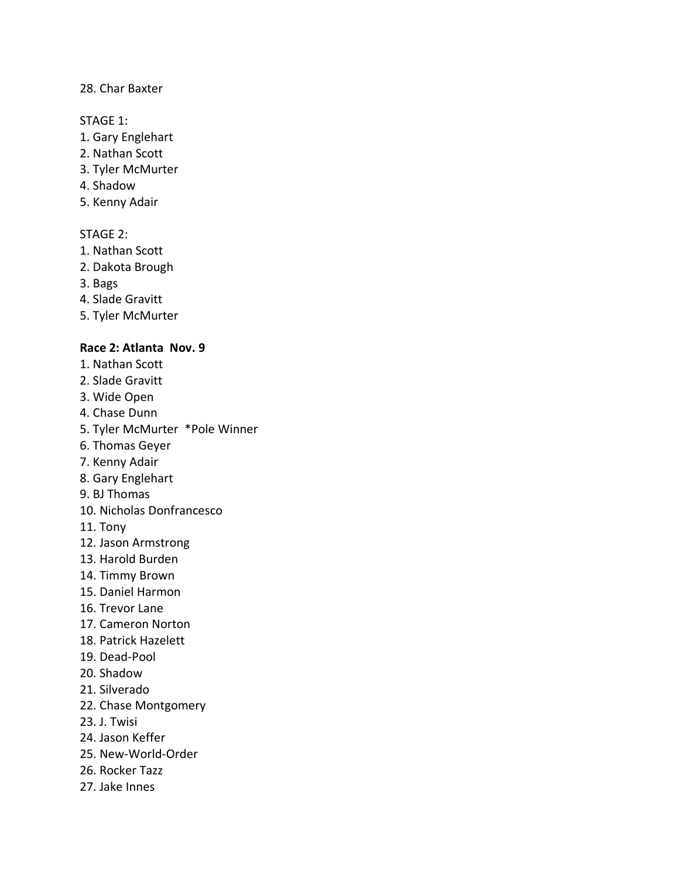28. Char Baxter

STAGE 1:
1. Gary Englehart
2. Nathan Scott
3. Tyler McMurter
4. Shadow
5. Kenny Adair

STAGE 2:
1. Nathan Scott
2. Dakota Brough
3. Bags
4. Slade Gravitt
5. Tyler McMurter

**Race 2: Atlanta Nov. 9**
1. Nathan Scott
2. Slade Gravitt
3. Wide Open
4. Chase Dunn
5. Tyler McMurter *Pole Winner
6. Thomas Geyer
7. Kenny Adair
8. Gary Englehart
9. BJ Thomas
10. Nicholas Donfrancesco
11. Tony
12. Jason Armstrong
13. Harold Burden
14. Timmy Brown
15. Daniel Harmon
16. Trevor Lane
17. Cameron Norton
18. Patrick Hazelett
19. Dead-Pool
20. Shadow
21. Silverado
22. Chase Montgomery
23. J. Twisi
24. Jason Keffer
25. New-World-Order
26. Rocker Tazz
27. Jake Innes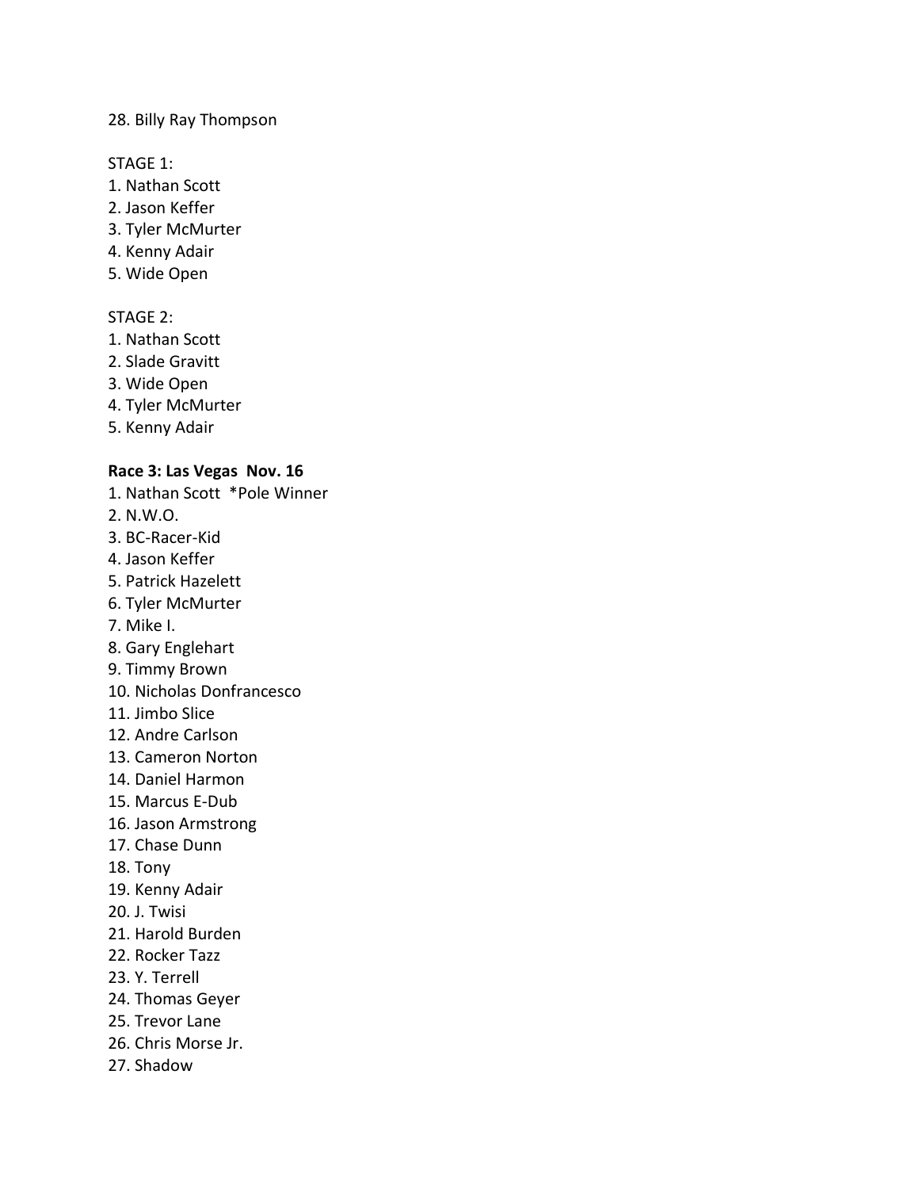28. Billy Ray Thompson

STAGE 1:
1. Nathan Scott
2. Jason Keffer
3. Tyler McMurter
4. Kenny Adair
5. Wide Open

STAGE 2:
1. Nathan Scott
2. Slade Gravitt
3. Wide Open
4. Tyler McMurter
5. Kenny Adair

**Race 3: Las Vegas Nov. 16**
1. Nathan Scott *Pole Winner
2. N.W.O.
3. BC-Racer-Kid
4. Jason Keffer
5. Patrick Hazelett
6. Tyler McMurter
7. Mike I.
8. Gary Englehart
9. Timmy Brown
10. Nicholas Donfrancesco
11. Jimbo Slice
12. Andre Carlson
13. Cameron Norton
14. Daniel Harmon
15. Marcus E-Dub
16. Jason Armstrong
17. Chase Dunn
18. Tony
19. Kenny Adair
20. J. Twisi
21. Harold Burden
22. Rocker Tazz
23. Y. Terrell
24. Thomas Geyer
25. Trevor Lane
26. Chris Morse Jr.
27. Shadow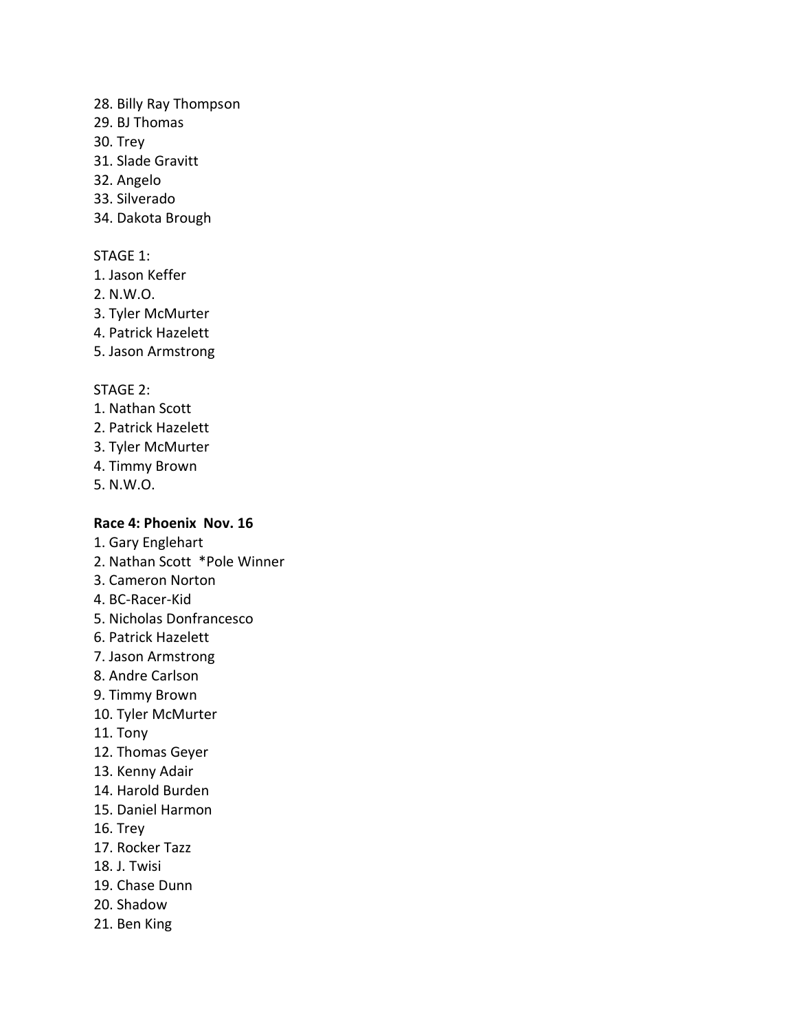28. Billy Ray Thompson
29. BJ Thomas
30. Trey
31. Slade Gravitt
32. Angelo
33. Silverado
34. Dakota Brough

STAGE 1:
1. Jason Keffer
2. N.W.O.
3. Tyler McMurter
4. Patrick Hazelett
5. Jason Armstrong

STAGE 2:
1. Nathan Scott
2. Patrick Hazelett
3. Tyler McMurter
4. Timmy Brown
5. N.W.O.

**Race 4: Phoenix Nov. 16**

1. Gary Englehart
2. Nathan Scott *Pole Winner
3. Cameron Norton
4. BC-Racer-Kid
5. Nicholas Donfrancesco
6. Patrick Hazelett
7. Jason Armstrong
8. Andre Carlson
9. Timmy Brown
10. Tyler McMurter
11. Tony
12. Thomas Geyer
13. Kenny Adair
14. Harold Burden
15. Daniel Harmon
16. Trey
17. Rocker Tazz
18. J. Twisi
19. Chase Dunn
20. Shadow
21. Ben King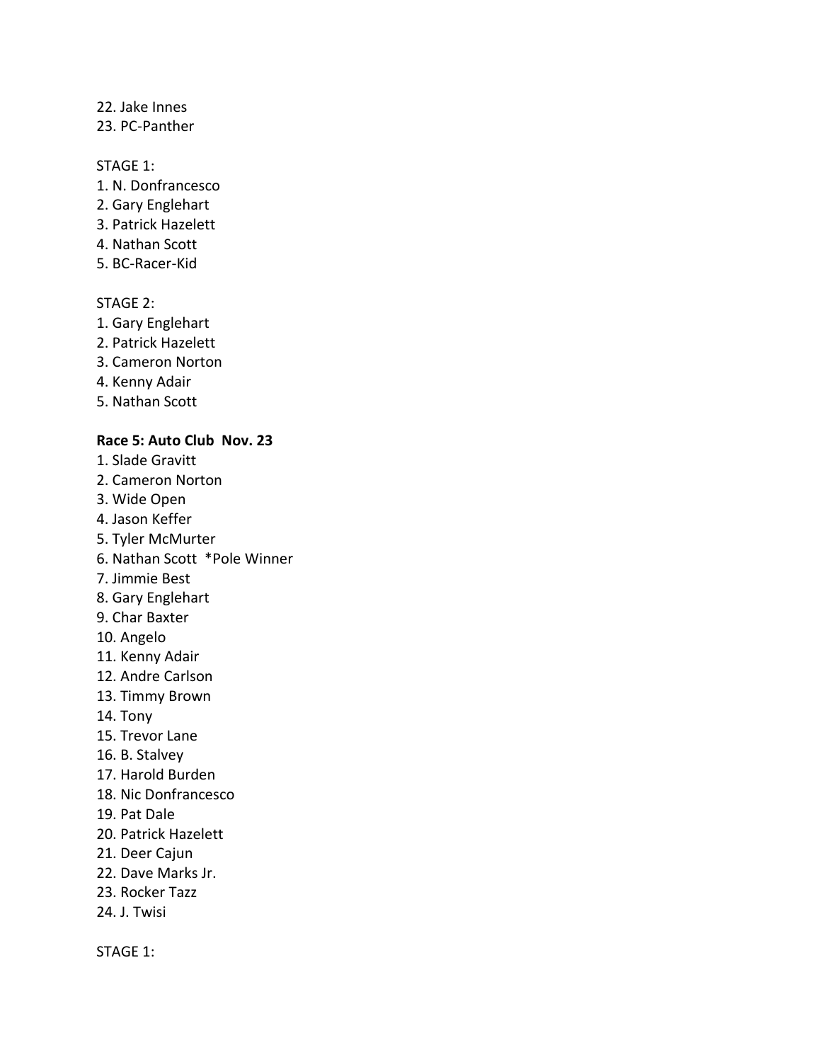22. Jake Innes
23. PC-Panther

STAGE 1:
1. N. Donfrancesco
2. Gary Englehart
3. Patrick Hazelett
4. Nathan Scott
5. BC-Racer-Kid

STAGE 2:
1. Gary Englehart
2. Patrick Hazelett
3. Cameron Norton
4. Kenny Adair
5. Nathan Scott

**Race 5: Auto Club  Nov. 23**
1. Slade Gravitt
2. Cameron Norton
3. Wide Open
4. Jason Keffer
5. Tyler McMurter
6. Nathan Scott  *Pole Winner
7. Jimmie Best
8. Gary Englehart
9. Char Baxter
10. Angelo
11. Kenny Adair
12. Andre Carlson
13. Timmy Brown
14. Tony
15. Trevor Lane
16. B. Stalvey
17. Harold Burden
18. Nic Donfrancesco
19. Pat Dale
20. Patrick Hazelett
21. Deer Cajun
22. Dave Marks Jr.
23. Rocker Tazz
24. J. Twisi

STAGE 1: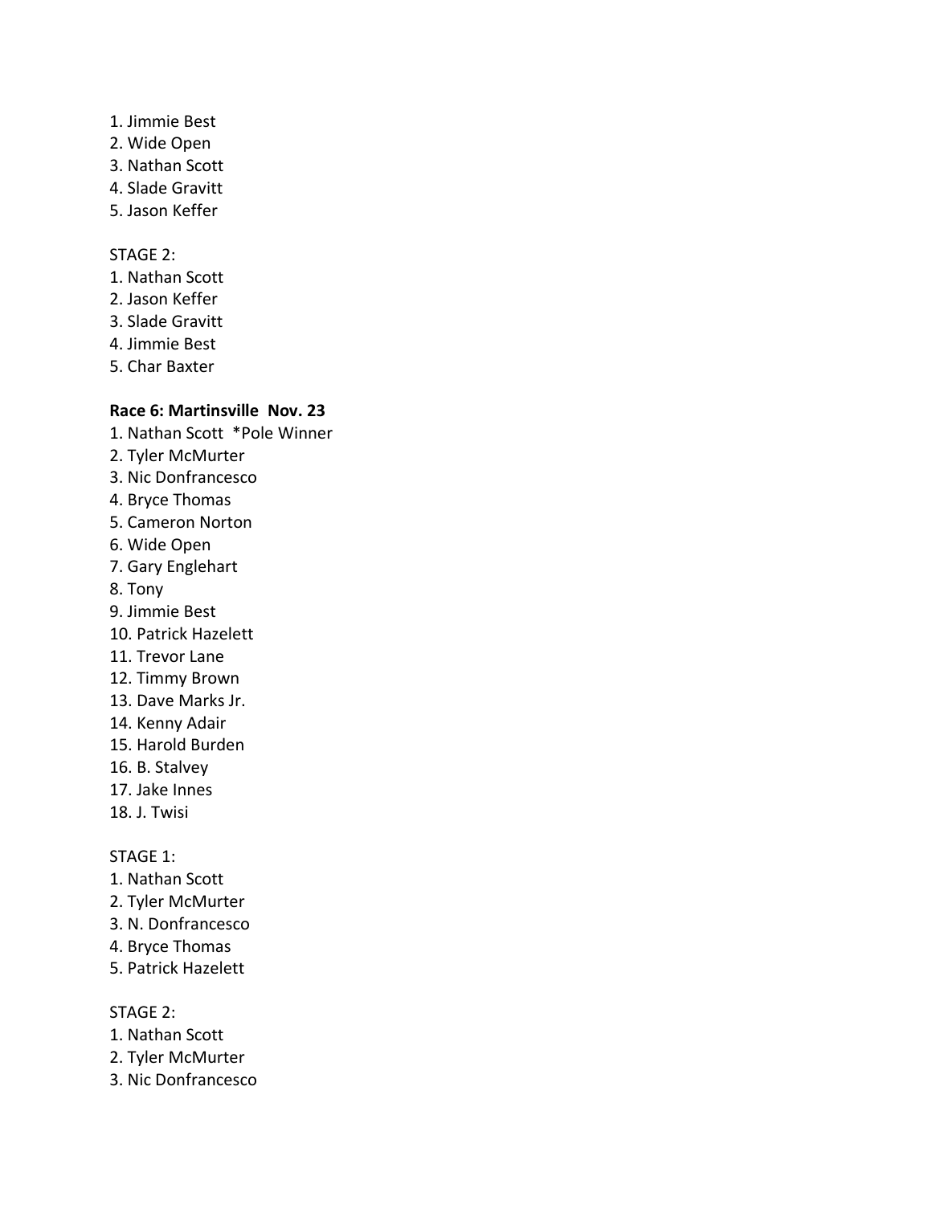1. Jimmie Best
2. Wide Open
3. Nathan Scott
4. Slade Gravitt
5. Jason Keffer

STAGE 2:
1. Nathan Scott
2. Jason Keffer
3. Slade Gravitt
4. Jimmie Best
5. Char Baxter

**Race 6: Martinsville Nov. 23**

1. Nathan Scott *Pole Winner
2. Tyler McMurter
3. Nic Donfrancesco
4. Bryce Thomas
5. Cameron Norton
6. Wide Open
7. Gary Englehart
8. Tony
9. Jimmie Best
10. Patrick Hazelett
11. Trevor Lane
12. Timmy Brown
13. Dave Marks Jr.
14. Kenny Adair
15. Harold Burden
16. B. Stalvey
17. Jake Innes
18. J. Twisi

STAGE 1:
1. Nathan Scott
2. Tyler McMurter
3. N. Donfrancesco
4. Bryce Thomas
5. Patrick Hazelett

STAGE 2:
1. Nathan Scott
2. Tyler McMurter
3. Nic Donfrancesco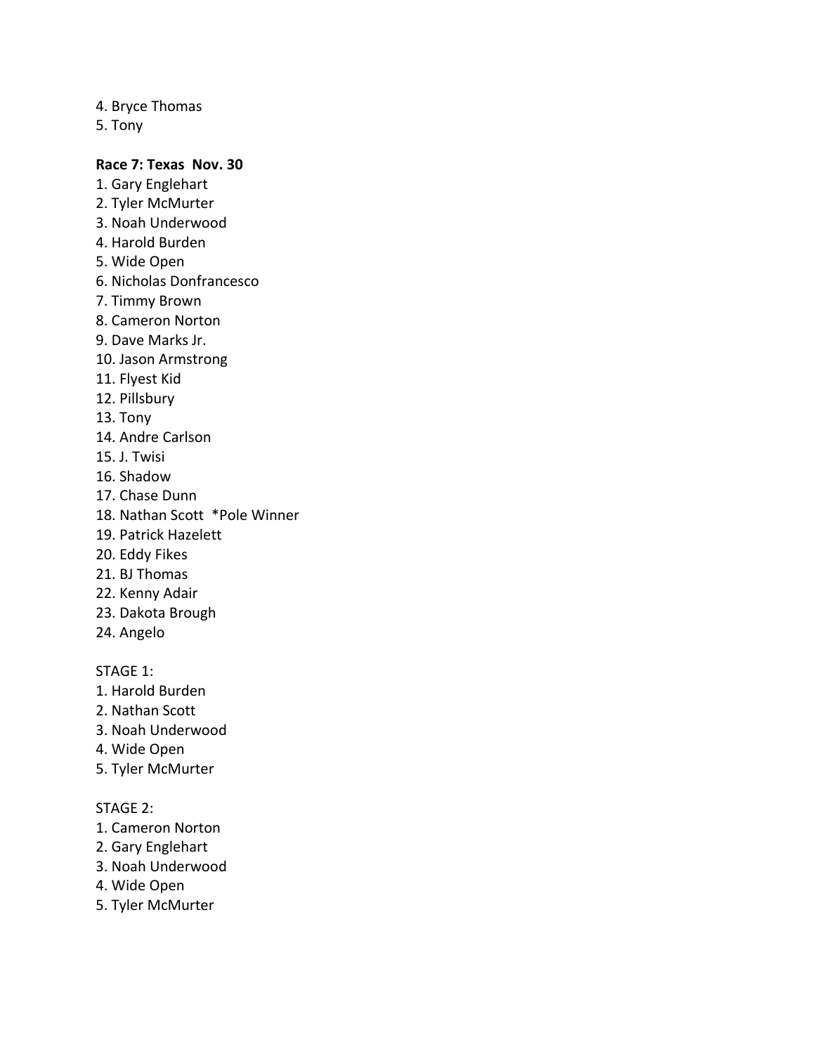4. Bryce Thomas
5. Tony

**Race 7: Texas Nov. 30**

1. Gary Englehart
2. Tyler McMurter
3. Noah Underwood
4. Harold Burden
5. Wide Open
6. Nicholas Donfrancesco
7. Timmy Brown
8. Cameron Norton
9. Dave Marks Jr.
10. Jason Armstrong
11. Flyest Kid
12. Pillsbury
13. Tony
14. Andre Carlson
15. J. Twisi
16. Shadow
17. Chase Dunn
18. Nathan Scott *Pole Winner
19. Patrick Hazelett
20. Eddy Fikes
21. BJ Thomas
22. Kenny Adair
23. Dakota Brough
24. Angelo

STAGE 1:

1. Harold Burden
2. Nathan Scott
3. Noah Underwood
4. Wide Open
5. Tyler McMurter

STAGE 2:

1. Cameron Norton
2. Gary Englehart
3. Noah Underwood
4. Wide Open
5. Tyler McMurter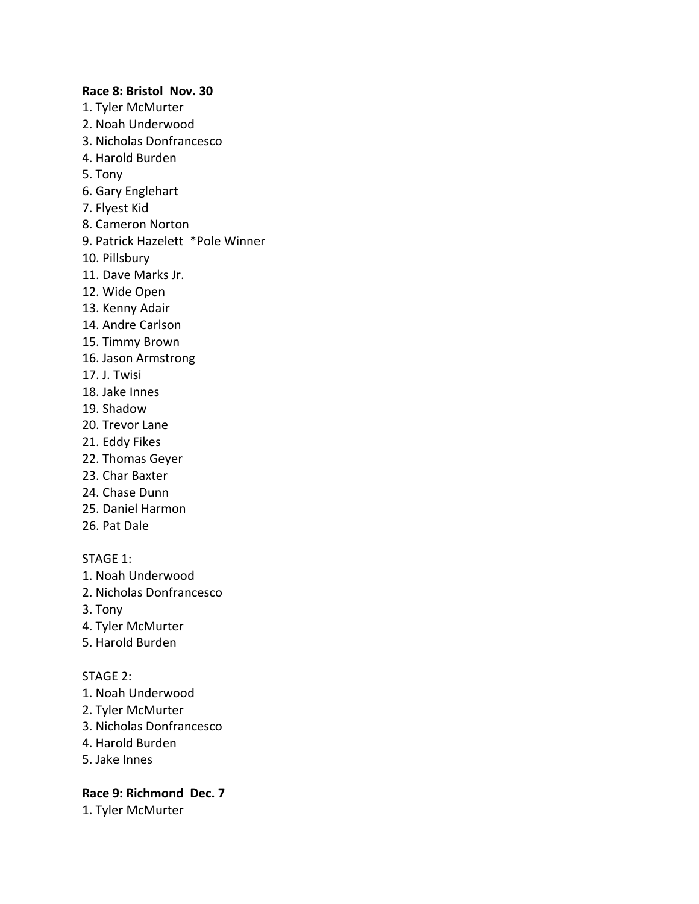**Race 8: Bristol Nov. 30**

1. Tyler McMurter
2. Noah Underwood
3. Nicholas Donfrancesco
4. Harold Burden
5. Tony
6. Gary Englehart
7. Flyest Kid
8. Cameron Norton
9. Patrick Hazelett *Pole Winner
10. Pillsbury
11. Dave Marks Jr.
12. Wide Open
13. Kenny Adair
14. Andre Carlson
15. Timmy Brown
16. Jason Armstrong
17. J. Twisi
18. Jake Innes
19. Shadow
20. Trevor Lane
21. Eddy Fikes
22. Thomas Geyer
23. Char Baxter
24. Chase Dunn
25. Daniel Harmon
26. Pat Dale

STAGE 1:

1. Noah Underwood
2. Nicholas Donfrancesco
3. Tony
4. Tyler McMurter
5. Harold Burden

STAGE 2:

1. Noah Underwood
2. Tyler McMurter
3. Nicholas Donfrancesco
4. Harold Burden
5. Jake Innes

**Race 9: Richmond Dec. 7**

1. Tyler McMurter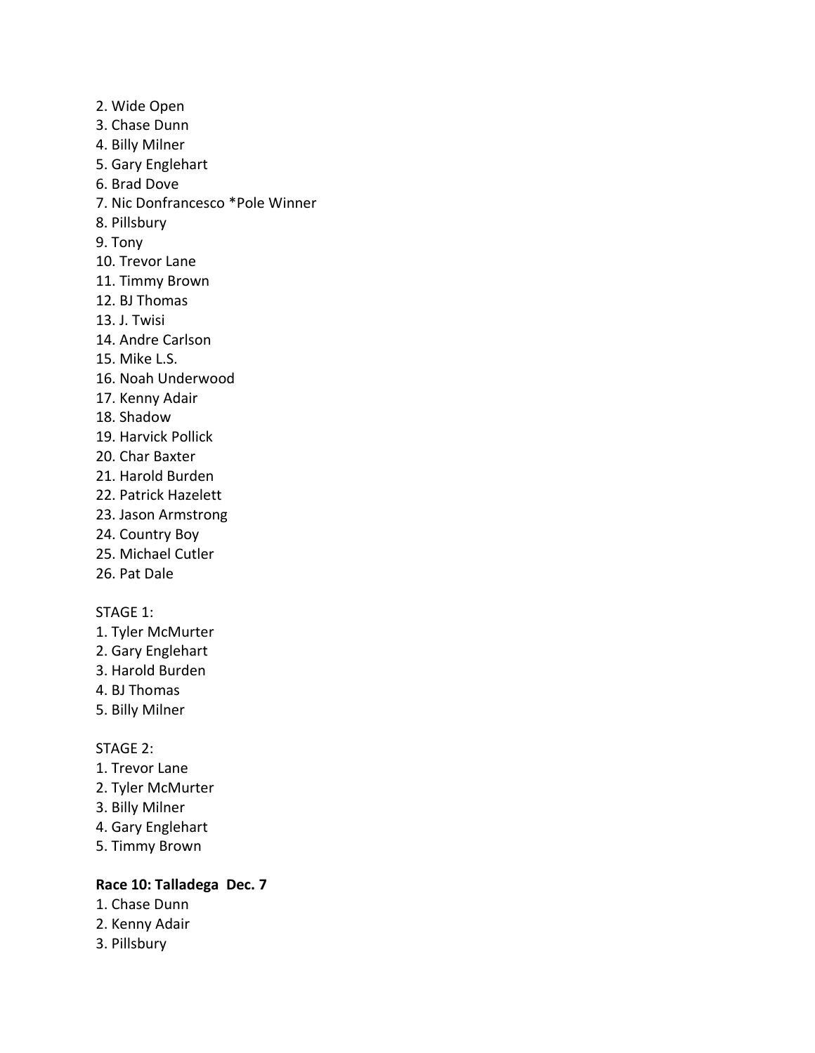2. Wide Open
3. Chase Dunn
4. Billy Milner
5. Gary Englehart
6. Brad Dove
7. Nic Donfrancesco *Pole Winner
8. Pillsbury
9. Tony
10. Trevor Lane
11. Timmy Brown
12. BJ Thomas
13. J. Twisi
14. Andre Carlson
15. Mike L.S.
16. Noah Underwood
17. Kenny Adair
18. Shadow
19. Harvick Pollick
20. Char Baxter
21. Harold Burden
22. Patrick Hazelett
23. Jason Armstrong
24. Country Boy
25. Michael Cutler
26. Pat Dale

STAGE 1:
1. Tyler McMurter
2. Gary Englehart
3. Harold Burden
4. BJ Thomas
5. Billy Milner

STAGE 2:
1. Trevor Lane
2. Tyler McMurter
3. Billy Milner
4. Gary Englehart
5. Timmy Brown

**Race 10: Talladega Dec. 7**
1. Chase Dunn
2. Kenny Adair
3. Pillsbury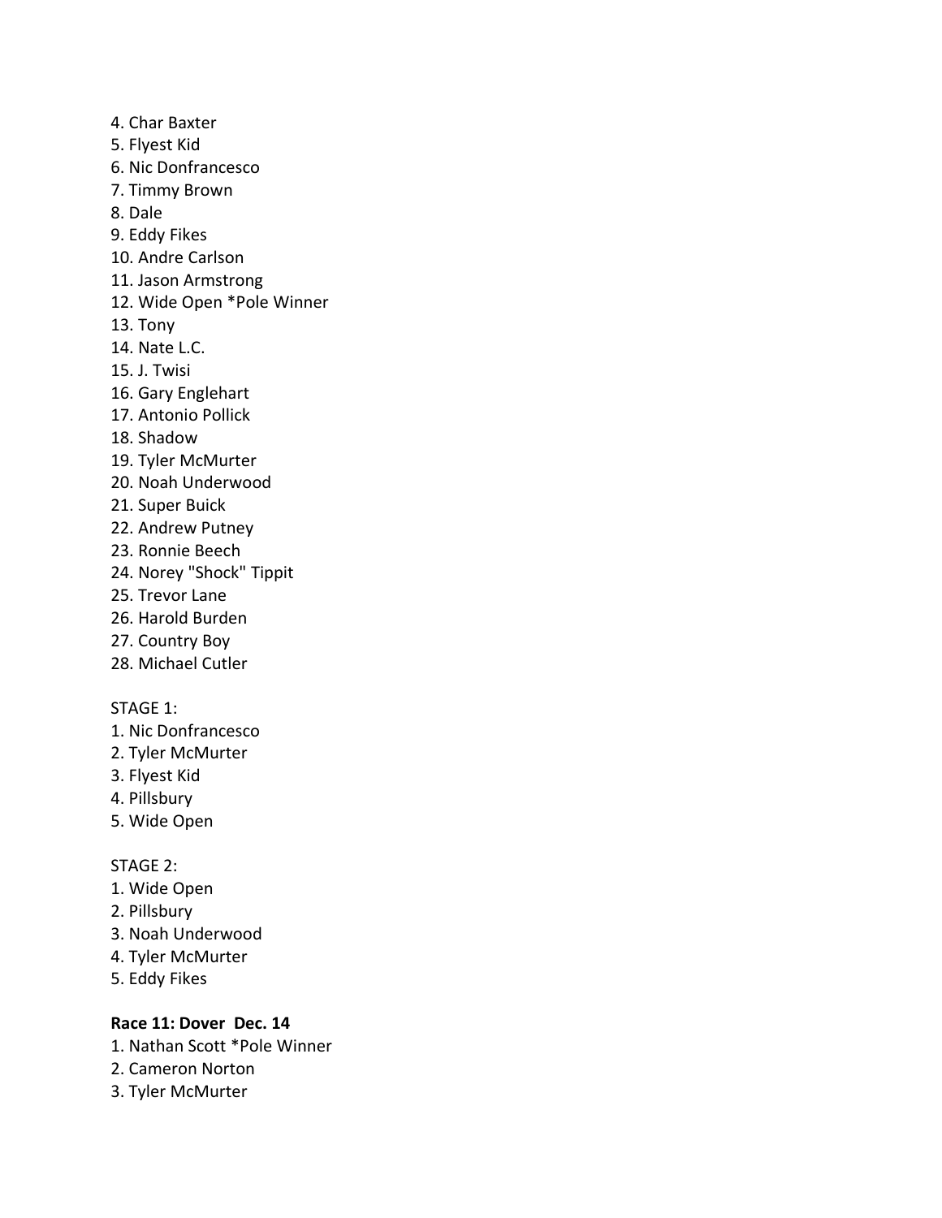4. Char Baxter
5. Flyest Kid
6. Nic Donfrancesco
7. Timmy Brown
8. Dale
9. Eddy Fikes
10. Andre Carlson
11. Jason Armstrong
12. Wide Open *Pole Winner
13. Tony
14. Nate L.C.
15. J. Twisi
16. Gary Englehart
17. Antonio Pollick
18. Shadow
19. Tyler McMurter
20. Noah Underwood
21. Super Buick
22. Andrew Putney
23. Ronnie Beech
24. Norey "Shock" Tippit
25. Trevor Lane
26. Harold Burden
27. Country Boy
28. Michael Cutler

STAGE 1:
1. Nic Donfrancesco
2. Tyler McMurter
3. Flyest Kid
4. Pillsbury
5. Wide Open

STAGE 2:
1. Wide Open
2. Pillsbury
3. Noah Underwood
4. Tyler McMurter
5. Eddy Fikes

**Race 11: Dover Dec. 14**
1. Nathan Scott *Pole Winner
2. Cameron Norton
3. Tyler McMurter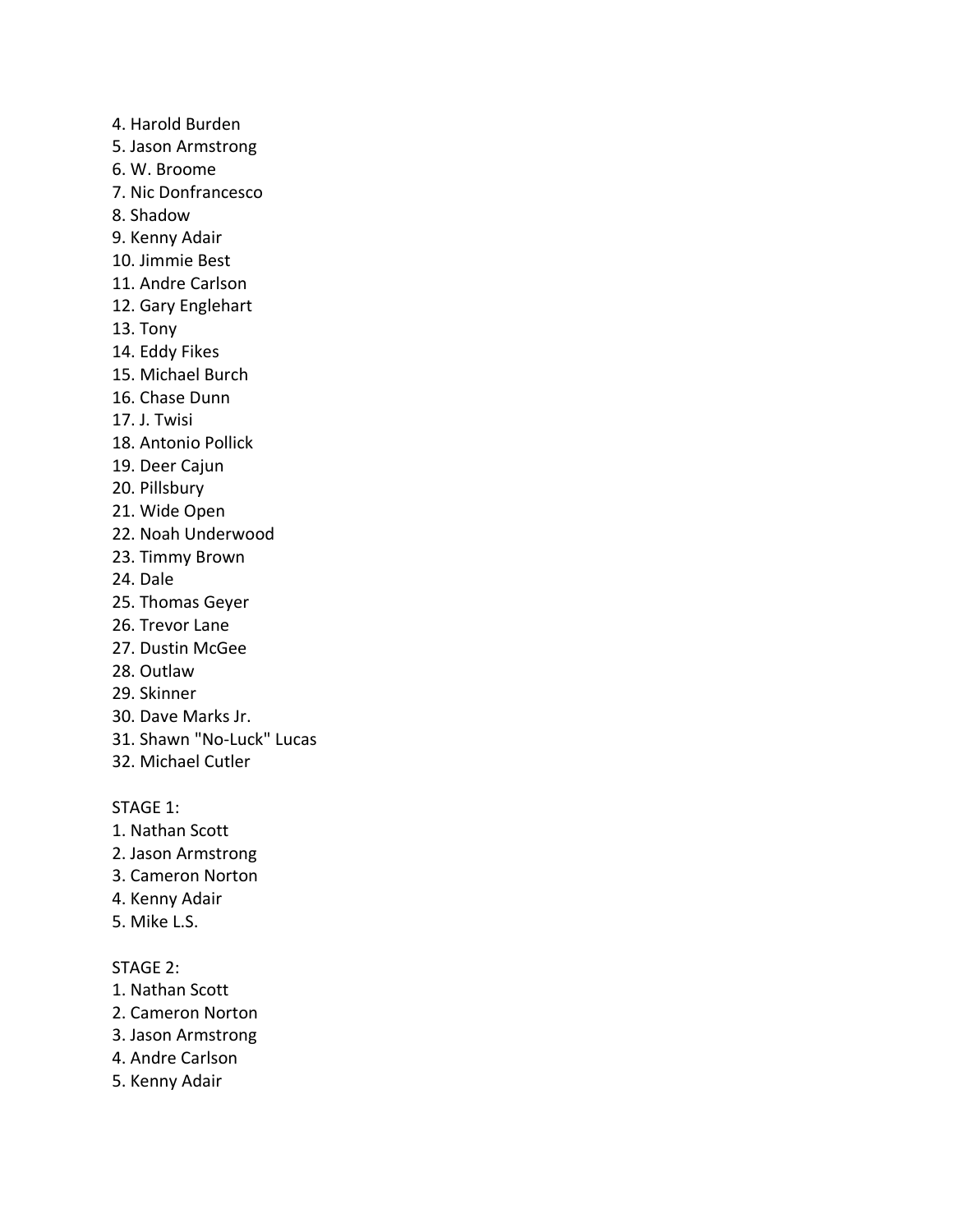4. Harold Burden
5. Jason Armstrong
6. W. Broome
7. Nic Donfrancesco
8. Shadow
9. Kenny Adair
10. Jimmie Best
11. Andre Carlson
12. Gary Englehart
13. Tony
14. Eddy Fikes
15. Michael Burch
16. Chase Dunn
17. J. Twisi
18. Antonio Pollick
19. Deer Cajun
20. Pillsbury
21. Wide Open
22. Noah Underwood
23. Timmy Brown
24. Dale
25. Thomas Geyer
26. Trevor Lane
27. Dustin McGee
28. Outlaw
29. Skinner
30. Dave Marks Jr.
31. Shawn "No-Luck" Lucas
32. Michael Cutler

STAGE 1:
1. Nathan Scott
2. Jason Armstrong
3. Cameron Norton
4. Kenny Adair
5. Mike L.S.

STAGE 2:
1. Nathan Scott
2. Cameron Norton
3. Jason Armstrong
4. Andre Carlson
5. Kenny Adair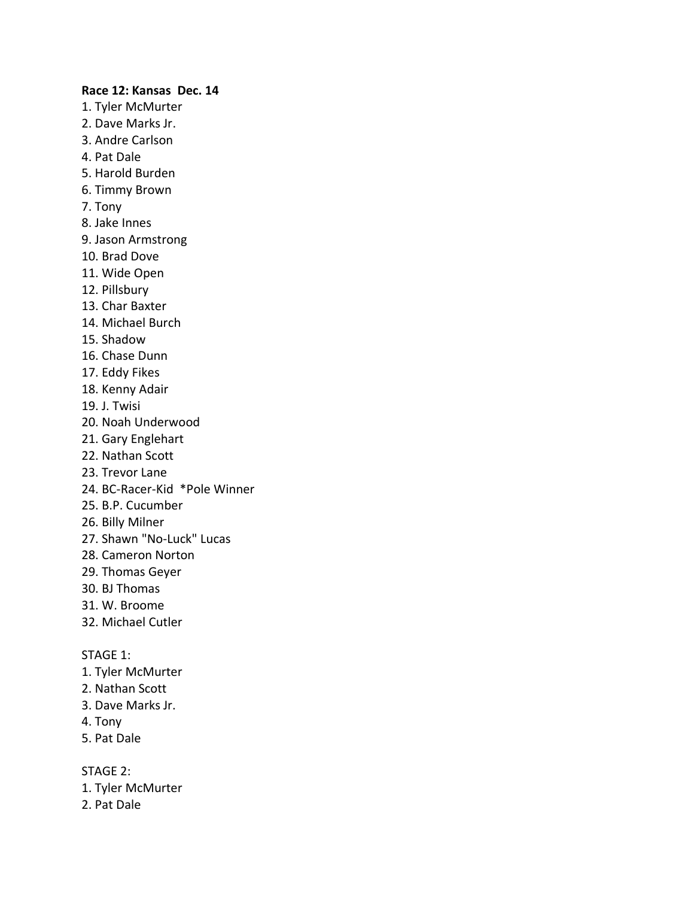**Race 12: Kansas Dec. 14**

1. Tyler McMurter
2. Dave Marks Jr.
3. Andre Carlson
4. Pat Dale
5. Harold Burden
6. Timmy Brown
7. Tony
8. Jake Innes
9. Jason Armstrong
10. Brad Dove
11. Wide Open
12. Pillsbury
13. Char Baxter
14. Michael Burch
15. Shadow
16. Chase Dunn
17. Eddy Fikes
18. Kenny Adair
19. J. Twisi
20. Noah Underwood
21. Gary Englehart
22. Nathan Scott
23. Trevor Lane
24. BC-Racer-Kid *Pole Winner
25. B.P. Cucumber
26. Billy Milner
27. Shawn "No-Luck" Lucas
28. Cameron Norton
29. Thomas Geyer
30. BJ Thomas
31. W. Broome
32. Michael Cutler

STAGE 1:

1. Tyler McMurter
2. Nathan Scott
3. Dave Marks Jr.
4. Tony
5. Pat Dale

STAGE 2:

1. Tyler McMurter
2. Pat Dale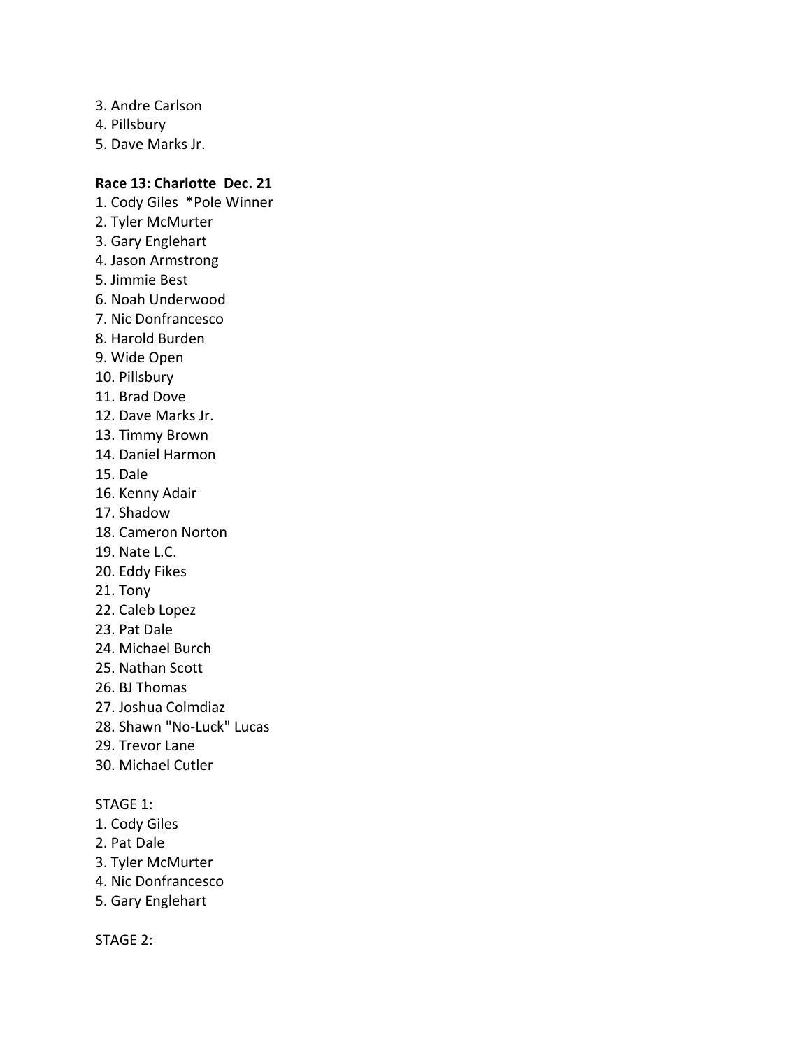3. Andre Carlson
4. Pillsbury
5. Dave Marks Jr.

**Race 13: Charlotte Dec. 21**

1. Cody Giles *Pole Winner
2. Tyler McMurter
3. Gary Englehart
4. Jason Armstrong
5. Jimmie Best
6. Noah Underwood
7. Nic Donfrancesco
8. Harold Burden
9. Wide Open
10. Pillsbury
11. Brad Dove
12. Dave Marks Jr.
13. Timmy Brown
14. Daniel Harmon
15. Dale
16. Kenny Adair
17. Shadow
18. Cameron Norton
19. Nate L.C.
20. Eddy Fikes
21. Tony
22. Caleb Lopez
23. Pat Dale
24. Michael Burch
25. Nathan Scott
26. BJ Thomas
27. Joshua Colmdiaz
28. Shawn "No-Luck" Lucas
29. Trevor Lane
30. Michael Cutler

STAGE 1:

1. Cody Giles
2. Pat Dale
3. Tyler McMurter
4. Nic Donfrancesco
5. Gary Englehart

STAGE 2: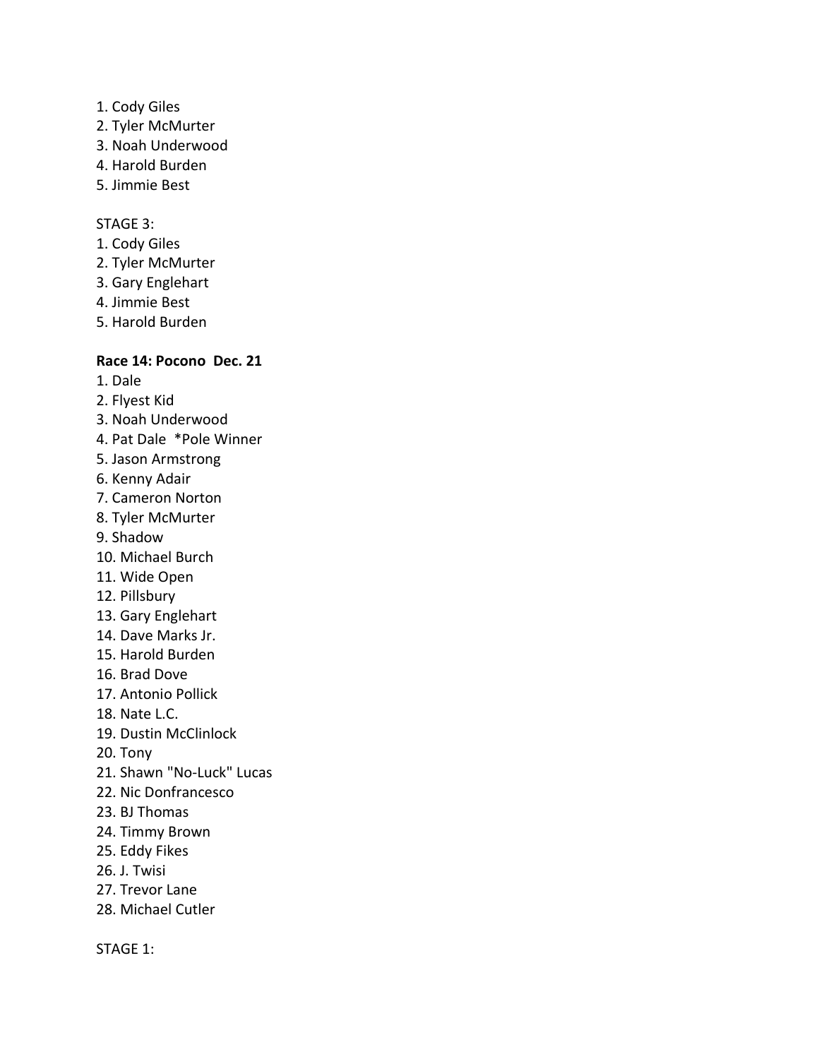1. Cody Giles
2. Tyler McMurter
3. Noah Underwood
4. Harold Burden
5. Jimmie Best

STAGE 3:
1. Cody Giles
2. Tyler McMurter
3. Gary Englehart
4. Jimmie Best
5. Harold Burden

**Race 14: Pocono  Dec. 21**
1. Dale
2. Flyest Kid
3. Noah Underwood
4. Pat Dale  *Pole Winner
5. Jason Armstrong
6. Kenny Adair
7. Cameron Norton
8. Tyler McMurter
9. Shadow
10. Michael Burch
11. Wide Open
12. Pillsbury
13. Gary Englehart
14. Dave Marks Jr.
15. Harold Burden
16. Brad Dove
17. Antonio Pollick
18. Nate L.C.
19. Dustin McClinlock
20. Tony
21. Shawn "No-Luck" Lucas
22. Nic Donfrancesco
23. BJ Thomas
24. Timmy Brown
25. Eddy Fikes
26. J. Twisi
27. Trevor Lane
28. Michael Cutler

STAGE 1: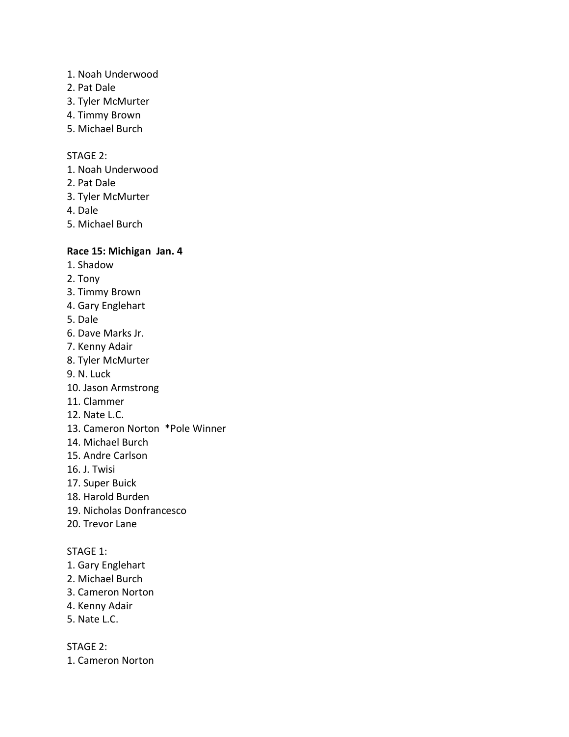1. Noah Underwood
2. Pat Dale
3. Tyler McMurter
4. Timmy Brown
5. Michael Burch

STAGE 2:
1. Noah Underwood
2. Pat Dale
3. Tyler McMurter
4. Dale
5. Michael Burch

**Race 15: Michigan  Jan. 4**

1. Shadow
2. Tony
3. Timmy Brown
4. Gary Englehart
5. Dale
6. Dave Marks Jr.
7. Kenny Adair
8. Tyler McMurter
9. N. Luck
10. Jason Armstrong
11. Clammer
12. Nate L.C.
13. Cameron Norton  *Pole Winner
14. Michael Burch
15. Andre Carlson
16. J. Twisi
17. Super Buick
18. Harold Burden
19. Nicholas Donfrancesco
20. Trevor Lane

STAGE 1:
1. Gary Englehart
2. Michael Burch
3. Cameron Norton
4. Kenny Adair
5. Nate L.C.

STAGE 2:
1. Cameron Norton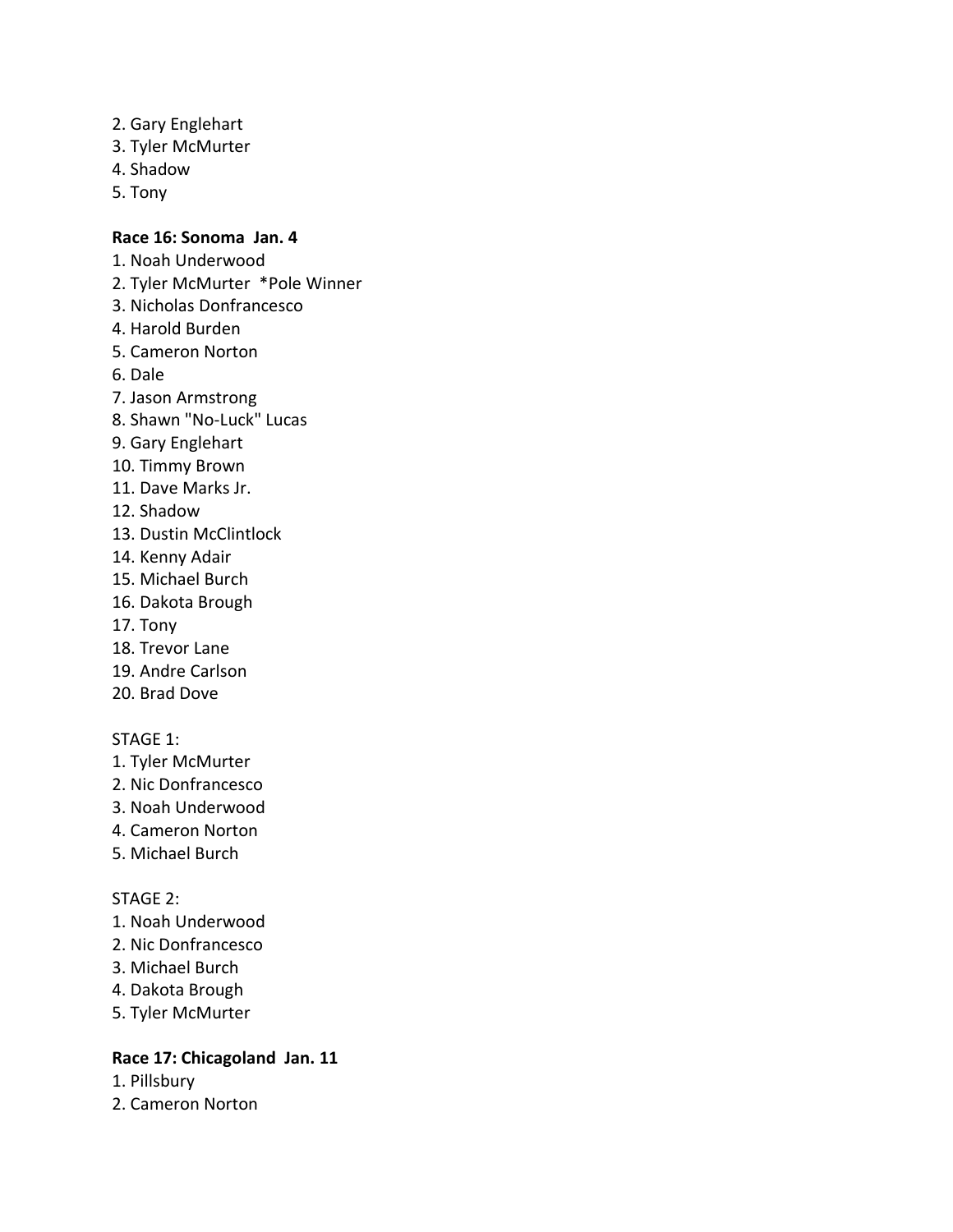2. Gary Englehart
3. Tyler McMurter
4. Shadow
5. Tony

**Race 16: Sonoma Jan. 4**

1. Noah Underwood
2. Tyler McMurter *Pole Winner
3. Nicholas Donfrancesco
4. Harold Burden
5. Cameron Norton
6. Dale
7. Jason Armstrong
8. Shawn "No-Luck" Lucas
9. Gary Englehart
10. Timmy Brown
11. Dave Marks Jr.
12. Shadow
13. Dustin McClintlock
14. Kenny Adair
15. Michael Burch
16. Dakota Brough
17. Tony
18. Trevor Lane
19. Andre Carlson
20. Brad Dove

STAGE 1:

1. Tyler McMurter
2. Nic Donfrancesco
3. Noah Underwood
4. Cameron Norton
5. Michael Burch

STAGE 2:

1. Noah Underwood
2. Nic Donfrancesco
3. Michael Burch
4. Dakota Brough
5. Tyler McMurter

**Race 17: Chicagoland Jan. 11**

1. Pillsbury
2. Cameron Norton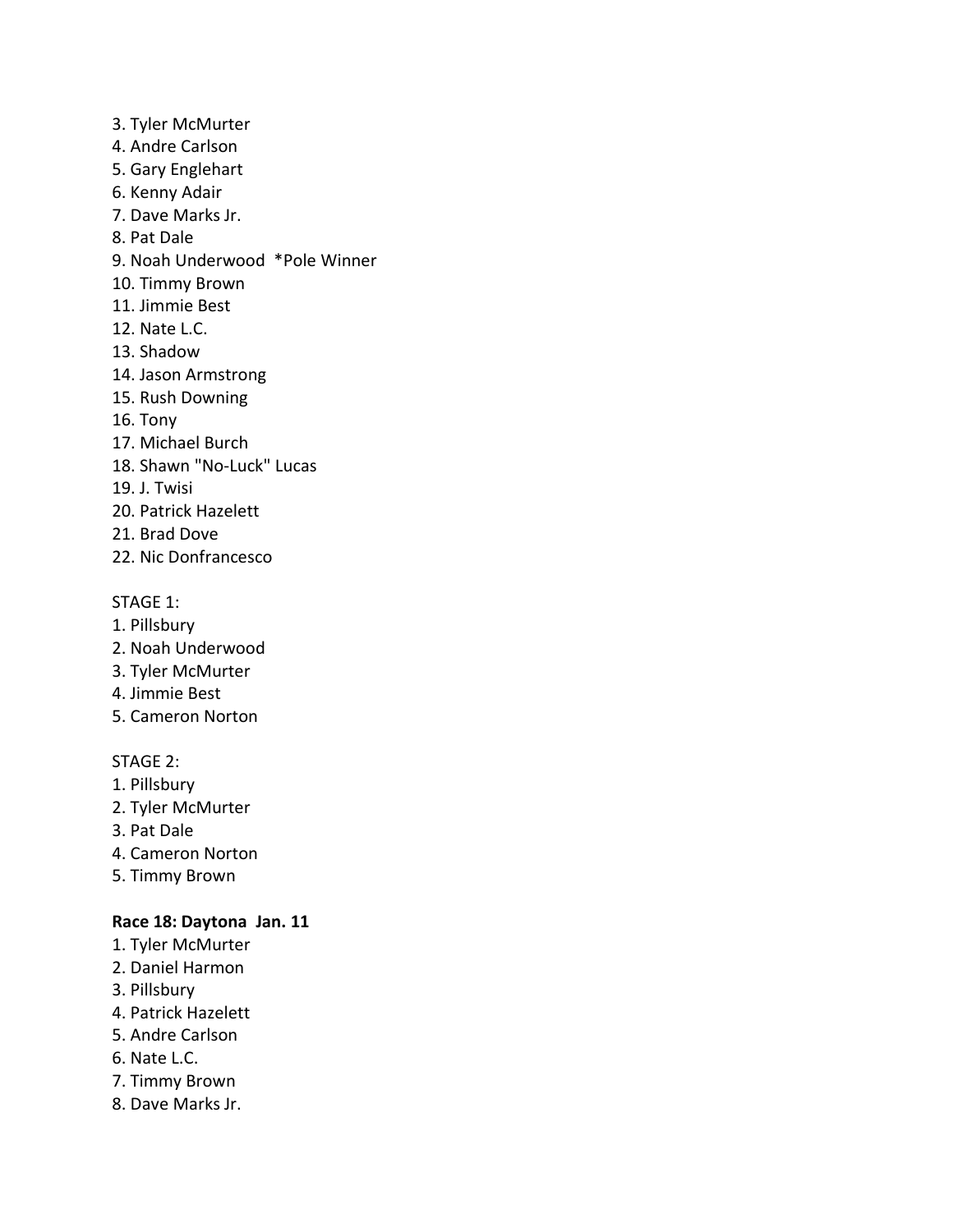3. Tyler McMurter
4. Andre Carlson
5. Gary Englehart
6. Kenny Adair
7. Dave Marks Jr.
8. Pat Dale
9. Noah Underwood *Pole Winner
10. Timmy Brown
11. Jimmie Best
12. Nate L.C.
13. Shadow
14. Jason Armstrong
15. Rush Downing
16. Tony
17. Michael Burch
18. Shawn "No-Luck" Lucas
19. J. Twisi
20. Patrick Hazelett
21. Brad Dove
22. Nic Donfrancesco

STAGE 1:
1. Pillsbury
2. Noah Underwood
3. Tyler McMurter
4. Jimmie Best
5. Cameron Norton

STAGE 2:
1. Pillsbury
2. Tyler McMurter
3. Pat Dale
4. Cameron Norton
5. Timmy Brown

**Race 18: Daytona Jan. 11**
1. Tyler McMurter
2. Daniel Harmon
3. Pillsbury
4. Patrick Hazelett
5. Andre Carlson
6. Nate L.C.
7. Timmy Brown
8. Dave Marks Jr.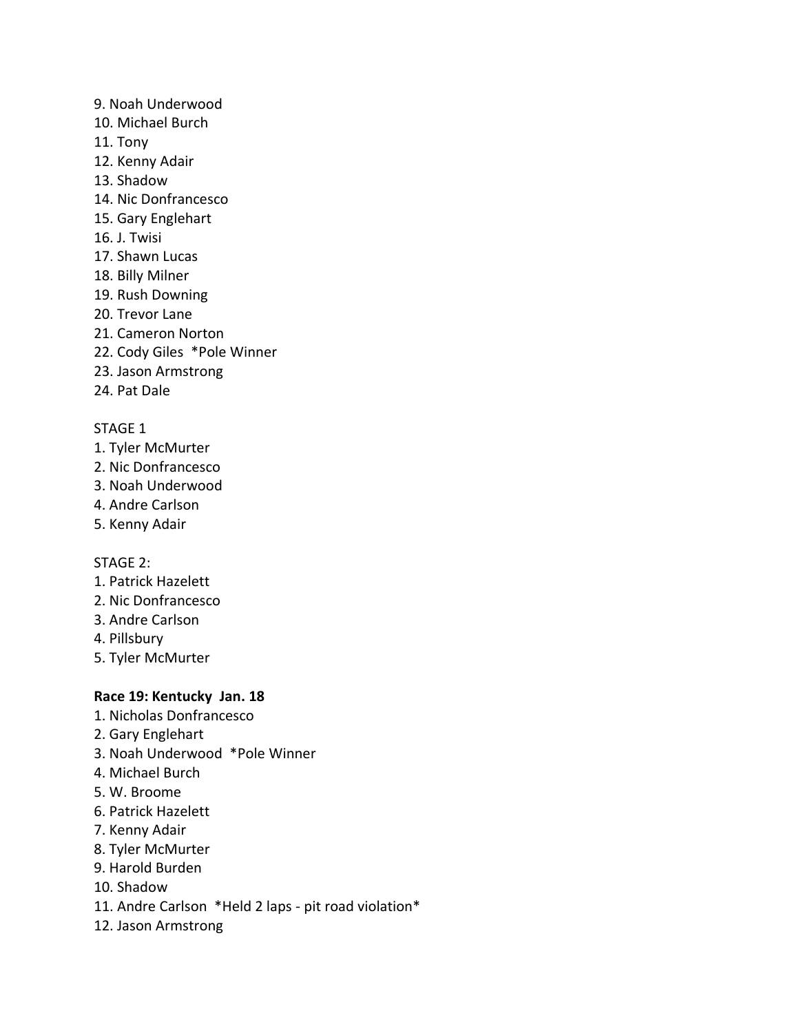9. Noah Underwood
10. Michael Burch
11. Tony
12. Kenny Adair
13. Shadow
14. Nic Donfrancesco
15. Gary Englehart
16. J. Twisi
17. Shawn Lucas
18. Billy Milner
19. Rush Downing
20. Trevor Lane
21. Cameron Norton
22. Cody Giles *Pole Winner
23. Jason Armstrong
24. Pat Dale

STAGE 1
1. Tyler McMurter
2. Nic Donfrancesco
3. Noah Underwood
4. Andre Carlson
5. Kenny Adair

STAGE 2:
1. Patrick Hazelett
2. Nic Donfrancesco
3. Andre Carlson
4. Pillsbury
5. Tyler McMurter

**Race 19: Kentucky Jan. 18**
1. Nicholas Donfrancesco
2. Gary Englehart
3. Noah Underwood *Pole Winner
4. Michael Burch
5. W. Broome
6. Patrick Hazelett
7. Kenny Adair
8. Tyler McMurter
9. Harold Burden
10. Shadow
11. Andre Carlson *Held 2 laps - pit road violation*
12. Jason Armstrong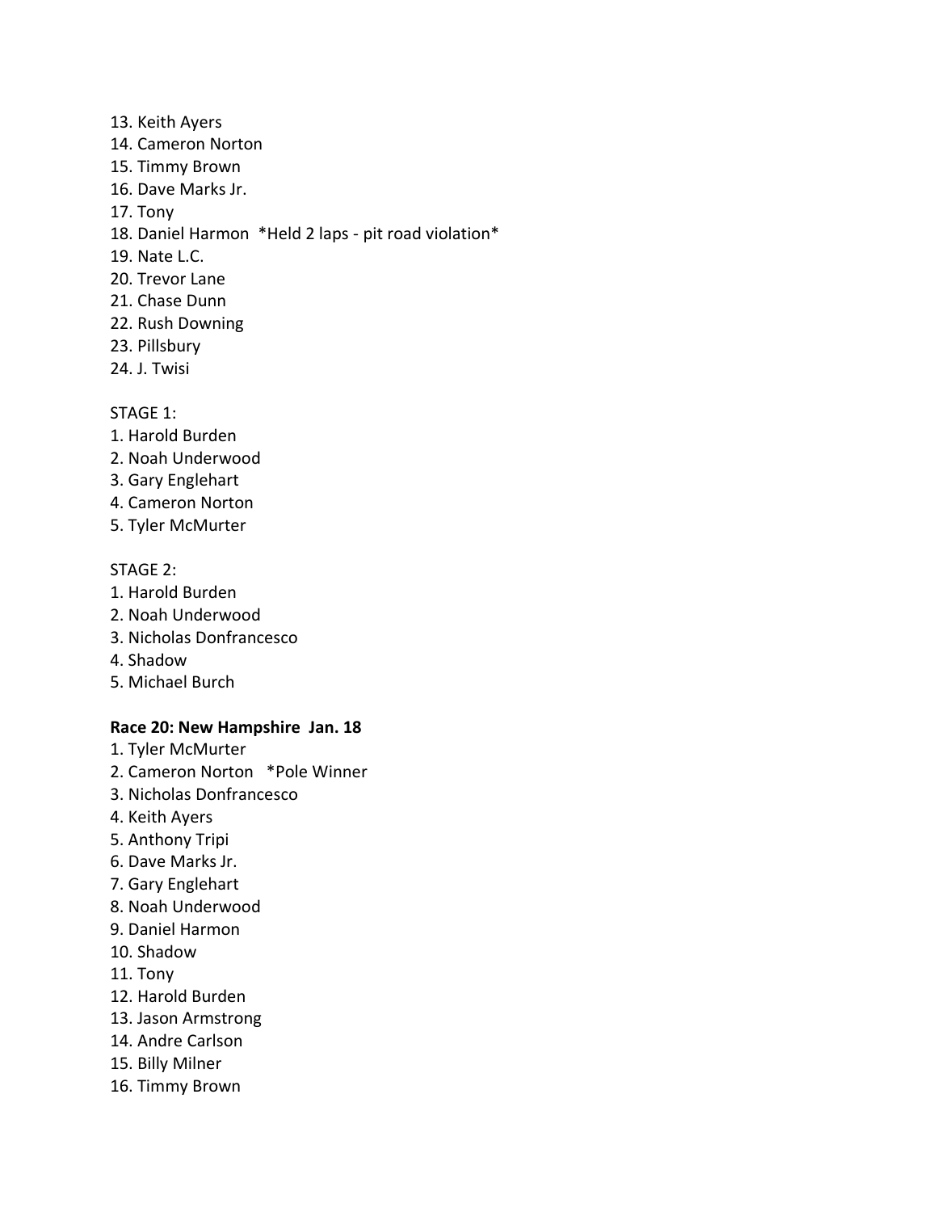13. Keith Ayers
14. Cameron Norton
15. Timmy Brown
16. Dave Marks Jr.
17. Tony
18. Daniel Harmon *Held 2 laps - pit road violation*
19. Nate L.C.
20. Trevor Lane
21. Chase Dunn
22. Rush Downing
23. Pillsbury
24. J. Twisi

STAGE 1:

1. Harold Burden
2. Noah Underwood
3. Gary Englehart
4. Cameron Norton
5. Tyler McMurter

STAGE 2:

1. Harold Burden
2. Noah Underwood
3. Nicholas Donfrancesco
4. Shadow
5. Michael Burch

**Race 20: New Hampshire Jan. 18**

1. Tyler McMurter
2. Cameron Norton *Pole Winner
3. Nicholas Donfrancesco
4. Keith Ayers
5. Anthony Tripi
6. Dave Marks Jr.
7. Gary Englehart
8. Noah Underwood
9. Daniel Harmon
10. Shadow
11. Tony
12. Harold Burden
13. Jason Armstrong
14. Andre Carlson
15. Billy Milner
16. Timmy Brown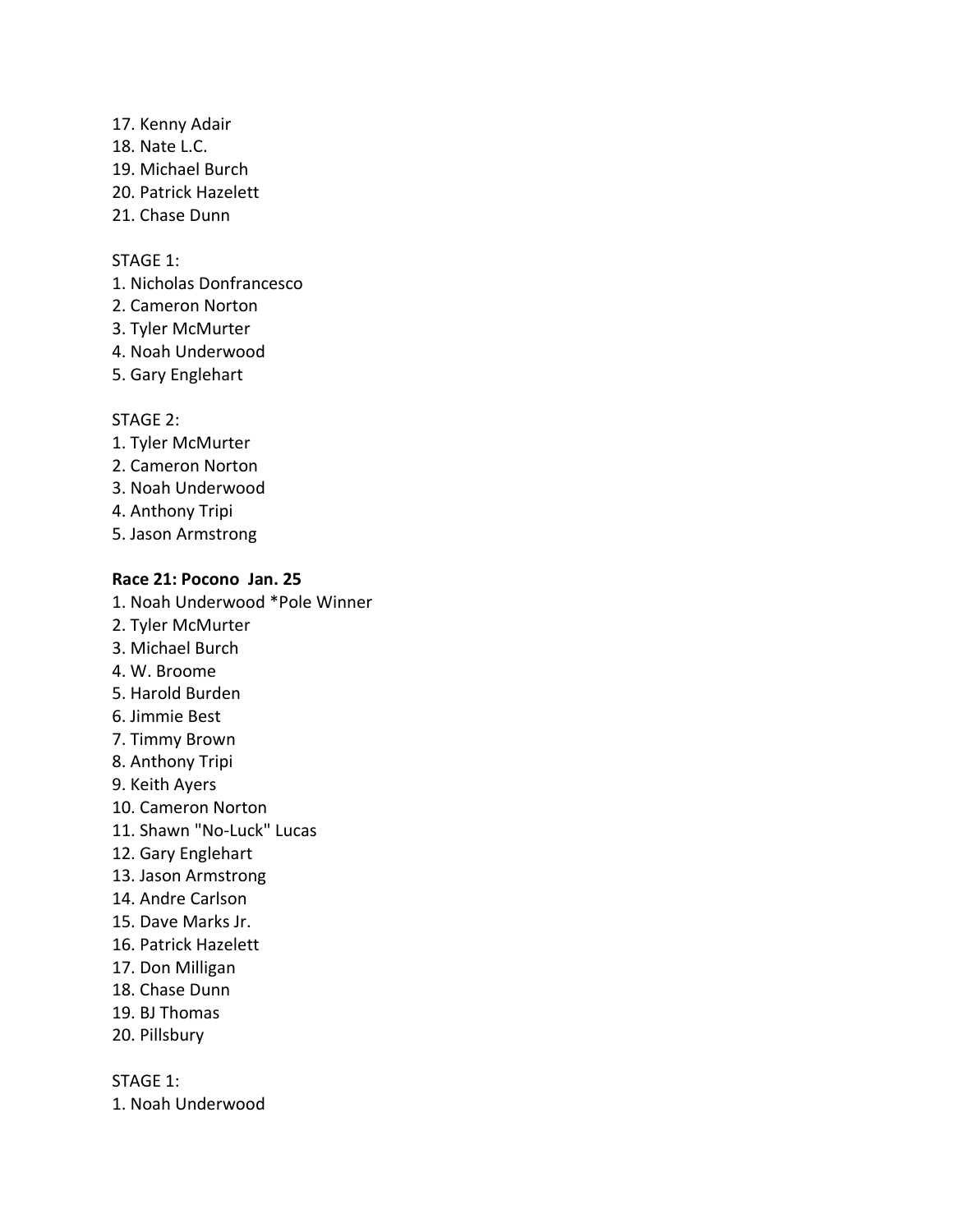17. Kenny Adair
18. Nate L.C.
19. Michael Burch
20. Patrick Hazelett
21. Chase Dunn

STAGE 1:
1. Nicholas Donfrancesco
2. Cameron Norton
3. Tyler McMurter
4. Noah Underwood
5. Gary Englehart

STAGE 2:
1. Tyler McMurter
2. Cameron Norton
3. Noah Underwood
4. Anthony Tripi
5. Jason Armstrong

**Race 21: Pocono  Jan. 25**
1. Noah Underwood *Pole Winner
2. Tyler McMurter
3. Michael Burch
4. W. Broome
5. Harold Burden
6. Jimmie Best
7. Timmy Brown
8. Anthony Tripi
9. Keith Ayers
10. Cameron Norton
11. Shawn "No-Luck" Lucas
12. Gary Englehart
13. Jason Armstrong
14. Andre Carlson
15. Dave Marks Jr.
16. Patrick Hazelett
17. Don Milligan
18. Chase Dunn
19. BJ Thomas
20. Pillsbury

STAGE 1:
1. Noah Underwood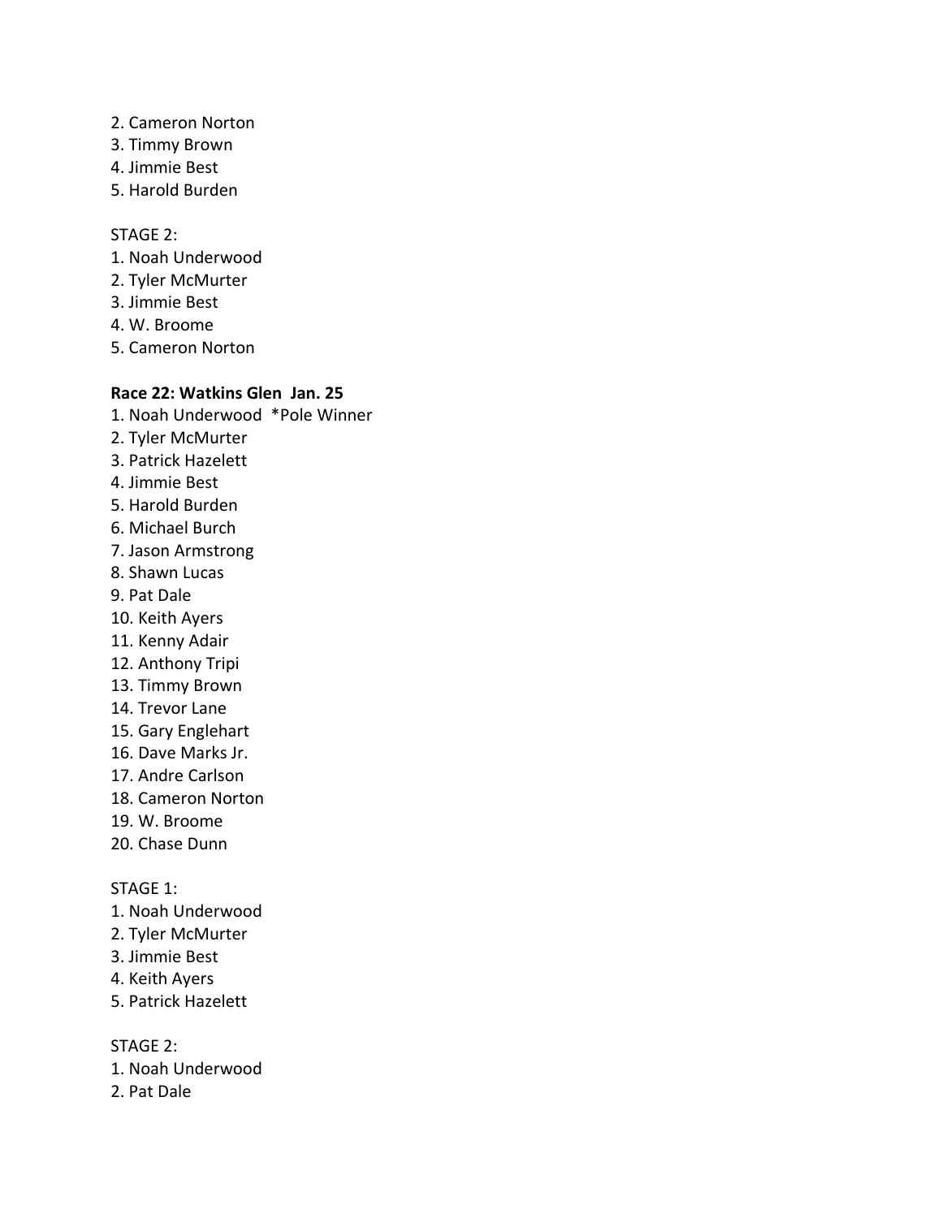2. Cameron Norton
3. Timmy Brown
4. Jimmie Best
5. Harold Burden

STAGE 2:
1. Noah Underwood
2. Tyler McMurter
3. Jimmie Best
4. W. Broome
5. Cameron Norton

**Race 22: Watkins Glen Jan. 25**
1. Noah Underwood *Pole Winner
2. Tyler McMurter
3. Patrick Hazelett
4. Jimmie Best
5. Harold Burden
6. Michael Burch
7. Jason Armstrong
8. Shawn Lucas
9. Pat Dale
10. Keith Ayers
11. Kenny Adair
12. Anthony Tripi
13. Timmy Brown
14. Trevor Lane
15. Gary Englehart
16. Dave Marks Jr.
17. Andre Carlson
18. Cameron Norton
19. W. Broome
20. Chase Dunn

STAGE 1:
1. Noah Underwood
2. Tyler McMurter
3. Jimmie Best
4. Keith Ayers
5. Patrick Hazelett

STAGE 2:
1. Noah Underwood
2. Pat Dale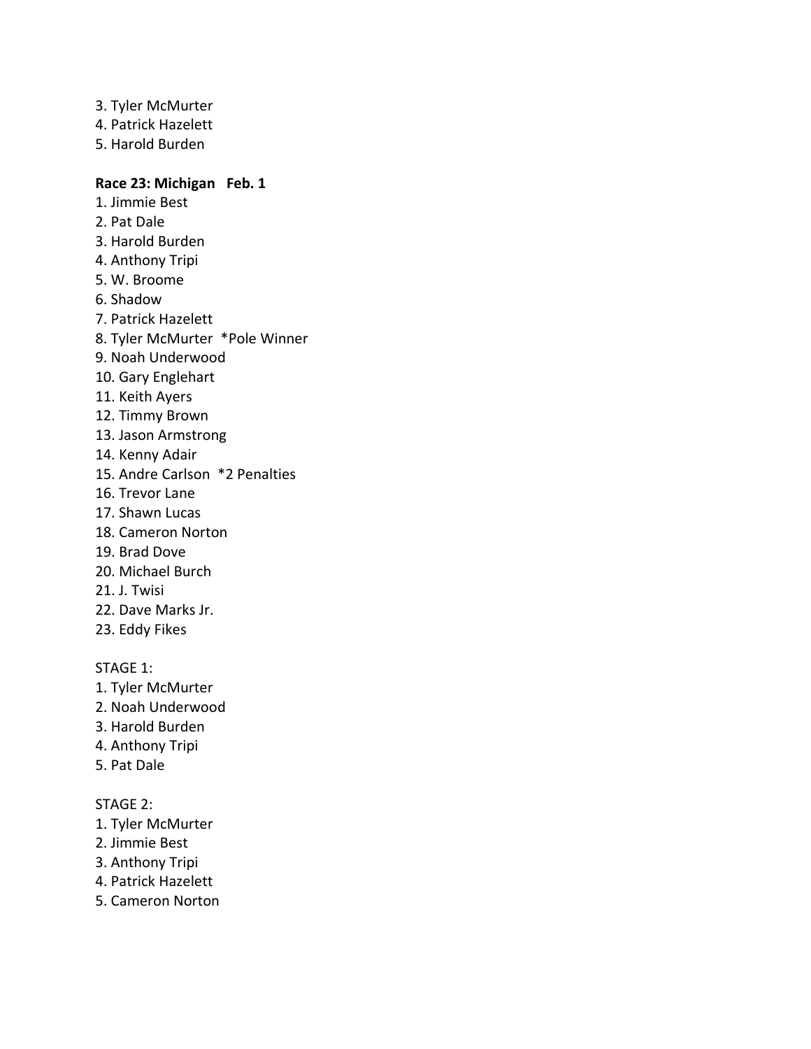3. Tyler McMurter
4. Patrick Hazelett
5. Harold Burden

**Race 23: Michigan   Feb. 1**

1. Jimmie Best
2. Pat Dale
3. Harold Burden
4. Anthony Tripi
5. W. Broome
6. Shadow
7. Patrick Hazelett
8. Tyler McMurter  *Pole Winner
9. Noah Underwood
10. Gary Englehart
11. Keith Ayers
12. Timmy Brown
13. Jason Armstrong
14. Kenny Adair
15. Andre Carlson  *2 Penalties
16. Trevor Lane
17. Shawn Lucas
18. Cameron Norton
19. Brad Dove
20. Michael Burch
21. J. Twisi
22. Dave Marks Jr.
23. Eddy Fikes

STAGE 1:

1. Tyler McMurter
2. Noah Underwood
3. Harold Burden
4. Anthony Tripi
5. Pat Dale

STAGE 2:

1. Tyler McMurter
2. Jimmie Best
3. Anthony Tripi
4. Patrick Hazelett
5. Cameron Norton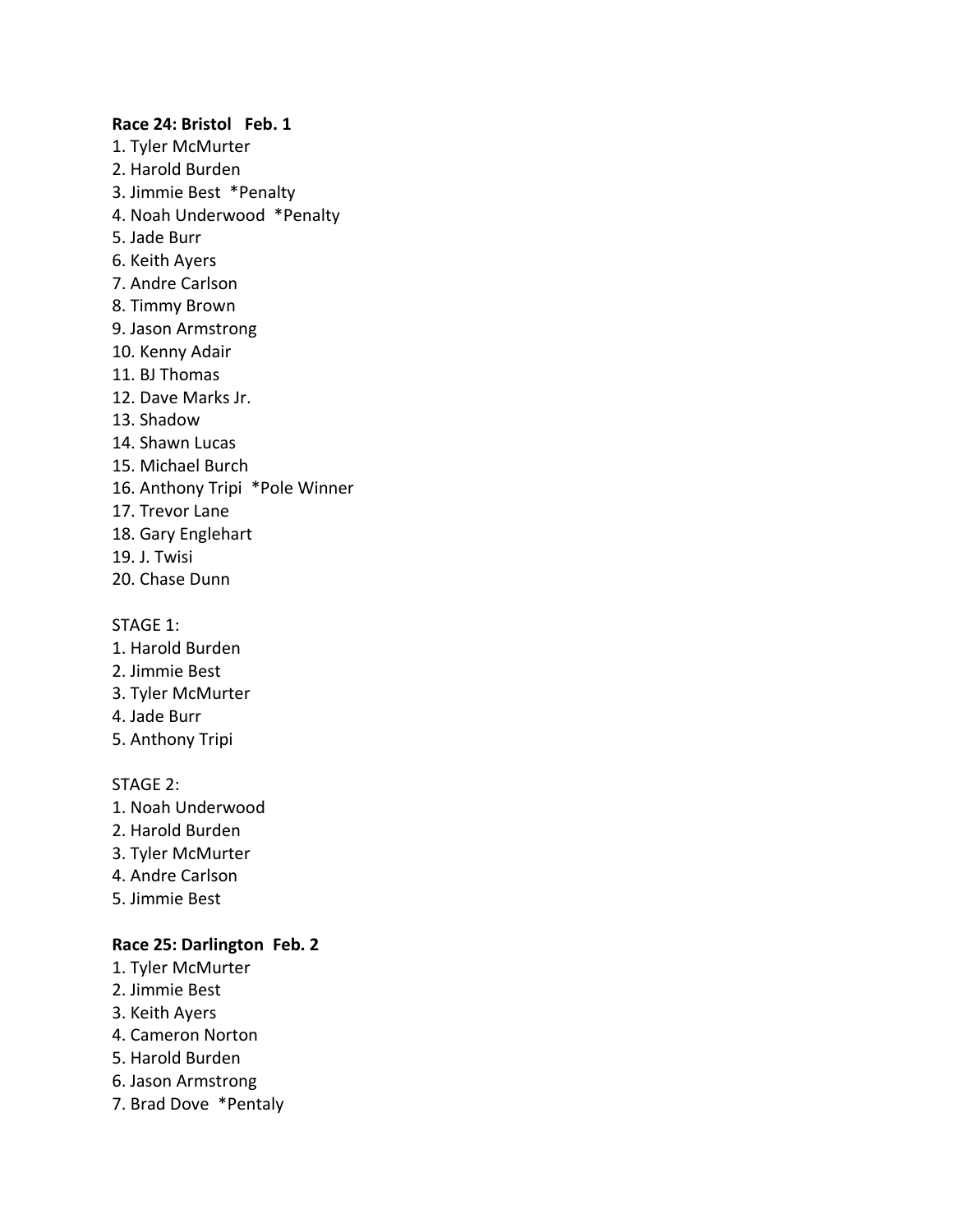**Race 24: Bristol   Feb. 1**

1. Tyler McMurter
2. Harold Burden
3. Jimmie Best  *Penalty
4. Noah Underwood  *Penalty
5. Jade Burr
6. Keith Ayers
7. Andre Carlson
8. Timmy Brown
9. Jason Armstrong
10. Kenny Adair
11. BJ Thomas
12. Dave Marks Jr.
13. Shadow
14. Shawn Lucas
15. Michael Burch
16. Anthony Tripi  *Pole Winner
17. Trevor Lane
18. Gary Englehart
19. J. Twisi
20. Chase Dunn

STAGE 1:

1. Harold Burden
2. Jimmie Best
3. Tyler McMurter
4. Jade Burr
5. Anthony Tripi

STAGE 2:

1. Noah Underwood
2. Harold Burden
3. Tyler McMurter
4. Andre Carlson
5. Jimmie Best

**Race 25: Darlington  Feb. 2**

1. Tyler McMurter
2. Jimmie Best
3. Keith Ayers
4. Cameron Norton
5. Harold Burden
6. Jason Armstrong
7. Brad Dove  *Pentaly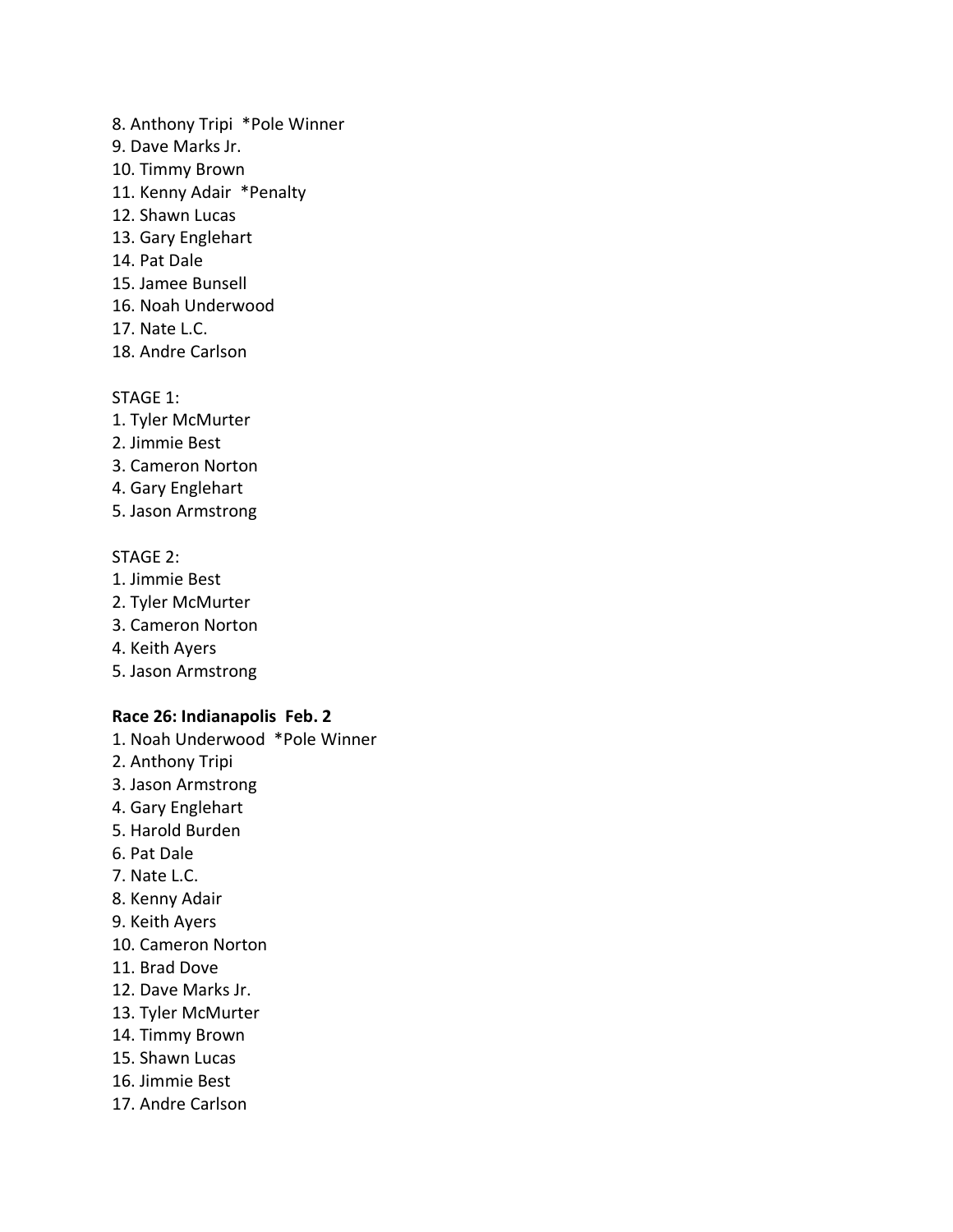8. Anthony Tripi *Pole Winner
9. Dave Marks Jr.
10. Timmy Brown
11. Kenny Adair *Penalty
12. Shawn Lucas
13. Gary Englehart
14. Pat Dale
15. Jamee Bunsell
16. Noah Underwood
17. Nate L.C.
18. Andre Carlson

STAGE 1:
1. Tyler McMurter
2. Jimmie Best
3. Cameron Norton
4. Gary Englehart
5. Jason Armstrong

STAGE 2:
1. Jimmie Best
2. Tyler McMurter
3. Cameron Norton
4. Keith Ayers
5. Jason Armstrong

**Race 26: Indianapolis Feb. 2**
1. Noah Underwood *Pole Winner
2. Anthony Tripi
3. Jason Armstrong
4. Gary Englehart
5. Harold Burden
6. Pat Dale
7. Nate L.C.
8. Kenny Adair
9. Keith Ayers
10. Cameron Norton
11. Brad Dove
12. Dave Marks Jr.
13. Tyler McMurter
14. Timmy Brown
15. Shawn Lucas
16. Jimmie Best
17. Andre Carlson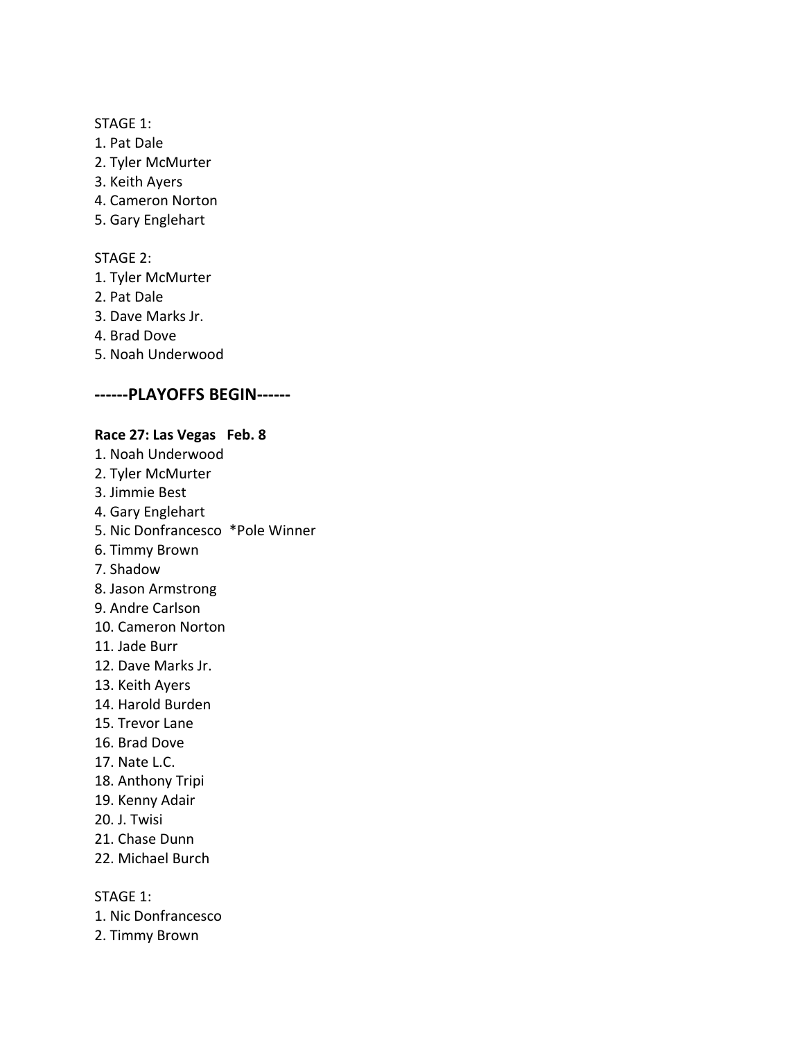STAGE 1:

1. Pat Dale
2. Tyler McMurter
3. Keith Ayers
4. Cameron Norton
5. Gary Englehart

STAGE 2:

1. Tyler McMurter
2. Pat Dale
3. Dave Marks Jr.
4. Brad Dove
5. Noah Underwood

## ------PLAYOFFS BEGIN------

**Race 27: Las Vegas   Feb. 8**

1. Noah Underwood
2. Tyler McMurter
3. Jimmie Best
4. Gary Englehart
5. Nic Donfrancesco  *Pole Winner
6. Timmy Brown
7. Shadow
8. Jason Armstrong
9. Andre Carlson
10. Cameron Norton
11. Jade Burr
12. Dave Marks Jr.
13. Keith Ayers
14. Harold Burden
15. Trevor Lane
16. Brad Dove
17. Nate L.C.
18. Anthony Tripi
19. Kenny Adair
20. J. Twisi
21. Chase Dunn
22. Michael Burch

STAGE 1:

1. Nic Donfrancesco
2. Timmy Brown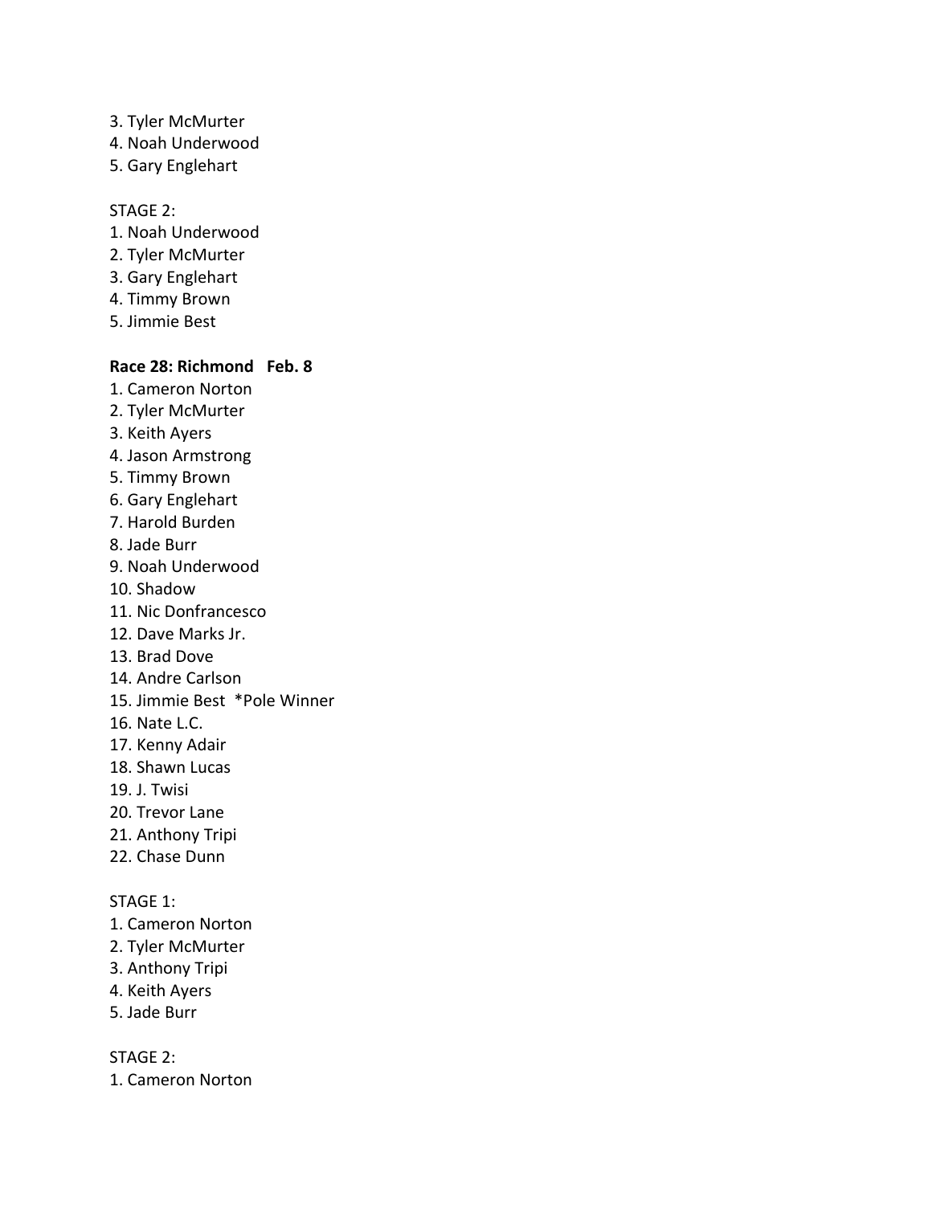3. Tyler McMurter
4. Noah Underwood
5. Gary Englehart

STAGE 2:
1. Noah Underwood
2. Tyler McMurter
3. Gary Englehart
4. Timmy Brown
5. Jimmie Best

**Race 28: Richmond   Feb. 8**

1. Cameron Norton
2. Tyler McMurter
3. Keith Ayers
4. Jason Armstrong
5. Timmy Brown
6. Gary Englehart
7. Harold Burden
8. Jade Burr
9. Noah Underwood
10. Shadow
11. Nic Donfrancesco
12. Dave Marks Jr.
13. Brad Dove
14. Andre Carlson
15. Jimmie Best  *Pole Winner
16. Nate L.C.
17. Kenny Adair
18. Shawn Lucas
19. J. Twisi
20. Trevor Lane
21. Anthony Tripi
22. Chase Dunn

STAGE 1:
1. Cameron Norton
2. Tyler McMurter
3. Anthony Tripi
4. Keith Ayers
5. Jade Burr

STAGE 2:
1. Cameron Norton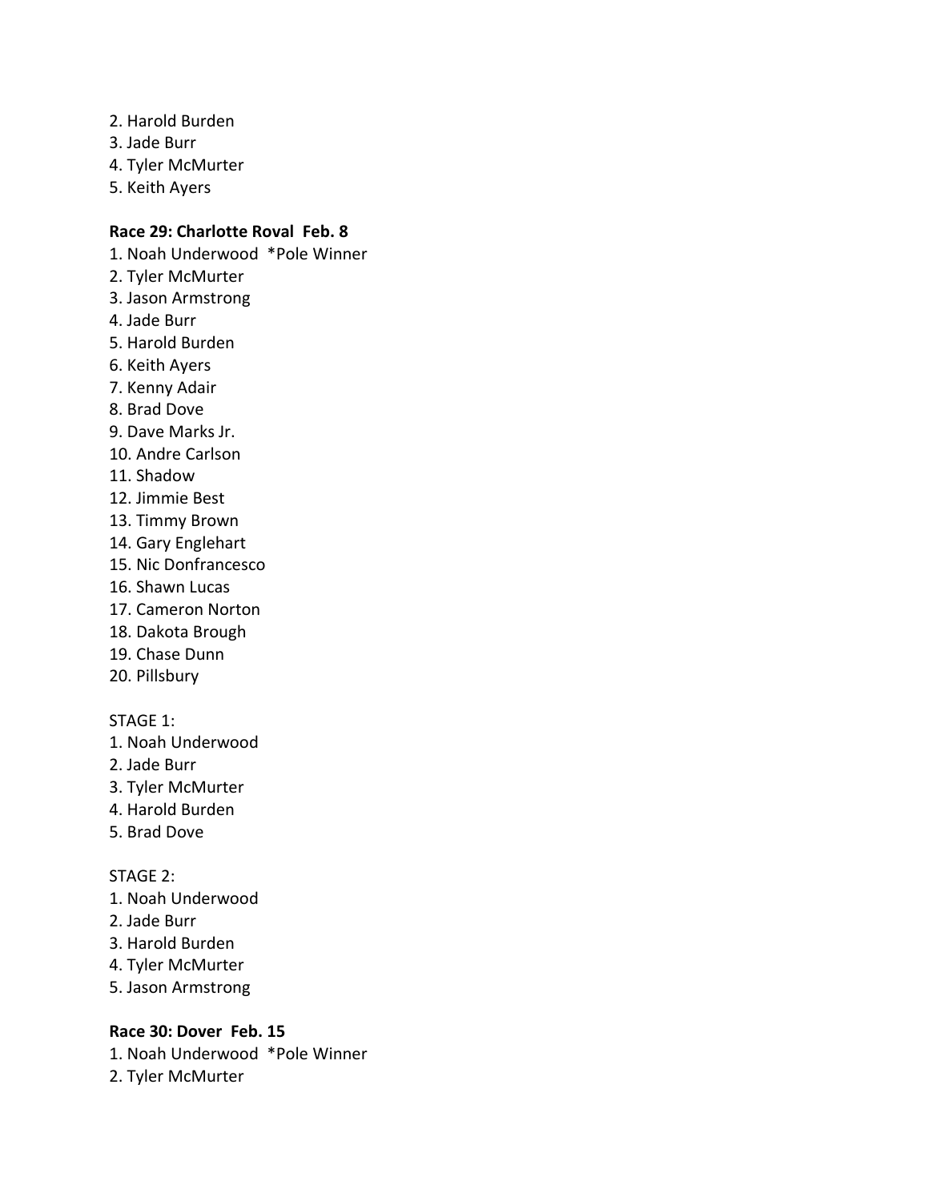2. Harold Burden
3. Jade Burr
4. Tyler McMurter
5. Keith Ayers

**Race 29: Charlotte Roval Feb. 8**

1. Noah Underwood *Pole Winner
2. Tyler McMurter
3. Jason Armstrong
4. Jade Burr
5. Harold Burden
6. Keith Ayers
7. Kenny Adair
8. Brad Dove
9. Dave Marks Jr.
10. Andre Carlson
11. Shadow
12. Jimmie Best
13. Timmy Brown
14. Gary Englehart
15. Nic Donfrancesco
16. Shawn Lucas
17. Cameron Norton
18. Dakota Brough
19. Chase Dunn
20. Pillsbury

STAGE 1:

1. Noah Underwood
2. Jade Burr
3. Tyler McMurter
4. Harold Burden
5. Brad Dove

STAGE 2:

1. Noah Underwood
2. Jade Burr
3. Harold Burden
4. Tyler McMurter
5. Jason Armstrong

**Race 30: Dover Feb. 15**

1. Noah Underwood *Pole Winner
2. Tyler McMurter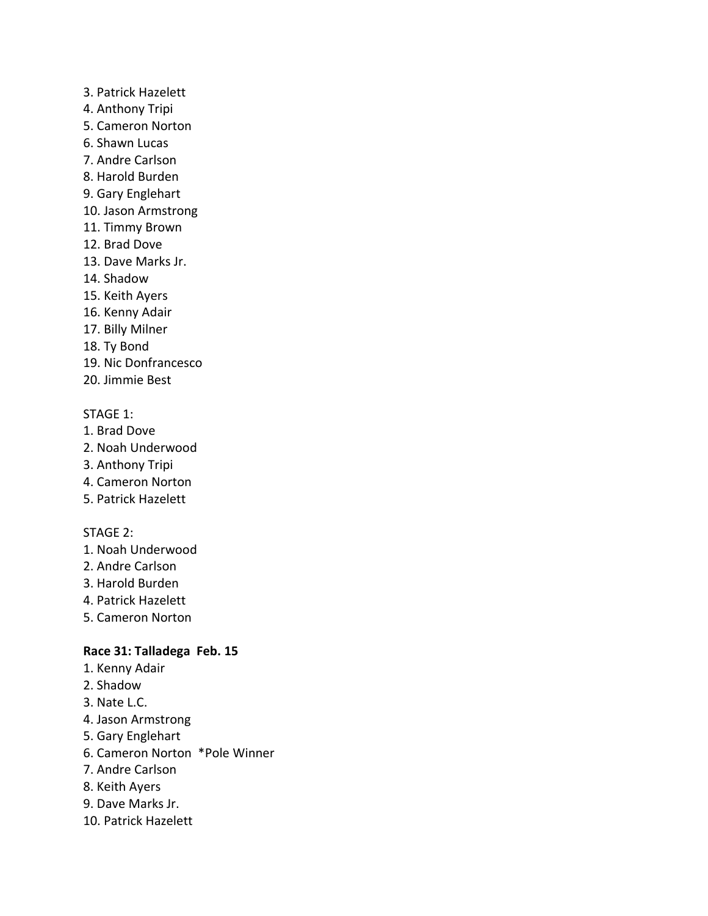3. Patrick Hazelett
4. Anthony Tripi
5. Cameron Norton
6. Shawn Lucas
7. Andre Carlson
8. Harold Burden
9. Gary Englehart
10. Jason Armstrong
11. Timmy Brown
12. Brad Dove
13. Dave Marks Jr.
14. Shadow
15. Keith Ayers
16. Kenny Adair
17. Billy Milner
18. Ty Bond
19. Nic Donfrancesco
20. Jimmie Best

STAGE 1:
1. Brad Dove
2. Noah Underwood
3. Anthony Tripi
4. Cameron Norton
5. Patrick Hazelett

STAGE 2:
1. Noah Underwood
2. Andre Carlson
3. Harold Burden
4. Patrick Hazelett
5. Cameron Norton

**Race 31: Talladega Feb. 15**
1. Kenny Adair
2. Shadow
3. Nate L.C.
4. Jason Armstrong
5. Gary Englehart
6. Cameron Norton *Pole Winner
7. Andre Carlson
8. Keith Ayers
9. Dave Marks Jr.
10. Patrick Hazelett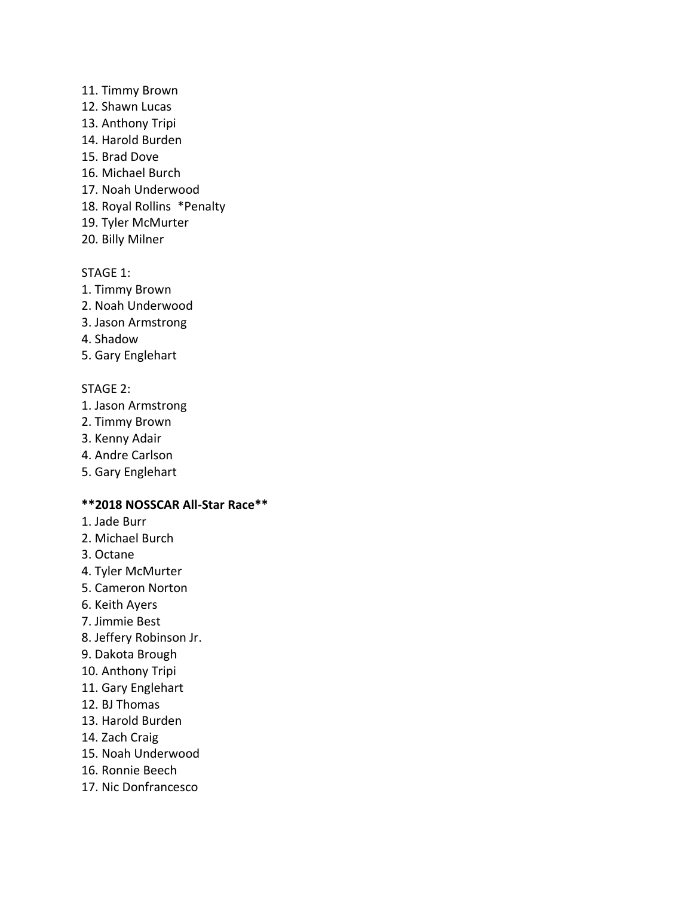11. Timmy Brown
12. Shawn Lucas
13. Anthony Tripi
14. Harold Burden
15. Brad Dove
16. Michael Burch
17. Noah Underwood
18. Royal Rollins *Penalty
19. Tyler McMurter
20. Billy Milner

STAGE 1:
1. Timmy Brown
2. Noah Underwood
3. Jason Armstrong
4. Shadow
5. Gary Englehart

STAGE 2:
1. Jason Armstrong
2. Timmy Brown
3. Kenny Adair
4. Andre Carlson
5. Gary Englehart

**2018 NOSSCAR All-Star Race**

1. Jade Burr
2. Michael Burch
3. Octane
4. Tyler McMurter
5. Cameron Norton
6. Keith Ayers
7. Jimmie Best
8. Jeffery Robinson Jr.
9. Dakota Brough
10. Anthony Tripi
11. Gary Englehart
12. BJ Thomas
13. Harold Burden
14. Zach Craig
15. Noah Underwood
16. Ronnie Beech
17. Nic Donfrancesco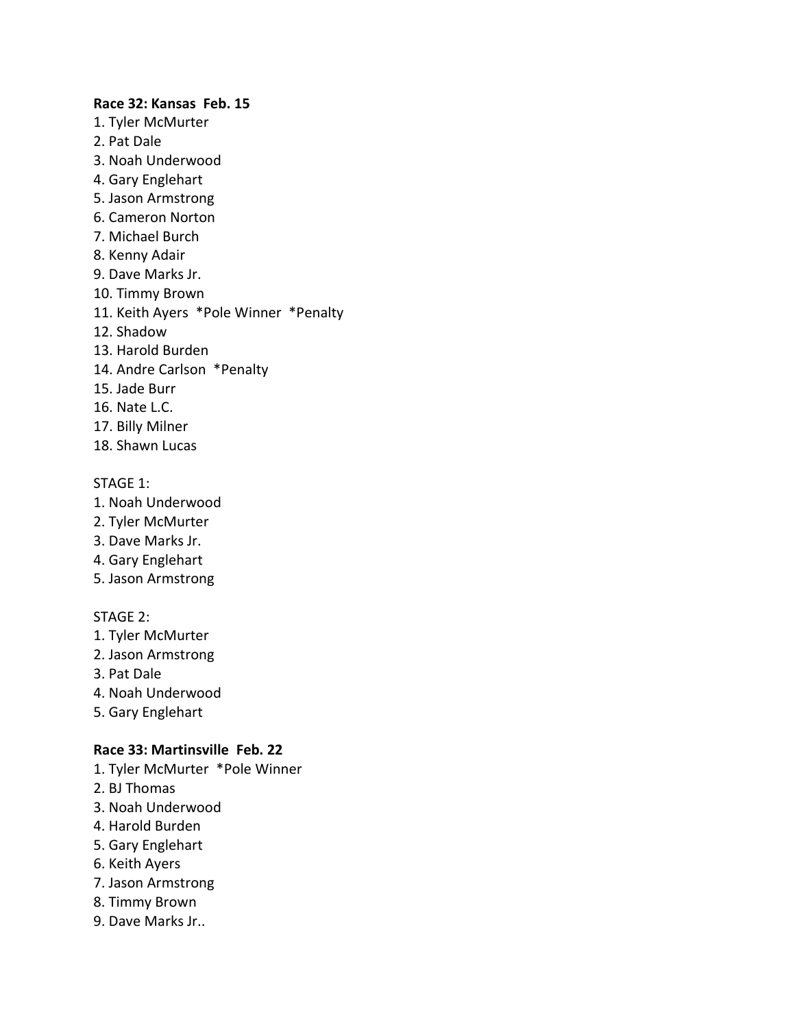**Race 32: Kansas  Feb. 15**

1. Tyler McMurter
2. Pat Dale
3. Noah Underwood
4. Gary Englehart
5. Jason Armstrong
6. Cameron Norton
7. Michael Burch
8. Kenny Adair
9. Dave Marks Jr.
10. Timmy Brown
11. Keith Ayers  *Pole Winner  *Penalty
12. Shadow
13. Harold Burden
14. Andre Carlson  *Penalty
15. Jade Burr
16. Nate L.C.
17. Billy Milner
18. Shawn Lucas

STAGE 1:

1. Noah Underwood
2. Tyler McMurter
3. Dave Marks Jr.
4. Gary Englehart
5. Jason Armstrong

STAGE 2:

1. Tyler McMurter
2. Jason Armstrong
3. Pat Dale
4. Noah Underwood
5. Gary Englehart

**Race 33: Martinsville  Feb. 22**

1. Tyler McMurter  *Pole Winner
2. BJ Thomas
3. Noah Underwood
4. Harold Burden
5. Gary Englehart
6. Keith Ayers
7. Jason Armstrong
8. Timmy Brown
9. Dave Marks Jr..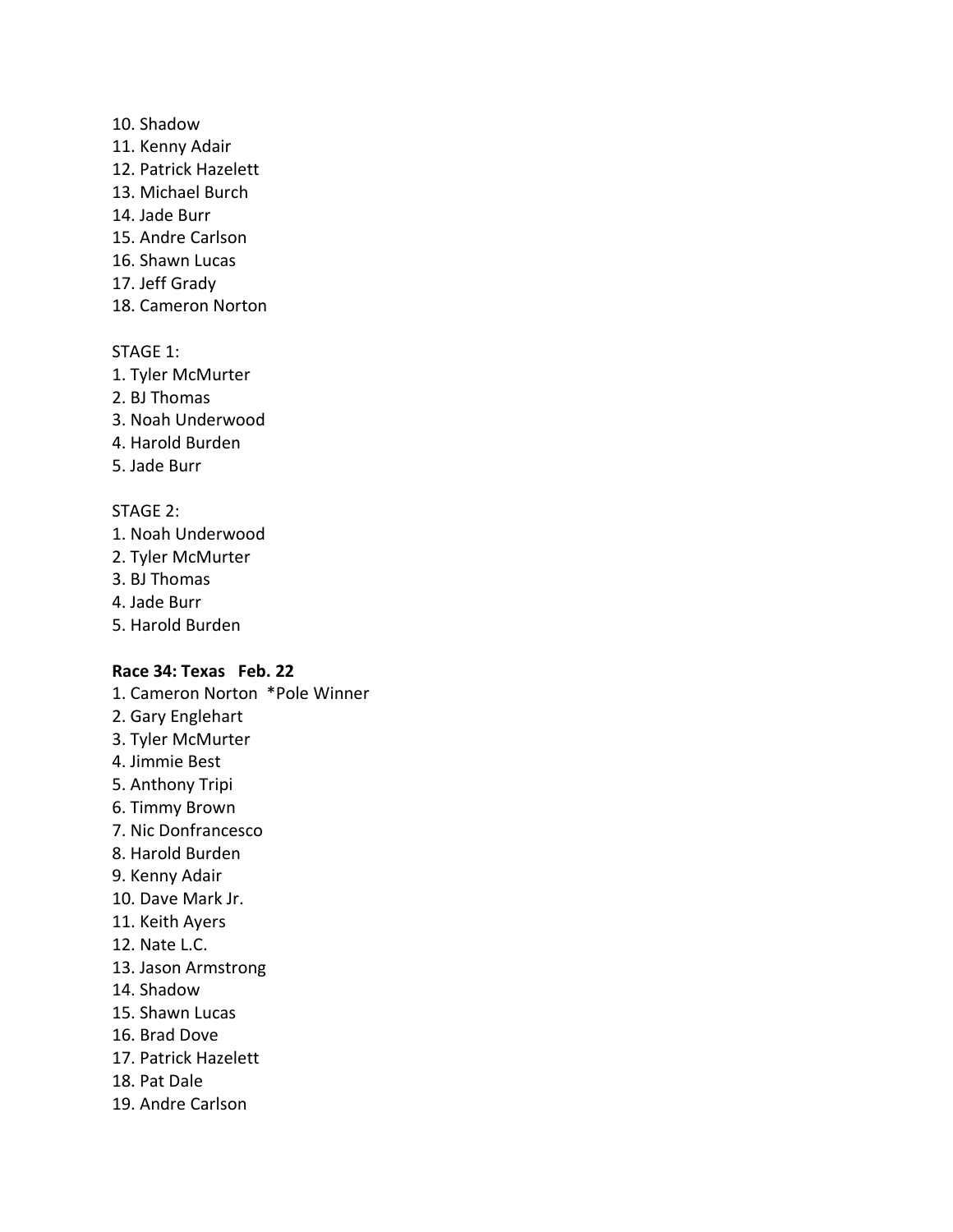10. Shadow
11. Kenny Adair
12. Patrick Hazelett
13. Michael Burch
14. Jade Burr
15. Andre Carlson
16. Shawn Lucas
17. Jeff Grady
18. Cameron Norton

STAGE 1:
1. Tyler McMurter
2. BJ Thomas
3. Noah Underwood
4. Harold Burden
5. Jade Burr

STAGE 2:
1. Noah Underwood
2. Tyler McMurter
3. BJ Thomas
4. Jade Burr
5. Harold Burden

**Race 34: Texas   Feb. 22**
1. Cameron Norton  *Pole Winner
2. Gary Englehart
3. Tyler McMurter
4. Jimmie Best
5. Anthony Tripi
6. Timmy Brown
7. Nic Donfrancesco
8. Harold Burden
9. Kenny Adair
10. Dave Mark Jr.
11. Keith Ayers
12. Nate L.C.
13. Jason Armstrong
14. Shadow
15. Shawn Lucas
16. Brad Dove
17. Patrick Hazelett
18. Pat Dale
19. Andre Carlson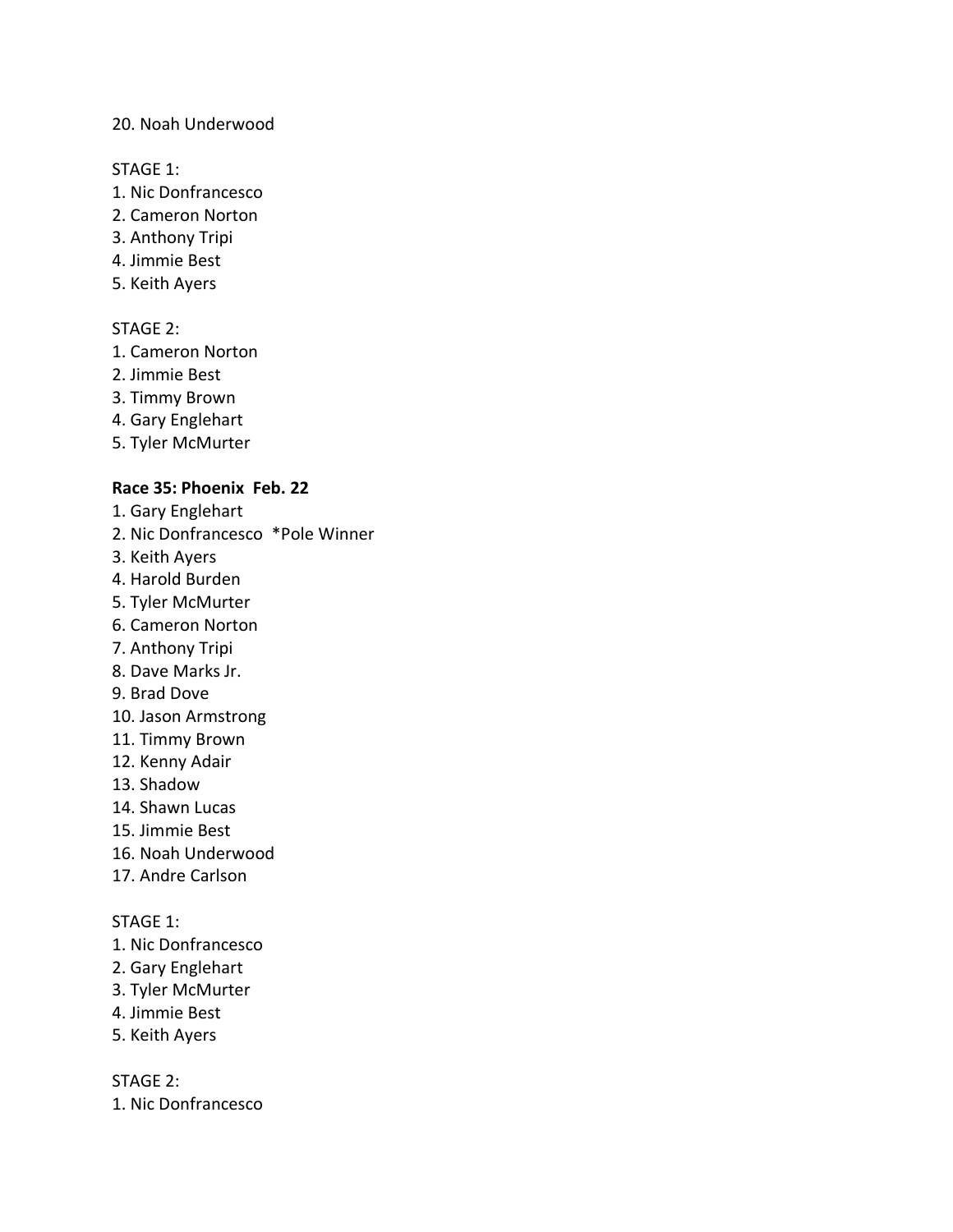20. Noah Underwood

STAGE 1:
1. Nic Donfrancesco
2. Cameron Norton
3. Anthony Tripi
4. Jimmie Best
5. Keith Ayers

STAGE 2:
1. Cameron Norton
2. Jimmie Best
3. Timmy Brown
4. Gary Englehart
5. Tyler McMurter

**Race 35: Phoenix Feb. 22**
1. Gary Englehart
2. Nic Donfrancesco *Pole Winner
3. Keith Ayers
4. Harold Burden
5. Tyler McMurter
6. Cameron Norton
7. Anthony Tripi
8. Dave Marks Jr.
9. Brad Dove
10. Jason Armstrong
11. Timmy Brown
12. Kenny Adair
13. Shadow
14. Shawn Lucas
15. Jimmie Best
16. Noah Underwood
17. Andre Carlson

STAGE 1:
1. Nic Donfrancesco
2. Gary Englehart
3. Tyler McMurter
4. Jimmie Best
5. Keith Ayers

STAGE 2:
1. Nic Donfrancesco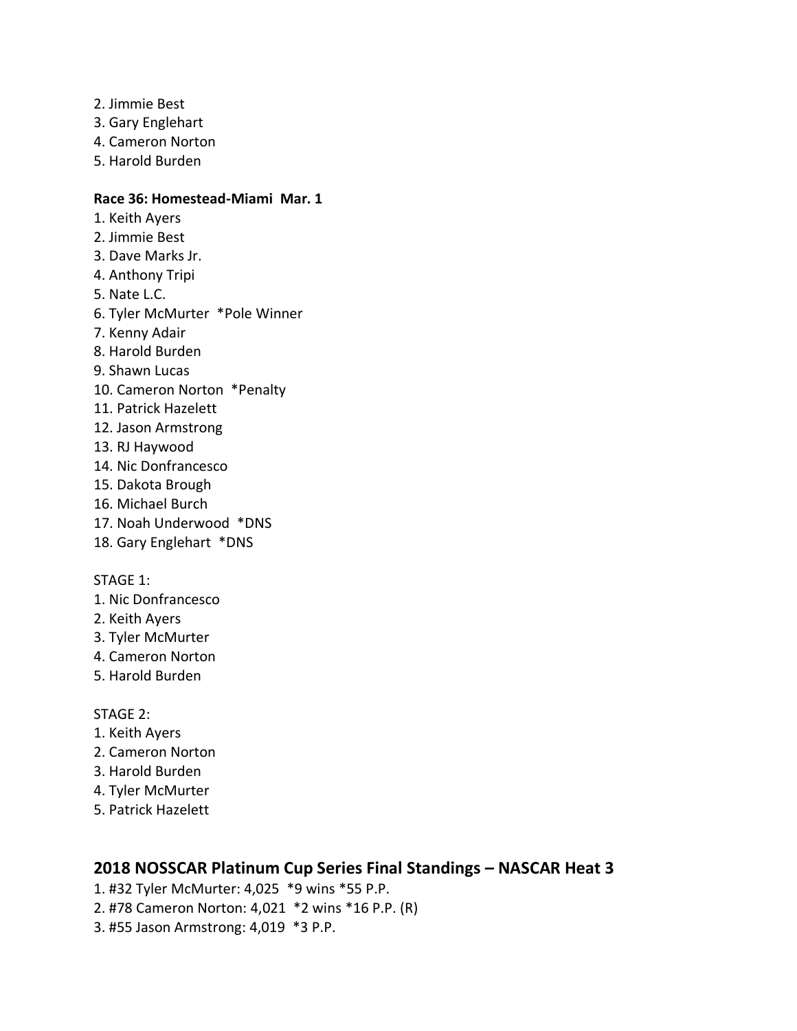2. Jimmie Best
3. Gary Englehart
4. Cameron Norton
5. Harold Burden

**Race 36: Homestead-Miami Mar. 1**

1. Keith Ayers
2. Jimmie Best
3. Dave Marks Jr.
4. Anthony Tripi
5. Nate L.C.
6. Tyler McMurter *Pole Winner
7. Kenny Adair
8. Harold Burden
9. Shawn Lucas
10. Cameron Norton *Penalty
11. Patrick Hazelett
12. Jason Armstrong
13. RJ Haywood
14. Nic Donfrancesco
15. Dakota Brough
16. Michael Burch
17. Noah Underwood *DNS
18. Gary Englehart *DNS

STAGE 1:

1. Nic Donfrancesco
2. Keith Ayers
3. Tyler McMurter
4. Cameron Norton
5. Harold Burden

STAGE 2:

1. Keith Ayers
2. Cameron Norton
3. Harold Burden
4. Tyler McMurter
5. Patrick Hazelett

## 2018 NOSSCAR Platinum Cup Series Final Standings – NASCAR Heat 3

1. #32 Tyler McMurter: 4,025 *9 wins *55 P.P.
2. #78 Cameron Norton: 4,021 *2 wins *16 P.P. (R)
3. #55 Jason Armstrong: 4,019 *3 P.P.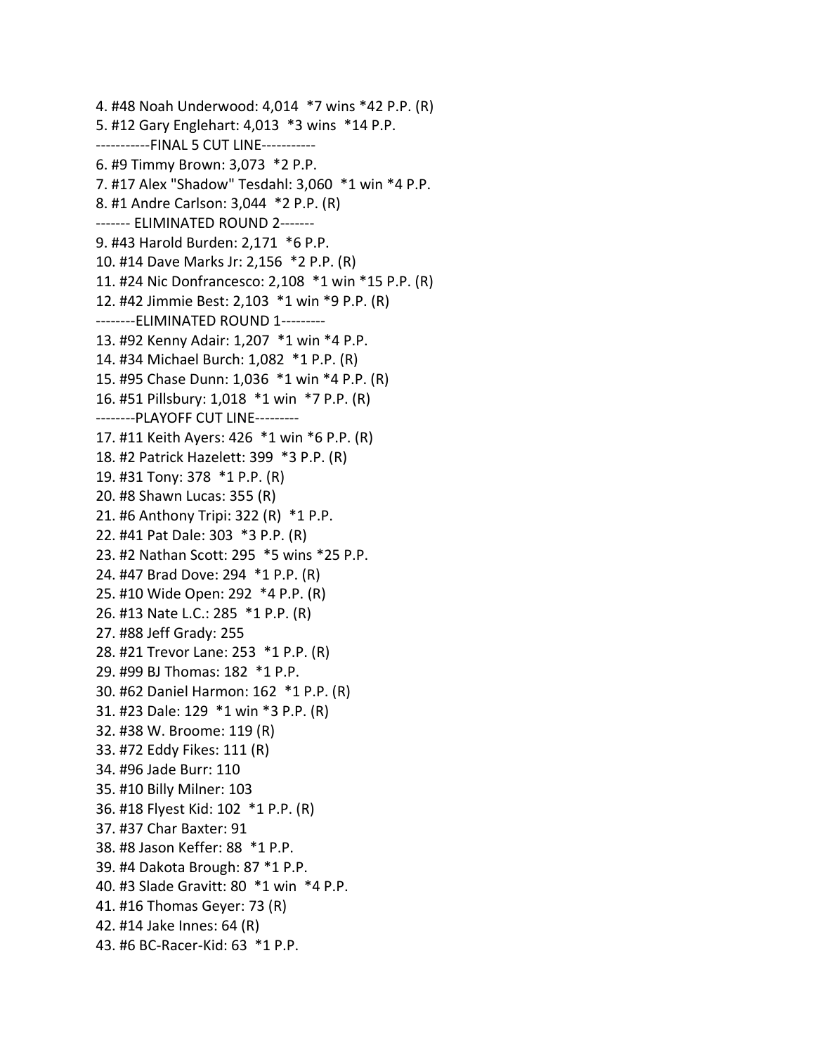4. #48 Noah Underwood: 4,014 *7 wins *42 P.P. (R)
5. #12 Gary Englehart: 4,013 *3 wins *14 P.P.

-----------FINAL 5 CUT LINE-----------

6. #9 Timmy Brown: 3,073 *2 P.P.
7. #17 Alex "Shadow" Tesdahl: 3,060 *1 win *4 P.P.
8. #1 Andre Carlson: 3,044 *2 P.P. (R)

------- ELIMINATED ROUND 2-------

9. #43 Harold Burden: 2,171 *6 P.P.
10. #14 Dave Marks Jr: 2,156 *2 P.P. (R)
11. #24 Nic Donfrancesco: 2,108 *1 win *15 P.P. (R)
12. #42 Jimmie Best: 2,103 *1 win *9 P.P. (R)

--------ELIMINATED ROUND 1---------

13. #92 Kenny Adair: 1,207 *1 win *4 P.P.
14. #34 Michael Burch: 1,082 *1 P.P. (R)
15. #95 Chase Dunn: 1,036 *1 win *4 P.P. (R)
16. #51 Pillsbury: 1,018 *1 win *7 P.P. (R)

--------PLAYOFF CUT LINE---------

17. #11 Keith Ayers: 426 *1 win *6 P.P. (R)
18. #2 Patrick Hazelett: 399 *3 P.P. (R)
19. #31 Tony: 378 *1 P.P. (R)
20. #8 Shawn Lucas: 355 (R)
21. #6 Anthony Tripi: 322 (R) *1 P.P.
22. #41 Pat Dale: 303 *3 P.P. (R)
23. #2 Nathan Scott: 295 *5 wins *25 P.P.
24. #47 Brad Dove: 294 *1 P.P. (R)
25. #10 Wide Open: 292 *4 P.P. (R)
26. #13 Nate L.C.: 285 *1 P.P. (R)
27. #88 Jeff Grady: 255
28. #21 Trevor Lane: 253 *1 P.P. (R)
29. #99 BJ Thomas: 182 *1 P.P.
30. #62 Daniel Harmon: 162 *1 P.P. (R)
31. #23 Dale: 129 *1 win *3 P.P. (R)
32. #38 W. Broome: 119 (R)
33. #72 Eddy Fikes: 111 (R)
34. #96 Jade Burr: 110
35. #10 Billy Milner: 103
36. #18 Flyest Kid: 102 *1 P.P. (R)
37. #37 Char Baxter: 91
38. #8 Jason Keffer: 88 *1 P.P.
39. #4 Dakota Brough: 87 *1 P.P.
40. #3 Slade Gravitt: 80 *1 win *4 P.P.
41. #16 Thomas Geyer: 73 (R)
42. #14 Jake Innes: 64 (R)
43. #6 BC-Racer-Kid: 63 *1 P.P.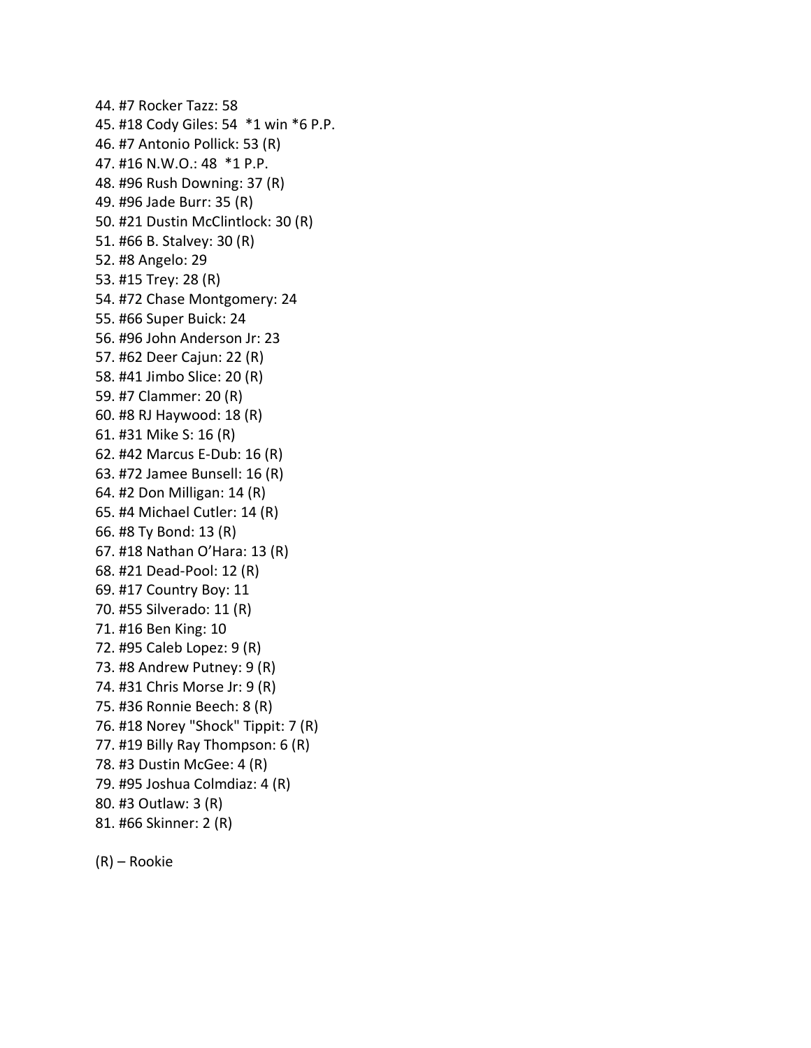44. #7 Rocker Tazz: 58
45. #18 Cody Giles: 54 *1 win *6 P.P.
46. #7 Antonio Pollick: 53 (R)
47. #16 N.W.O.: 48 *1 P.P.
48. #96 Rush Downing: 37 (R)
49. #96 Jade Burr: 35 (R)
50. #21 Dustin McClintlock: 30 (R)
51. #66 B. Stalvey: 30 (R)
52. #8 Angelo: 29
53. #15 Trey: 28 (R)
54. #72 Chase Montgomery: 24
55. #66 Super Buick: 24
56. #96 John Anderson Jr: 23
57. #62 Deer Cajun: 22 (R)
58. #41 Jimbo Slice: 20 (R)
59. #7 Clammer: 20 (R)
60. #8 RJ Haywood: 18 (R)
61. #31 Mike S: 16 (R)
62. #42 Marcus E-Dub: 16 (R)
63. #72 Jamee Bunsell: 16 (R)
64. #2 Don Milligan: 14 (R)
65. #4 Michael Cutler: 14 (R)
66. #8 Ty Bond: 13 (R)
67. #18 Nathan O'Hara: 13 (R)
68. #21 Dead-Pool: 12 (R)
69. #17 Country Boy: 11
70. #55 Silverado: 11 (R)
71. #16 Ben King: 10
72. #95 Caleb Lopez: 9 (R)
73. #8 Andrew Putney: 9 (R)
74. #31 Chris Morse Jr: 9 (R)
75. #36 Ronnie Beech: 8 (R)
76. #18 Norey "Shock" Tippit: 7 (R)
77. #19 Billy Ray Thompson: 6 (R)
78. #3 Dustin McGee: 4 (R)
79. #95 Joshua Colmdiaz: 4 (R)
80. #3 Outlaw: 3 (R)
81. #66 Skinner: 2 (R)

(R) – Rookie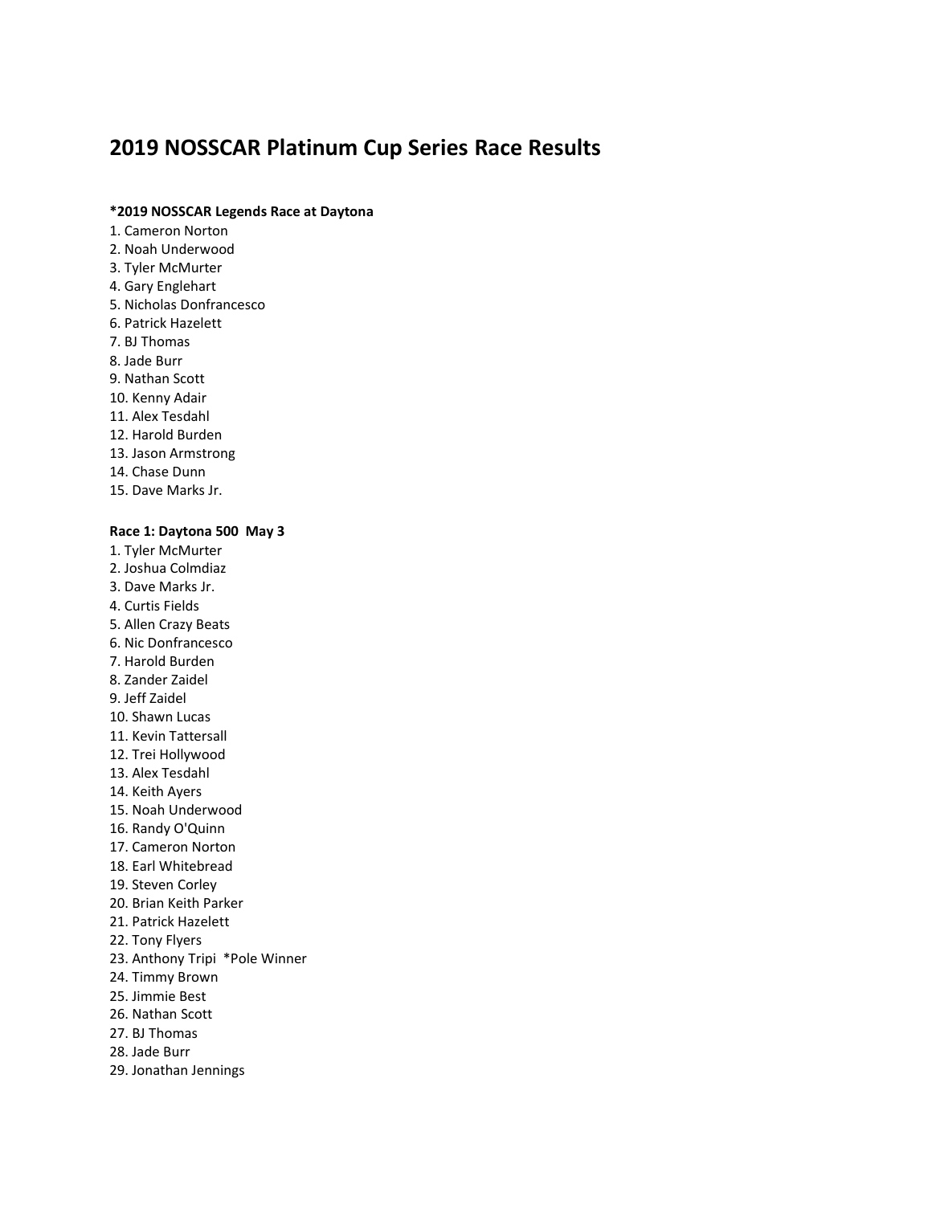# 2019 NOSSCAR Platinum Cup Series Race Results

**\*2019 NOSSCAR Legends Race at Daytona**

1. Cameron Norton
2. Noah Underwood
3. Tyler McMurter
4. Gary Englehart
5. Nicholas Donfrancesco
6. Patrick Hazelett
7. BJ Thomas
8. Jade Burr
9. Nathan Scott
10. Kenny Adair
11. Alex Tesdahl
12. Harold Burden
13. Jason Armstrong
14. Chase Dunn
15. Dave Marks Jr.

**Race 1: Daytona 500 May 3**

1. Tyler McMurter
2. Joshua Colmdiaz
3. Dave Marks Jr.
4. Curtis Fields
5. Allen Crazy Beats
6. Nic Donfrancesco
7. Harold Burden
8. Zander Zaidel
9. Jeff Zaidel
10. Shawn Lucas
11. Kevin Tattersall
12. Trei Hollywood
13. Alex Tesdahl
14. Keith Ayers
15. Noah Underwood
16. Randy O'Quinn
17. Cameron Norton
18. Earl Whitebread
19. Steven Corley
20. Brian Keith Parker
21. Patrick Hazelett
22. Tony Flyers
23. Anthony Tripi *Pole Winner
24. Timmy Brown
25. Jimmie Best
26. Nathan Scott
27. BJ Thomas
28. Jade Burr
29. Jonathan Jennings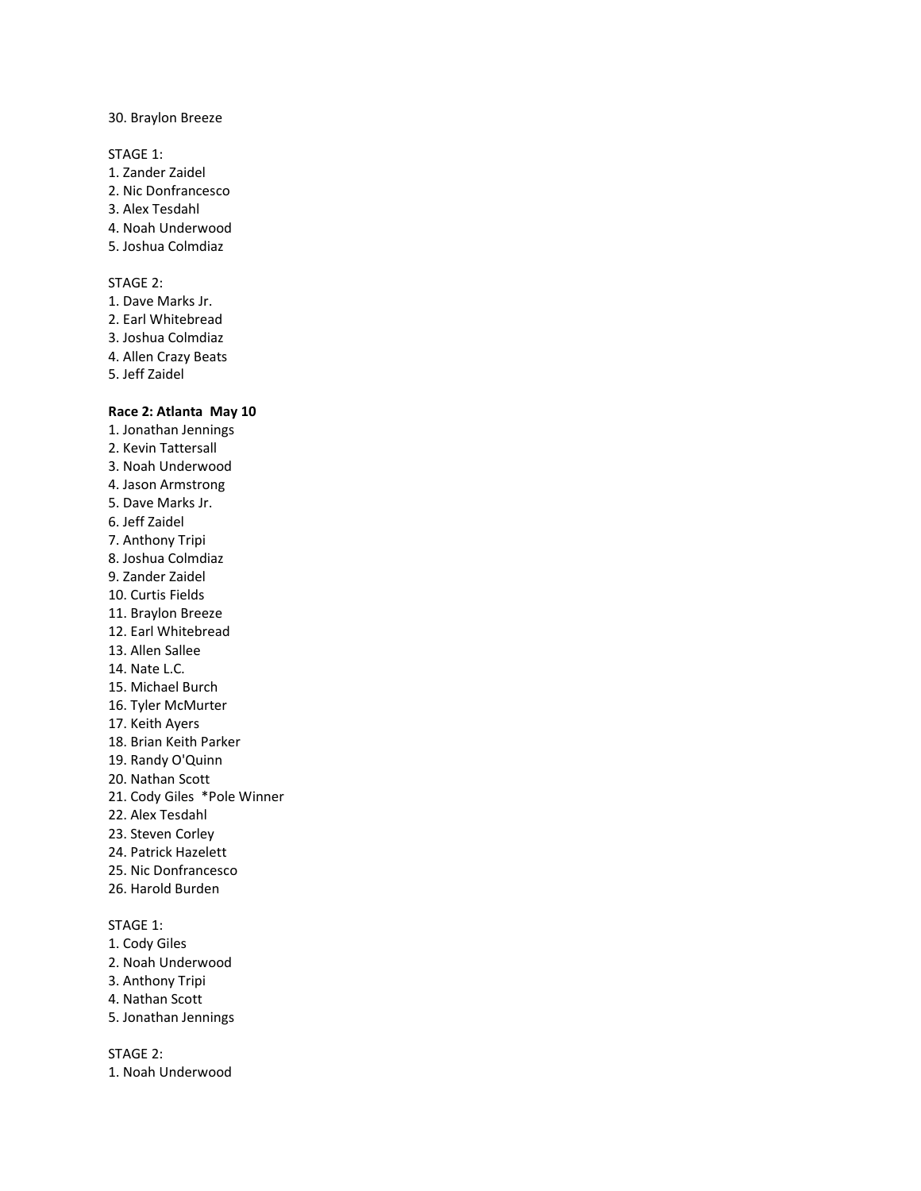30. Braylon Breeze

STAGE 1:
1. Zander Zaidel
2. Nic Donfrancesco
3. Alex Tesdahl
4. Noah Underwood
5. Joshua Colmdiaz

STAGE 2:
1. Dave Marks Jr.
2. Earl Whitebread
3. Joshua Colmdiaz
4. Allen Crazy Beats
5. Jeff Zaidel

**Race 2: Atlanta May 10**
1. Jonathan Jennings
2. Kevin Tattersall
3. Noah Underwood
4. Jason Armstrong
5. Dave Marks Jr.
6. Jeff Zaidel
7. Anthony Tripi
8. Joshua Colmdiaz
9. Zander Zaidel
10. Curtis Fields
11. Braylon Breeze
12. Earl Whitebread
13. Allen Sallee
14. Nate L.C.
15. Michael Burch
16. Tyler McMurter
17. Keith Ayers
18. Brian Keith Parker
19. Randy O'Quinn
20. Nathan Scott
21. Cody Giles *Pole Winner
22. Alex Tesdahl
23. Steven Corley
24. Patrick Hazelett
25. Nic Donfrancesco
26. Harold Burden

STAGE 1:
1. Cody Giles
2. Noah Underwood
3. Anthony Tripi
4. Nathan Scott
5. Jonathan Jennings

STAGE 2:
1. Noah Underwood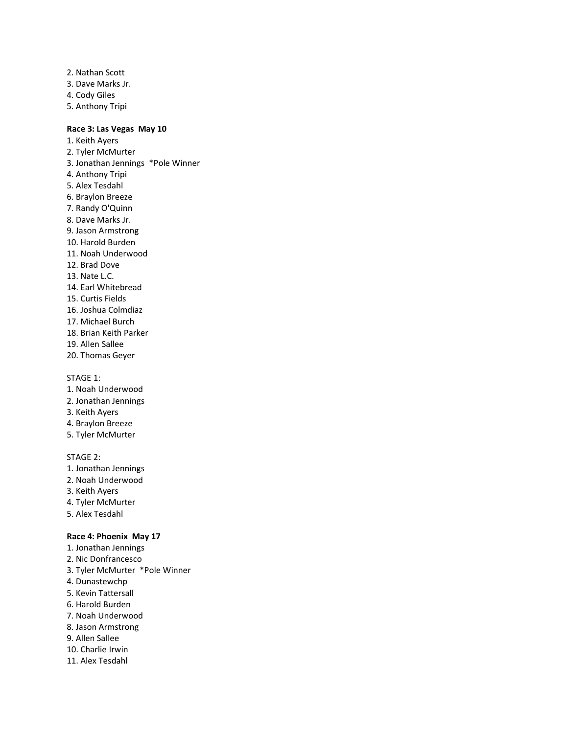2. Nathan Scott
3. Dave Marks Jr.
4. Cody Giles
5. Anthony Tripi

**Race 3: Las Vegas  May 10**

1. Keith Ayers
2. Tyler McMurter
3. Jonathan Jennings  *Pole Winner
4. Anthony Tripi
5. Alex Tesdahl
6. Braylon Breeze
7. Randy O'Quinn
8. Dave Marks Jr.
9. Jason Armstrong
10. Harold Burden
11. Noah Underwood
12. Brad Dove
13. Nate L.C.
14. Earl Whitebread
15. Curtis Fields
16. Joshua Colmdiaz
17. Michael Burch
18. Brian Keith Parker
19. Allen Sallee
20. Thomas Geyer

STAGE 1:

1. Noah Underwood
2. Jonathan Jennings
3. Keith Ayers
4. Braylon Breeze
5. Tyler McMurter

STAGE 2:

1. Jonathan Jennings
2. Noah Underwood
3. Keith Ayers
4. Tyler McMurter
5. Alex Tesdahl

**Race 4: Phoenix  May 17**

1. Jonathan Jennings
2. Nic Donfrancesco
3. Tyler McMurter  *Pole Winner
4. Dunastewchp
5. Kevin Tattersall
6. Harold Burden
7. Noah Underwood
8. Jason Armstrong
9. Allen Sallee
10. Charlie Irwin
11. Alex Tesdahl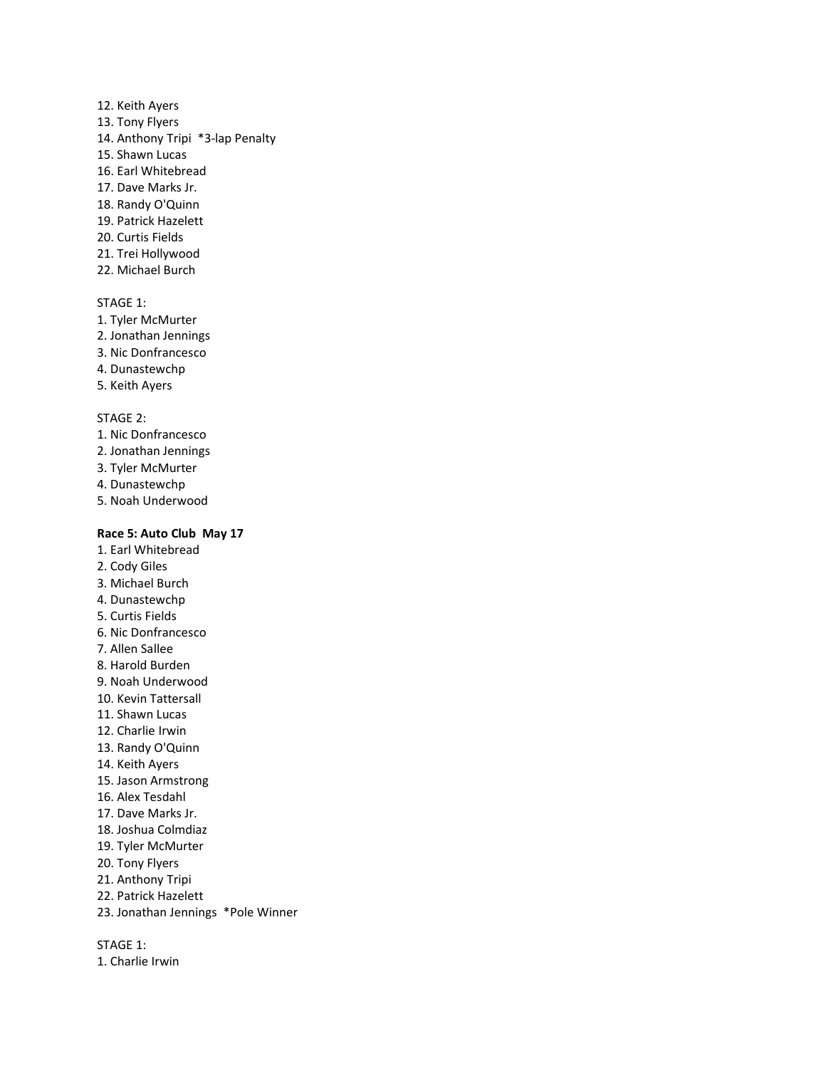12. Keith Ayers
13. Tony Flyers
14. Anthony Tripi  *3-lap Penalty
15. Shawn Lucas
16. Earl Whitebread
17. Dave Marks Jr.
18. Randy O'Quinn
19. Patrick Hazelett
20. Curtis Fields
21. Trei Hollywood
22. Michael Burch

STAGE 1:
1. Tyler McMurter
2. Jonathan Jennings
3. Nic Donfrancesco
4. Dunastewchp
5. Keith Ayers

STAGE 2:
1. Nic Donfrancesco
2. Jonathan Jennings
3. Tyler McMurter
4. Dunastewchp
5. Noah Underwood

**Race 5: Auto Club  May 17**

1. Earl Whitebread
2. Cody Giles
3. Michael Burch
4. Dunastewchp
5. Curtis Fields
6. Nic Donfrancesco
7. Allen Sallee
8. Harold Burden
9. Noah Underwood
10. Kevin Tattersall
11. Shawn Lucas
12. Charlie Irwin
13. Randy O'Quinn
14. Keith Ayers
15. Jason Armstrong
16. Alex Tesdahl
17. Dave Marks Jr.
18. Joshua Colmdiaz
19. Tyler McMurter
20. Tony Flyers
21. Anthony Tripi
22. Patrick Hazelett
23. Jonathan Jennings  *Pole Winner

STAGE 1:
1. Charlie Irwin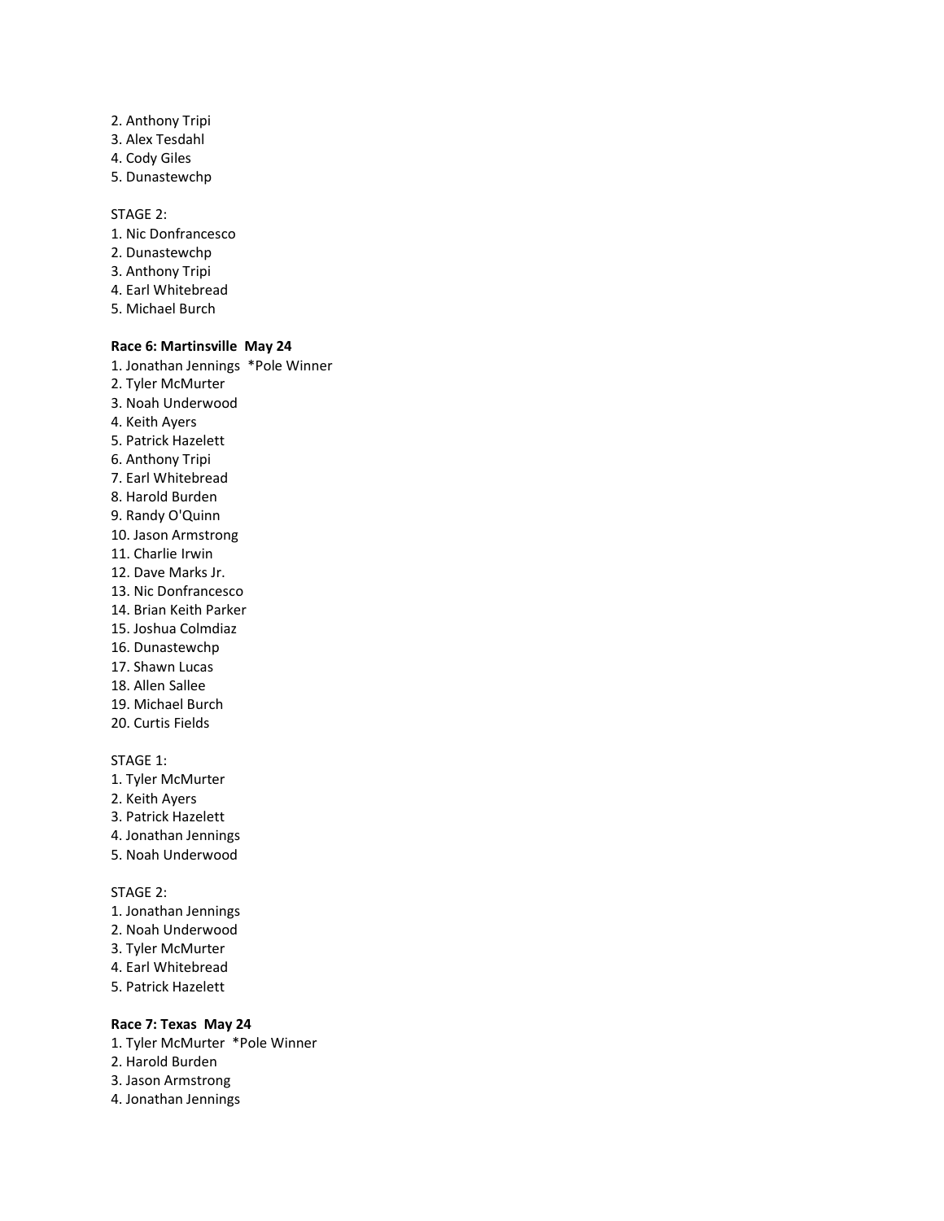2. Anthony Tripi
3. Alex Tesdahl
4. Cody Giles
5. Dunastewchp

STAGE 2:
1. Nic Donfrancesco
2. Dunastewchp
3. Anthony Tripi
4. Earl Whitebread
5. Michael Burch

**Race 6: Martinsville May 24**

1. Jonathan Jennings *Pole Winner
2. Tyler McMurter
3. Noah Underwood
4. Keith Ayers
5. Patrick Hazelett
6. Anthony Tripi
7. Earl Whitebread
8. Harold Burden
9. Randy O'Quinn
10. Jason Armstrong
11. Charlie Irwin
12. Dave Marks Jr.
13. Nic Donfrancesco
14. Brian Keith Parker
15. Joshua Colmdiaz
16. Dunastewchp
17. Shawn Lucas
18. Allen Sallee
19. Michael Burch
20. Curtis Fields

STAGE 1:
1. Tyler McMurter
2. Keith Ayers
3. Patrick Hazelett
4. Jonathan Jennings
5. Noah Underwood

STAGE 2:
1. Jonathan Jennings
2. Noah Underwood
3. Tyler McMurter
4. Earl Whitebread
5. Patrick Hazelett

**Race 7: Texas May 24**

1. Tyler McMurter *Pole Winner
2. Harold Burden
3. Jason Armstrong
4. Jonathan Jennings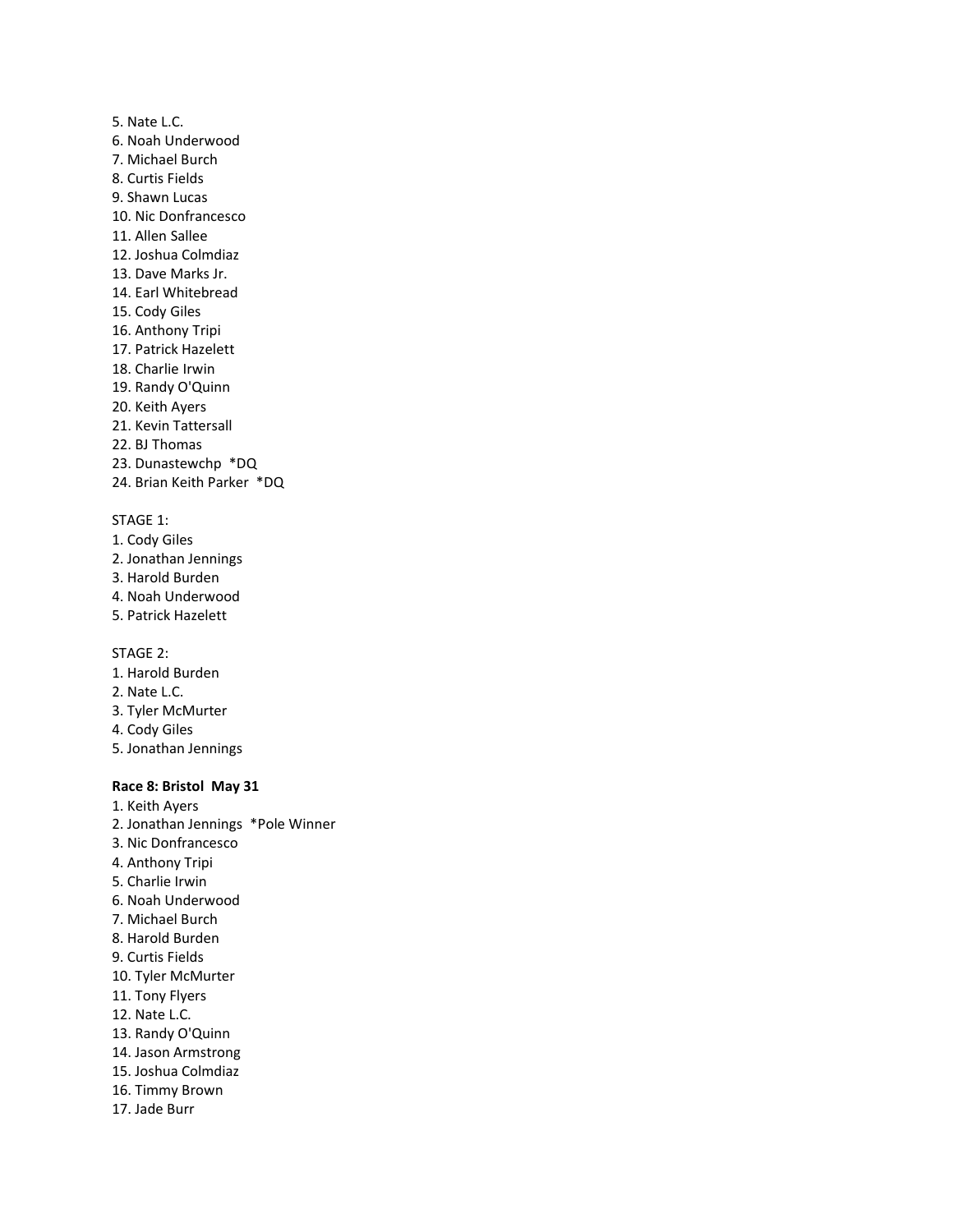5. Nate L.C.
6. Noah Underwood
7. Michael Burch
8. Curtis Fields
9. Shawn Lucas
10. Nic Donfrancesco
11. Allen Sallee
12. Joshua Colmdiaz
13. Dave Marks Jr.
14. Earl Whitebread
15. Cody Giles
16. Anthony Tripi
17. Patrick Hazelett
18. Charlie Irwin
19. Randy O'Quinn
20. Keith Ayers
21. Kevin Tattersall
22. BJ Thomas
23. Dunastewchp *DQ
24. Brian Keith Parker *DQ

STAGE 1:
1. Cody Giles
2. Jonathan Jennings
3. Harold Burden
4. Noah Underwood
5. Patrick Hazelett

STAGE 2:
1. Harold Burden
2. Nate L.C.
3. Tyler McMurter
4. Cody Giles
5. Jonathan Jennings

**Race 8: Bristol May 31**
1. Keith Ayers
2. Jonathan Jennings *Pole Winner
3. Nic Donfrancesco
4. Anthony Tripi
5. Charlie Irwin
6. Noah Underwood
7. Michael Burch
8. Harold Burden
9. Curtis Fields
10. Tyler McMurter
11. Tony Flyers
12. Nate L.C.
13. Randy O'Quinn
14. Jason Armstrong
15. Joshua Colmdiaz
16. Timmy Brown
17. Jade Burr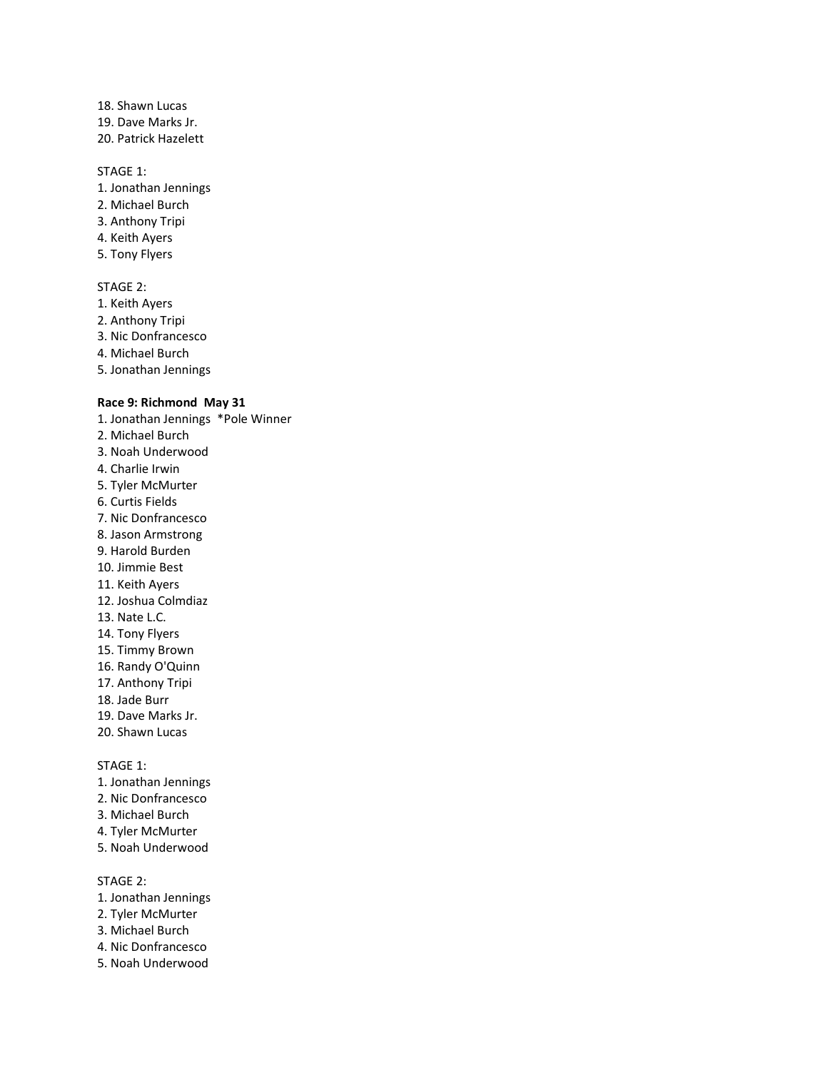18. Shawn Lucas
19. Dave Marks Jr.
20. Patrick Hazelett

STAGE 1:
1. Jonathan Jennings
2. Michael Burch
3. Anthony Tripi
4. Keith Ayers
5. Tony Flyers

STAGE 2:
1. Keith Ayers
2. Anthony Tripi
3. Nic Donfrancesco
4. Michael Burch
5. Jonathan Jennings

**Race 9: Richmond  May 31**
1. Jonathan Jennings  *Pole Winner
2. Michael Burch
3. Noah Underwood
4. Charlie Irwin
5. Tyler McMurter
6. Curtis Fields
7. Nic Donfrancesco
8. Jason Armstrong
9. Harold Burden
10. Jimmie Best
11. Keith Ayers
12. Joshua Colmdiaz
13. Nate L.C.
14. Tony Flyers
15. Timmy Brown
16. Randy O'Quinn
17. Anthony Tripi
18. Jade Burr
19. Dave Marks Jr.
20. Shawn Lucas

STAGE 1:
1. Jonathan Jennings
2. Nic Donfrancesco
3. Michael Burch
4. Tyler McMurter
5. Noah Underwood

STAGE 2:
1. Jonathan Jennings
2. Tyler McMurter
3. Michael Burch
4. Nic Donfrancesco
5. Noah Underwood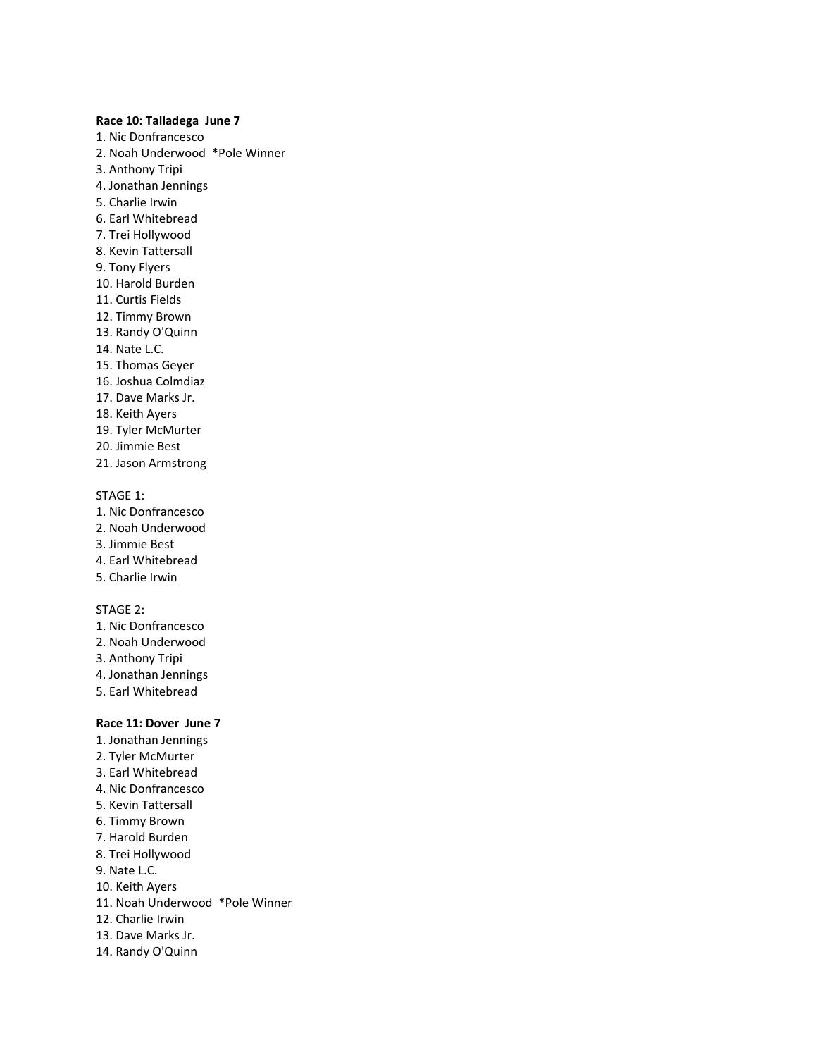**Race 10: Talladega June 7**

1. Nic Donfrancesco
2. Noah Underwood *Pole Winner
3. Anthony Tripi
4. Jonathan Jennings
5. Charlie Irwin
6. Earl Whitebread
7. Trei Hollywood
8. Kevin Tattersall
9. Tony Flyers
10. Harold Burden
11. Curtis Fields
12. Timmy Brown
13. Randy O'Quinn
14. Nate L.C.
15. Thomas Geyer
16. Joshua Colmdiaz
17. Dave Marks Jr.
18. Keith Ayers
19. Tyler McMurter
20. Jimmie Best
21. Jason Armstrong

STAGE 1:

1. Nic Donfrancesco
2. Noah Underwood
3. Jimmie Best
4. Earl Whitebread
5. Charlie Irwin

STAGE 2:

1. Nic Donfrancesco
2. Noah Underwood
3. Anthony Tripi
4. Jonathan Jennings
5. Earl Whitebread

**Race 11: Dover June 7**

1. Jonathan Jennings
2. Tyler McMurter
3. Earl Whitebread
4. Nic Donfrancesco
5. Kevin Tattersall
6. Timmy Brown
7. Harold Burden
8. Trei Hollywood
9. Nate L.C.
10. Keith Ayers
11. Noah Underwood *Pole Winner
12. Charlie Irwin
13. Dave Marks Jr.
14. Randy O'Quinn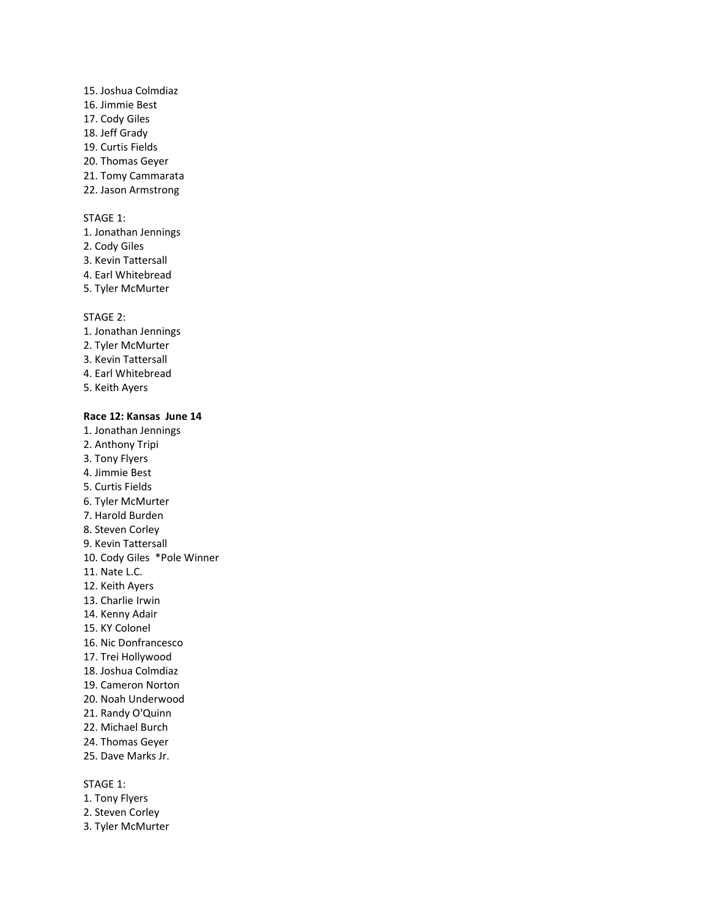15. Joshua Colmdiaz
16. Jimmie Best
17. Cody Giles
18. Jeff Grady
19. Curtis Fields
20. Thomas Geyer
21. Tomy Cammarata
22. Jason Armstrong

STAGE 1:
1. Jonathan Jennings
2. Cody Giles
3. Kevin Tattersall
4. Earl Whitebread
5. Tyler McMurter

STAGE 2:
1. Jonathan Jennings
2. Tyler McMurter
3. Kevin Tattersall
4. Earl Whitebread
5. Keith Ayers

**Race 12: Kansas June 14**

1. Jonathan Jennings
2. Anthony Tripi
3. Tony Flyers
4. Jimmie Best
5. Curtis Fields
6. Tyler McMurter
7. Harold Burden
8. Steven Corley
9. Kevin Tattersall
10. Cody Giles *Pole Winner
11. Nate L.C.
12. Keith Ayers
13. Charlie Irwin
14. Kenny Adair
15. KY Colonel
16. Nic Donfrancesco
17. Trei Hollywood
18. Joshua Colmdiaz
19. Cameron Norton
20. Noah Underwood
21. Randy O'Quinn
22. Michael Burch
24. Thomas Geyer
25. Dave Marks Jr.

STAGE 1:
1. Tony Flyers
2. Steven Corley
3. Tyler McMurter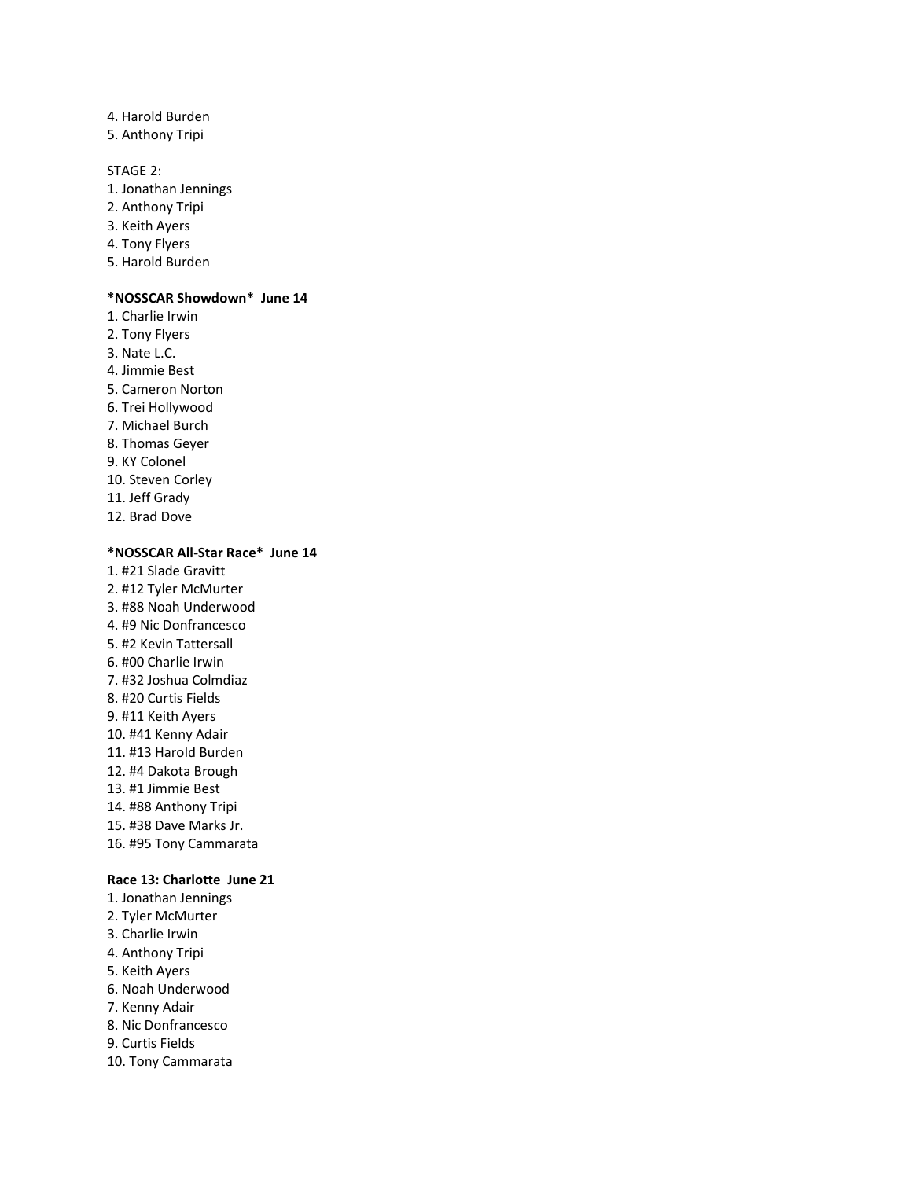4. Harold Burden
5. Anthony Tripi

STAGE 2:
1. Jonathan Jennings
2. Anthony Tripi
3. Keith Ayers
4. Tony Flyers
5. Harold Burden

**\*NOSSCAR Showdown\*  June 14**
1. Charlie Irwin
2. Tony Flyers
3. Nate L.C.
4. Jimmie Best
5. Cameron Norton
6. Trei Hollywood
7. Michael Burch
8. Thomas Geyer
9. KY Colonel
10. Steven Corley
11. Jeff Grady
12. Brad Dove

**\*NOSSCAR All-Star Race\*  June 14**
1. #21 Slade Gravitt
2. #12 Tyler McMurter
3. #88 Noah Underwood
4. #9 Nic Donfrancesco
5. #2 Kevin Tattersall
6. #00 Charlie Irwin
7. #32 Joshua Colmdiaz
8. #20 Curtis Fields
9. #11 Keith Ayers
10. #41 Kenny Adair
11. #13 Harold Burden
12. #4 Dakota Brough
13. #1 Jimmie Best
14. #88 Anthony Tripi
15. #38 Dave Marks Jr.
16. #95 Tony Cammarata

**Race 13: Charlotte  June 21**
1. Jonathan Jennings
2. Tyler McMurter
3. Charlie Irwin
4. Anthony Tripi
5. Keith Ayers
6. Noah Underwood
7. Kenny Adair
8. Nic Donfrancesco
9. Curtis Fields
10. Tony Cammarata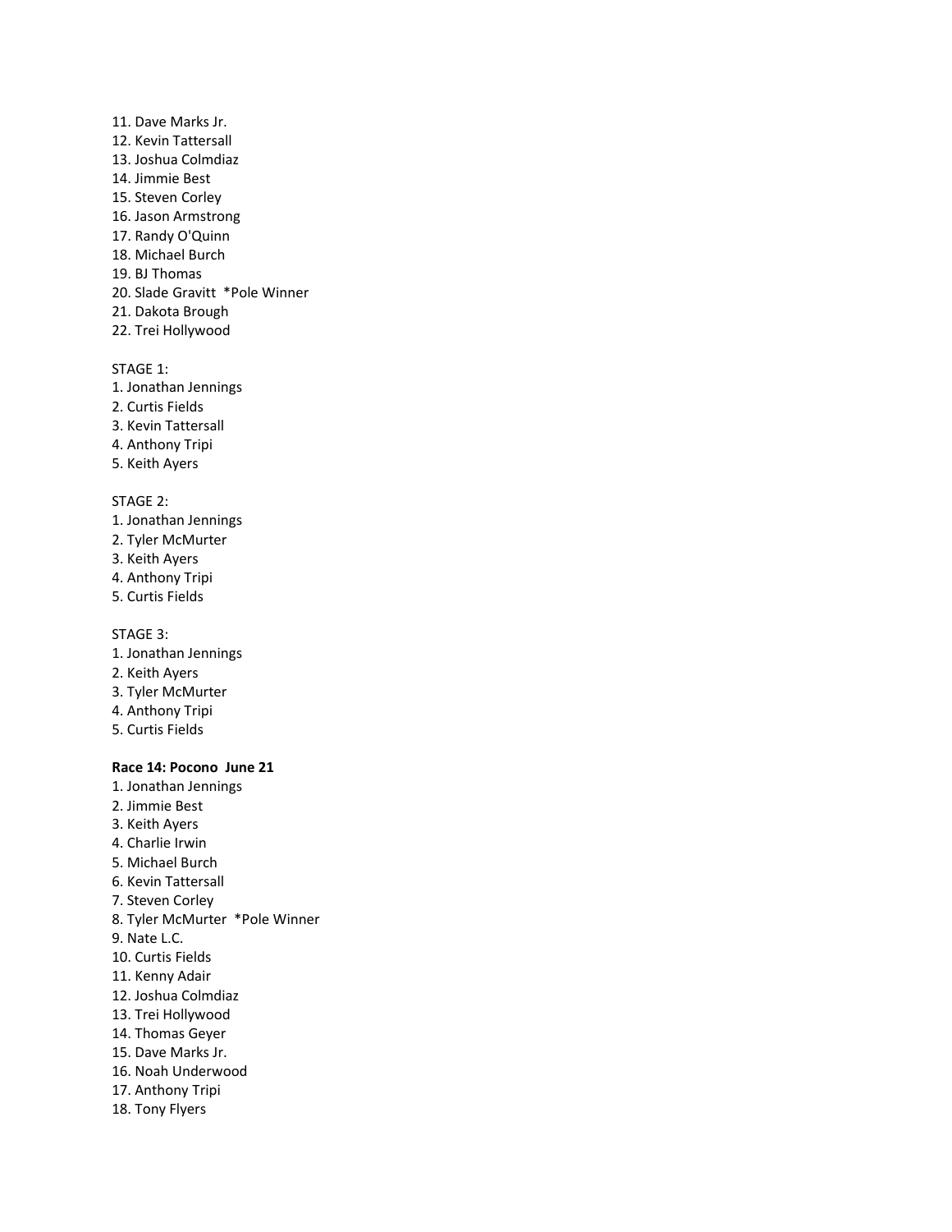11. Dave Marks Jr.
12. Kevin Tattersall
13. Joshua Colmdiaz
14. Jimmie Best
15. Steven Corley
16. Jason Armstrong
17. Randy O'Quinn
18. Michael Burch
19. BJ Thomas
20. Slade Gravitt  *Pole Winner
21. Dakota Brough
22. Trei Hollywood

STAGE 1:
1. Jonathan Jennings
2. Curtis Fields
3. Kevin Tattersall
4. Anthony Tripi
5. Keith Ayers

STAGE 2:
1. Jonathan Jennings
2. Tyler McMurter
3. Keith Ayers
4. Anthony Tripi
5. Curtis Fields

STAGE 3:
1. Jonathan Jennings
2. Keith Ayers
3. Tyler McMurter
4. Anthony Tripi
5. Curtis Fields

**Race 14: Pocono  June 21**
1. Jonathan Jennings
2. Jimmie Best
3. Keith Ayers
4. Charlie Irwin
5. Michael Burch
6. Kevin Tattersall
7. Steven Corley
8. Tyler McMurter  *Pole Winner
9. Nate L.C.
10. Curtis Fields
11. Kenny Adair
12. Joshua Colmdiaz
13. Trei Hollywood
14. Thomas Geyer
15. Dave Marks Jr.
16. Noah Underwood
17. Anthony Tripi
18. Tony Flyers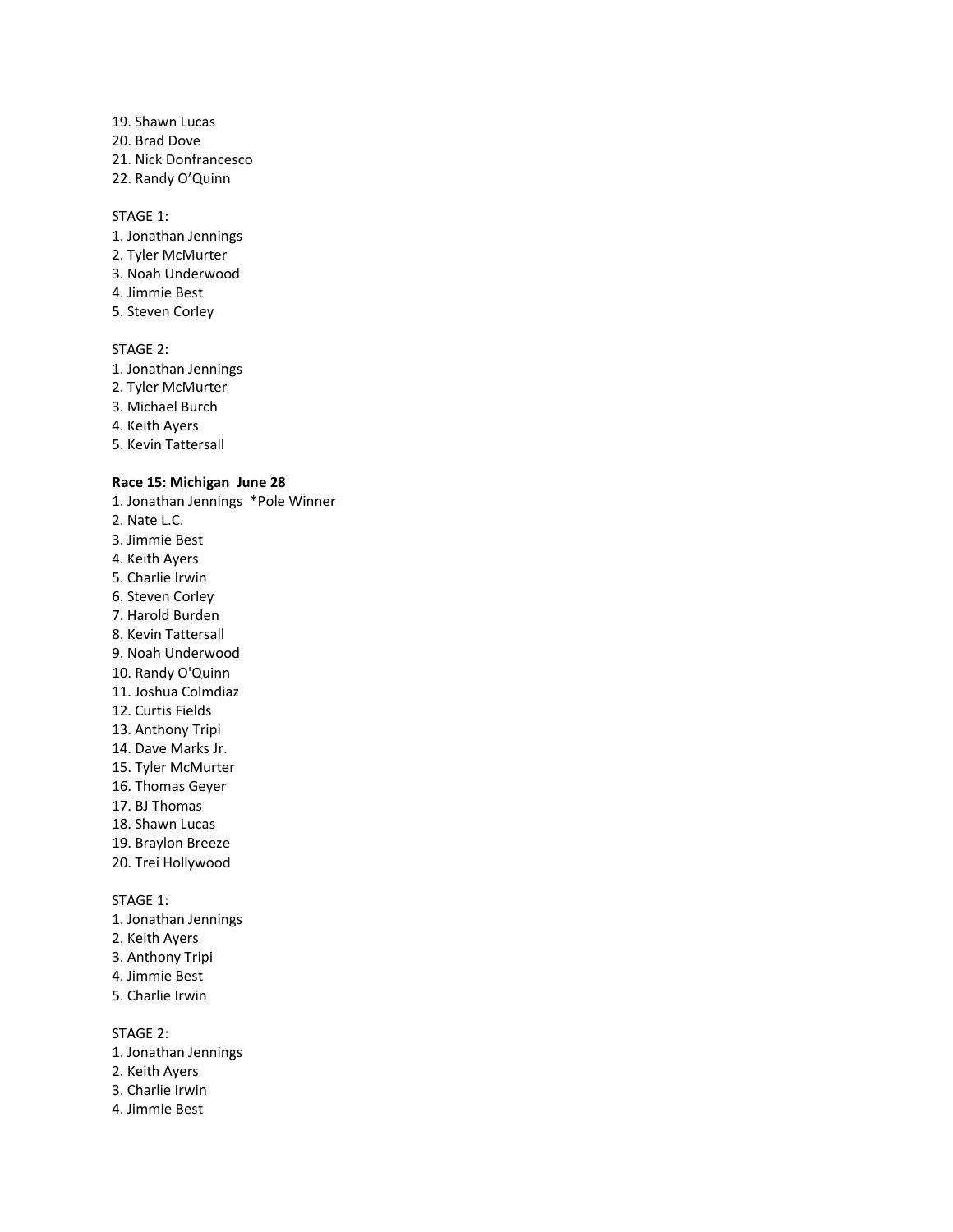19. Shawn Lucas
20. Brad Dove
21. Nick Donfrancesco
22. Randy O’Quinn

STAGE 1:
1. Jonathan Jennings
2. Tyler McMurter
3. Noah Underwood
4. Jimmie Best
5. Steven Corley

STAGE 2:
1. Jonathan Jennings
2. Tyler McMurter
3. Michael Burch
4. Keith Ayers
5. Kevin Tattersall

**Race 15: Michigan June 28**

1. Jonathan Jennings *Pole Winner
2. Nate L.C.
3. Jimmie Best
4. Keith Ayers
5. Charlie Irwin
6. Steven Corley
7. Harold Burden
8. Kevin Tattersall
9. Noah Underwood
10. Randy O'Quinn
11. Joshua Colmdiaz
12. Curtis Fields
13. Anthony Tripi
14. Dave Marks Jr.
15. Tyler McMurter
16. Thomas Geyer
17. BJ Thomas
18. Shawn Lucas
19. Braylon Breeze
20. Trei Hollywood

STAGE 1:
1. Jonathan Jennings
2. Keith Ayers
3. Anthony Tripi
4. Jimmie Best
5. Charlie Irwin

STAGE 2:
1. Jonathan Jennings
2. Keith Ayers
3. Charlie Irwin
4. Jimmie Best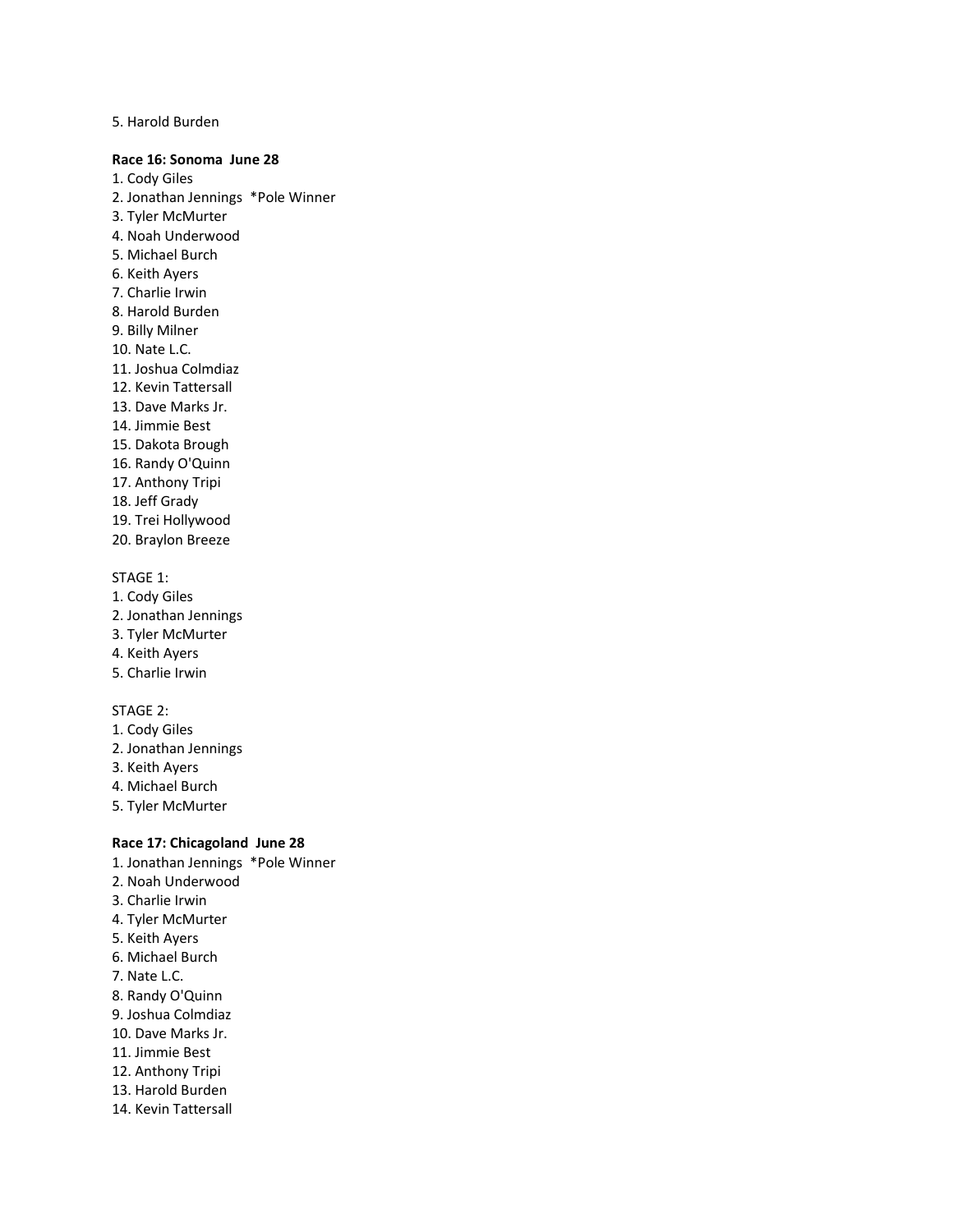5. Harold Burden

**Race 16: Sonoma June 28**

1. Cody Giles
2. Jonathan Jennings *Pole Winner
3. Tyler McMurter
4. Noah Underwood
5. Michael Burch
6. Keith Ayers
7. Charlie Irwin
8. Harold Burden
9. Billy Milner
10. Nate L.C.
11. Joshua Colmdiaz
12. Kevin Tattersall
13. Dave Marks Jr.
14. Jimmie Best
15. Dakota Brough
16. Randy O'Quinn
17. Anthony Tripi
18. Jeff Grady
19. Trei Hollywood
20. Braylon Breeze

STAGE 1:

1. Cody Giles
2. Jonathan Jennings
3. Tyler McMurter
4. Keith Ayers
5. Charlie Irwin

STAGE 2:

1. Cody Giles
2. Jonathan Jennings
3. Keith Ayers
4. Michael Burch
5. Tyler McMurter

**Race 17: Chicagoland June 28**

1. Jonathan Jennings *Pole Winner
2. Noah Underwood
3. Charlie Irwin
4. Tyler McMurter
5. Keith Ayers
6. Michael Burch
7. Nate L.C.
8. Randy O'Quinn
9. Joshua Colmdiaz
10. Dave Marks Jr.
11. Jimmie Best
12. Anthony Tripi
13. Harold Burden
14. Kevin Tattersall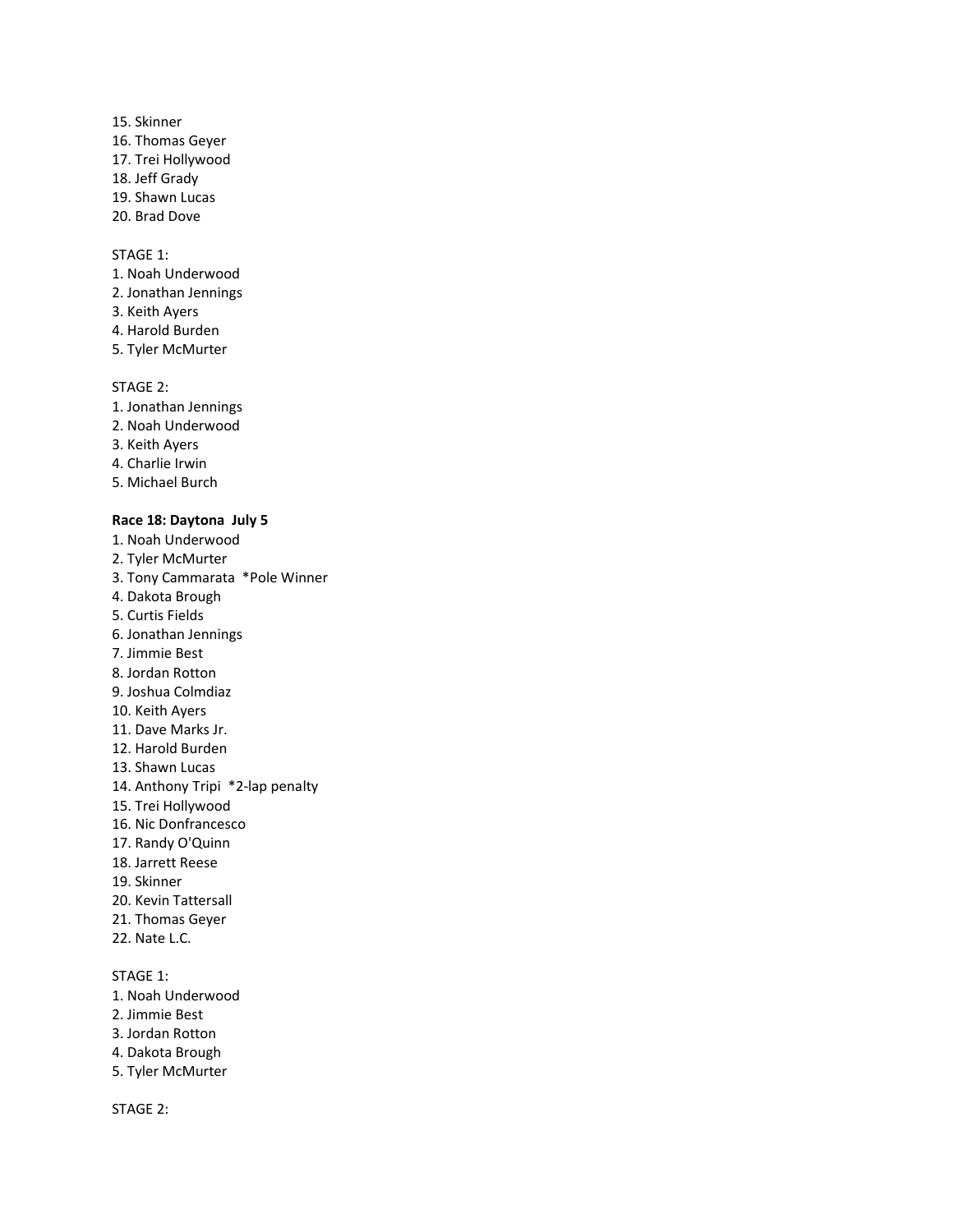15. Skinner
16. Thomas Geyer
17. Trei Hollywood
18. Jeff Grady
19. Shawn Lucas
20. Brad Dove

STAGE 1:
1. Noah Underwood
2. Jonathan Jennings
3. Keith Ayers
4. Harold Burden
5. Tyler McMurter

STAGE 2:
1. Jonathan Jennings
2. Noah Underwood
3. Keith Ayers
4. Charlie Irwin
5. Michael Burch

**Race 18: Daytona July 5**
1. Noah Underwood
2. Tyler McMurter
3. Tony Cammarata *Pole Winner
4. Dakota Brough
5. Curtis Fields
6. Jonathan Jennings
7. Jimmie Best
8. Jordan Rotton
9. Joshua Colmdiaz
10. Keith Ayers
11. Dave Marks Jr.
12. Harold Burden
13. Shawn Lucas
14. Anthony Tripi *2-lap penalty
15. Trei Hollywood
16. Nic Donfrancesco
17. Randy O'Quinn
18. Jarrett Reese
19. Skinner
20. Kevin Tattersall
21. Thomas Geyer
22. Nate L.C.

STAGE 1:
1. Noah Underwood
2. Jimmie Best
3. Jordan Rotton
4. Dakota Brough
5. Tyler McMurter

STAGE 2: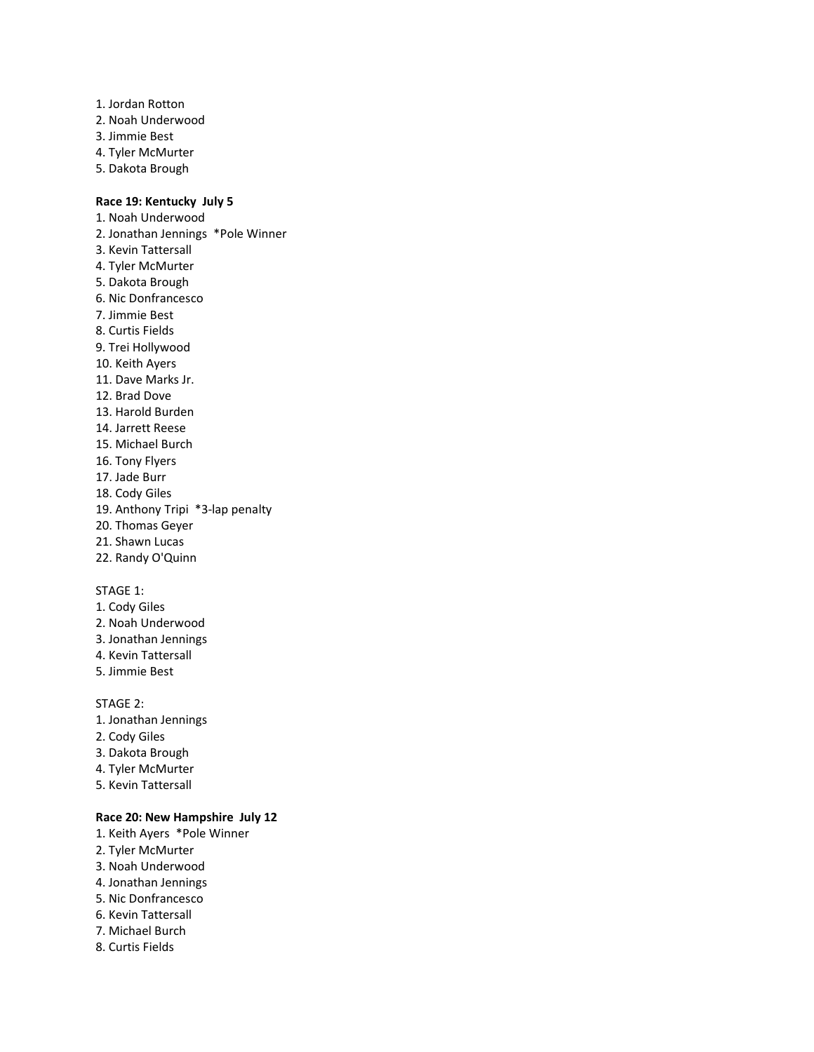1. Jordan Rotton
2. Noah Underwood
3. Jimmie Best
4. Tyler McMurter
5. Dakota Brough

**Race 19: Kentucky  July 5**

1. Noah Underwood
2. Jonathan Jennings  *Pole Winner
3. Kevin Tattersall
4. Tyler McMurter
5. Dakota Brough
6. Nic Donfrancesco
7. Jimmie Best
8. Curtis Fields
9. Trei Hollywood
10. Keith Ayers
11. Dave Marks Jr.
12. Brad Dove
13. Harold Burden
14. Jarrett Reese
15. Michael Burch
16. Tony Flyers
17. Jade Burr
18. Cody Giles
19. Anthony Tripi  *3-lap penalty
20. Thomas Geyer
21. Shawn Lucas
22. Randy O'Quinn

STAGE 1:

1. Cody Giles
2. Noah Underwood
3. Jonathan Jennings
4. Kevin Tattersall
5. Jimmie Best

STAGE 2:

1. Jonathan Jennings
2. Cody Giles
3. Dakota Brough
4. Tyler McMurter
5. Kevin Tattersall

**Race 20: New Hampshire  July 12**

1. Keith Ayers  *Pole Winner
2. Tyler McMurter
3. Noah Underwood
4. Jonathan Jennings
5. Nic Donfrancesco
6. Kevin Tattersall
7. Michael Burch
8. Curtis Fields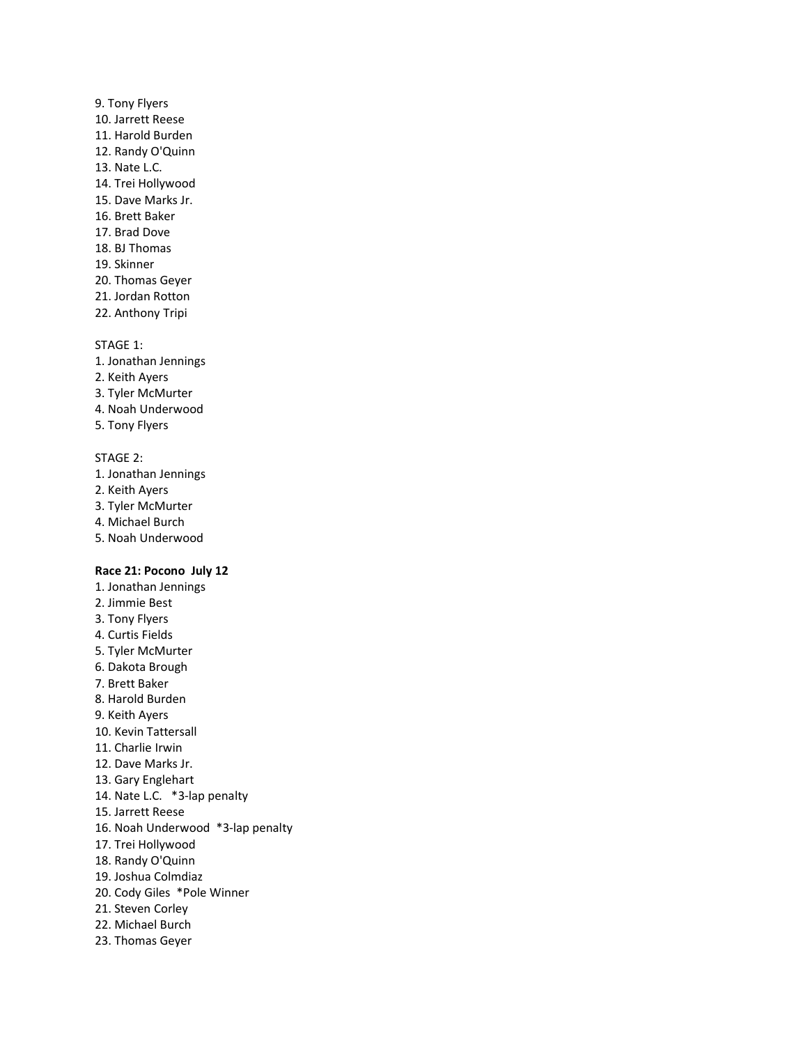9. Tony Flyers
10. Jarrett Reese
11. Harold Burden
12. Randy O'Quinn
13. Nate L.C.
14. Trei Hollywood
15. Dave Marks Jr.
16. Brett Baker
17. Brad Dove
18. BJ Thomas
19. Skinner
20. Thomas Geyer
21. Jordan Rotton
22. Anthony Tripi

STAGE 1:
1. Jonathan Jennings
2. Keith Ayers
3. Tyler McMurter
4. Noah Underwood
5. Tony Flyers

STAGE 2:
1. Jonathan Jennings
2. Keith Ayers
3. Tyler McMurter
4. Michael Burch
5. Noah Underwood

**Race 21: Pocono July 12**
1. Jonathan Jennings
2. Jimmie Best
3. Tony Flyers
4. Curtis Fields
5. Tyler McMurter
6. Dakota Brough
7. Brett Baker
8. Harold Burden
9. Keith Ayers
10. Kevin Tattersall
11. Charlie Irwin
12. Dave Marks Jr.
13. Gary Englehart
14. Nate L.C. *3-lap penalty
15. Jarrett Reese
16. Noah Underwood *3-lap penalty
17. Trei Hollywood
18. Randy O'Quinn
19. Joshua Colmdiaz
20. Cody Giles *Pole Winner
21. Steven Corley
22. Michael Burch
23. Thomas Geyer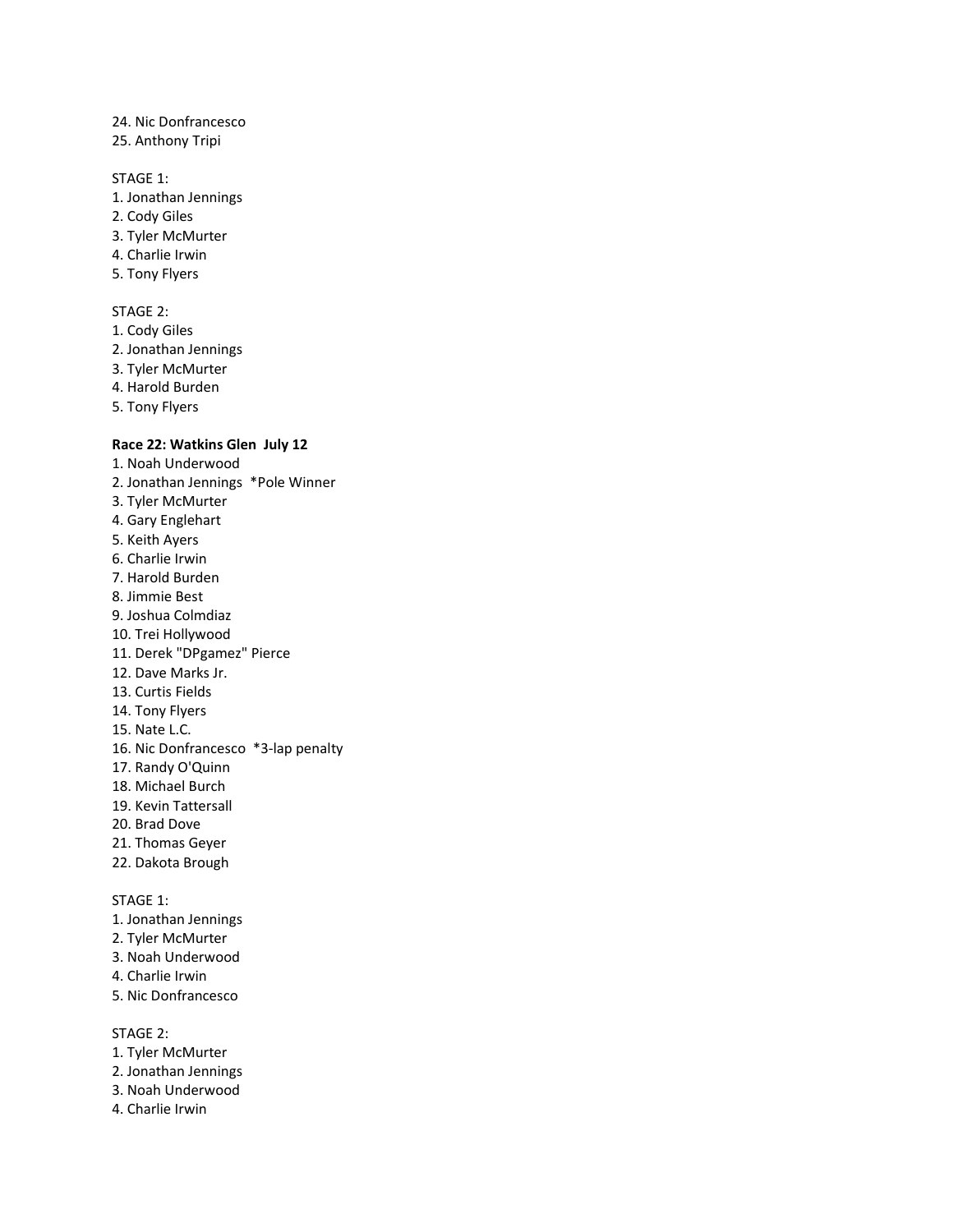24. Nic Donfrancesco
25. Anthony Tripi

STAGE 1:
1. Jonathan Jennings
2. Cody Giles
3. Tyler McMurter
4. Charlie Irwin
5. Tony Flyers

STAGE 2:
1. Cody Giles
2. Jonathan Jennings
3. Tyler McMurter
4. Harold Burden
5. Tony Flyers

**Race 22: Watkins Glen July 12**
1. Noah Underwood
2. Jonathan Jennings *Pole Winner
3. Tyler McMurter
4. Gary Englehart
5. Keith Ayers
6. Charlie Irwin
7. Harold Burden
8. Jimmie Best
9. Joshua Colmdiaz
10. Trei Hollywood
11. Derek "DPgamez" Pierce
12. Dave Marks Jr.
13. Curtis Fields
14. Tony Flyers
15. Nate L.C.
16. Nic Donfrancesco *3-lap penalty
17. Randy O'Quinn
18. Michael Burch
19. Kevin Tattersall
20. Brad Dove
21. Thomas Geyer
22. Dakota Brough

STAGE 1:
1. Jonathan Jennings
2. Tyler McMurter
3. Noah Underwood
4. Charlie Irwin
5. Nic Donfrancesco

STAGE 2:
1. Tyler McMurter
2. Jonathan Jennings
3. Noah Underwood
4. Charlie Irwin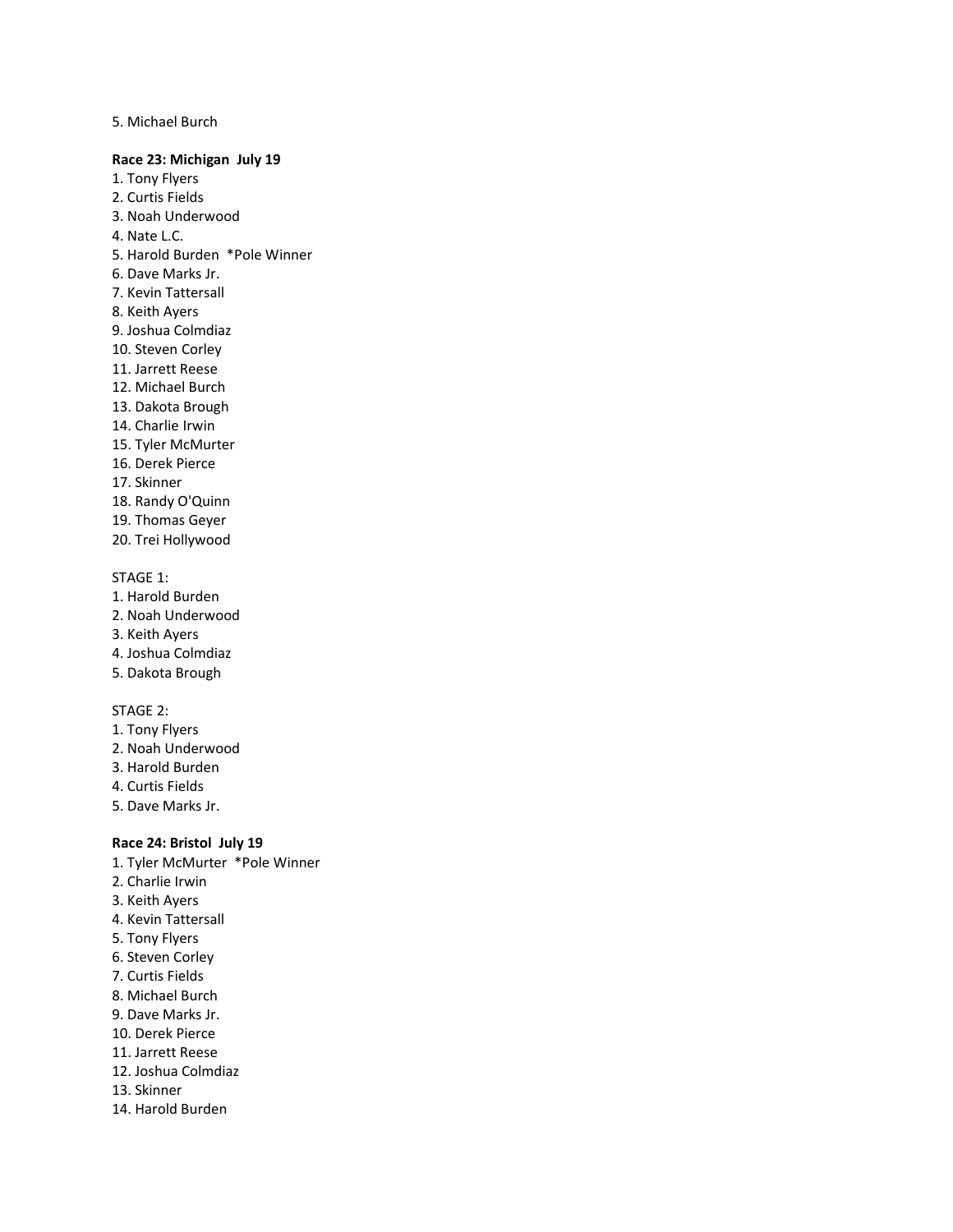5. Michael Burch

**Race 23: Michigan  July 19**

1. Tony Flyers
2. Curtis Fields
3. Noah Underwood
4. Nate L.C.
5. Harold Burden  *Pole Winner
6. Dave Marks Jr.
7. Kevin Tattersall
8. Keith Ayers
9. Joshua Colmdiaz
10. Steven Corley
11. Jarrett Reese
12. Michael Burch
13. Dakota Brough
14. Charlie Irwin
15. Tyler McMurter
16. Derek Pierce
17. Skinner
18. Randy O'Quinn
19. Thomas Geyer
20. Trei Hollywood

STAGE 1:

1. Harold Burden
2. Noah Underwood
3. Keith Ayers
4. Joshua Colmdiaz
5. Dakota Brough

STAGE 2:

1. Tony Flyers
2. Noah Underwood
3. Harold Burden
4. Curtis Fields
5. Dave Marks Jr.

**Race 24: Bristol  July 19**

1. Tyler McMurter  *Pole Winner
2. Charlie Irwin
3. Keith Ayers
4. Kevin Tattersall
5. Tony Flyers
6. Steven Corley
7. Curtis Fields
8. Michael Burch
9. Dave Marks Jr.
10. Derek Pierce
11. Jarrett Reese
12. Joshua Colmdiaz
13. Skinner
14. Harold Burden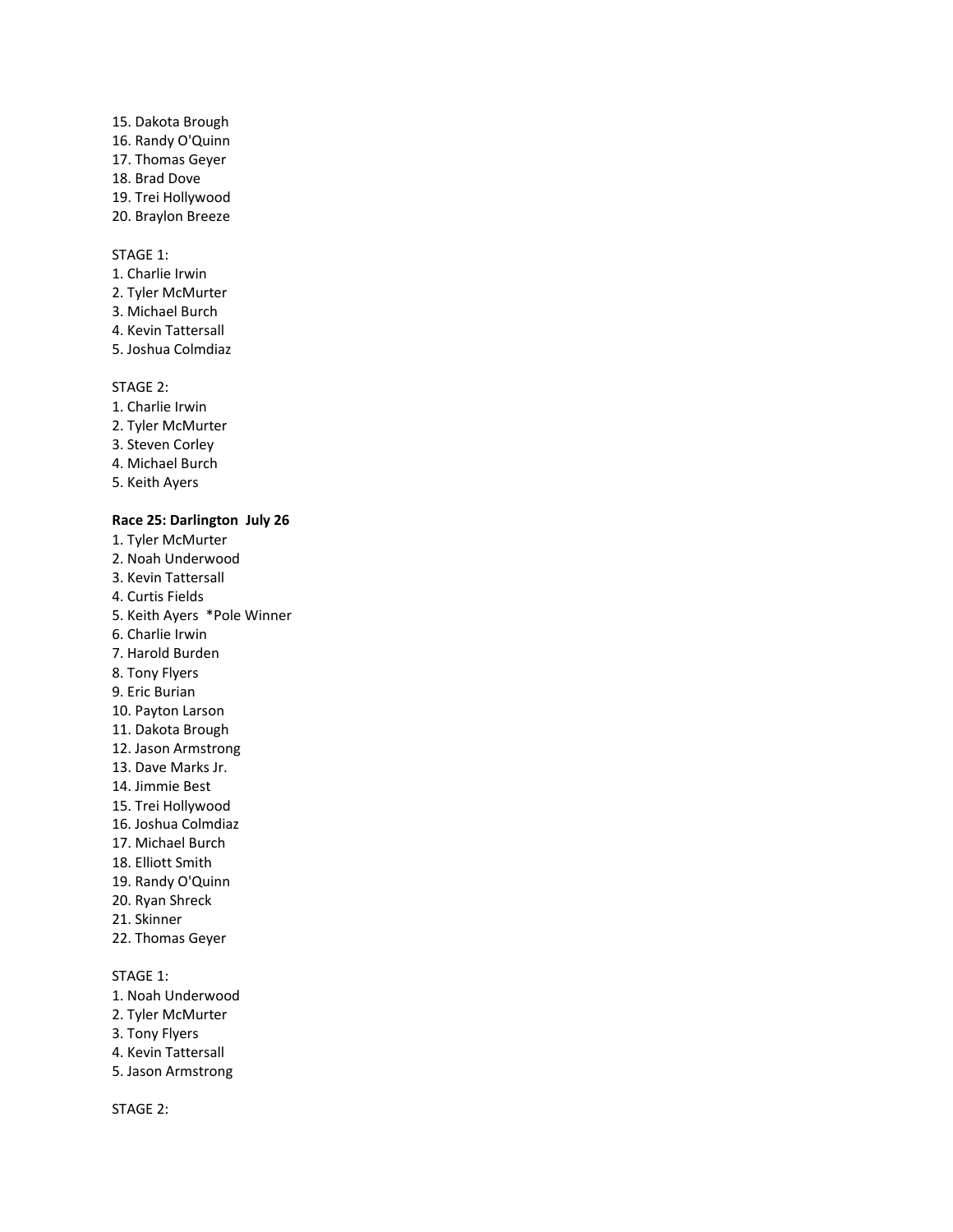15. Dakota Brough
16. Randy O'Quinn
17. Thomas Geyer
18. Brad Dove
19. Trei Hollywood
20. Braylon Breeze

STAGE 1:
1. Charlie Irwin
2. Tyler McMurter
3. Michael Burch
4. Kevin Tattersall
5. Joshua Colmdiaz

STAGE 2:
1. Charlie Irwin
2. Tyler McMurter
3. Steven Corley
4. Michael Burch
5. Keith Ayers

**Race 25: Darlington July 26**
1. Tyler McMurter
2. Noah Underwood
3. Kevin Tattersall
4. Curtis Fields
5. Keith Ayers *Pole Winner
6. Charlie Irwin
7. Harold Burden
8. Tony Flyers
9. Eric Burian
10. Payton Larson
11. Dakota Brough
12. Jason Armstrong
13. Dave Marks Jr.
14. Jimmie Best
15. Trei Hollywood
16. Joshua Colmdiaz
17. Michael Burch
18. Elliott Smith
19. Randy O'Quinn
20. Ryan Shreck
21. Skinner
22. Thomas Geyer

STAGE 1:
1. Noah Underwood
2. Tyler McMurter
3. Tony Flyers
4. Kevin Tattersall
5. Jason Armstrong

STAGE 2: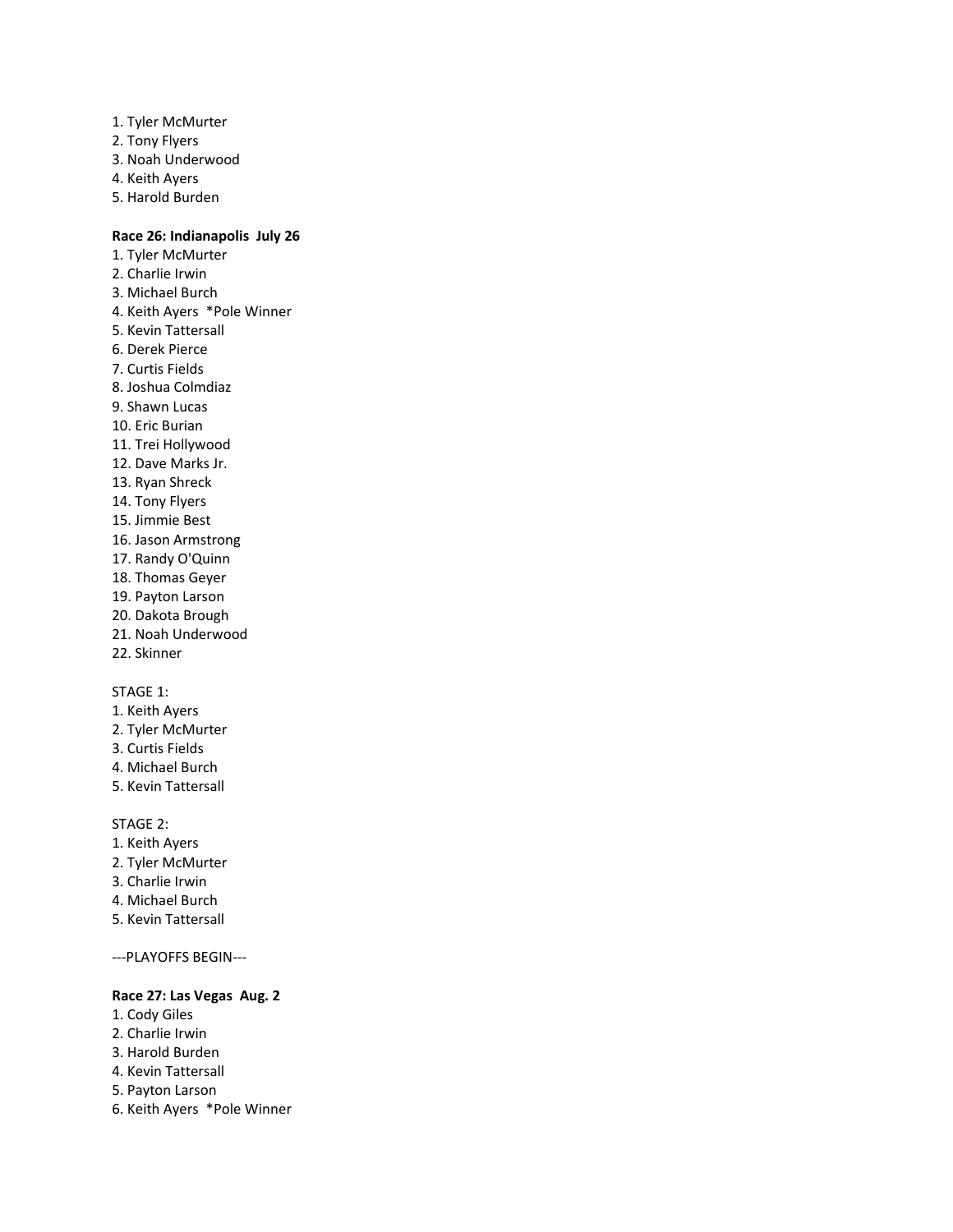1. Tyler McMurter
2. Tony Flyers
3. Noah Underwood
4. Keith Ayers
5. Harold Burden

**Race 26: Indianapolis July 26**

1. Tyler McMurter
2. Charlie Irwin
3. Michael Burch
4. Keith Ayers *Pole Winner
5. Kevin Tattersall
6. Derek Pierce
7. Curtis Fields
8. Joshua Colmdiaz
9. Shawn Lucas
10. Eric Burian
11. Trei Hollywood
12. Dave Marks Jr.
13. Ryan Shreck
14. Tony Flyers
15. Jimmie Best
16. Jason Armstrong
17. Randy O'Quinn
18. Thomas Geyer
19. Payton Larson
20. Dakota Brough
21. Noah Underwood
22. Skinner

STAGE 1:

1. Keith Ayers
2. Tyler McMurter
3. Curtis Fields
4. Michael Burch
5. Kevin Tattersall

STAGE 2:

1. Keith Ayers
2. Tyler McMurter
3. Charlie Irwin
4. Michael Burch
5. Kevin Tattersall

---PLAYOFFS BEGIN---

**Race 27: Las Vegas Aug. 2**

1. Cody Giles
2. Charlie Irwin
3. Harold Burden
4. Kevin Tattersall
5. Payton Larson
6. Keith Ayers *Pole Winner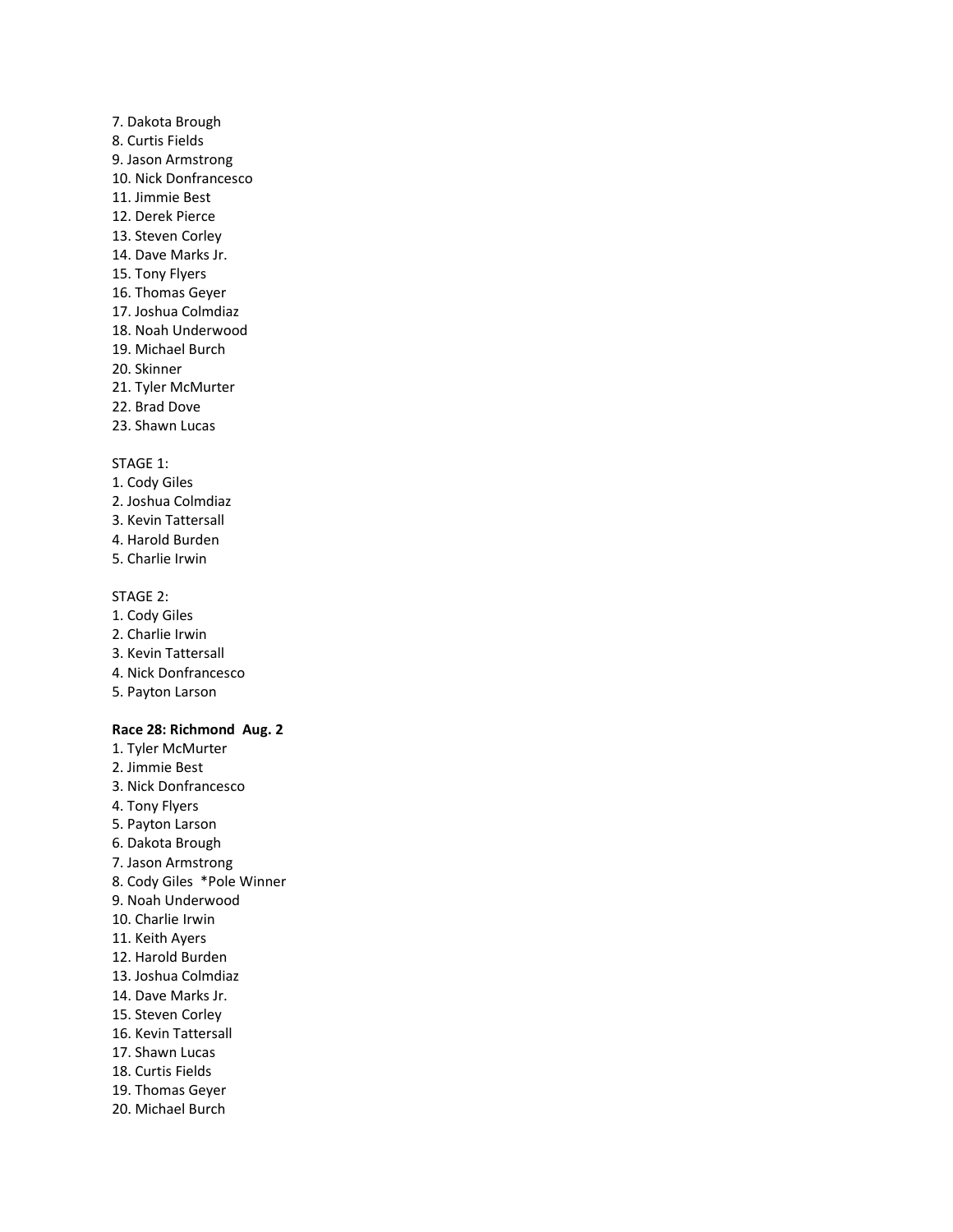7. Dakota Brough
8. Curtis Fields
9. Jason Armstrong
10. Nick Donfrancesco
11. Jimmie Best
12. Derek Pierce
13. Steven Corley
14. Dave Marks Jr.
15. Tony Flyers
16. Thomas Geyer
17. Joshua Colmdiaz
18. Noah Underwood
19. Michael Burch
20. Skinner
21. Tyler McMurter
22. Brad Dove
23. Shawn Lucas

STAGE 1:
1. Cody Giles
2. Joshua Colmdiaz
3. Kevin Tattersall
4. Harold Burden
5. Charlie Irwin

STAGE 2:
1. Cody Giles
2. Charlie Irwin
3. Kevin Tattersall
4. Nick Donfrancesco
5. Payton Larson

**Race 28: Richmond Aug. 2**

1. Tyler McMurter
2. Jimmie Best
3. Nick Donfrancesco
4. Tony Flyers
5. Payton Larson
6. Dakota Brough
7. Jason Armstrong
8. Cody Giles *Pole Winner
9. Noah Underwood
10. Charlie Irwin
11. Keith Ayers
12. Harold Burden
13. Joshua Colmdiaz
14. Dave Marks Jr.
15. Steven Corley
16. Kevin Tattersall
17. Shawn Lucas
18. Curtis Fields
19. Thomas Geyer
20. Michael Burch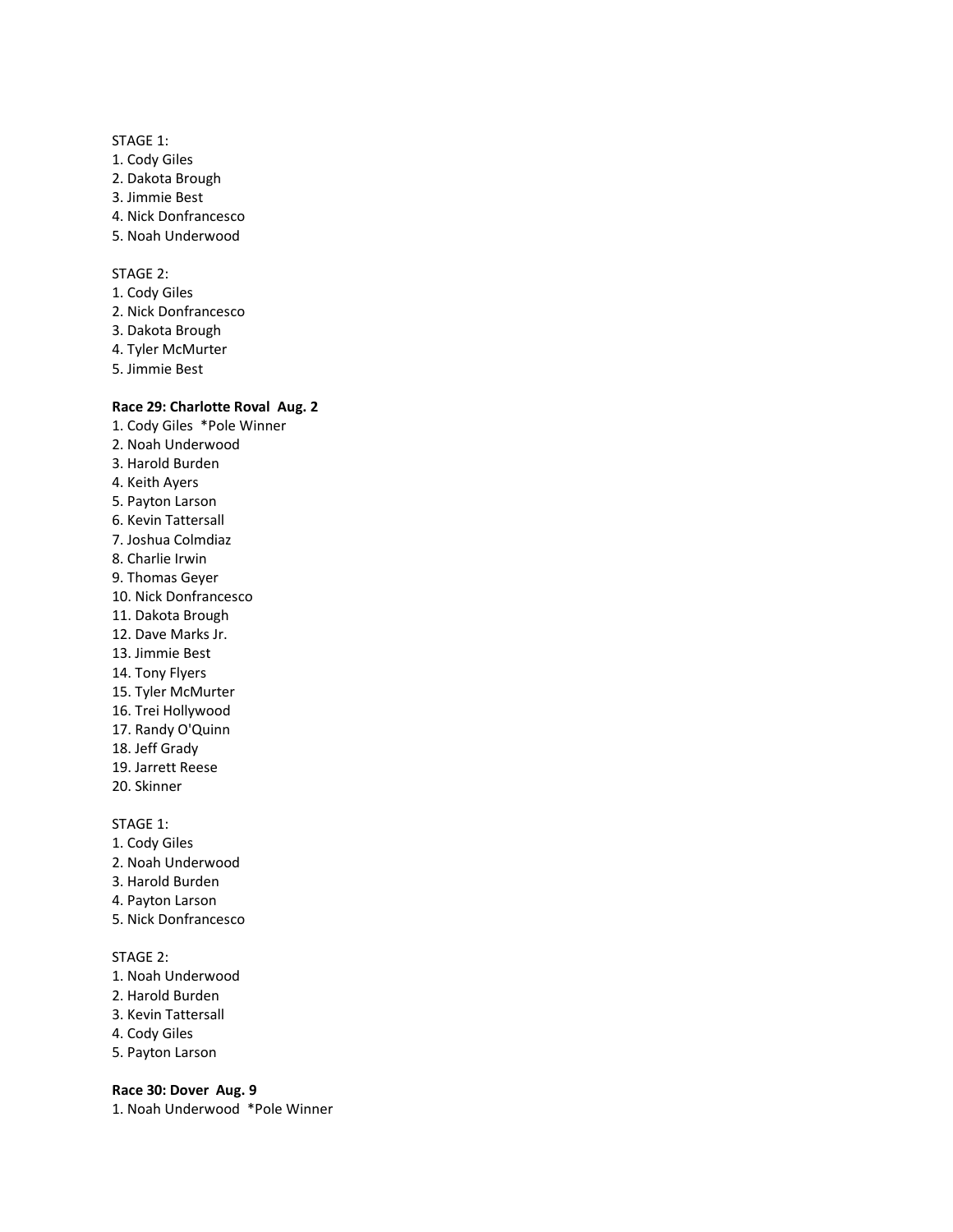STAGE 1:
1. Cody Giles
2. Dakota Brough
3. Jimmie Best
4. Nick Donfrancesco
5. Noah Underwood

STAGE 2:
1. Cody Giles
2. Nick Donfrancesco
3. Dakota Brough
4. Tyler McMurter
5. Jimmie Best

**Race 29: Charlotte Roval Aug. 2**
1. Cody Giles *Pole Winner
2. Noah Underwood
3. Harold Burden
4. Keith Ayers
5. Payton Larson
6. Kevin Tattersall
7. Joshua Colmdiaz
8. Charlie Irwin
9. Thomas Geyer
10. Nick Donfrancesco
11. Dakota Brough
12. Dave Marks Jr.
13. Jimmie Best
14. Tony Flyers
15. Tyler McMurter
16. Trei Hollywood
17. Randy O'Quinn
18. Jeff Grady
19. Jarrett Reese
20. Skinner

STAGE 1:
1. Cody Giles
2. Noah Underwood
3. Harold Burden
4. Payton Larson
5. Nick Donfrancesco

STAGE 2:
1. Noah Underwood
2. Harold Burden
3. Kevin Tattersall
4. Cody Giles
5. Payton Larson

**Race 30: Dover Aug. 9**
1. Noah Underwood *Pole Winner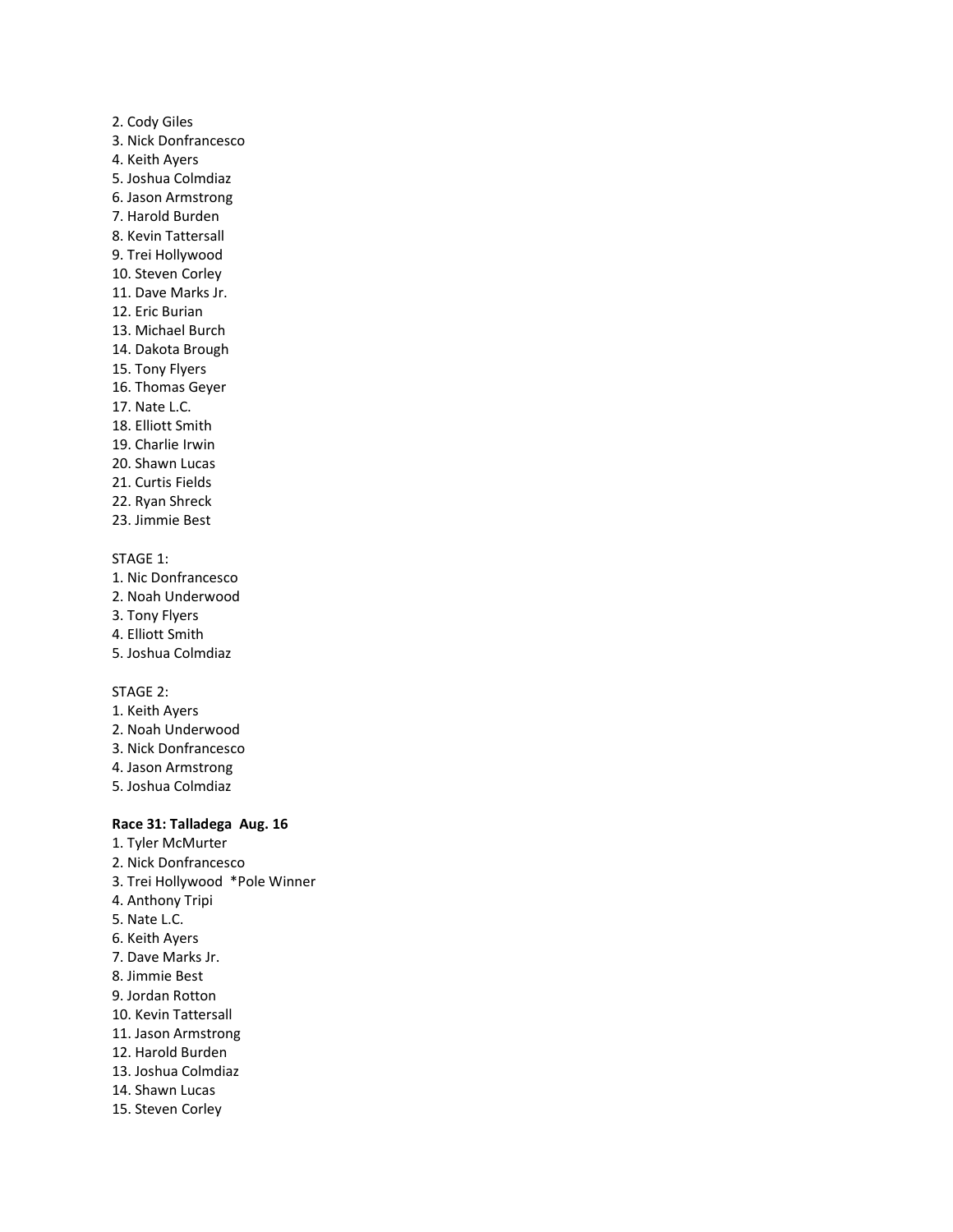2. Cody Giles
3. Nick Donfrancesco
4. Keith Ayers
5. Joshua Colmdiaz
6. Jason Armstrong
7. Harold Burden
8. Kevin Tattersall
9. Trei Hollywood
10. Steven Corley
11. Dave Marks Jr.
12. Eric Burian
13. Michael Burch
14. Dakota Brough
15. Tony Flyers
16. Thomas Geyer
17. Nate L.C.
18. Elliott Smith
19. Charlie Irwin
20. Shawn Lucas
21. Curtis Fields
22. Ryan Shreck
23. Jimmie Best

STAGE 1:
1. Nic Donfrancesco
2. Noah Underwood
3. Tony Flyers
4. Elliott Smith
5. Joshua Colmdiaz

STAGE 2:
1. Keith Ayers
2. Noah Underwood
3. Nick Donfrancesco
4. Jason Armstrong
5. Joshua Colmdiaz

**Race 31: Talladega Aug. 16**
1. Tyler McMurter
2. Nick Donfrancesco
3. Trei Hollywood *Pole Winner
4. Anthony Tripi
5. Nate L.C.
6. Keith Ayers
7. Dave Marks Jr.
8. Jimmie Best
9. Jordan Rotton
10. Kevin Tattersall
11. Jason Armstrong
12. Harold Burden
13. Joshua Colmdiaz
14. Shawn Lucas
15. Steven Corley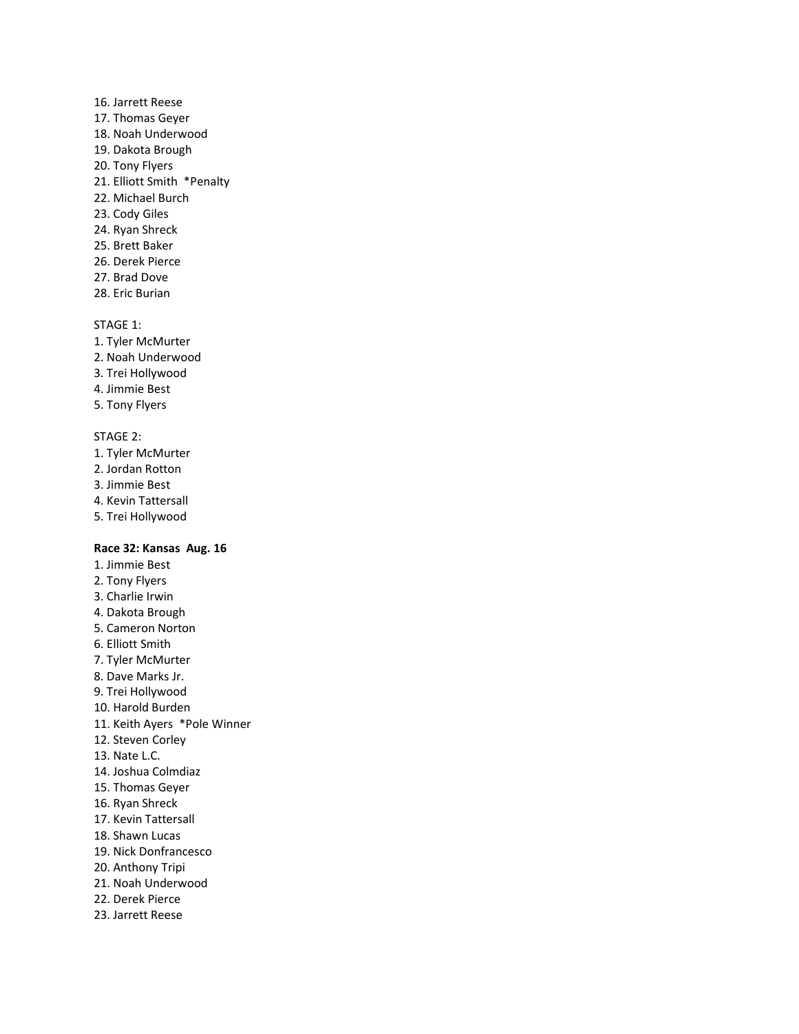16. Jarrett Reese
17. Thomas Geyer
18. Noah Underwood
19. Dakota Brough
20. Tony Flyers
21. Elliott Smith  *Penalty
22. Michael Burch
23. Cody Giles
24. Ryan Shreck
25. Brett Baker
26. Derek Pierce
27. Brad Dove
28. Eric Burian

STAGE 1:
1. Tyler McMurter
2. Noah Underwood
3. Trei Hollywood
4. Jimmie Best
5. Tony Flyers

STAGE 2:
1. Tyler McMurter
2. Jordan Rotton
3. Jimmie Best
4. Kevin Tattersall
5. Trei Hollywood

**Race 32: Kansas  Aug. 16**

1. Jimmie Best
2. Tony Flyers
3. Charlie Irwin
4. Dakota Brough
5. Cameron Norton
6. Elliott Smith
7. Tyler McMurter
8. Dave Marks Jr.
9. Trei Hollywood
10. Harold Burden
11. Keith Ayers  *Pole Winner
12. Steven Corley
13. Nate L.C.
14. Joshua Colmdiaz
15. Thomas Geyer
16. Ryan Shreck
17. Kevin Tattersall
18. Shawn Lucas
19. Nick Donfrancesco
20. Anthony Tripi
21. Noah Underwood
22. Derek Pierce
23. Jarrett Reese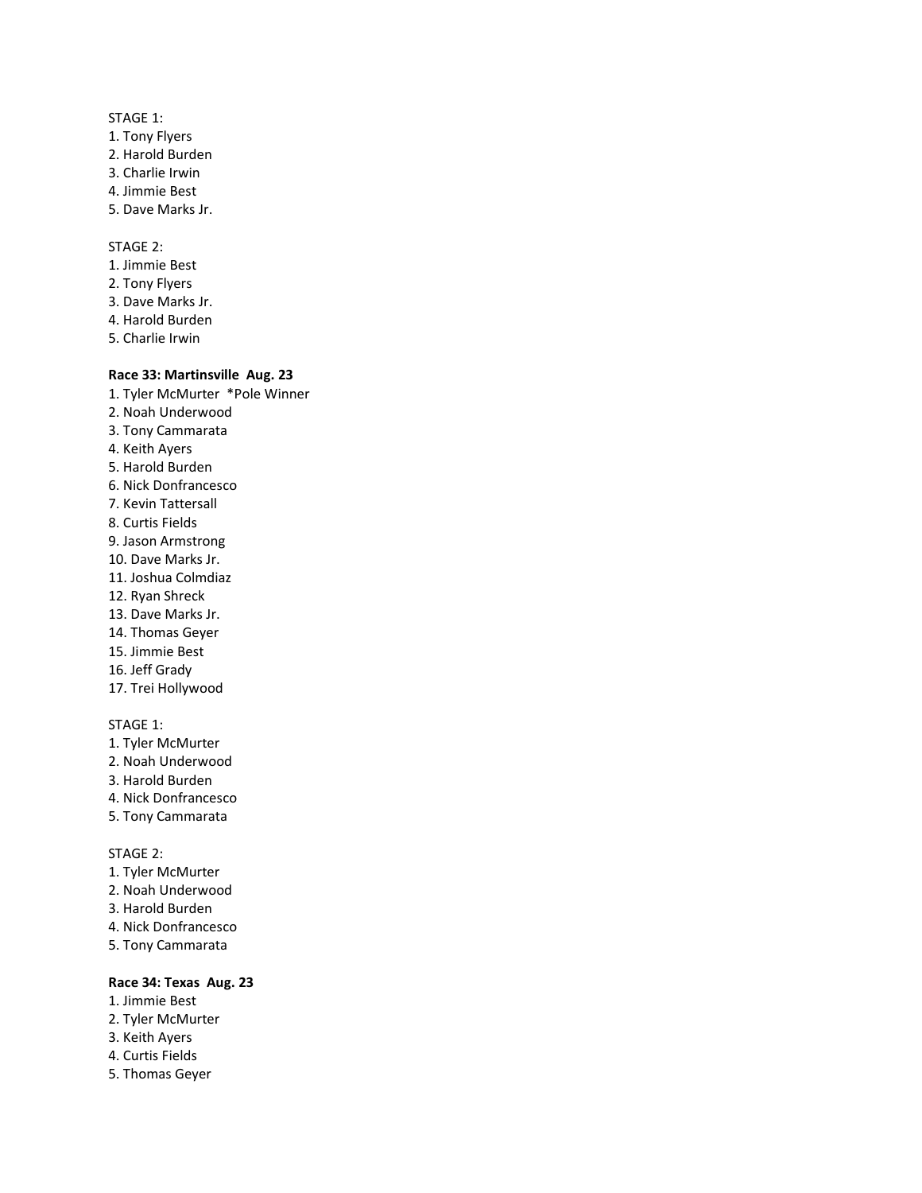STAGE 1:
1. Tony Flyers
2. Harold Burden
3. Charlie Irwin
4. Jimmie Best
5. Dave Marks Jr.

STAGE 2:
1. Jimmie Best
2. Tony Flyers
3. Dave Marks Jr.
4. Harold Burden
5. Charlie Irwin

**Race 33: Martinsville  Aug. 23**
1. Tyler McMurter  *Pole Winner
2. Noah Underwood
3. Tony Cammarata
4. Keith Ayers
5. Harold Burden
6. Nick Donfrancesco
7. Kevin Tattersall
8. Curtis Fields
9. Jason Armstrong
10. Dave Marks Jr.
11. Joshua Colmdiaz
12. Ryan Shreck
13. Dave Marks Jr.
14. Thomas Geyer
15. Jimmie Best
16. Jeff Grady
17. Trei Hollywood

STAGE 1:
1. Tyler McMurter
2. Noah Underwood
3. Harold Burden
4. Nick Donfrancesco
5. Tony Cammarata

STAGE 2:
1. Tyler McMurter
2. Noah Underwood
3. Harold Burden
4. Nick Donfrancesco
5. Tony Cammarata

**Race 34: Texas  Aug. 23**
1. Jimmie Best
2. Tyler McMurter
3. Keith Ayers
4. Curtis Fields
5. Thomas Geyer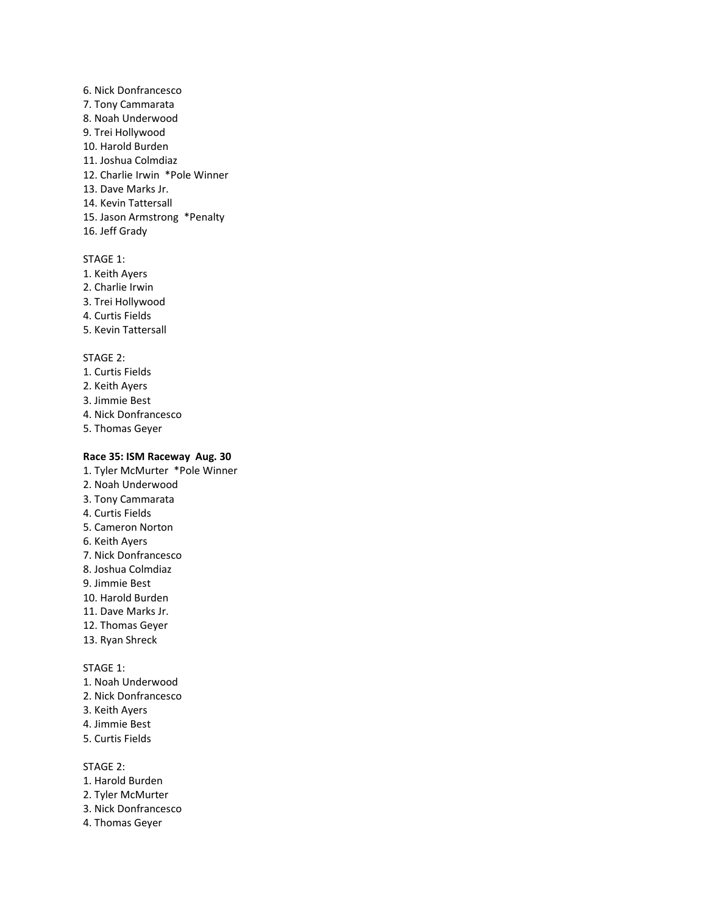6. Nick Donfrancesco
7. Tony Cammarata
8. Noah Underwood
9. Trei Hollywood
10. Harold Burden
11. Joshua Colmdiaz
12. Charlie Irwin *Pole Winner
13. Dave Marks Jr.
14. Kevin Tattersall
15. Jason Armstrong *Penalty
16. Jeff Grady

STAGE 1:

1. Keith Ayers
2. Charlie Irwin
3. Trei Hollywood
4. Curtis Fields
5. Kevin Tattersall

STAGE 2:

1. Curtis Fields
2. Keith Ayers
3. Jimmie Best
4. Nick Donfrancesco
5. Thomas Geyer

**Race 35: ISM Raceway Aug. 30**

1. Tyler McMurter *Pole Winner
2. Noah Underwood
3. Tony Cammarata
4. Curtis Fields
5. Cameron Norton
6. Keith Ayers
7. Nick Donfrancesco
8. Joshua Colmdiaz
9. Jimmie Best
10. Harold Burden
11. Dave Marks Jr.
12. Thomas Geyer
13. Ryan Shreck

STAGE 1:

1. Noah Underwood
2. Nick Donfrancesco
3. Keith Ayers
4. Jimmie Best
5. Curtis Fields

STAGE 2:

1. Harold Burden
2. Tyler McMurter
3. Nick Donfrancesco
4. Thomas Geyer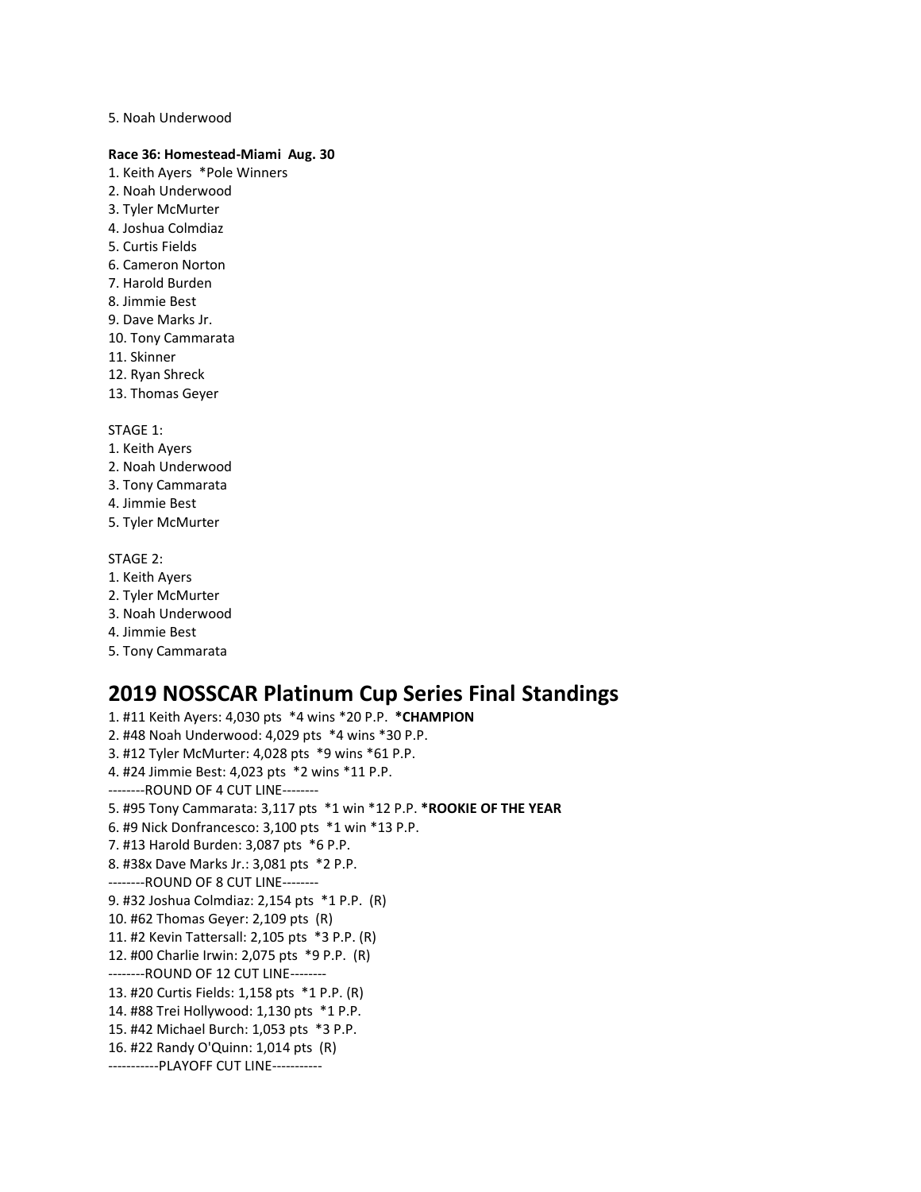5. Noah Underwood

**Race 36: Homestead-Miami Aug. 30**

1. Keith Ayers *Pole Winners
2. Noah Underwood
3. Tyler McMurter
4. Joshua Colmdiaz
5. Curtis Fields
6. Cameron Norton
7. Harold Burden
8. Jimmie Best
9. Dave Marks Jr.
10. Tony Cammarata
11. Skinner
12. Ryan Shreck
13. Thomas Geyer

STAGE 1:

1. Keith Ayers
2. Noah Underwood
3. Tony Cammarata
4. Jimmie Best
5. Tyler McMurter

STAGE 2:

1. Keith Ayers
2. Tyler McMurter
3. Noah Underwood
4. Jimmie Best
5. Tony Cammarata

# 2019 NOSSCAR Platinum Cup Series Final Standings

1. #11 Keith Ayers: 4,030 pts *4 wins *20 P.P. ***CHAMPION**
2. #48 Noah Underwood: 4,029 pts *4 wins *30 P.P.
3. #12 Tyler McMurter: 4,028 pts *9 wins *61 P.P.
4. #24 Jimmie Best: 4,023 pts *2 wins *11 P.P.

--------ROUND OF 4 CUT LINE--------

5. #95 Tony Cammarata: 3,117 pts *1 win *12 P.P. ***ROOKIE OF THE YEAR**
6. #9 Nick Donfrancesco: 3,100 pts *1 win *13 P.P.
7. #13 Harold Burden: 3,087 pts *6 P.P.
8. #38x Dave Marks Jr.: 3,081 pts *2 P.P.

--------ROUND OF 8 CUT LINE--------

9. #32 Joshua Colmdiaz: 2,154 pts *1 P.P. (R)
10. #62 Thomas Geyer: 2,109 pts (R)
11. #2 Kevin Tattersall: 2,105 pts *3 P.P. (R)
12. #00 Charlie Irwin: 2,075 pts *9 P.P. (R)

--------ROUND OF 12 CUT LINE--------

13. #20 Curtis Fields: 1,158 pts *1 P.P. (R)
14. #88 Trei Hollywood: 1,130 pts *1 P.P.
15. #42 Michael Burch: 1,053 pts *3 P.P.
16. #22 Randy O'Quinn: 1,014 pts (R)

-----------PLAYOFF CUT LINE-----------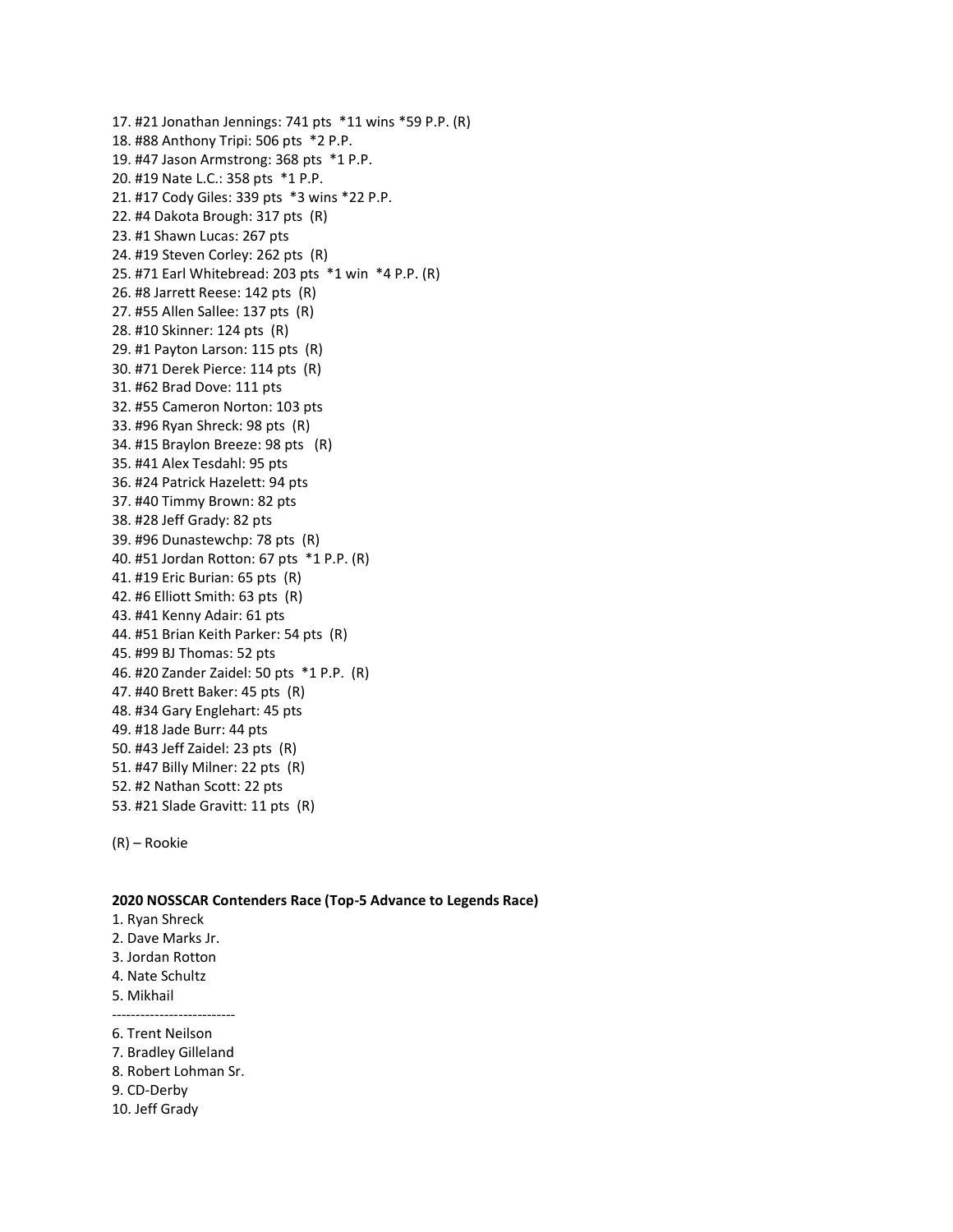17. #21 Jonathan Jennings: 741 pts *11 wins *59 P.P. (R)
18. #88 Anthony Tripi: 506 pts *2 P.P.
19. #47 Jason Armstrong: 368 pts *1 P.P.
20. #19 Nate L.C.: 358 pts *1 P.P.
21. #17 Cody Giles: 339 pts *3 wins *22 P.P.
22. #4 Dakota Brough: 317 pts (R)
23. #1 Shawn Lucas: 267 pts
24. #19 Steven Corley: 262 pts (R)
25. #71 Earl Whitebread: 203 pts *1 win *4 P.P. (R)
26. #8 Jarrett Reese: 142 pts (R)
27. #55 Allen Sallee: 137 pts (R)
28. #10 Skinner: 124 pts (R)
29. #1 Payton Larson: 115 pts (R)
30. #71 Derek Pierce: 114 pts (R)
31. #62 Brad Dove: 111 pts
32. #55 Cameron Norton: 103 pts
33. #96 Ryan Shreck: 98 pts (R)
34. #15 Braylon Breeze: 98 pts (R)
35. #41 Alex Tesdahl: 95 pts
36. #24 Patrick Hazelett: 94 pts
37. #40 Timmy Brown: 82 pts
38. #28 Jeff Grady: 82 pts
39. #96 Dunastewchp: 78 pts (R)
40. #51 Jordan Rotton: 67 pts *1 P.P. (R)
41. #19 Eric Burian: 65 pts (R)
42. #6 Elliott Smith: 63 pts (R)
43. #41 Kenny Adair: 61 pts
44. #51 Brian Keith Parker: 54 pts (R)
45. #99 BJ Thomas: 52 pts
46. #20 Zander Zaidel: 50 pts *1 P.P. (R)
47. #40 Brett Baker: 45 pts (R)
48. #34 Gary Englehart: 45 pts
49. #18 Jade Burr: 44 pts
50. #43 Jeff Zaidel: 23 pts (R)
51. #47 Billy Milner: 22 pts (R)
52. #2 Nathan Scott: 22 pts
53. #21 Slade Gravitt: 11 pts (R)

(R) – Rookie

**2020 NOSSCAR Contenders Race (Top-5 Advance to Legends Race)**

1. Ryan Shreck
2. Dave Marks Jr.
3. Jordan Rotton
4. Nate Schultz
5. Mikhail

--------------------------

6. Trent Neilson
7. Bradley Gilleland
8. Robert Lohman Sr.
9. CD-Derby
10. Jeff Grady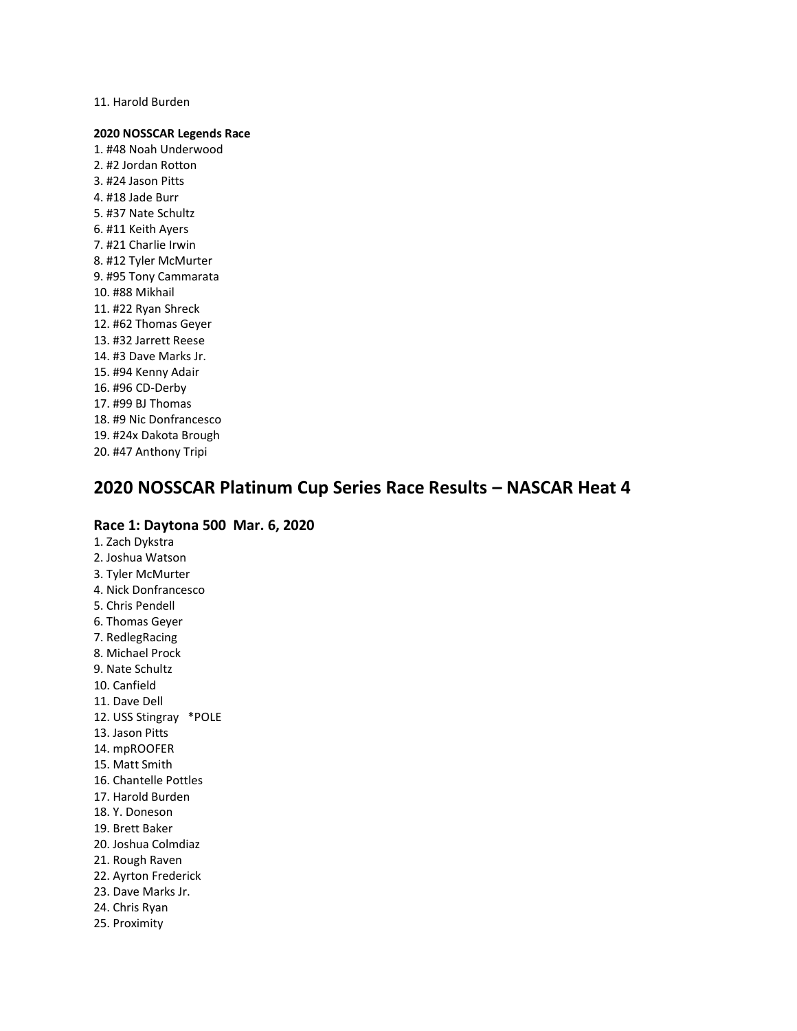11. Harold Burden

**2020 NOSSCAR Legends Race**

1. #48 Noah Underwood
2. #2 Jordan Rotton
3. #24 Jason Pitts
4. #18 Jade Burr
5. #37 Nate Schultz
6. #11 Keith Ayers
7. #21 Charlie Irwin
8. #12 Tyler McMurter
9. #95 Tony Cammarata
10. #88 Mikhail
11. #22 Ryan Shreck
12. #62 Thomas Geyer
13. #32 Jarrett Reese
14. #3 Dave Marks Jr.
15. #94 Kenny Adair
16. #96 CD-Derby
17. #99 BJ Thomas
18. #9 Nic Donfrancesco
19. #24x Dakota Brough
20. #47 Anthony Tripi

# 2020 NOSSCAR Platinum Cup Series Race Results – NASCAR Heat 4

## Race 1: Daytona 500 Mar. 6, 2020

1. Zach Dykstra
2. Joshua Watson
3. Tyler McMurter
4. Nick Donfrancesco
5. Chris Pendell
6. Thomas Geyer
7. RedlegRacing
8. Michael Prock
9. Nate Schultz
10. Canfield
11. Dave Dell
12. USS Stingray *POLE
13. Jason Pitts
14. mpROOFER
15. Matt Smith
16. Chantelle Pottles
17. Harold Burden
18. Y. Doneson
19. Brett Baker
20. Joshua Colmdiaz
21. Rough Raven
22. Ayrton Frederick
23. Dave Marks Jr.
24. Chris Ryan
25. Proximity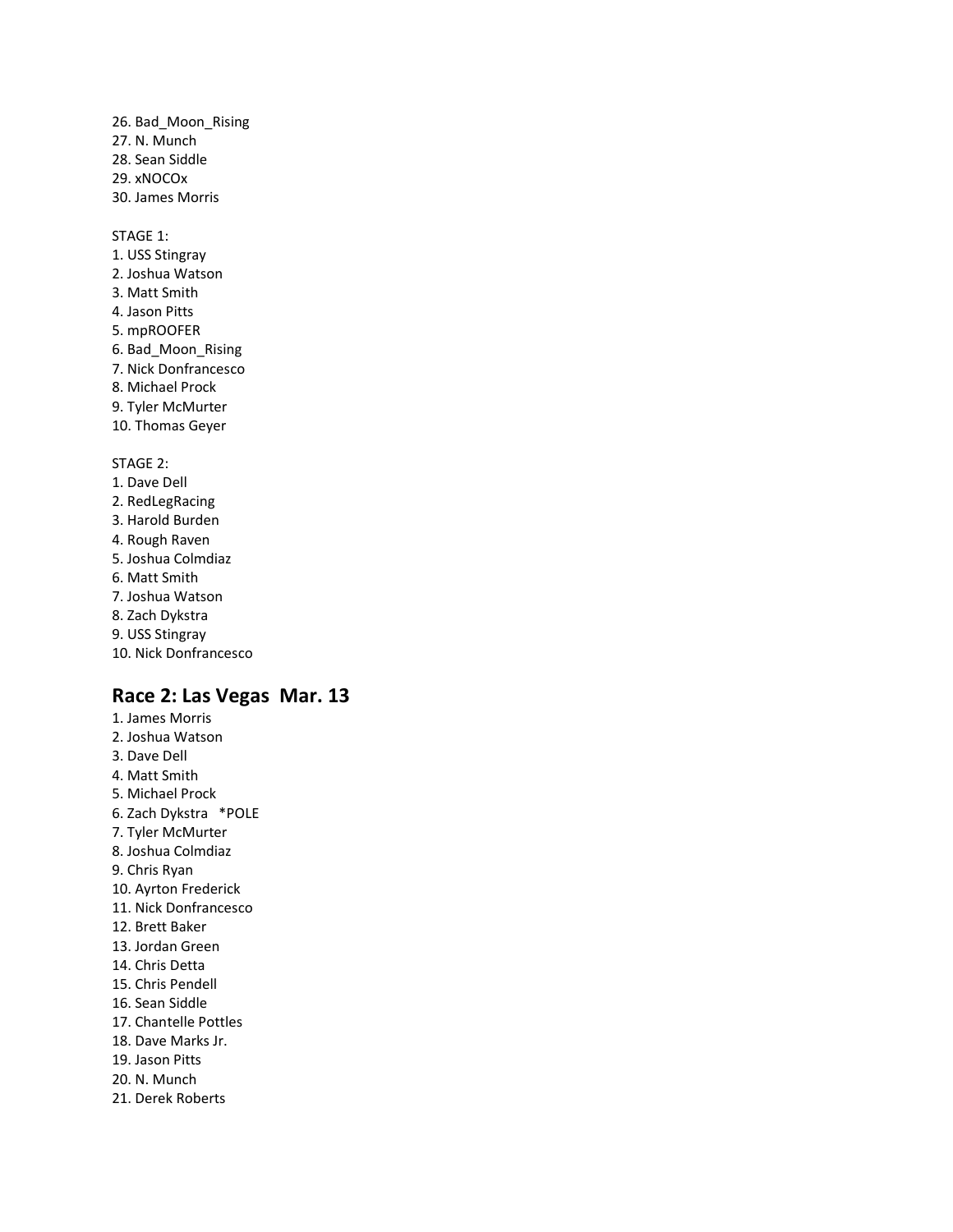26. Bad_Moon_Rising
27. N. Munch
28. Sean Siddle
29. xNOCOx
30. James Morris

STAGE 1:
1. USS Stingray
2. Joshua Watson
3. Matt Smith
4. Jason Pitts
5. mpROOFER
6. Bad_Moon_Rising
7. Nick Donfrancesco
8. Michael Prock
9. Tyler McMurter
10. Thomas Geyer

STAGE 2:
1. Dave Dell
2. RedLegRacing
3. Harold Burden
4. Rough Raven
5. Joshua Colmdiaz
6. Matt Smith
7. Joshua Watson
8. Zach Dykstra
9. USS Stingray
10. Nick Donfrancesco

## Race 2: Las Vegas Mar. 13

1. James Morris
2. Joshua Watson
3. Dave Dell
4. Matt Smith
5. Michael Prock
6. Zach Dykstra *POLE
7. Tyler McMurter
8. Joshua Colmdiaz
9. Chris Ryan
10. Ayrton Frederick
11. Nick Donfrancesco
12. Brett Baker
13. Jordan Green
14. Chris Detta
15. Chris Pendell
16. Sean Siddle
17. Chantelle Pottles
18. Dave Marks Jr.
19. Jason Pitts
20. N. Munch
21. Derek Roberts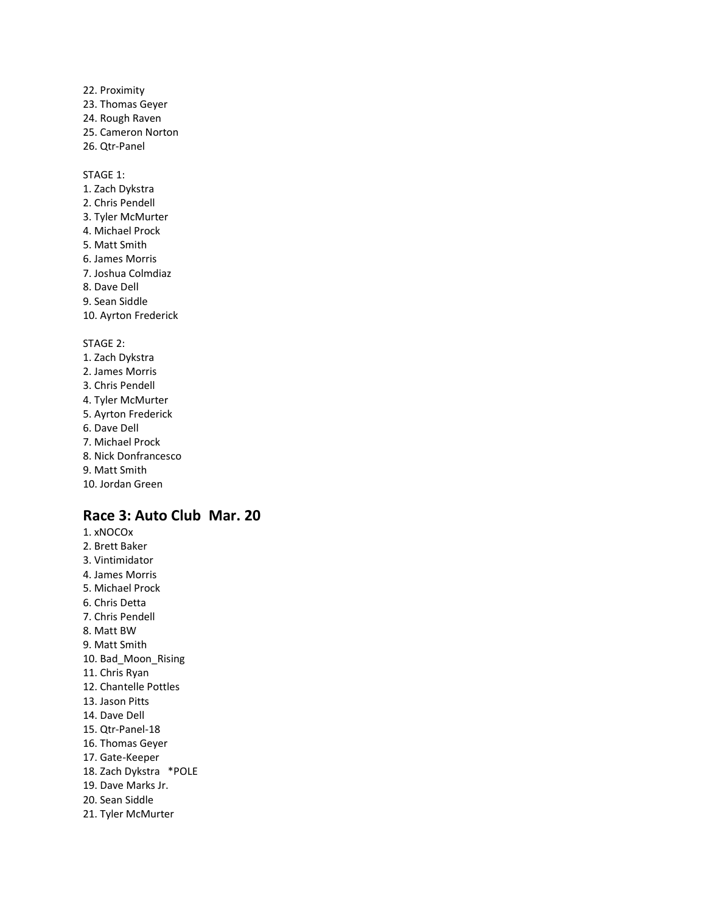22. Proximity
23. Thomas Geyer
24. Rough Raven
25. Cameron Norton
26. Qtr-Panel

STAGE 1:
1. Zach Dykstra
2. Chris Pendell
3. Tyler McMurter
4. Michael Prock
5. Matt Smith
6. James Morris
7. Joshua Colmdiaz
8. Dave Dell
9. Sean Siddle
10. Ayrton Frederick

STAGE 2:
1. Zach Dykstra
2. James Morris
3. Chris Pendell
4. Tyler McMurter
5. Ayrton Frederick
6. Dave Dell
7. Michael Prock
8. Nick Donfrancesco
9. Matt Smith
10. Jordan Green

## Race 3: Auto Club Mar. 20

1. xNOCOx
2. Brett Baker
3. Vintimidator
4. James Morris
5. Michael Prock
6. Chris Detta
7. Chris Pendell
8. Matt BW
9. Matt Smith
10. Bad_Moon_Rising
11. Chris Ryan
12. Chantelle Pottles
13. Jason Pitts
14. Dave Dell
15. Qtr-Panel-18
16. Thomas Geyer
17. Gate-Keeper
18. Zach Dykstra *POLE
19. Dave Marks Jr.
20. Sean Siddle
21. Tyler McMurter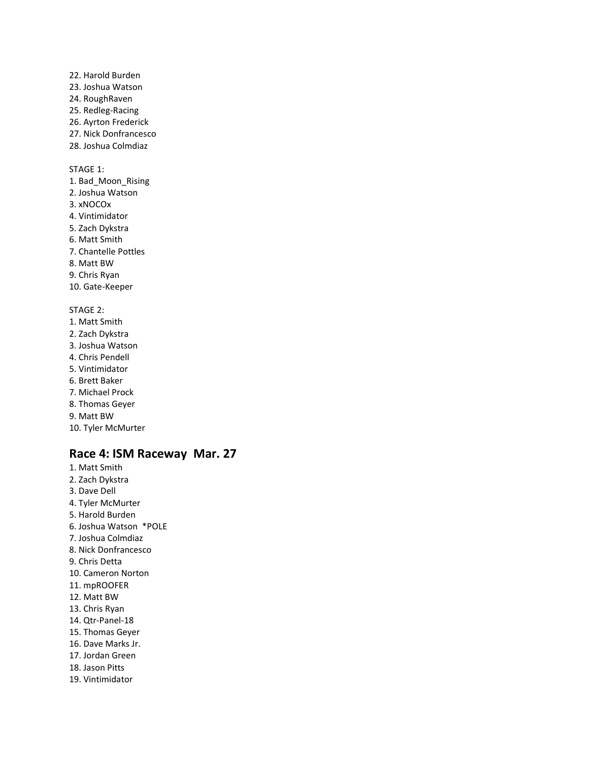22. Harold Burden
23. Joshua Watson
24. RoughRaven
25. Redleg-Racing
26. Ayrton Frederick
27. Nick Donfrancesco
28. Joshua Colmdiaz

STAGE 1:
1. Bad_Moon_Rising
2. Joshua Watson
3. xNOCOx
4. Vintimidator
5. Zach Dykstra
6. Matt Smith
7. Chantelle Pottles
8. Matt BW
9. Chris Ryan
10. Gate-Keeper

STAGE 2:
1. Matt Smith
2. Zach Dykstra
3. Joshua Watson
4. Chris Pendell
5. Vintimidator
6. Brett Baker
7. Michael Prock
8. Thomas Geyer
9. Matt BW
10. Tyler McMurter

## Race 4: ISM Raceway Mar. 27

1. Matt Smith
2. Zach Dykstra
3. Dave Dell
4. Tyler McMurter
5. Harold Burden
6. Joshua Watson *POLE
7. Joshua Colmdiaz
8. Nick Donfrancesco
9. Chris Detta
10. Cameron Norton
11. mpROOFER
12. Matt BW
13. Chris Ryan
14. Qtr-Panel-18
15. Thomas Geyer
16. Dave Marks Jr.
17. Jordan Green
18. Jason Pitts
19. Vintimidator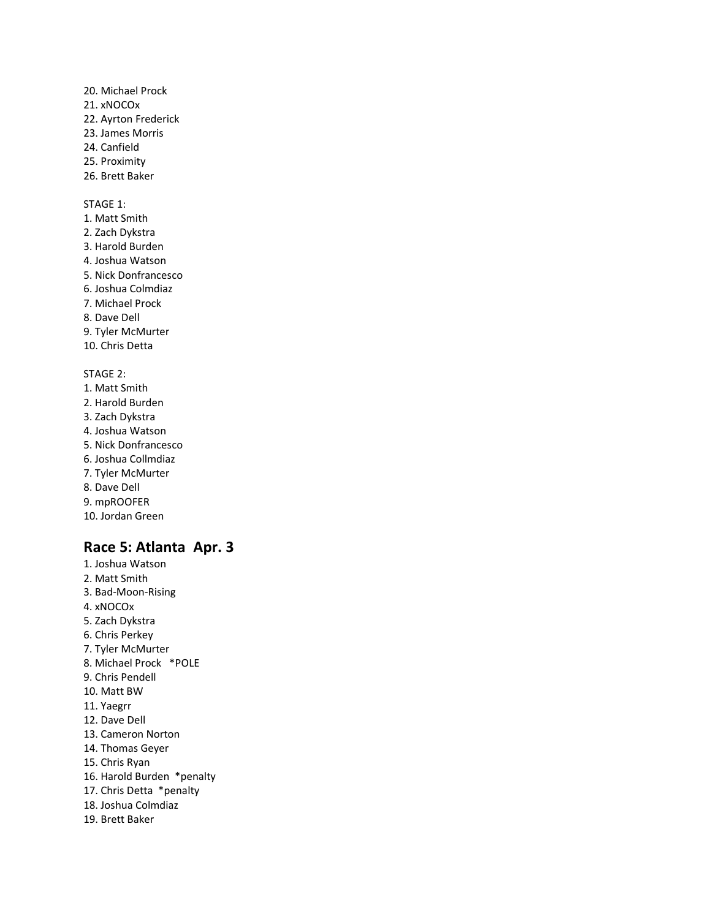20. Michael Prock
21. xNOCOx
22. Ayrton Frederick
23. James Morris
24. Canfield
25. Proximity
26. Brett Baker

STAGE 1:
1. Matt Smith
2. Zach Dykstra
3. Harold Burden
4. Joshua Watson
5. Nick Donfrancesco
6. Joshua Colmdiaz
7. Michael Prock
8. Dave Dell
9. Tyler McMurter
10. Chris Detta

STAGE 2:
1. Matt Smith
2. Harold Burden
3. Zach Dykstra
4. Joshua Watson
5. Nick Donfrancesco
6. Joshua Collmdiaz
7. Tyler McMurter
8. Dave Dell
9. mpROOFER
10. Jordan Green

## Race 5: Atlanta Apr. 3

1. Joshua Watson
2. Matt Smith
3. Bad-Moon-Rising
4. xNOCOx
5. Zach Dykstra
6. Chris Perkey
7. Tyler McMurter
8. Michael Prock *POLE
9. Chris Pendell
10. Matt BW
11. Yaegrr
12. Dave Dell
13. Cameron Norton
14. Thomas Geyer
15. Chris Ryan
16. Harold Burden *penalty
17. Chris Detta *penalty
18. Joshua Colmdiaz
19. Brett Baker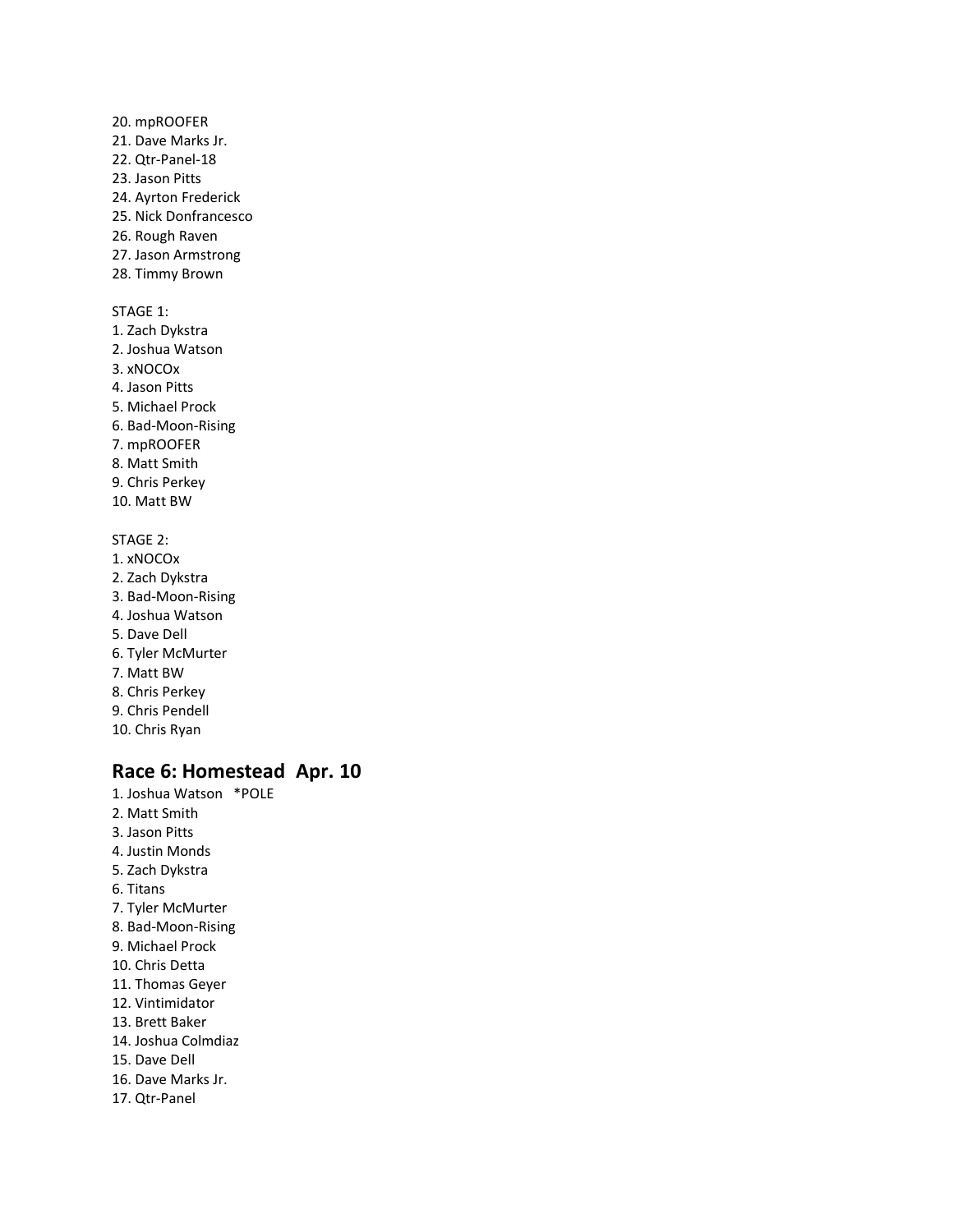20. mpROOFER
21. Dave Marks Jr.
22. Qtr-Panel-18
23. Jason Pitts
24. Ayrton Frederick
25. Nick Donfrancesco
26. Rough Raven
27. Jason Armstrong
28. Timmy Brown

STAGE 1:
1. Zach Dykstra
2. Joshua Watson
3. xNOCOx
4. Jason Pitts
5. Michael Prock
6. Bad-Moon-Rising
7. mpROOFER
8. Matt Smith
9. Chris Perkey
10. Matt BW

STAGE 2:
1. xNOCOx
2. Zach Dykstra
3. Bad-Moon-Rising
4. Joshua Watson
5. Dave Dell
6. Tyler McMurter
7. Matt BW
8. Chris Perkey
9. Chris Pendell
10. Chris Ryan

## Race 6: Homestead Apr. 10

1. Joshua Watson *POLE
2. Matt Smith
3. Jason Pitts
4. Justin Monds
5. Zach Dykstra
6. Titans
7. Tyler McMurter
8. Bad-Moon-Rising
9. Michael Prock
10. Chris Detta
11. Thomas Geyer
12. Vintimidator
13. Brett Baker
14. Joshua Colmdiaz
15. Dave Dell
16. Dave Marks Jr.
17. Qtr-Panel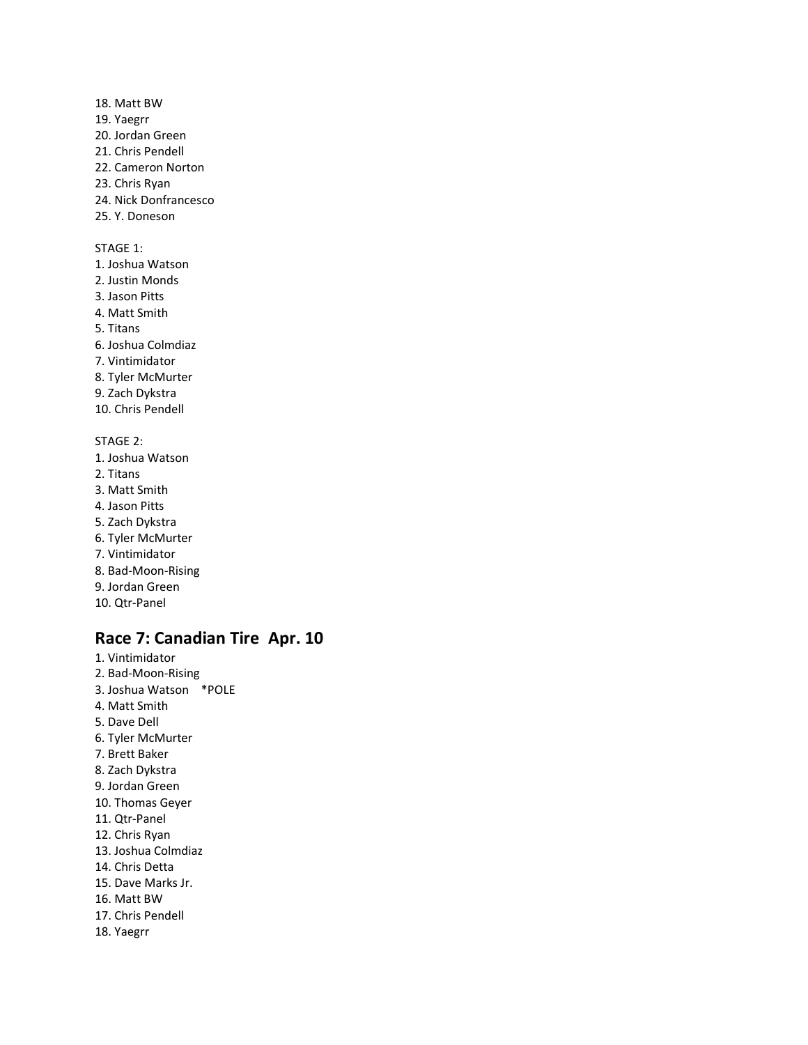18. Matt BW
19. Yaegrr
20. Jordan Green
21. Chris Pendell
22. Cameron Norton
23. Chris Ryan
24. Nick Donfrancesco
25. Y. Doneson

STAGE 1:
1. Joshua Watson
2. Justin Monds
3. Jason Pitts
4. Matt Smith
5. Titans
6. Joshua Colmdiaz
7. Vintimidator
8. Tyler McMurter
9. Zach Dykstra
10. Chris Pendell

STAGE 2:
1. Joshua Watson
2. Titans
3. Matt Smith
4. Jason Pitts
5. Zach Dykstra
6. Tyler McMurter
7. Vintimidator
8. Bad-Moon-Rising
9. Jordan Green
10. Qtr-Panel

## Race 7: Canadian Tire Apr. 10

1. Vintimidator
2. Bad-Moon-Rising
3. Joshua Watson *POLE
4. Matt Smith
5. Dave Dell
6. Tyler McMurter
7. Brett Baker
8. Zach Dykstra
9. Jordan Green
10. Thomas Geyer
11. Qtr-Panel
12. Chris Ryan
13. Joshua Colmdiaz
14. Chris Detta
15. Dave Marks Jr.
16. Matt BW
17. Chris Pendell
18. Yaegrr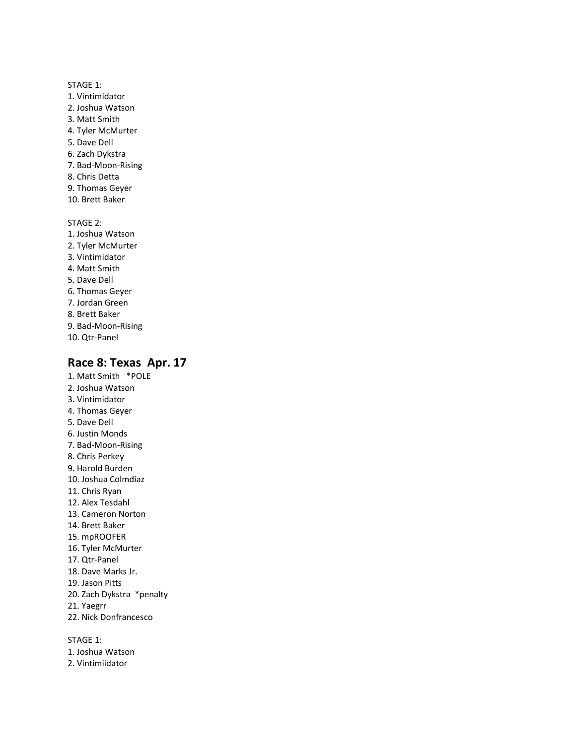STAGE 1:
1. Vintimidator
2. Joshua Watson
3. Matt Smith
4. Tyler McMurter
5. Dave Dell
6. Zach Dykstra
7. Bad-Moon-Rising
8. Chris Detta
9. Thomas Geyer
10. Brett Baker

STAGE 2:
1. Joshua Watson
2. Tyler McMurter
3. Vintimidator
4. Matt Smith
5. Dave Dell
6. Thomas Geyer
7. Jordan Green
8. Brett Baker
9. Bad-Moon-Rising
10. Qtr-Panel

## Race 8: Texas  Apr. 17

1. Matt Smith   *POLE
2. Joshua Watson
3. Vintimidator
4. Thomas Geyer
5. Dave Dell
6. Justin Monds
7. Bad-Moon-Rising
8. Chris Perkey
9. Harold Burden
10. Joshua Colmdiaz
11. Chris Ryan
12. Alex Tesdahl
13. Cameron Norton
14. Brett Baker
15. mpROOFER
16. Tyler McMurter
17. Qtr-Panel
18. Dave Marks Jr.
19. Jason Pitts
20. Zach Dykstra  *penalty
21. Yaegrr
22. Nick Donfrancesco

STAGE 1:
1. Joshua Watson
2. Vintimiidator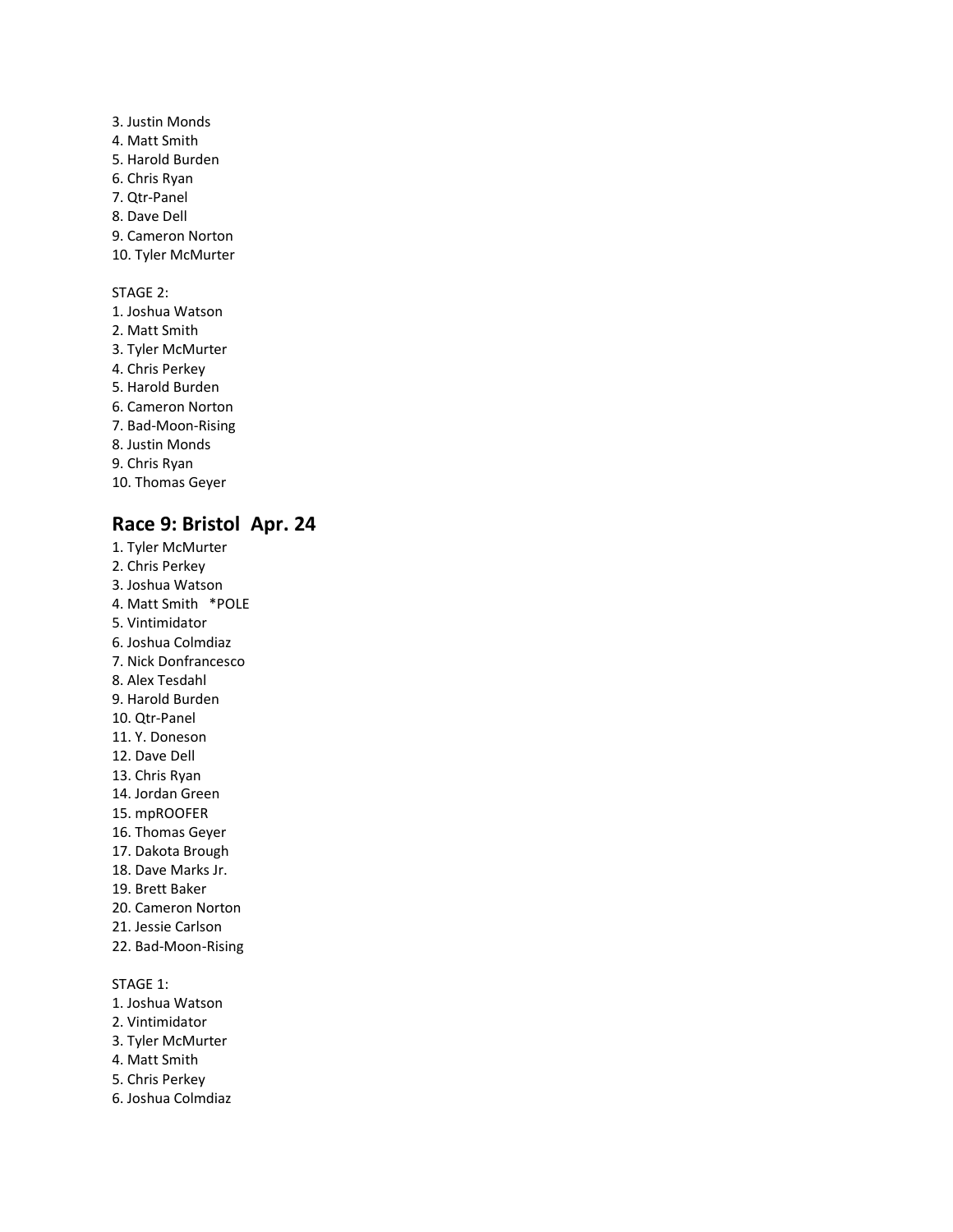3. Justin Monds
4. Matt Smith
5. Harold Burden
6. Chris Ryan
7. Qtr-Panel
8. Dave Dell
9. Cameron Norton
10. Tyler McMurter

STAGE 2:
1. Joshua Watson
2. Matt Smith
3. Tyler McMurter
4. Chris Perkey
5. Harold Burden
6. Cameron Norton
7. Bad-Moon-Rising
8. Justin Monds
9. Chris Ryan
10. Thomas Geyer

## Race 9: Bristol  Apr. 24

1. Tyler McMurter
2. Chris Perkey
3. Joshua Watson
4. Matt Smith   *POLE
5. Vintimidator
6. Joshua Colmdiaz
7. Nick Donfrancesco
8. Alex Tesdahl
9. Harold Burden
10. Qtr-Panel
11. Y. Doneson
12. Dave Dell
13. Chris Ryan
14. Jordan Green
15. mpROOFER
16. Thomas Geyer
17. Dakota Brough
18. Dave Marks Jr.
19. Brett Baker
20. Cameron Norton
21. Jessie Carlson
22. Bad-Moon-Rising

STAGE 1:
1. Joshua Watson
2. Vintimidator
3. Tyler McMurter
4. Matt Smith
5. Chris Perkey
6. Joshua Colmdiaz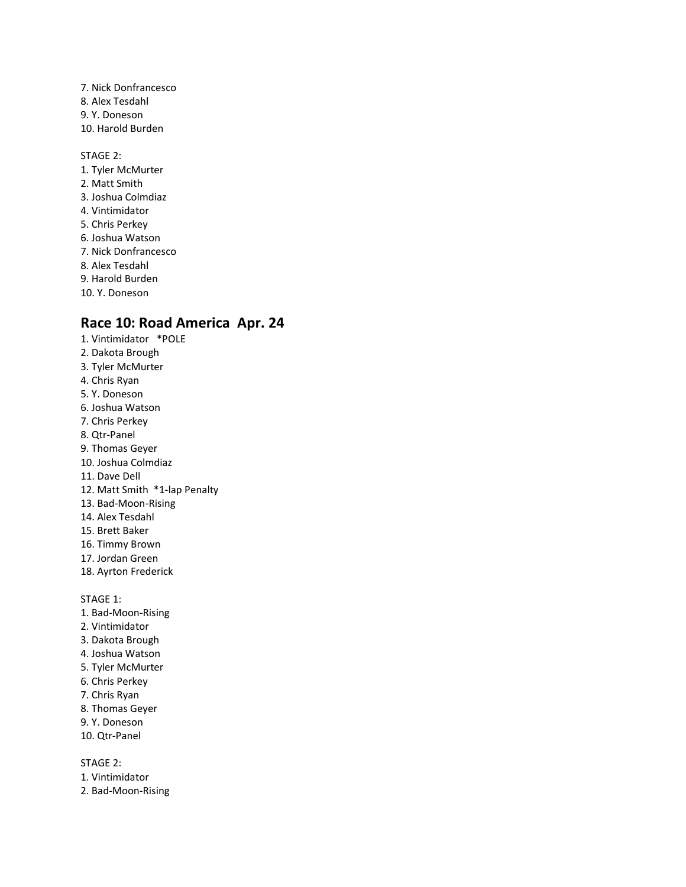7. Nick Donfrancesco
8. Alex Tesdahl
9. Y. Doneson
10. Harold Burden

STAGE 2:
1. Tyler McMurter
2. Matt Smith
3. Joshua Colmdiaz
4. Vintimidator
5. Chris Perkey
6. Joshua Watson
7. Nick Donfrancesco
8. Alex Tesdahl
9. Harold Burden
10. Y. Doneson

## Race 10: Road America Apr. 24

1. Vintimidator *POLE
2. Dakota Brough
3. Tyler McMurter
4. Chris Ryan
5. Y. Doneson
6. Joshua Watson
7. Chris Perkey
8. Qtr-Panel
9. Thomas Geyer
10. Joshua Colmdiaz
11. Dave Dell
12. Matt Smith *1-lap Penalty
13. Bad-Moon-Rising
14. Alex Tesdahl
15. Brett Baker
16. Timmy Brown
17. Jordan Green
18. Ayrton Frederick

STAGE 1:
1. Bad-Moon-Rising
2. Vintimidator
3. Dakota Brough
4. Joshua Watson
5. Tyler McMurter
6. Chris Perkey
7. Chris Ryan
8. Thomas Geyer
9. Y. Doneson
10. Qtr-Panel

STAGE 2:
1. Vintimidator
2. Bad-Moon-Rising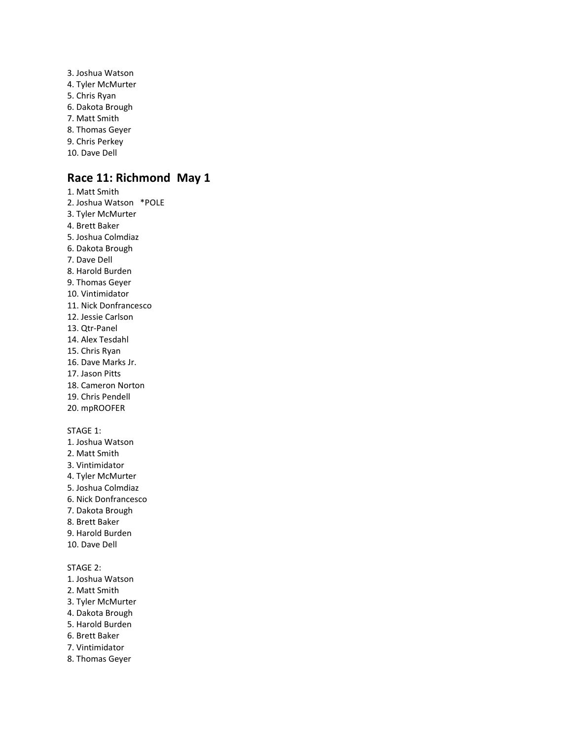3. Joshua Watson
4. Tyler McMurter
5. Chris Ryan
6. Dakota Brough
7. Matt Smith
8. Thomas Geyer
9. Chris Perkey
10. Dave Dell

## Race 11: Richmond May 1

1. Matt Smith
2. Joshua Watson *POLE
3. Tyler McMurter
4. Brett Baker
5. Joshua Colmdiaz
6. Dakota Brough
7. Dave Dell
8. Harold Burden
9. Thomas Geyer
10. Vintimidator
11. Nick Donfrancesco
12. Jessie Carlson
13. Qtr-Panel
14. Alex Tesdahl
15. Chris Ryan
16. Dave Marks Jr.
17. Jason Pitts
18. Cameron Norton
19. Chris Pendell
20. mpROOFER

STAGE 1:

1. Joshua Watson
2. Matt Smith
3. Vintimidator
4. Tyler McMurter
5. Joshua Colmdiaz
6. Nick Donfrancesco
7. Dakota Brough
8. Brett Baker
9. Harold Burden
10. Dave Dell

STAGE 2:

1. Joshua Watson
2. Matt Smith
3. Tyler McMurter
4. Dakota Brough
5. Harold Burden
6. Brett Baker
7. Vintimidator
8. Thomas Geyer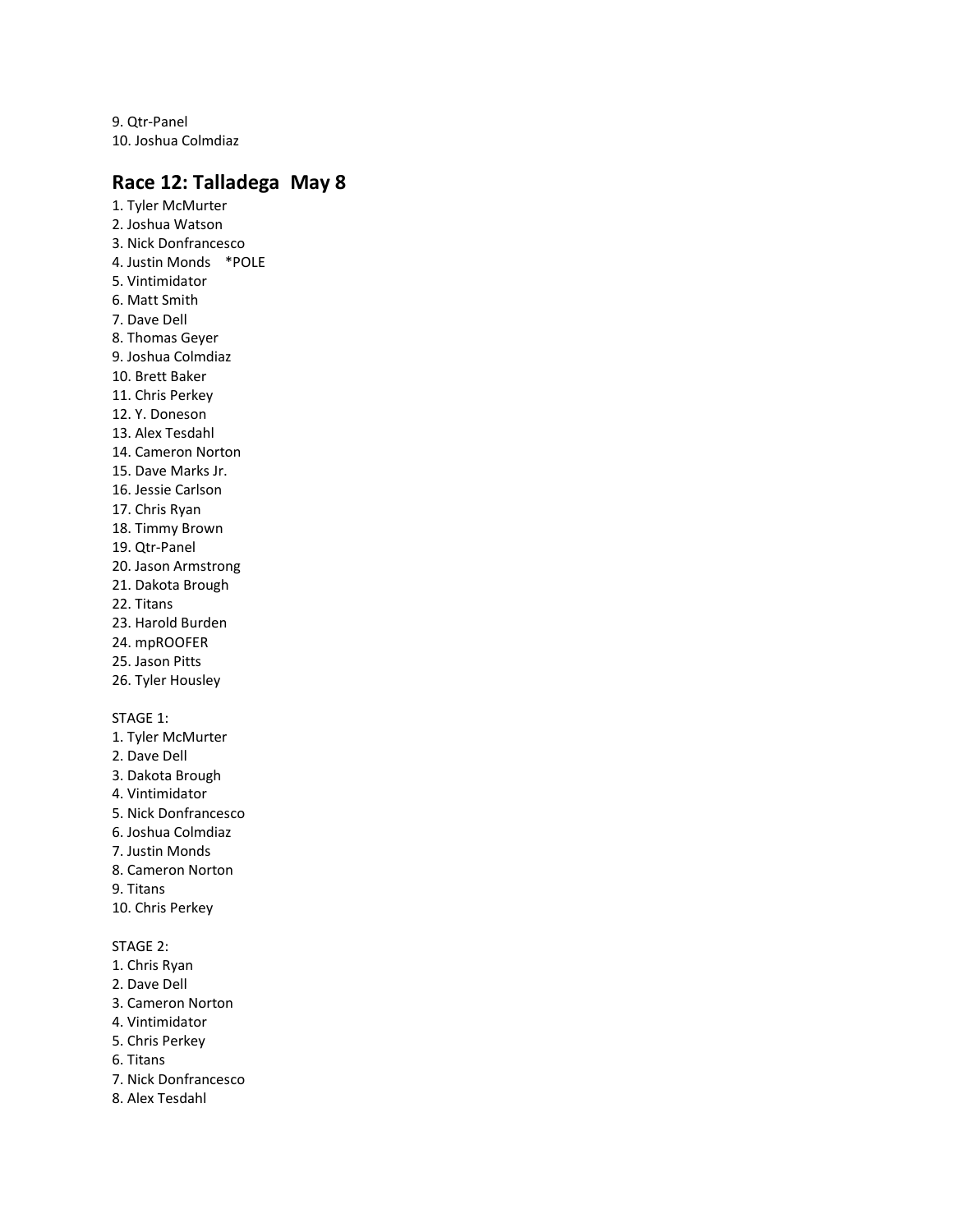9. Qtr-Panel
10. Joshua Colmdiaz

## Race 12: Talladega May 8

1. Tyler McMurter
2. Joshua Watson
3. Nick Donfrancesco
4. Justin Monds *POLE
5. Vintimidator
6. Matt Smith
7. Dave Dell
8. Thomas Geyer
9. Joshua Colmdiaz
10. Brett Baker
11. Chris Perkey
12. Y. Doneson
13. Alex Tesdahl
14. Cameron Norton
15. Dave Marks Jr.
16. Jessie Carlson
17. Chris Ryan
18. Timmy Brown
19. Qtr-Panel
20. Jason Armstrong
21. Dakota Brough
22. Titans
23. Harold Burden
24. mpROOFER
25. Jason Pitts
26. Tyler Housley

STAGE 1:
1. Tyler McMurter
2. Dave Dell
3. Dakota Brough
4. Vintimidator
5. Nick Donfrancesco
6. Joshua Colmdiaz
7. Justin Monds
8. Cameron Norton
9. Titans
10. Chris Perkey

STAGE 2:
1. Chris Ryan
2. Dave Dell
3. Cameron Norton
4. Vintimidator
5. Chris Perkey
6. Titans
7. Nick Donfrancesco
8. Alex Tesdahl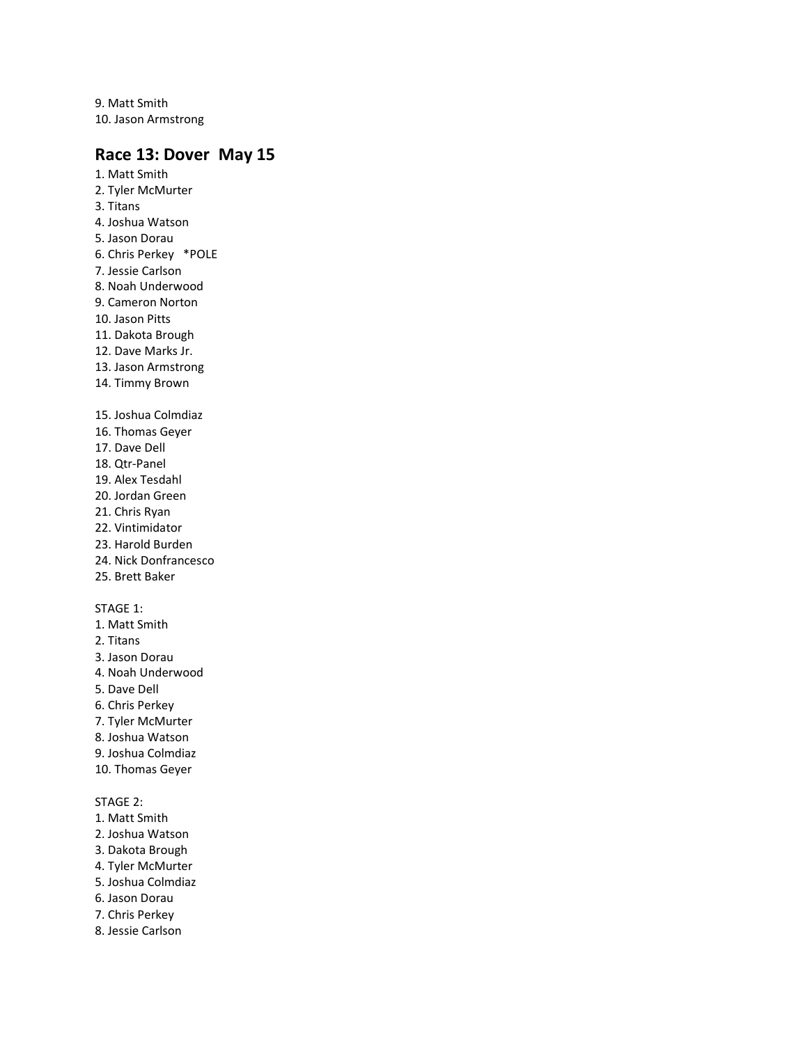9. Matt Smith
10. Jason Armstrong

## Race 13: Dover May 15

1. Matt Smith
2. Tyler McMurter
3. Titans
4. Joshua Watson
5. Jason Dorau
6. Chris Perkey *POLE
7. Jessie Carlson
8. Noah Underwood
9. Cameron Norton
10. Jason Pitts
11. Dakota Brough
12. Dave Marks Jr.
13. Jason Armstrong
14. Timmy Brown
15. Joshua Colmdiaz
16. Thomas Geyer
17. Dave Dell
18. Qtr-Panel
19. Alex Tesdahl
20. Jordan Green
21. Chris Ryan
22. Vintimidator
23. Harold Burden
24. Nick Donfrancesco
25. Brett Baker

STAGE 1:

1. Matt Smith
2. Titans
3. Jason Dorau
4. Noah Underwood
5. Dave Dell
6. Chris Perkey
7. Tyler McMurter
8. Joshua Watson
9. Joshua Colmdiaz
10. Thomas Geyer

STAGE 2:

1. Matt Smith
2. Joshua Watson
3. Dakota Brough
4. Tyler McMurter
5. Joshua Colmdiaz
6. Jason Dorau
7. Chris Perkey
8. Jessie Carlson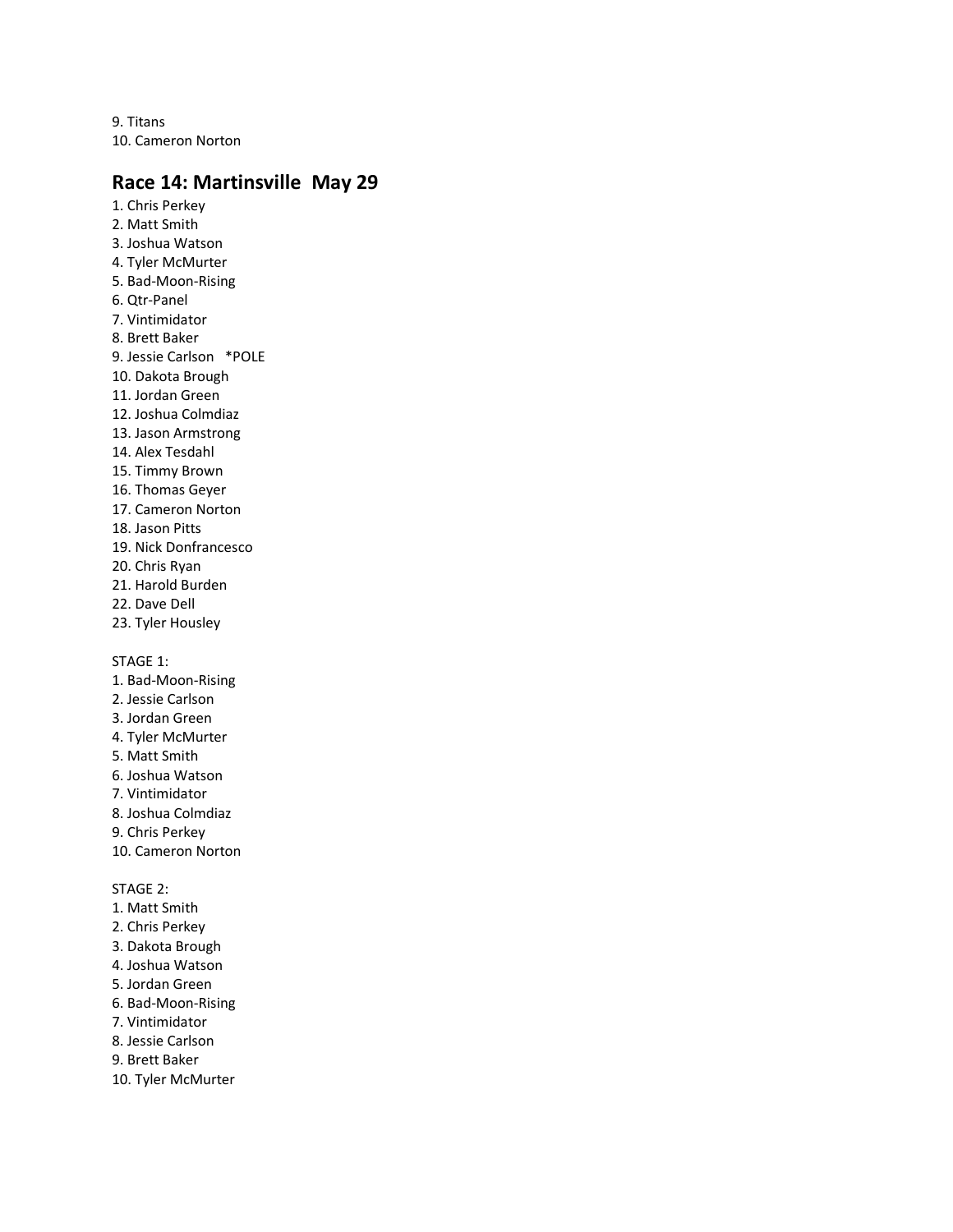9. Titans
10. Cameron Norton

## Race 14: Martinsville May 29

1. Chris Perkey
2. Matt Smith
3. Joshua Watson
4. Tyler McMurter
5. Bad-Moon-Rising
6. Qtr-Panel
7. Vintimidator
8. Brett Baker
9. Jessie Carlson *POLE
10. Dakota Brough
11. Jordan Green
12. Joshua Colmdiaz
13. Jason Armstrong
14. Alex Tesdahl
15. Timmy Brown
16. Thomas Geyer
17. Cameron Norton
18. Jason Pitts
19. Nick Donfrancesco
20. Chris Ryan
21. Harold Burden
22. Dave Dell
23. Tyler Housley

STAGE 1:

1. Bad-Moon-Rising
2. Jessie Carlson
3. Jordan Green
4. Tyler McMurter
5. Matt Smith
6. Joshua Watson
7. Vintimidator
8. Joshua Colmdiaz
9. Chris Perkey
10. Cameron Norton

STAGE 2:

1. Matt Smith
2. Chris Perkey
3. Dakota Brough
4. Joshua Watson
5. Jordan Green
6. Bad-Moon-Rising
7. Vintimidator
8. Jessie Carlson
9. Brett Baker
10. Tyler McMurter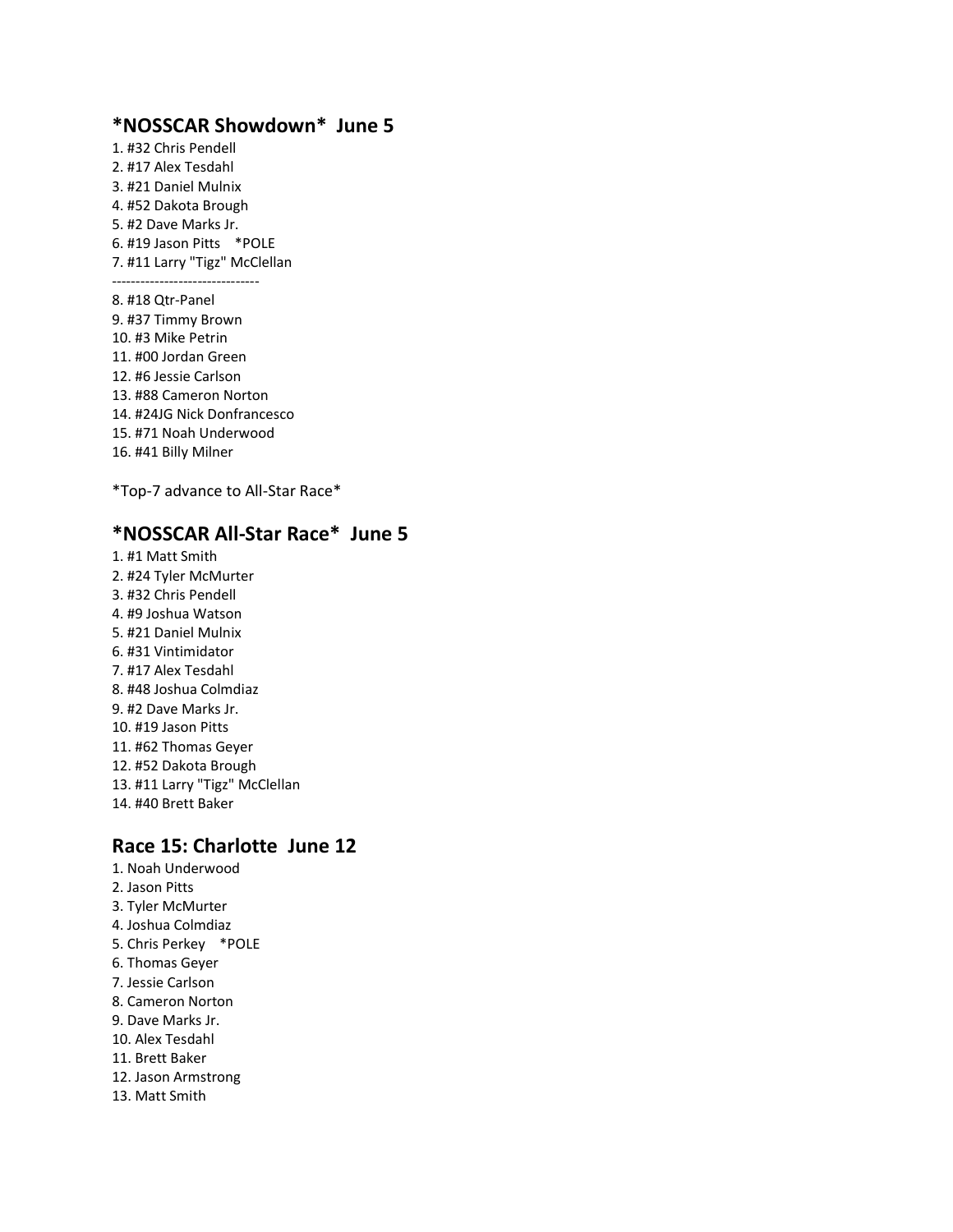## *NOSSCAR Showdown*  June 5

1. #32 Chris Pendell
2. #17 Alex Tesdahl
3. #21 Daniel Mulnix
4. #52 Dakota Brough
5. #2 Dave Marks Jr.
6. #19 Jason Pitts    *POLE
7. #11 Larry "Tigz" McClellan

-------------------------------

8. #18 Qtr-Panel
9. #37 Timmy Brown
10. #3 Mike Petrin
11. #00 Jordan Green
12. #6 Jessie Carlson
13. #88 Cameron Norton
14. #24JG Nick Donfrancesco
15. #71 Noah Underwood
16. #41 Billy Milner

*Top-7 advance to All-Star Race*

## *NOSSCAR All-Star Race*  June 5

1. #1 Matt Smith
2. #24 Tyler McMurter
3. #32 Chris Pendell
4. #9 Joshua Watson
5. #21 Daniel Mulnix
6. #31 Vintimidator
7. #17 Alex Tesdahl
8. #48 Joshua Colmdiaz
9. #2 Dave Marks Jr.
10. #19 Jason Pitts
11. #62 Thomas Geyer
12. #52 Dakota Brough
13. #11 Larry "Tigz" McClellan
14. #40 Brett Baker

## Race 15: Charlotte  June 12

1. Noah Underwood
2. Jason Pitts
3. Tyler McMurter
4. Joshua Colmdiaz
5. Chris Perkey    *POLE
6. Thomas Geyer
7. Jessie Carlson
8. Cameron Norton
9. Dave Marks Jr.
10. Alex Tesdahl
11. Brett Baker
12. Jason Armstrong
13. Matt Smith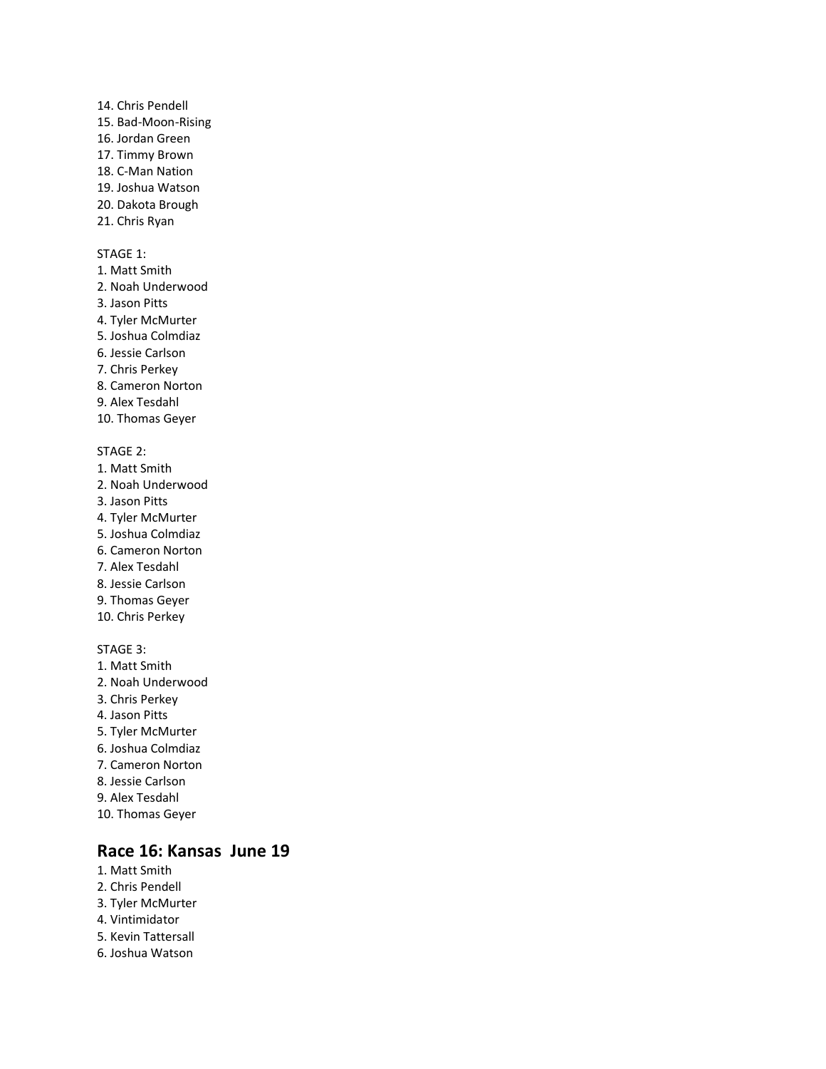14. Chris Pendell
15. Bad-Moon-Rising
16. Jordan Green
17. Timmy Brown
18. C-Man Nation
19. Joshua Watson
20. Dakota Brough
21. Chris Ryan

STAGE 1:
1. Matt Smith
2. Noah Underwood
3. Jason Pitts
4. Tyler McMurter
5. Joshua Colmdiaz
6. Jessie Carlson
7. Chris Perkey
8. Cameron Norton
9. Alex Tesdahl
10. Thomas Geyer

STAGE 2:
1. Matt Smith
2. Noah Underwood
3. Jason Pitts
4. Tyler McMurter
5. Joshua Colmdiaz
6. Cameron Norton
7. Alex Tesdahl
8. Jessie Carlson
9. Thomas Geyer
10. Chris Perkey

STAGE 3:
1. Matt Smith
2. Noah Underwood
3. Chris Perkey
4. Jason Pitts
5. Tyler McMurter
6. Joshua Colmdiaz
7. Cameron Norton
8. Jessie Carlson
9. Alex Tesdahl
10. Thomas Geyer

## Race 16: Kansas June 19

1. Matt Smith
2. Chris Pendell
3. Tyler McMurter
4. Vintimidator
5. Kevin Tattersall
6. Joshua Watson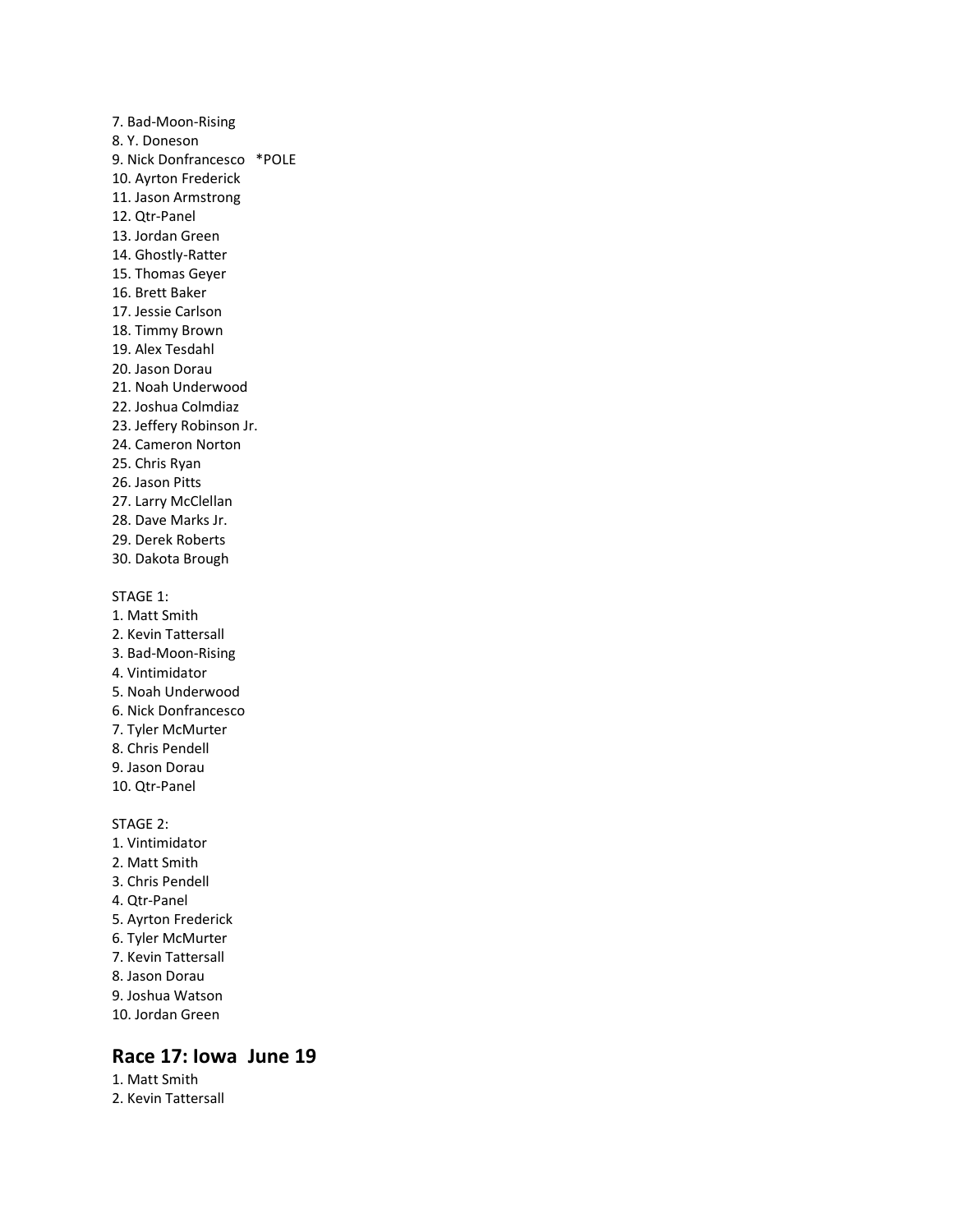7. Bad-Moon-Rising
8. Y. Doneson
9. Nick Donfrancesco *POLE
10. Ayrton Frederick
11. Jason Armstrong
12. Qtr-Panel
13. Jordan Green
14. Ghostly-Ratter
15. Thomas Geyer
16. Brett Baker
17. Jessie Carlson
18. Timmy Brown
19. Alex Tesdahl
20. Jason Dorau
21. Noah Underwood
22. Joshua Colmdiaz
23. Jeffery Robinson Jr.
24. Cameron Norton
25. Chris Ryan
26. Jason Pitts
27. Larry McClellan
28. Dave Marks Jr.
29. Derek Roberts
30. Dakota Brough

STAGE 1:
1. Matt Smith
2. Kevin Tattersall
3. Bad-Moon-Rising
4. Vintimidator
5. Noah Underwood
6. Nick Donfrancesco
7. Tyler McMurter
8. Chris Pendell
9. Jason Dorau
10. Qtr-Panel

STAGE 2:
1. Vintimidator
2. Matt Smith
3. Chris Pendell
4. Qtr-Panel
5. Ayrton Frederick
6. Tyler McMurter
7. Kevin Tattersall
8. Jason Dorau
9. Joshua Watson
10. Jordan Green

## Race 17: Iowa June 19

1. Matt Smith
2. Kevin Tattersall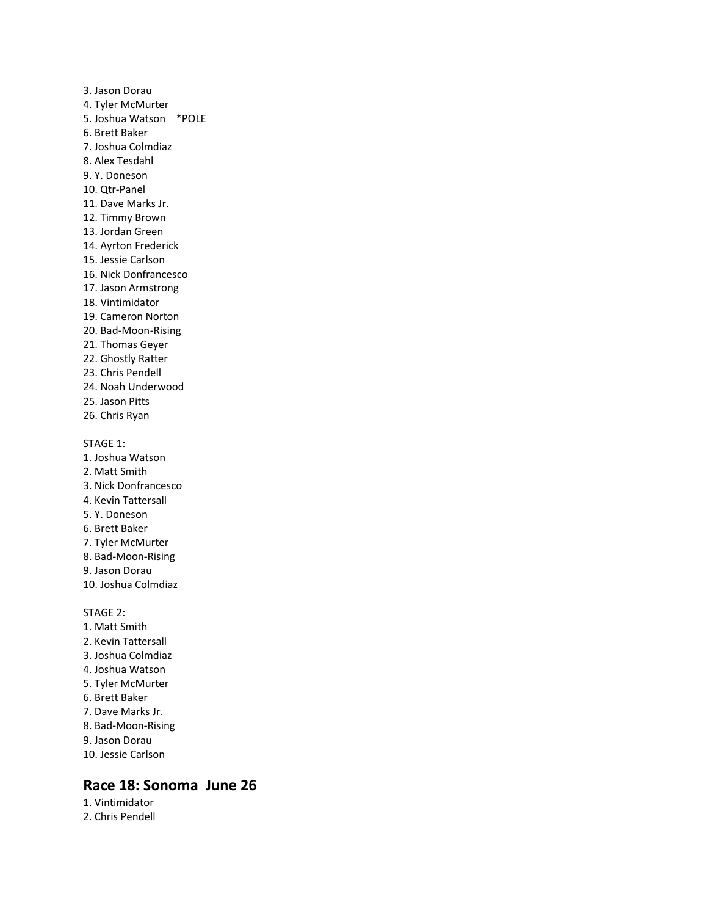3. Jason Dorau
4. Tyler McMurter
5. Joshua Watson *POLE
6. Brett Baker
7. Joshua Colmdiaz
8. Alex Tesdahl
9. Y. Doneson
10. Qtr-Panel
11. Dave Marks Jr.
12. Timmy Brown
13. Jordan Green
14. Ayrton Frederick
15. Jessie Carlson
16. Nick Donfrancesco
17. Jason Armstrong
18. Vintimidator
19. Cameron Norton
20. Bad-Moon-Rising
21. Thomas Geyer
22. Ghostly Ratter
23. Chris Pendell
24. Noah Underwood
25. Jason Pitts
26. Chris Ryan

STAGE 1:
1. Joshua Watson
2. Matt Smith
3. Nick Donfrancesco
4. Kevin Tattersall
5. Y. Doneson
6. Brett Baker
7. Tyler McMurter
8. Bad-Moon-Rising
9. Jason Dorau
10. Joshua Colmdiaz

STAGE 2:
1. Matt Smith
2. Kevin Tattersall
3. Joshua Colmdiaz
4. Joshua Watson
5. Tyler McMurter
6. Brett Baker
7. Dave Marks Jr.
8. Bad-Moon-Rising
9. Jason Dorau
10. Jessie Carlson

## Race 18: Sonoma June 26

1. Vintimidator
2. Chris Pendell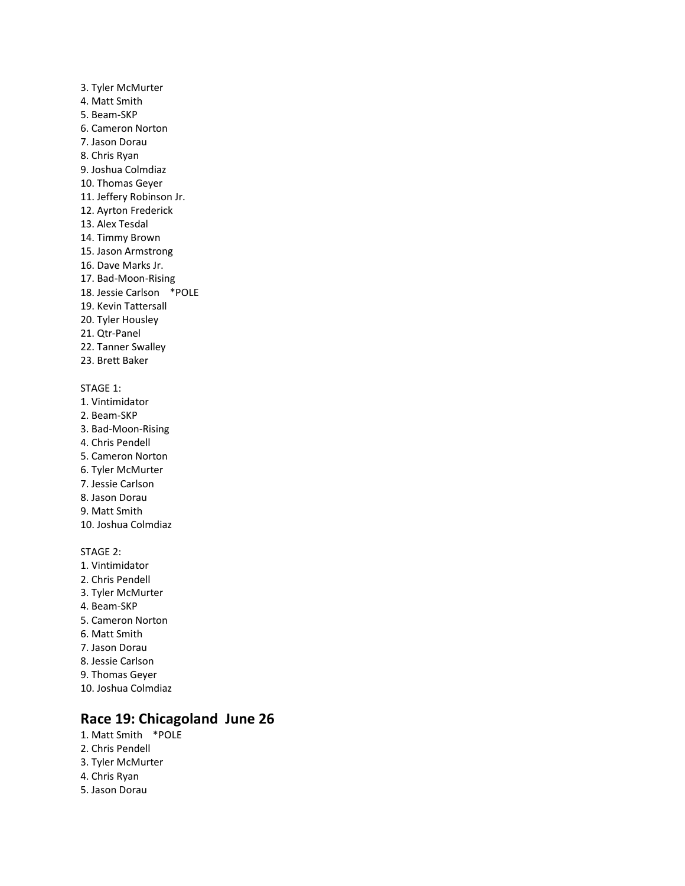3. Tyler McMurter
4. Matt Smith
5. Beam-SKP
6. Cameron Norton
7. Jason Dorau
8. Chris Ryan
9. Joshua Colmdiaz
10. Thomas Geyer
11. Jeffery Robinson Jr.
12. Ayrton Frederick
13. Alex Tesdal
14. Timmy Brown
15. Jason Armstrong
16. Dave Marks Jr.
17. Bad-Moon-Rising
18. Jessie Carlson *POLE
19. Kevin Tattersall
20. Tyler Housley
21. Qtr-Panel
22. Tanner Swalley
23. Brett Baker

STAGE 1:
1. Vintimidator
2. Beam-SKP
3. Bad-Moon-Rising
4. Chris Pendell
5. Cameron Norton
6. Tyler McMurter
7. Jessie Carlson
8. Jason Dorau
9. Matt Smith
10. Joshua Colmdiaz

STAGE 2:
1. Vintimidator
2. Chris Pendell
3. Tyler McMurter
4. Beam-SKP
5. Cameron Norton
6. Matt Smith
7. Jason Dorau
8. Jessie Carlson
9. Thomas Geyer
10. Joshua Colmdiaz

## Race 19: Chicagoland June 26

1. Matt Smith *POLE
2. Chris Pendell
3. Tyler McMurter
4. Chris Ryan
5. Jason Dorau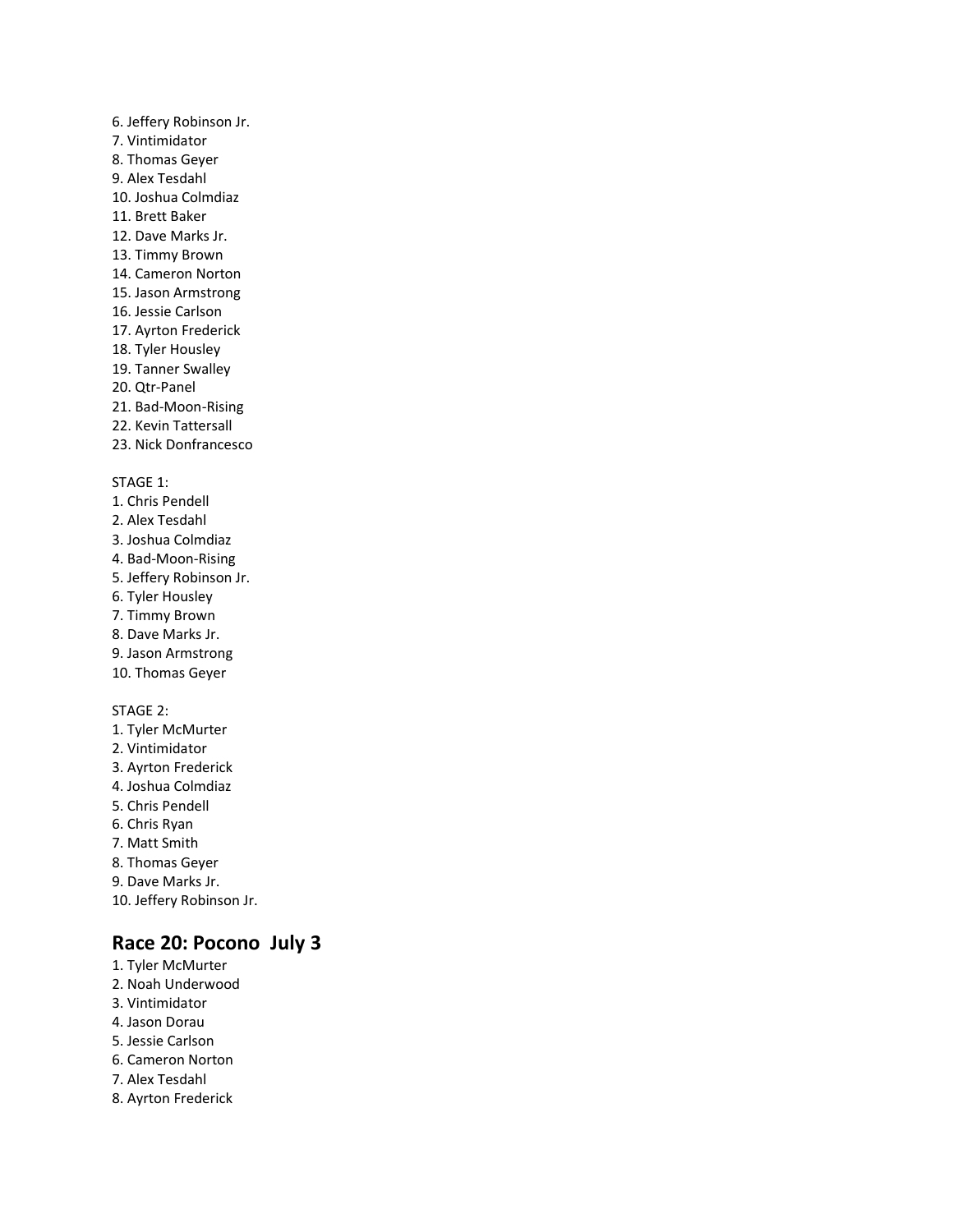6. Jeffery Robinson Jr.
7. Vintimidator
8. Thomas Geyer
9. Alex Tesdahl
10. Joshua Colmdiaz
11. Brett Baker
12. Dave Marks Jr.
13. Timmy Brown
14. Cameron Norton
15. Jason Armstrong
16. Jessie Carlson
17. Ayrton Frederick
18. Tyler Housley
19. Tanner Swalley
20. Qtr-Panel
21. Bad-Moon-Rising
22. Kevin Tattersall
23. Nick Donfrancesco

STAGE 1:
1. Chris Pendell
2. Alex Tesdahl
3. Joshua Colmdiaz
4. Bad-Moon-Rising
5. Jeffery Robinson Jr.
6. Tyler Housley
7. Timmy Brown
8. Dave Marks Jr.
9. Jason Armstrong
10. Thomas Geyer

STAGE 2:
1. Tyler McMurter
2. Vintimidator
3. Ayrton Frederick
4. Joshua Colmdiaz
5. Chris Pendell
6. Chris Ryan
7. Matt Smith
8. Thomas Geyer
9. Dave Marks Jr.
10. Jeffery Robinson Jr.

## Race 20: Pocono July 3

1. Tyler McMurter
2. Noah Underwood
3. Vintimidator
4. Jason Dorau
5. Jessie Carlson
6. Cameron Norton
7. Alex Tesdahl
8. Ayrton Frederick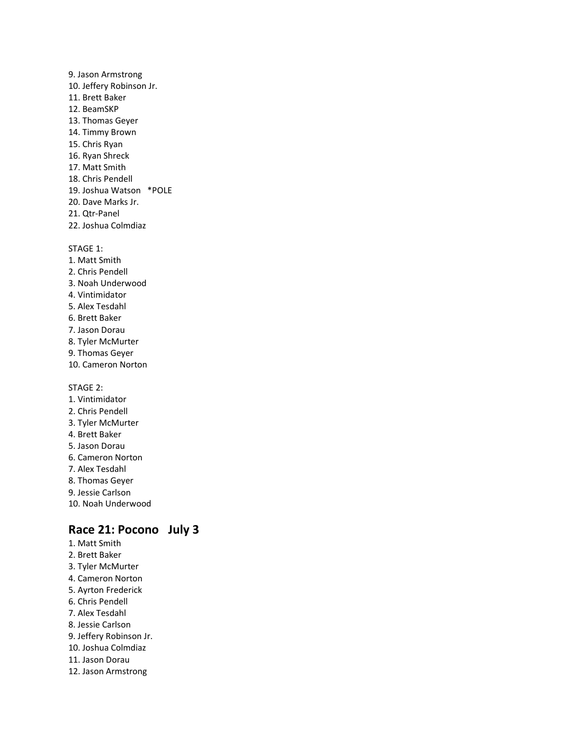9. Jason Armstrong
10. Jeffery Robinson Jr.
11. Brett Baker
12. BeamSKP
13. Thomas Geyer
14. Timmy Brown
15. Chris Ryan
16. Ryan Shreck
17. Matt Smith
18. Chris Pendell
19. Joshua Watson *POLE
20. Dave Marks Jr.
21. Qtr-Panel
22. Joshua Colmdiaz

STAGE 1:
1. Matt Smith
2. Chris Pendell
3. Noah Underwood
4. Vintimidator
5. Alex Tesdahl
6. Brett Baker
7. Jason Dorau
8. Tyler McMurter
9. Thomas Geyer
10. Cameron Norton

STAGE 2:
1. Vintimidator
2. Chris Pendell
3. Tyler McMurter
4. Brett Baker
5. Jason Dorau
6. Cameron Norton
7. Alex Tesdahl
8. Thomas Geyer
9. Jessie Carlson
10. Noah Underwood

## Race 21: Pocono July 3

1. Matt Smith
2. Brett Baker
3. Tyler McMurter
4. Cameron Norton
5. Ayrton Frederick
6. Chris Pendell
7. Alex Tesdahl
8. Jessie Carlson
9. Jeffery Robinson Jr.
10. Joshua Colmdiaz
11. Jason Dorau
12. Jason Armstrong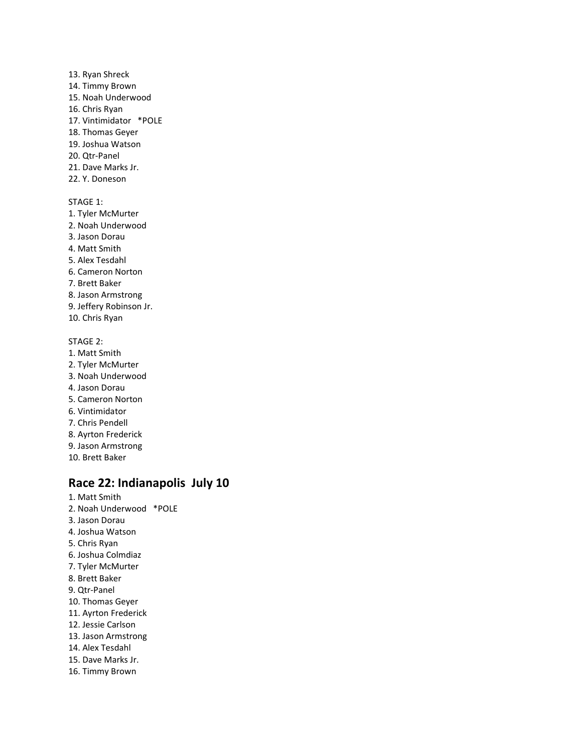13. Ryan Shreck
14. Timmy Brown
15. Noah Underwood
16. Chris Ryan
17. Vintimidator *POLE
18. Thomas Geyer
19. Joshua Watson
20. Qtr-Panel
21. Dave Marks Jr.
22. Y. Doneson

STAGE 1:
1. Tyler McMurter
2. Noah Underwood
3. Jason Dorau
4. Matt Smith
5. Alex Tesdahl
6. Cameron Norton
7. Brett Baker
8. Jason Armstrong
9. Jeffery Robinson Jr.
10. Chris Ryan

STAGE 2:
1. Matt Smith
2. Tyler McMurter
3. Noah Underwood
4. Jason Dorau
5. Cameron Norton
6. Vintimidator
7. Chris Pendell
8. Ayrton Frederick
9. Jason Armstrong
10. Brett Baker

## Race 22: Indianapolis July 10

1. Matt Smith
2. Noah Underwood *POLE
3. Jason Dorau
4. Joshua Watson
5. Chris Ryan
6. Joshua Colmdiaz
7. Tyler McMurter
8. Brett Baker
9. Qtr-Panel
10. Thomas Geyer
11. Ayrton Frederick
12. Jessie Carlson
13. Jason Armstrong
14. Alex Tesdahl
15. Dave Marks Jr.
16. Timmy Brown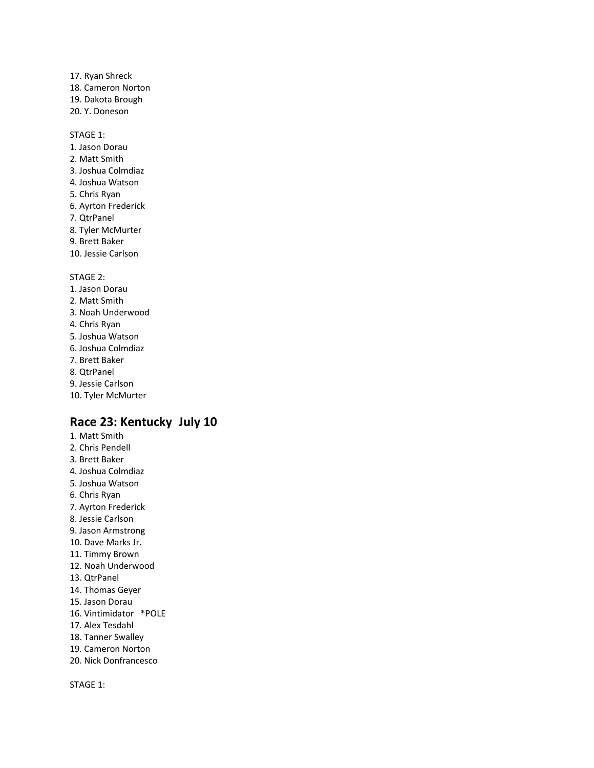17. Ryan Shreck
18. Cameron Norton
19. Dakota Brough
20. Y. Doneson

STAGE 1:
1. Jason Dorau
2. Matt Smith
3. Joshua Colmdiaz
4. Joshua Watson
5. Chris Ryan
6. Ayrton Frederick
7. QtrPanel
8. Tyler McMurter
9. Brett Baker
10. Jessie Carlson

STAGE 2:
1. Jason Dorau
2. Matt Smith
3. Noah Underwood
4. Chris Ryan
5. Joshua Watson
6. Joshua Colmdiaz
7. Brett Baker
8. QtrPanel
9. Jessie Carlson
10. Tyler McMurter

## Race 23: Kentucky July 10

1. Matt Smith
2. Chris Pendell
3. Brett Baker
4. Joshua Colmdiaz
5. Joshua Watson
6. Chris Ryan
7. Ayrton Frederick
8. Jessie Carlson
9. Jason Armstrong
10. Dave Marks Jr.
11. Timmy Brown
12. Noah Underwood
13. QtrPanel
14. Thomas Geyer
15. Jason Dorau
16. Vintimidator *POLE
17. Alex Tesdahl
18. Tanner Swalley
19. Cameron Norton
20. Nick Donfrancesco

STAGE 1: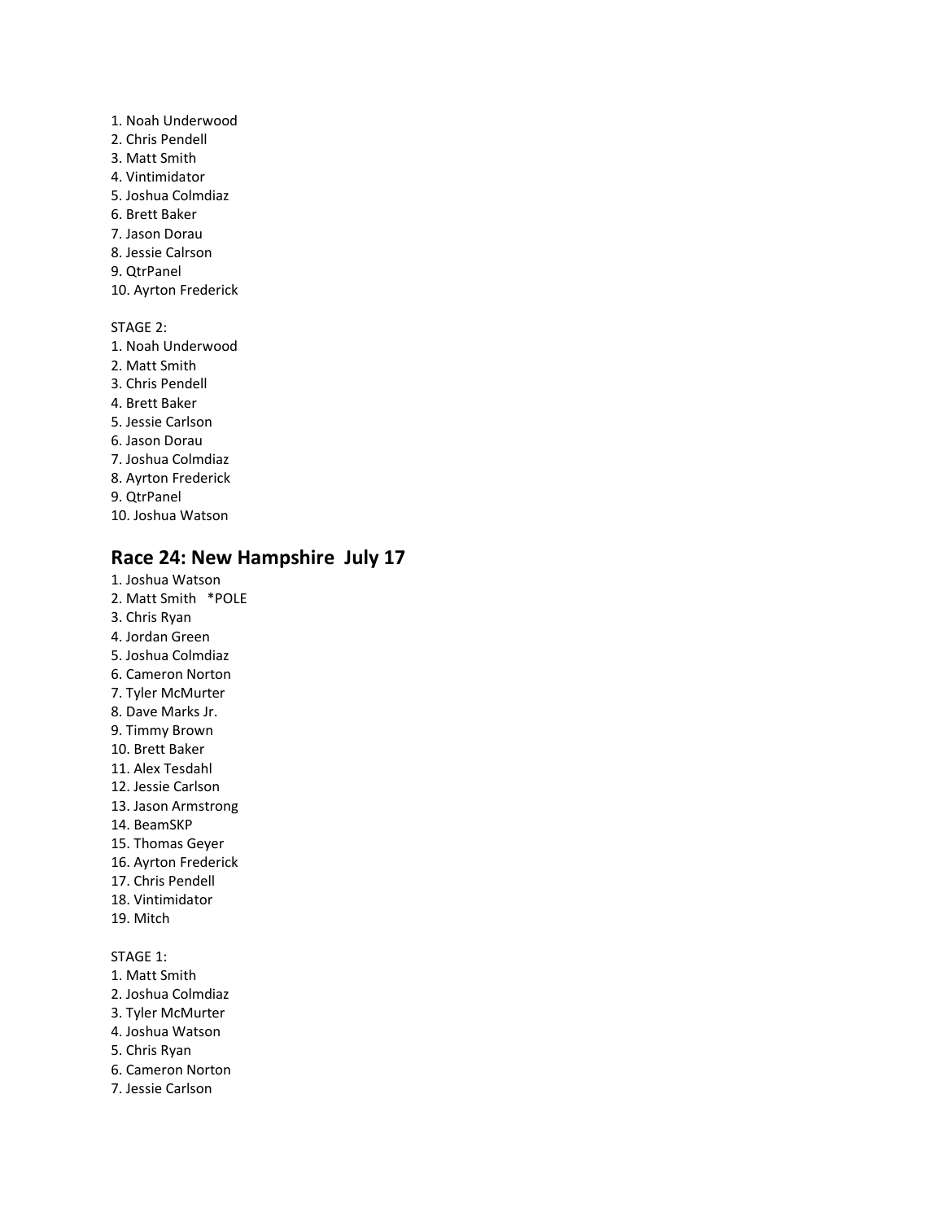1. Noah Underwood
2. Chris Pendell
3. Matt Smith
4. Vintimidator
5. Joshua Colmdiaz
6. Brett Baker
7. Jason Dorau
8. Jessie Calrson
9. QtrPanel
10. Ayrton Frederick

STAGE 2:
1. Noah Underwood
2. Matt Smith
3. Chris Pendell
4. Brett Baker
5. Jessie Carlson
6. Jason Dorau
7. Joshua Colmdiaz
8. Ayrton Frederick
9. QtrPanel
10. Joshua Watson

## Race 24: New Hampshire July 17

1. Joshua Watson
2. Matt Smith *POLE
3. Chris Ryan
4. Jordan Green
5. Joshua Colmdiaz
6. Cameron Norton
7. Tyler McMurter
8. Dave Marks Jr.
9. Timmy Brown
10. Brett Baker
11. Alex Tesdahl
12. Jessie Carlson
13. Jason Armstrong
14. BeamSKP
15. Thomas Geyer
16. Ayrton Frederick
17. Chris Pendell
18. Vintimidator
19. Mitch

STAGE 1:
1. Matt Smith
2. Joshua Colmdiaz
3. Tyler McMurter
4. Joshua Watson
5. Chris Ryan
6. Cameron Norton
7. Jessie Carlson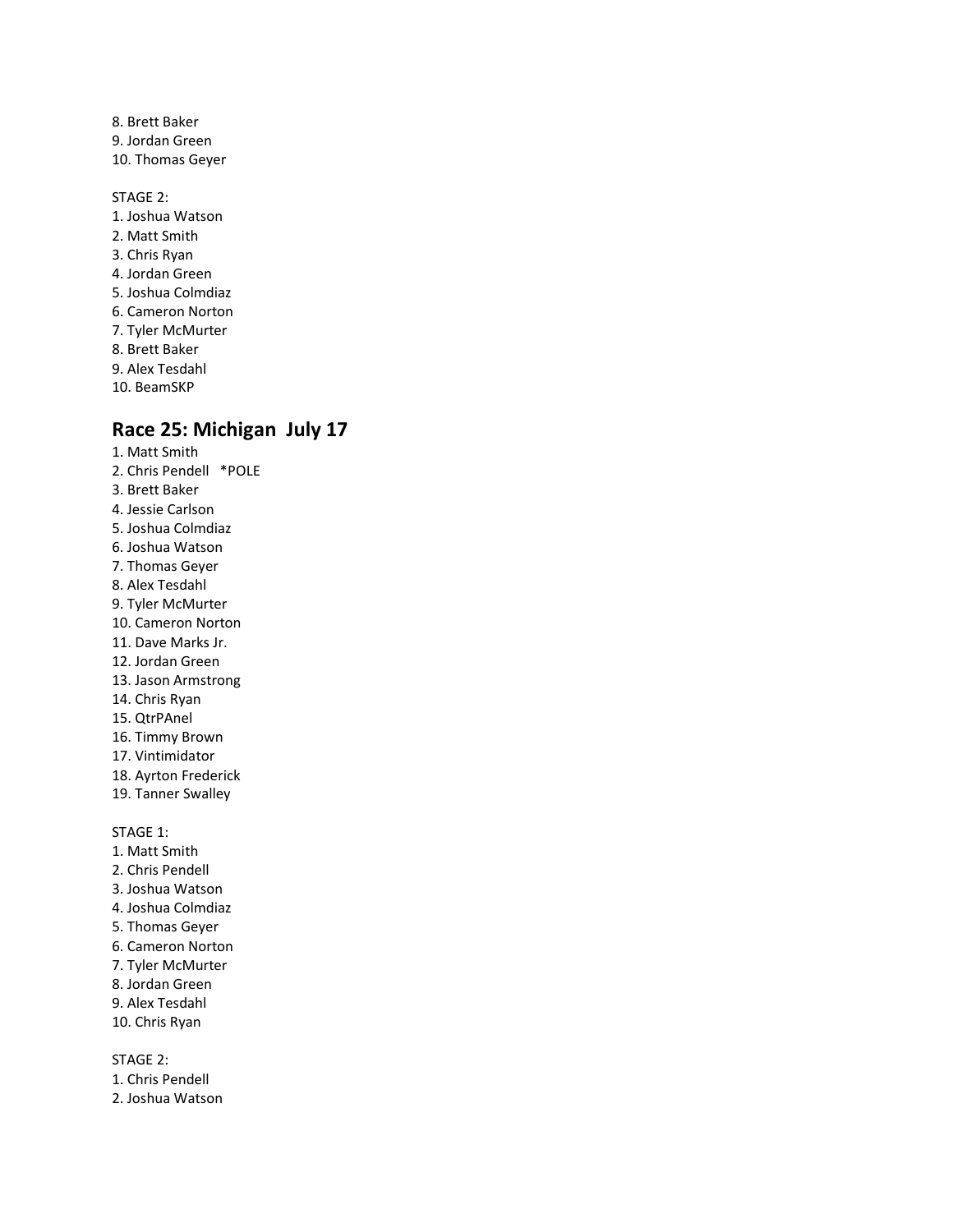8. Brett Baker
9. Jordan Green
10. Thomas Geyer

STAGE 2:
1. Joshua Watson
2. Matt Smith
3. Chris Ryan
4. Jordan Green
5. Joshua Colmdiaz
6. Cameron Norton
7. Tyler McMurter
8. Brett Baker
9. Alex Tesdahl
10. BeamSKP

## Race 25: Michigan July 17

1. Matt Smith
2. Chris Pendell *POLE
3. Brett Baker
4. Jessie Carlson
5. Joshua Colmdiaz
6. Joshua Watson
7. Thomas Geyer
8. Alex Tesdahl
9. Tyler McMurter
10. Cameron Norton
11. Dave Marks Jr.
12. Jordan Green
13. Jason Armstrong
14. Chris Ryan
15. QtrPAnel
16. Timmy Brown
17. Vintimidator
18. Ayrton Frederick
19. Tanner Swalley

STAGE 1:
1. Matt Smith
2. Chris Pendell
3. Joshua Watson
4. Joshua Colmdiaz
5. Thomas Geyer
6. Cameron Norton
7. Tyler McMurter
8. Jordan Green
9. Alex Tesdahl
10. Chris Ryan

STAGE 2:
1. Chris Pendell
2. Joshua Watson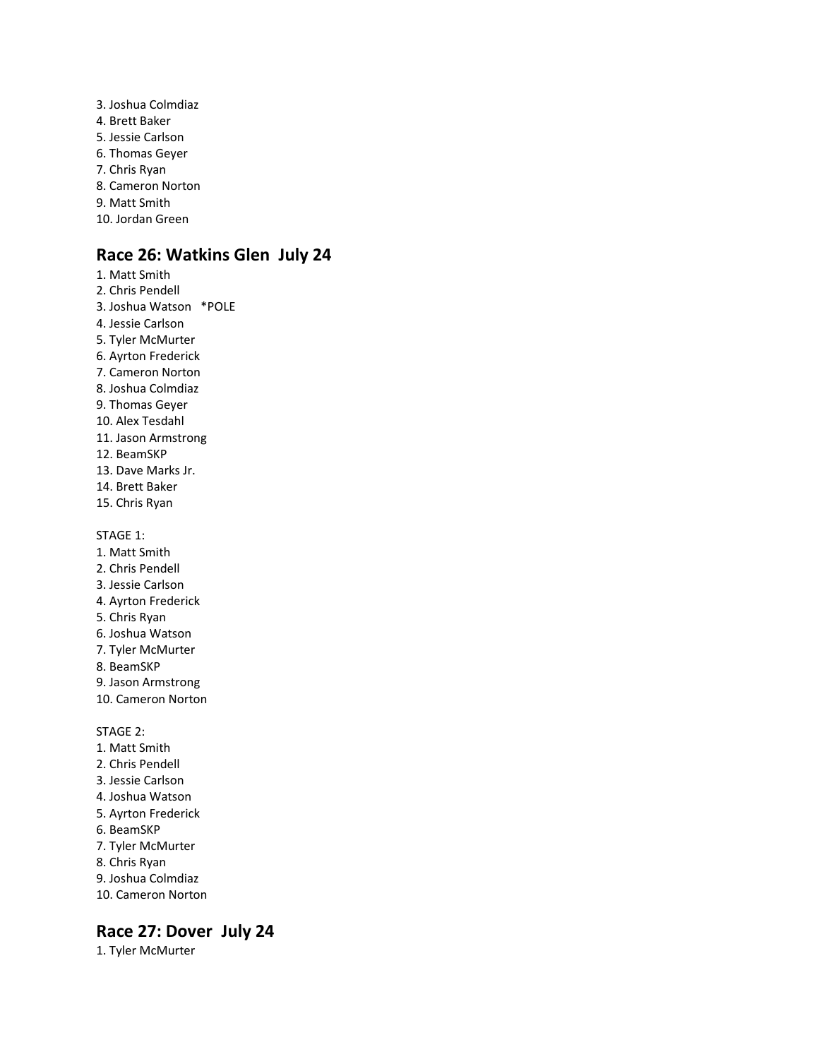3. Joshua Colmdiaz
4. Brett Baker
5. Jessie Carlson
6. Thomas Geyer
7. Chris Ryan
8. Cameron Norton
9. Matt Smith
10. Jordan Green

## Race 26: Watkins Glen July 24

1. Matt Smith
2. Chris Pendell
3. Joshua Watson *POLE
4. Jessie Carlson
5. Tyler McMurter
6. Ayrton Frederick
7. Cameron Norton
8. Joshua Colmdiaz
9. Thomas Geyer
10. Alex Tesdahl
11. Jason Armstrong
12. BeamSKP
13. Dave Marks Jr.
14. Brett Baker
15. Chris Ryan

STAGE 1:

1. Matt Smith
2. Chris Pendell
3. Jessie Carlson
4. Ayrton Frederick
5. Chris Ryan
6. Joshua Watson
7. Tyler McMurter
8. BeamSKP
9. Jason Armstrong
10. Cameron Norton

STAGE 2:

1. Matt Smith
2. Chris Pendell
3. Jessie Carlson
4. Joshua Watson
5. Ayrton Frederick
6. BeamSKP
7. Tyler McMurter
8. Chris Ryan
9. Joshua Colmdiaz
10. Cameron Norton

## Race 27: Dover July 24

1. Tyler McMurter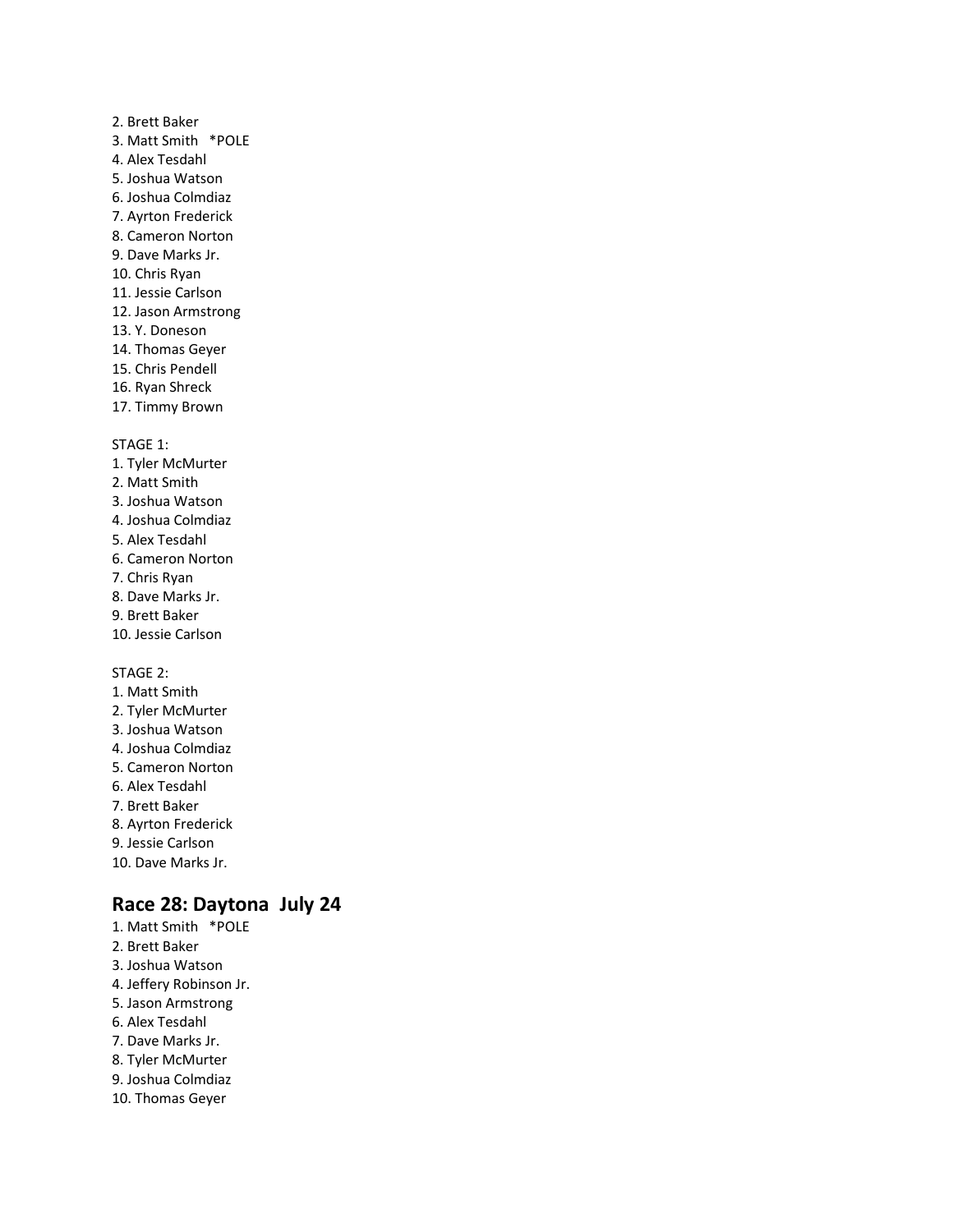2. Brett Baker
3. Matt Smith *POLE
4. Alex Tesdahl
5. Joshua Watson
6. Joshua Colmdiaz
7. Ayrton Frederick
8. Cameron Norton
9. Dave Marks Jr.
10. Chris Ryan
11. Jessie Carlson
12. Jason Armstrong
13. Y. Doneson
14. Thomas Geyer
15. Chris Pendell
16. Ryan Shreck
17. Timmy Brown

STAGE 1:
1. Tyler McMurter
2. Matt Smith
3. Joshua Watson
4. Joshua Colmdiaz
5. Alex Tesdahl
6. Cameron Norton
7. Chris Ryan
8. Dave Marks Jr.
9. Brett Baker
10. Jessie Carlson

STAGE 2:
1. Matt Smith
2. Tyler McMurter
3. Joshua Watson
4. Joshua Colmdiaz
5. Cameron Norton
6. Alex Tesdahl
7. Brett Baker
8. Ayrton Frederick
9. Jessie Carlson
10. Dave Marks Jr.

## Race 28: Daytona July 24

1. Matt Smith *POLE
2. Brett Baker
3. Joshua Watson
4. Jeffery Robinson Jr.
5. Jason Armstrong
6. Alex Tesdahl
7. Dave Marks Jr.
8. Tyler McMurter
9. Joshua Colmdiaz
10. Thomas Geyer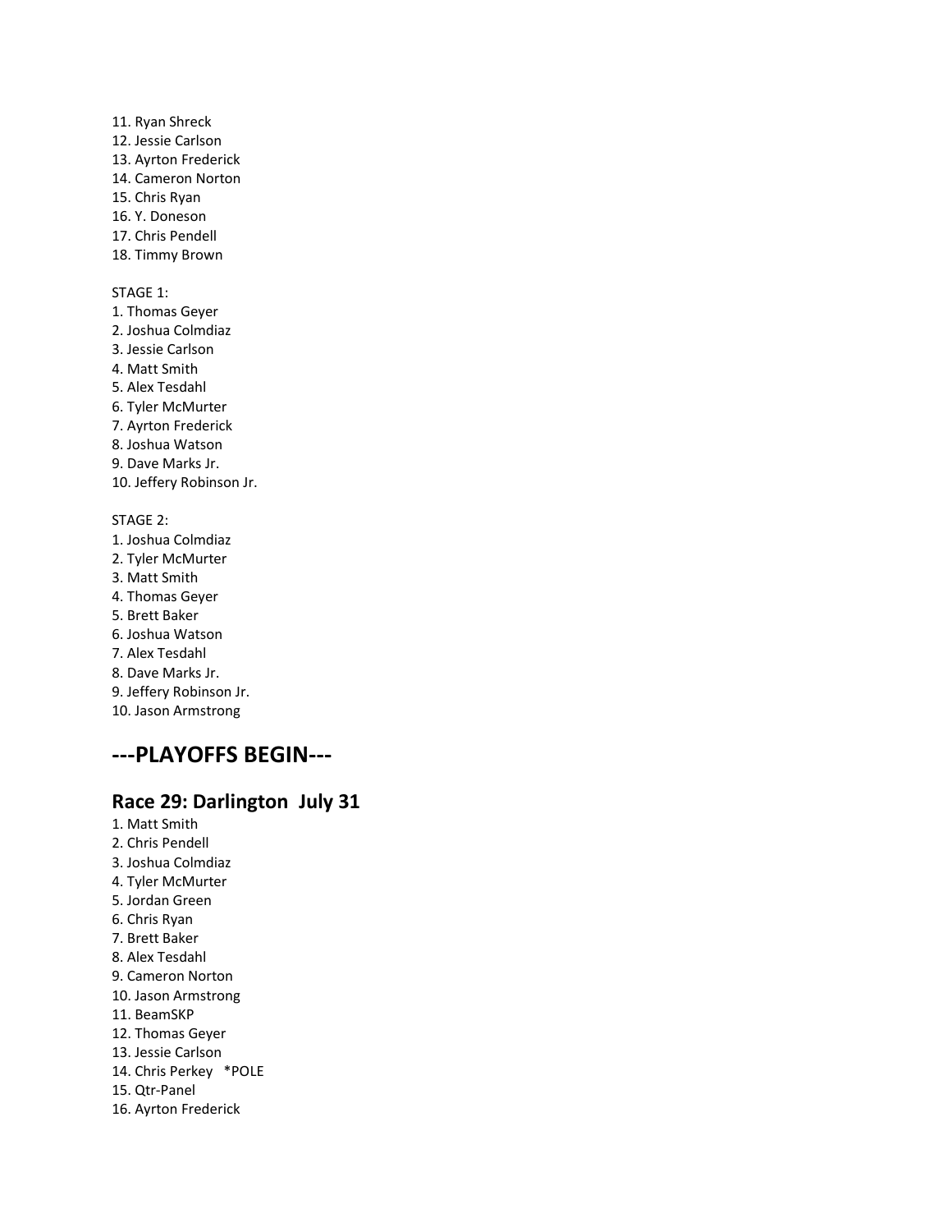11. Ryan Shreck
12. Jessie Carlson
13. Ayrton Frederick
14. Cameron Norton
15. Chris Ryan
16. Y. Doneson
17. Chris Pendell
18. Timmy Brown

STAGE 1:
1. Thomas Geyer
2. Joshua Colmdiaz
3. Jessie Carlson
4. Matt Smith
5. Alex Tesdahl
6. Tyler McMurter
7. Ayrton Frederick
8. Joshua Watson
9. Dave Marks Jr.
10. Jeffery Robinson Jr.

STAGE 2:
1. Joshua Colmdiaz
2. Tyler McMurter
3. Matt Smith
4. Thomas Geyer
5. Brett Baker
6. Joshua Watson
7. Alex Tesdahl
8. Dave Marks Jr.
9. Jeffery Robinson Jr.
10. Jason Armstrong

## ---PLAYOFFS BEGIN---

### Race 29: Darlington July 31

1. Matt Smith
2. Chris Pendell
3. Joshua Colmdiaz
4. Tyler McMurter
5. Jordan Green
6. Chris Ryan
7. Brett Baker
8. Alex Tesdahl
9. Cameron Norton
10. Jason Armstrong
11. BeamSKP
12. Thomas Geyer
13. Jessie Carlson
14. Chris Perkey *POLE
15. Qtr-Panel
16. Ayrton Frederick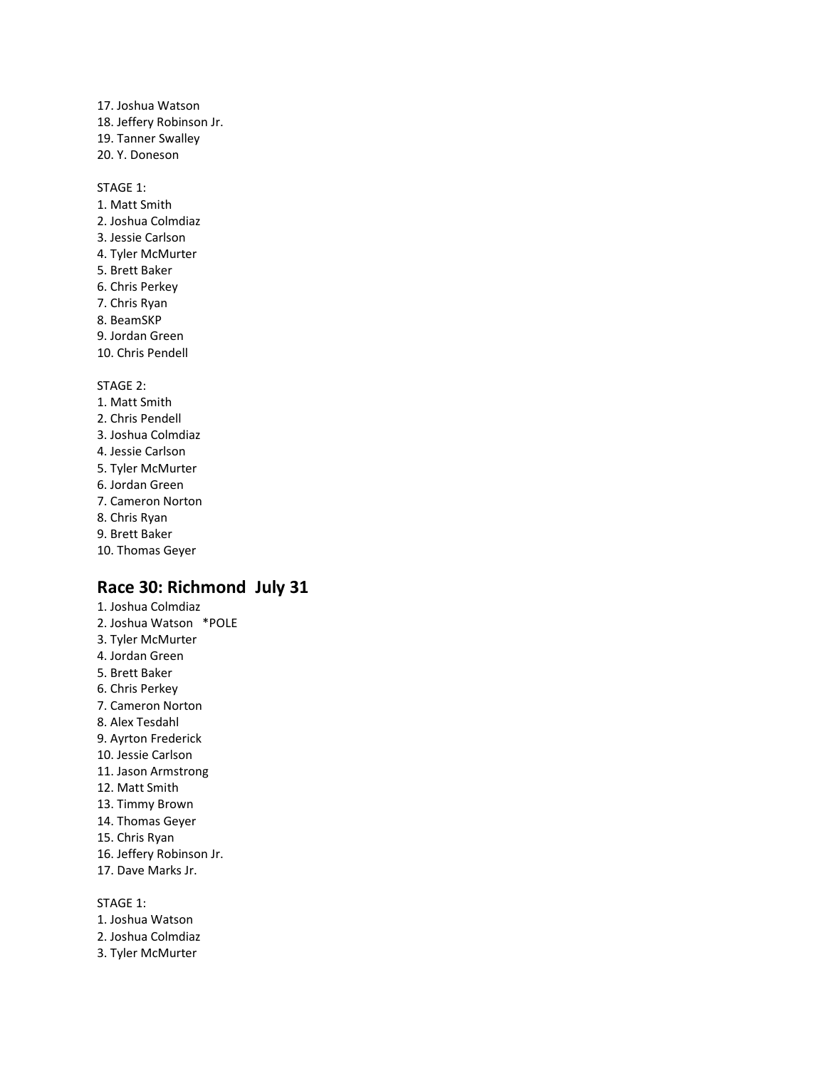17. Joshua Watson
18. Jeffery Robinson Jr.
19. Tanner Swalley
20. Y. Doneson

STAGE 1:
1. Matt Smith
2. Joshua Colmdiaz
3. Jessie Carlson
4. Tyler McMurter
5. Brett Baker
6. Chris Perkey
7. Chris Ryan
8. BeamSKP
9. Jordan Green
10. Chris Pendell

STAGE 2:
1. Matt Smith
2. Chris Pendell
3. Joshua Colmdiaz
4. Jessie Carlson
5. Tyler McMurter
6. Jordan Green
7. Cameron Norton
8. Chris Ryan
9. Brett Baker
10. Thomas Geyer

## Race 30: Richmond July 31

1. Joshua Colmdiaz
2. Joshua Watson *POLE
3. Tyler McMurter
4. Jordan Green
5. Brett Baker
6. Chris Perkey
7. Cameron Norton
8. Alex Tesdahl
9. Ayrton Frederick
10. Jessie Carlson
11. Jason Armstrong
12. Matt Smith
13. Timmy Brown
14. Thomas Geyer
15. Chris Ryan
16. Jeffery Robinson Jr.
17. Dave Marks Jr.

STAGE 1:
1. Joshua Watson
2. Joshua Colmdiaz
3. Tyler McMurter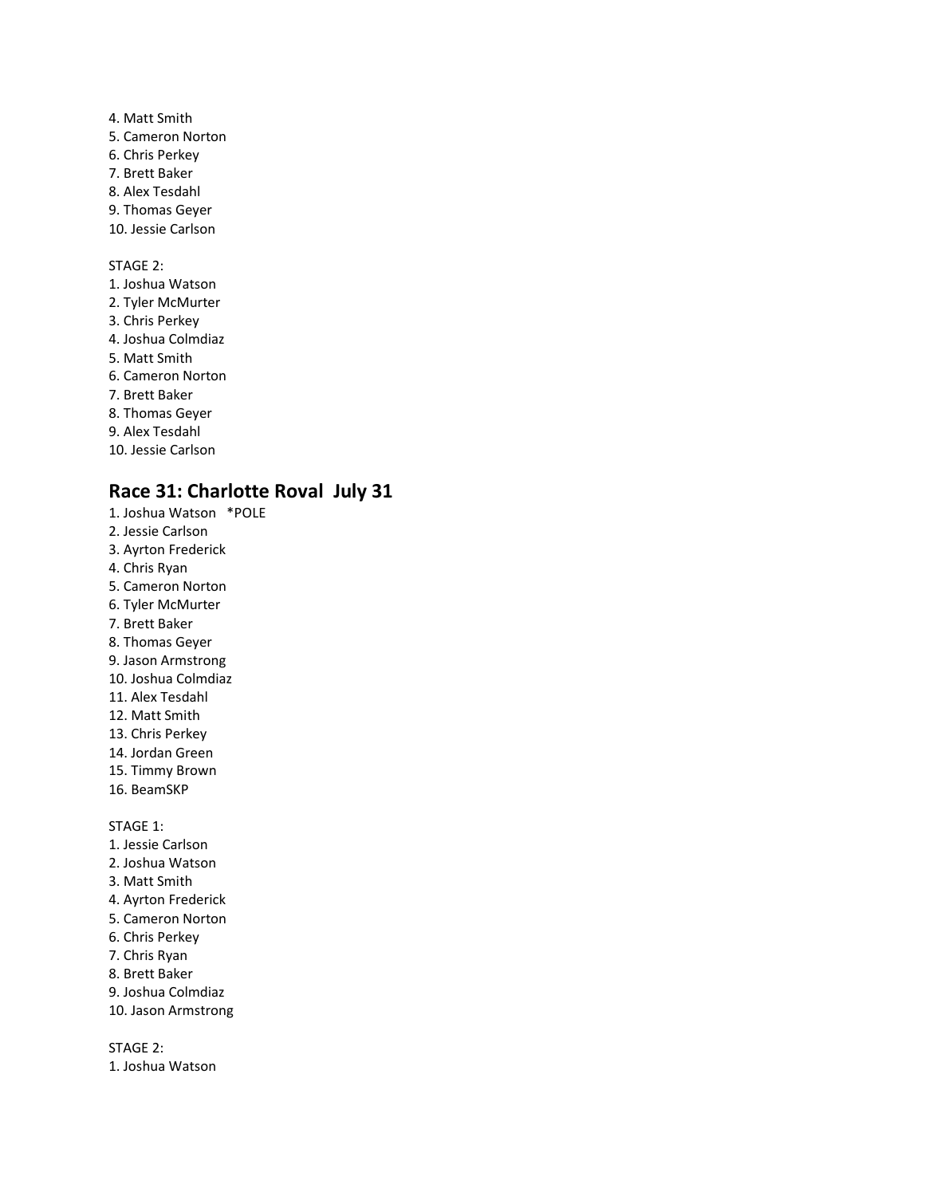4. Matt Smith
5. Cameron Norton
6. Chris Perkey
7. Brett Baker
8. Alex Tesdahl
9. Thomas Geyer
10. Jessie Carlson

STAGE 2:
1. Joshua Watson
2. Tyler McMurter
3. Chris Perkey
4. Joshua Colmdiaz
5. Matt Smith
6. Cameron Norton
7. Brett Baker
8. Thomas Geyer
9. Alex Tesdahl
10. Jessie Carlson

## Race 31: Charlotte Roval  July 31

1. Joshua Watson   *POLE
2. Jessie Carlson
3. Ayrton Frederick
4. Chris Ryan
5. Cameron Norton
6. Tyler McMurter
7. Brett Baker
8. Thomas Geyer
9. Jason Armstrong
10. Joshua Colmdiaz
11. Alex Tesdahl
12. Matt Smith
13. Chris Perkey
14. Jordan Green
15. Timmy Brown
16. BeamSKP

STAGE 1:
1. Jessie Carlson
2. Joshua Watson
3. Matt Smith
4. Ayrton Frederick
5. Cameron Norton
6. Chris Perkey
7. Chris Ryan
8. Brett Baker
9. Joshua Colmdiaz
10. Jason Armstrong

STAGE 2:
1. Joshua Watson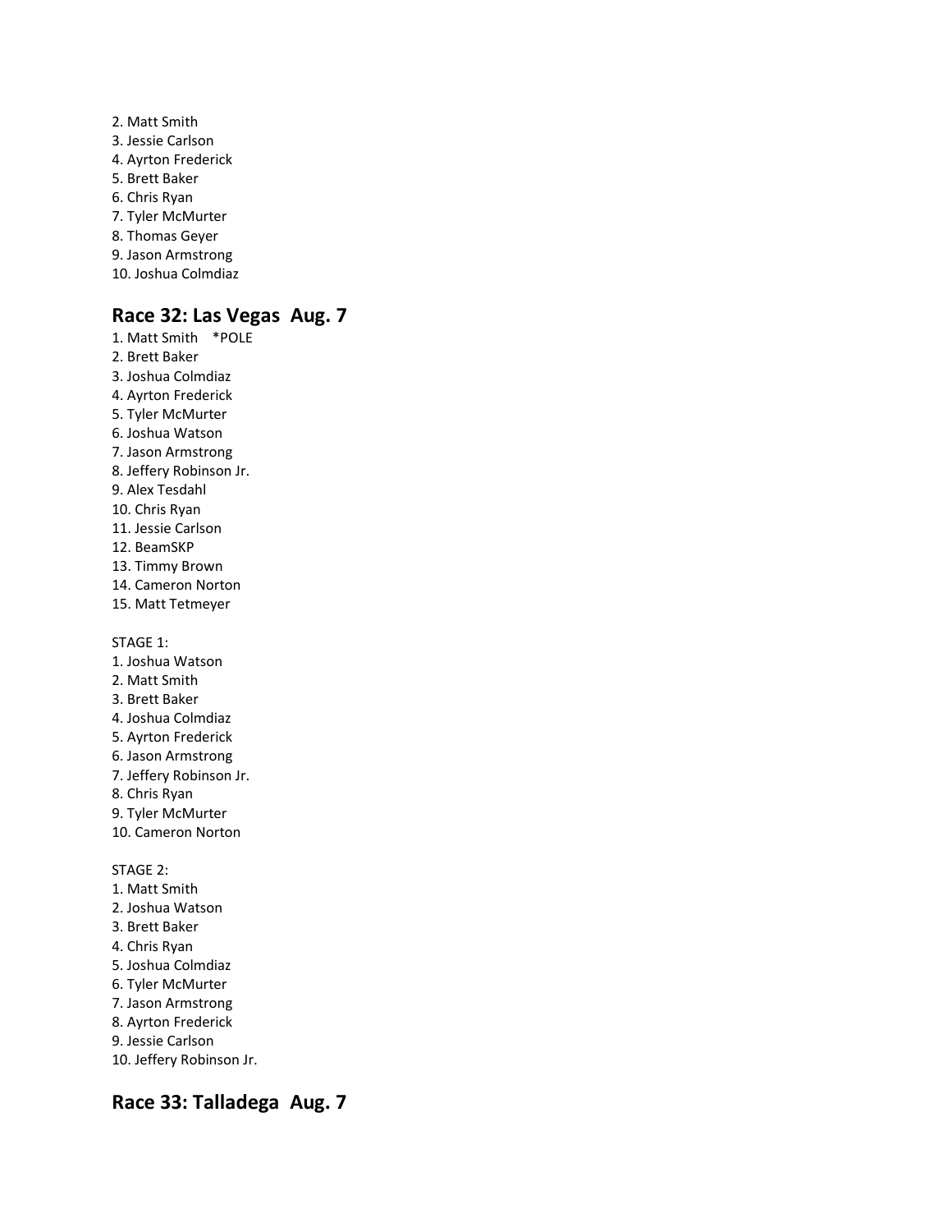2. Matt Smith
3. Jessie Carlson
4. Ayrton Frederick
5. Brett Baker
6. Chris Ryan
7. Tyler McMurter
8. Thomas Geyer
9. Jason Armstrong
10. Joshua Colmdiaz

## Race 32: Las Vegas Aug. 7

1. Matt Smith *POLE
2. Brett Baker
3. Joshua Colmdiaz
4. Ayrton Frederick
5. Tyler McMurter
6. Joshua Watson
7. Jason Armstrong
8. Jeffery Robinson Jr.
9. Alex Tesdahl
10. Chris Ryan
11. Jessie Carlson
12. BeamSKP
13. Timmy Brown
14. Cameron Norton
15. Matt Tetmeyer

STAGE 1:

1. Joshua Watson
2. Matt Smith
3. Brett Baker
4. Joshua Colmdiaz
5. Ayrton Frederick
6. Jason Armstrong
7. Jeffery Robinson Jr.
8. Chris Ryan
9. Tyler McMurter
10. Cameron Norton

STAGE 2:

1. Matt Smith
2. Joshua Watson
3. Brett Baker
4. Chris Ryan
5. Joshua Colmdiaz
6. Tyler McMurter
7. Jason Armstrong
8. Ayrton Frederick
9. Jessie Carlson
10. Jeffery Robinson Jr.

## Race 33: Talladega Aug. 7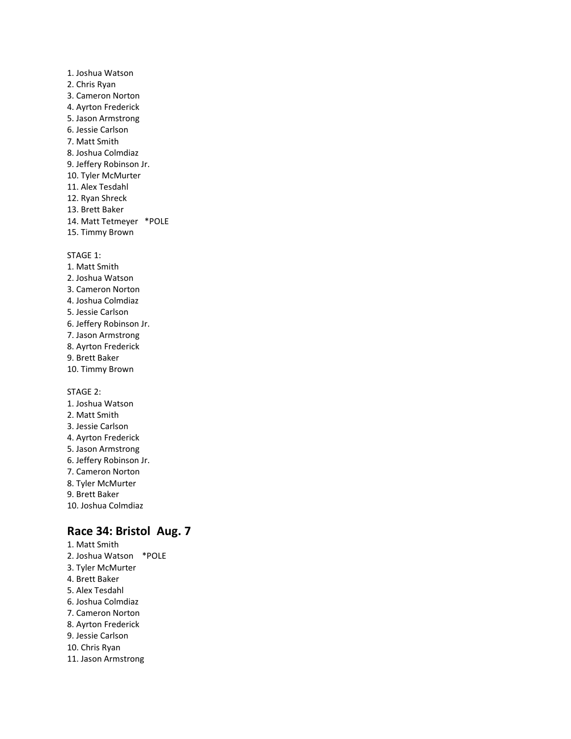1. Joshua Watson
2. Chris Ryan
3. Cameron Norton
4. Ayrton Frederick
5. Jason Armstrong
6. Jessie Carlson
7. Matt Smith
8. Joshua Colmdiaz
9. Jeffery Robinson Jr.
10. Tyler McMurter
11. Alex Tesdahl
12. Ryan Shreck
13. Brett Baker
14. Matt Tetmeyer *POLE
15. Timmy Brown

STAGE 1:

1. Matt Smith
2. Joshua Watson
3. Cameron Norton
4. Joshua Colmdiaz
5. Jessie Carlson
6. Jeffery Robinson Jr.
7. Jason Armstrong
8. Ayrton Frederick
9. Brett Baker
10. Timmy Brown

STAGE 2:

1. Joshua Watson
2. Matt Smith
3. Jessie Carlson
4. Ayrton Frederick
5. Jason Armstrong
6. Jeffery Robinson Jr.
7. Cameron Norton
8. Tyler McMurter
9. Brett Baker
10. Joshua Colmdiaz

## Race 34: Bristol Aug. 7

1. Matt Smith
2. Joshua Watson *POLE
3. Tyler McMurter
4. Brett Baker
5. Alex Tesdahl
6. Joshua Colmdiaz
7. Cameron Norton
8. Ayrton Frederick
9. Jessie Carlson
10. Chris Ryan
11. Jason Armstrong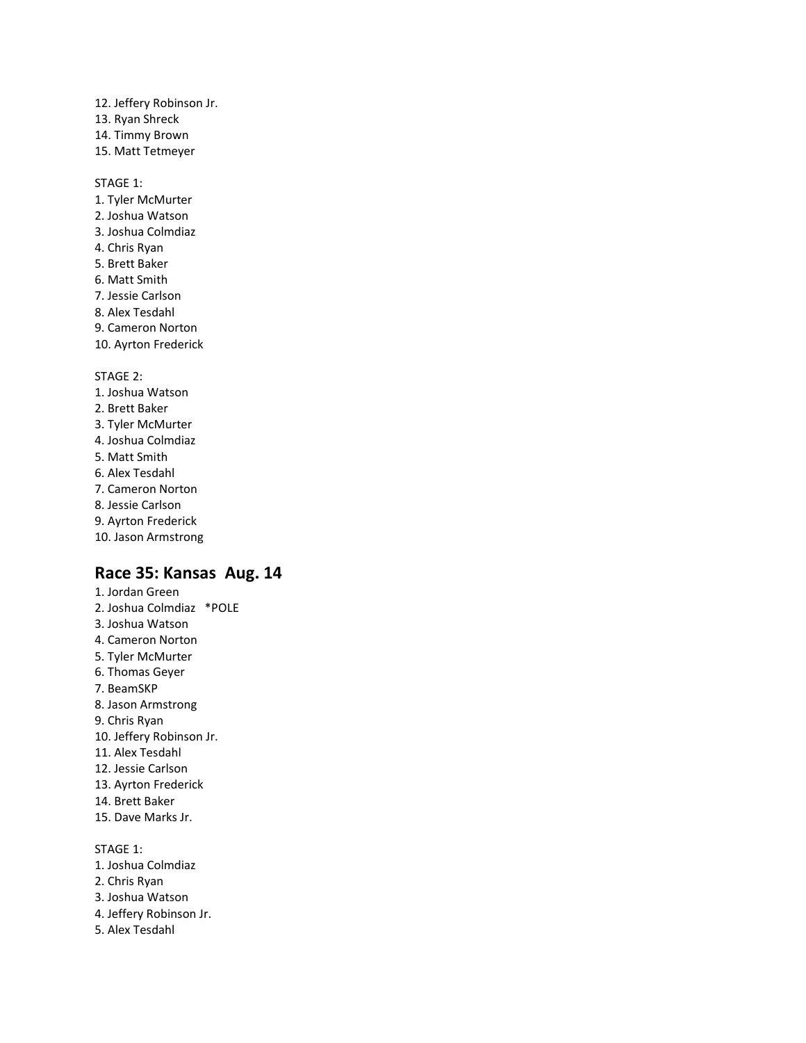12. Jeffery Robinson Jr.
13. Ryan Shreck
14. Timmy Brown
15. Matt Tetmeyer

STAGE 1:
1. Tyler McMurter
2. Joshua Watson
3. Joshua Colmdiaz
4. Chris Ryan
5. Brett Baker
6. Matt Smith
7. Jessie Carlson
8. Alex Tesdahl
9. Cameron Norton
10. Ayrton Frederick

STAGE 2:
1. Joshua Watson
2. Brett Baker
3. Tyler McMurter
4. Joshua Colmdiaz
5. Matt Smith
6. Alex Tesdahl
7. Cameron Norton
8. Jessie Carlson
9. Ayrton Frederick
10. Jason Armstrong

## Race 35: Kansas Aug. 14

1. Jordan Green
2. Joshua Colmdiaz *POLE
3. Joshua Watson
4. Cameron Norton
5. Tyler McMurter
6. Thomas Geyer
7. BeamSKP
8. Jason Armstrong
9. Chris Ryan
10. Jeffery Robinson Jr.
11. Alex Tesdahl
12. Jessie Carlson
13. Ayrton Frederick
14. Brett Baker
15. Dave Marks Jr.

STAGE 1:
1. Joshua Colmdiaz
2. Chris Ryan
3. Joshua Watson
4. Jeffery Robinson Jr.
5. Alex Tesdahl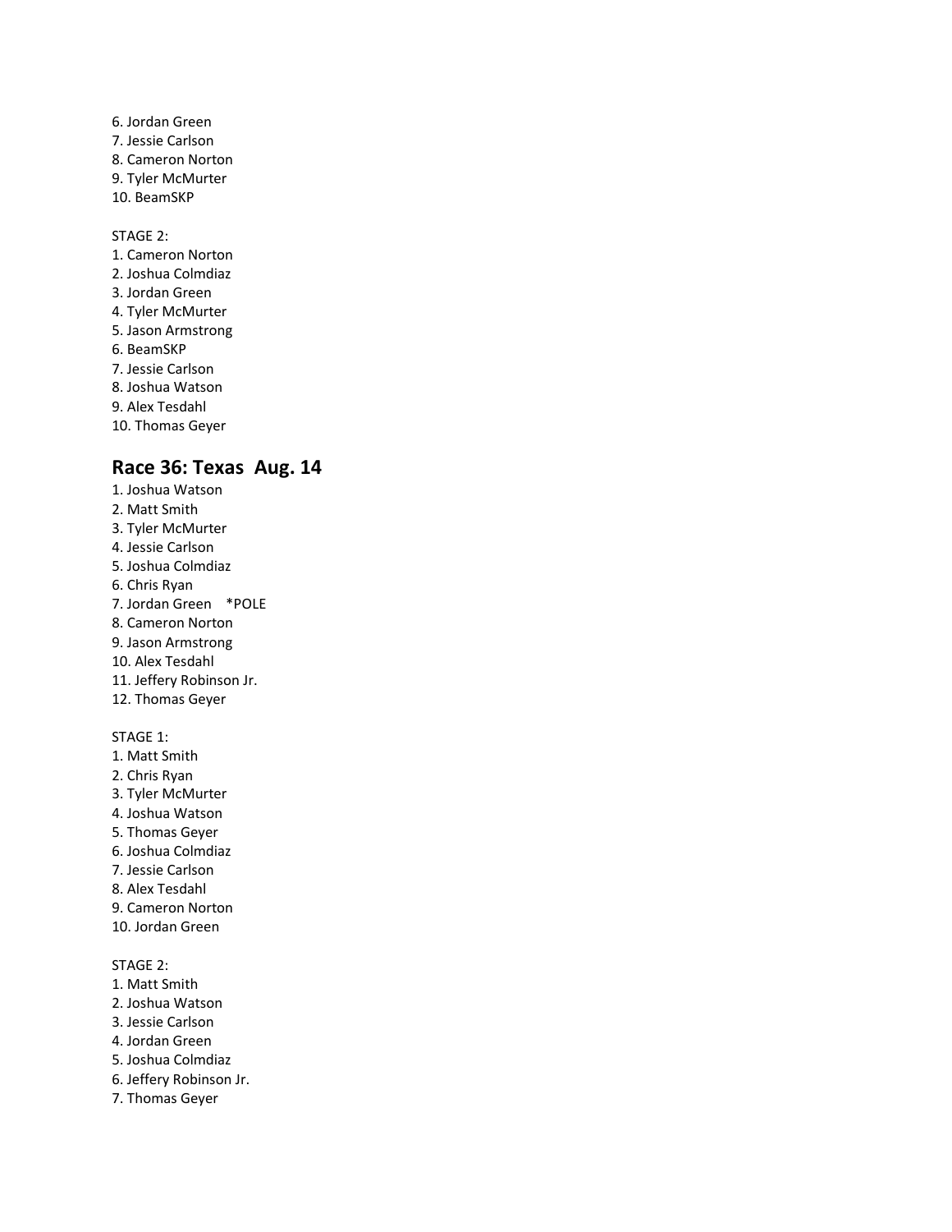6. Jordan Green
7. Jessie Carlson
8. Cameron Norton
9. Tyler McMurter
10. BeamSKP

STAGE 2:
1. Cameron Norton
2. Joshua Colmdiaz
3. Jordan Green
4. Tyler McMurter
5. Jason Armstrong
6. BeamSKP
7. Jessie Carlson
8. Joshua Watson
9. Alex Tesdahl
10. Thomas Geyer

## Race 36: Texas Aug. 14

1. Joshua Watson
2. Matt Smith
3. Tyler McMurter
4. Jessie Carlson
5. Joshua Colmdiaz
6. Chris Ryan
7. Jordan Green *POLE
8. Cameron Norton
9. Jason Armstrong
10. Alex Tesdahl
11. Jeffery Robinson Jr.
12. Thomas Geyer

STAGE 1:
1. Matt Smith
2. Chris Ryan
3. Tyler McMurter
4. Joshua Watson
5. Thomas Geyer
6. Joshua Colmdiaz
7. Jessie Carlson
8. Alex Tesdahl
9. Cameron Norton
10. Jordan Green

STAGE 2:
1. Matt Smith
2. Joshua Watson
3. Jessie Carlson
4. Jordan Green
5. Joshua Colmdiaz
6. Jeffery Robinson Jr.
7. Thomas Geyer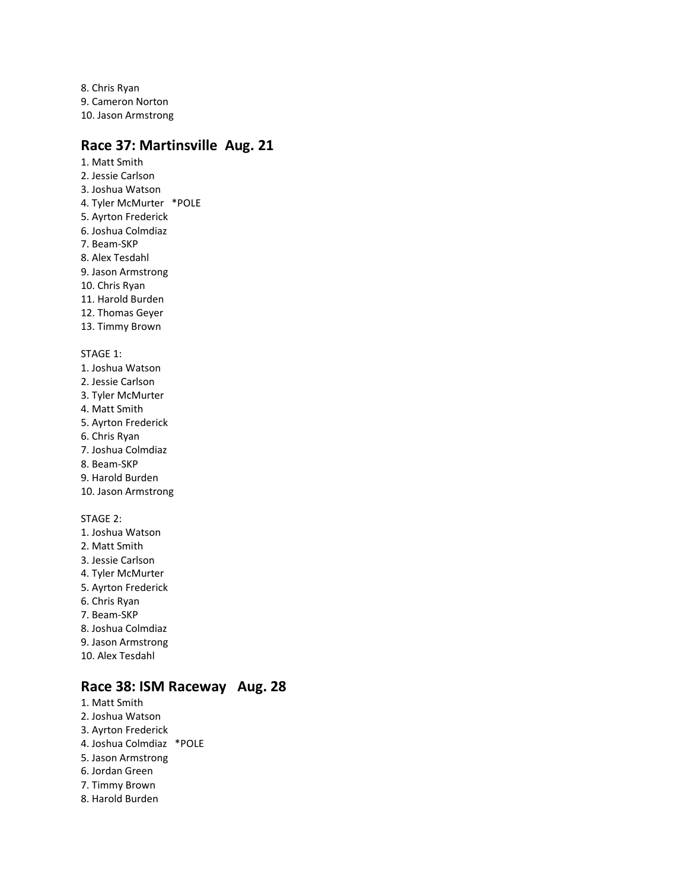8. Chris Ryan
9. Cameron Norton
10. Jason Armstrong

## Race 37: Martinsville Aug. 21

1. Matt Smith
2. Jessie Carlson
3. Joshua Watson
4. Tyler McMurter *POLE
5. Ayrton Frederick
6. Joshua Colmdiaz
7. Beam-SKP
8. Alex Tesdahl
9. Jason Armstrong
10. Chris Ryan
11. Harold Burden
12. Thomas Geyer
13. Timmy Brown

STAGE 1:

1. Joshua Watson
2. Jessie Carlson
3. Tyler McMurter
4. Matt Smith
5. Ayrton Frederick
6. Chris Ryan
7. Joshua Colmdiaz
8. Beam-SKP
9. Harold Burden
10. Jason Armstrong

STAGE 2:

1. Joshua Watson
2. Matt Smith
3. Jessie Carlson
4. Tyler McMurter
5. Ayrton Frederick
6. Chris Ryan
7. Beam-SKP
8. Joshua Colmdiaz
9. Jason Armstrong
10. Alex Tesdahl

## Race 38: ISM Raceway Aug. 28

1. Matt Smith
2. Joshua Watson
3. Ayrton Frederick
4. Joshua Colmdiaz *POLE
5. Jason Armstrong
6. Jordan Green
7. Timmy Brown
8. Harold Burden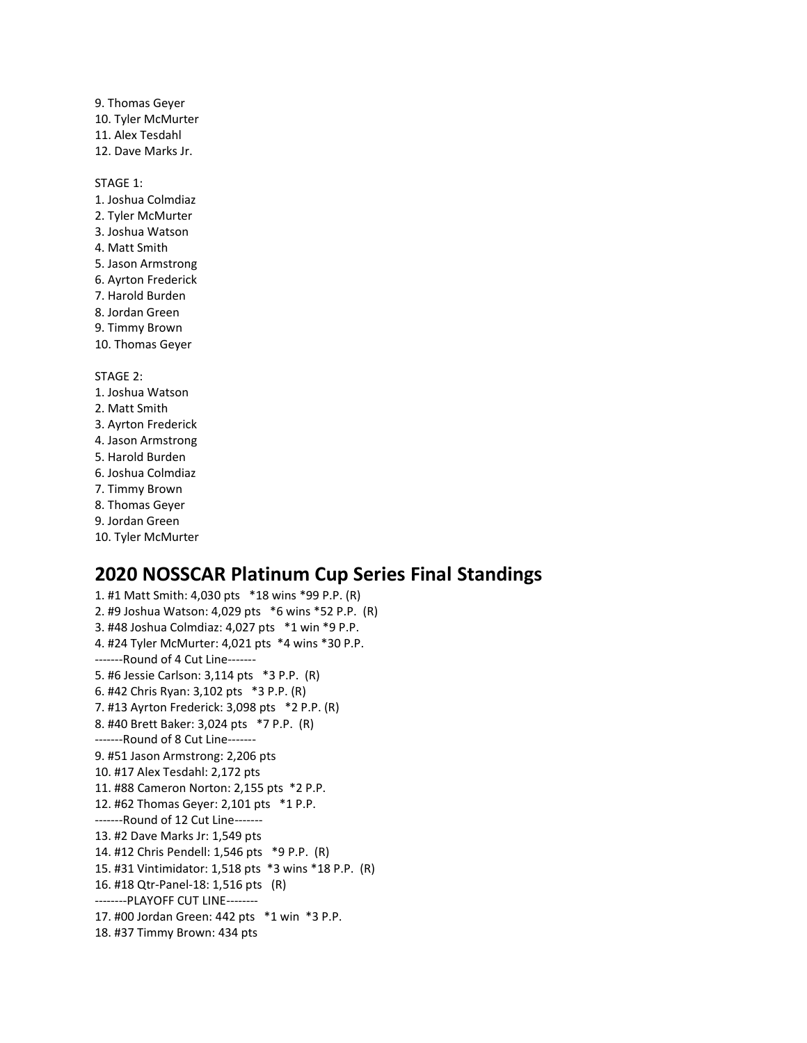9. Thomas Geyer
10. Tyler McMurter
11. Alex Tesdahl
12. Dave Marks Jr.

STAGE 1:
1. Joshua Colmdiaz
2. Tyler McMurter
3. Joshua Watson
4. Matt Smith
5. Jason Armstrong
6. Ayrton Frederick
7. Harold Burden
8. Jordan Green
9. Timmy Brown
10. Thomas Geyer

STAGE 2:
1. Joshua Watson
2. Matt Smith
3. Ayrton Frederick
4. Jason Armstrong
5. Harold Burden
6. Joshua Colmdiaz
7. Timmy Brown
8. Thomas Geyer
9. Jordan Green
10. Tyler McMurter

## 2020 NOSSCAR Platinum Cup Series Final Standings

1. #1 Matt Smith: 4,030 pts *18 wins *99 P.P. (R)
2. #9 Joshua Watson: 4,029 pts *6 wins *52 P.P. (R)
3. #48 Joshua Colmdiaz: 4,027 pts *1 win *9 P.P.
4. #24 Tyler McMurter: 4,021 pts *4 wins *30 P.P.

-------Round of 4 Cut Line-------

5. #6 Jessie Carlson: 3,114 pts *3 P.P. (R)
6. #42 Chris Ryan: 3,102 pts *3 P.P. (R)
7. #13 Ayrton Frederick: 3,098 pts *2 P.P. (R)
8. #40 Brett Baker: 3,024 pts *7 P.P. (R)

-------Round of 8 Cut Line-------

9. #51 Jason Armstrong: 2,206 pts
10. #17 Alex Tesdahl: 2,172 pts
11. #88 Cameron Norton: 2,155 pts *2 P.P.
12. #62 Thomas Geyer: 2,101 pts *1 P.P.

-------Round of 12 Cut Line-------

13. #2 Dave Marks Jr: 1,549 pts
14. #12 Chris Pendell: 1,546 pts *9 P.P. (R)
15. #31 Vintimidator: 1,518 pts *3 wins *18 P.P. (R)
16. #18 Qtr-Panel-18: 1,516 pts (R)

--------PLAYOFF CUT LINE--------

17. #00 Jordan Green: 442 pts *1 win *3 P.P.
18. #37 Timmy Brown: 434 pts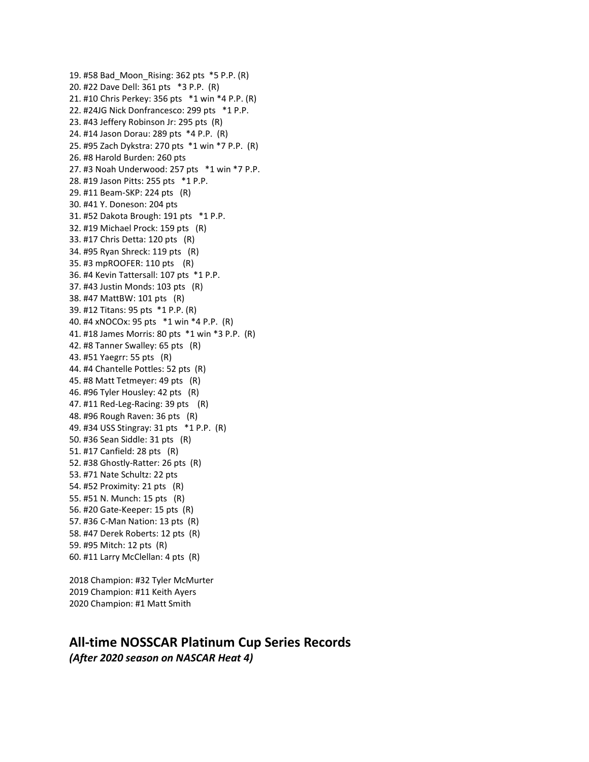19. #58 Bad_Moon_Rising: 362 pts *5 P.P. (R)
20. #22 Dave Dell: 361 pts *3 P.P. (R)
21. #10 Chris Perkey: 356 pts *1 win *4 P.P. (R)
22. #24JG Nick Donfrancesco: 299 pts *1 P.P.
23. #43 Jeffery Robinson Jr: 295 pts (R)
24. #14 Jason Dorau: 289 pts *4 P.P. (R)
25. #95 Zach Dykstra: 270 pts *1 win *7 P.P. (R)
26. #8 Harold Burden: 260 pts
27. #3 Noah Underwood: 257 pts *1 win *7 P.P.
28. #19 Jason Pitts: 255 pts *1 P.P.
29. #11 Beam-SKP: 224 pts (R)
30. #41 Y. Doneson: 204 pts
31. #52 Dakota Brough: 191 pts *1 P.P.
32. #19 Michael Prock: 159 pts (R)
33. #17 Chris Detta: 120 pts (R)
34. #95 Ryan Shreck: 119 pts (R)
35. #3 mpROOFER: 110 pts (R)
36. #4 Kevin Tattersall: 107 pts *1 P.P.
37. #43 Justin Monds: 103 pts (R)
38. #47 MattBW: 101 pts (R)
39. #12 Titans: 95 pts *1 P.P. (R)
40. #4 xNOCOx: 95 pts *1 win *4 P.P. (R)
41. #18 James Morris: 80 pts *1 win *3 P.P. (R)
42. #8 Tanner Swalley: 65 pts (R)
43. #51 Yaegrr: 55 pts (R)
44. #4 Chantelle Pottles: 52 pts (R)
45. #8 Matt Tetmeyer: 49 pts (R)
46. #96 Tyler Housley: 42 pts (R)
47. #11 Red-Leg-Racing: 39 pts (R)
48. #96 Rough Raven: 36 pts (R)
49. #34 USS Stingray: 31 pts *1 P.P. (R)
50. #36 Sean Siddle: 31 pts (R)
51. #17 Canfield: 28 pts (R)
52. #38 Ghostly-Ratter: 26 pts (R)
53. #71 Nate Schultz: 22 pts
54. #52 Proximity: 21 pts (R)
55. #51 N. Munch: 15 pts (R)
56. #20 Gate-Keeper: 15 pts (R)
57. #36 C-Man Nation: 13 pts (R)
58. #47 Derek Roberts: 12 pts (R)
59. #95 Mitch: 12 pts (R)
60. #11 Larry McClellan: 4 pts (R)

2018 Champion: #32 Tyler McMurter
2019 Champion: #11 Keith Ayers
2020 Champion: #1 Matt Smith

## All-time NOSSCAR Platinum Cup Series Records

***(After 2020 season on NASCAR Heat 4)***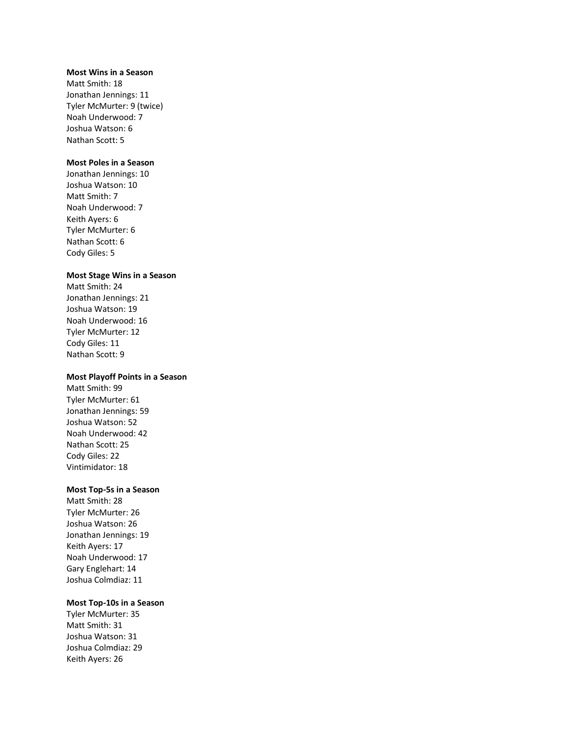**Most Wins in a Season**
Matt Smith: 18
Jonathan Jennings: 11
Tyler McMurter: 9 (twice)
Noah Underwood: 7
Joshua Watson: 6
Nathan Scott: 5

**Most Poles in a Season**
Jonathan Jennings: 10
Joshua Watson: 10
Matt Smith: 7
Noah Underwood: 7
Keith Ayers: 6
Tyler McMurter: 6
Nathan Scott: 6
Cody Giles: 5

**Most Stage Wins in a Season**
Matt Smith: 24
Jonathan Jennings: 21
Joshua Watson: 19
Noah Underwood: 16
Tyler McMurter: 12
Cody Giles: 11
Nathan Scott: 9

**Most Playoff Points in a Season**
Matt Smith: 99
Tyler McMurter: 61
Jonathan Jennings: 59
Joshua Watson: 52
Noah Underwood: 42
Nathan Scott: 25
Cody Giles: 22
Vintimidator: 18

**Most Top-5s in a Season**
Matt Smith: 28
Tyler McMurter: 26
Joshua Watson: 26
Jonathan Jennings: 19
Keith Ayers: 17
Noah Underwood: 17
Gary Englehart: 14
Joshua Colmdiaz: 11

**Most Top-10s in a Season**
Tyler McMurter: 35
Matt Smith: 31
Joshua Watson: 31
Joshua Colmdiaz: 29
Keith Ayers: 26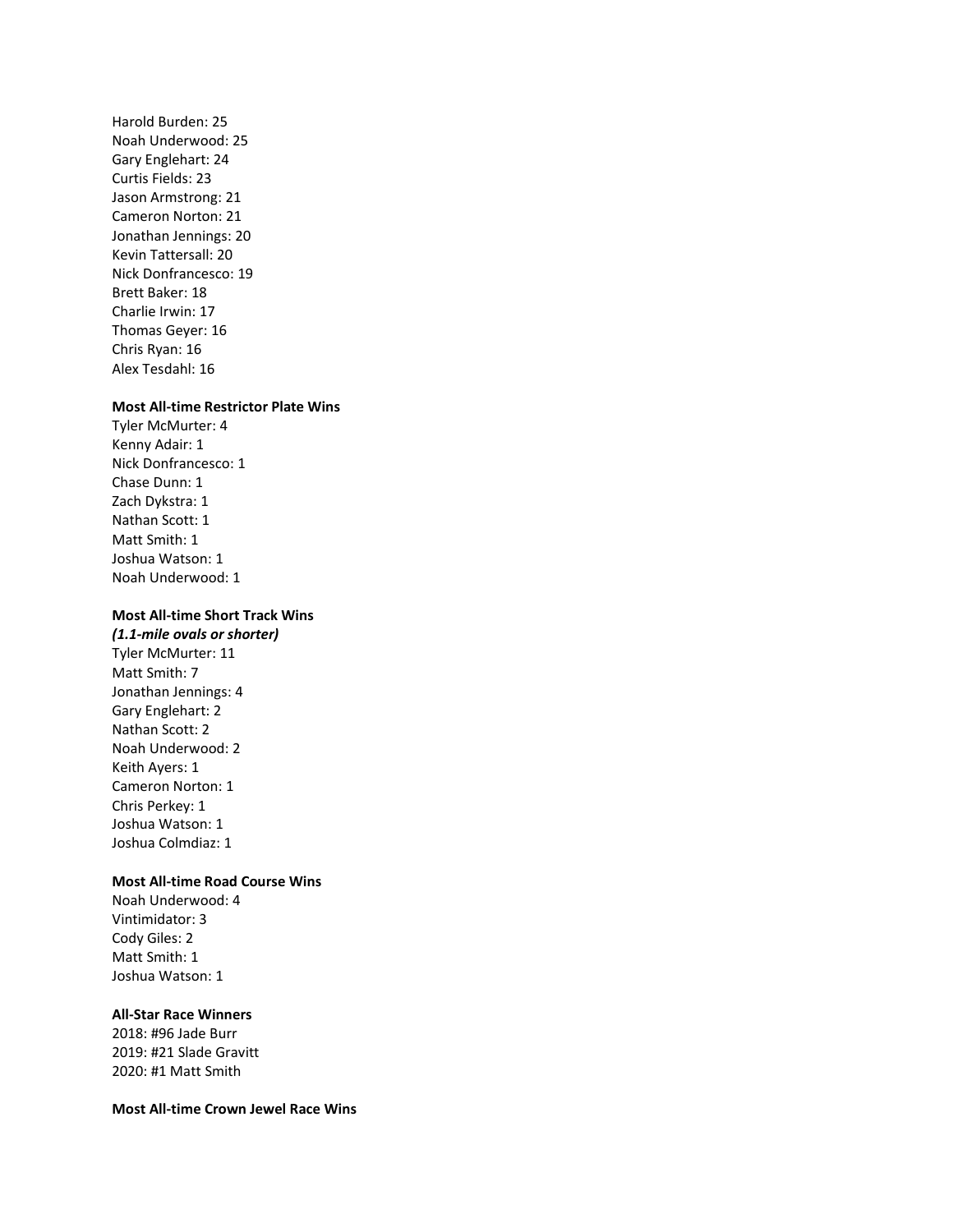Harold Burden: 25
Noah Underwood: 25
Gary Englehart: 24
Curtis Fields: 23
Jason Armstrong: 21
Cameron Norton: 21
Jonathan Jennings: 20
Kevin Tattersall: 20
Nick Donfrancesco: 19
Brett Baker: 18
Charlie Irwin: 17
Thomas Geyer: 16
Chris Ryan: 16
Alex Tesdahl: 16

**Most All-time Restrictor Plate Wins**
Tyler McMurter: 4
Kenny Adair: 1
Nick Donfrancesco: 1
Chase Dunn: 1
Zach Dykstra: 1
Nathan Scott: 1
Matt Smith: 1
Joshua Watson: 1
Noah Underwood: 1

**Most All-time Short Track Wins**
***(1.1-mile ovals or shorter)***
Tyler McMurter: 11
Matt Smith: 7
Jonathan Jennings: 4
Gary Englehart: 2
Nathan Scott: 2
Noah Underwood: 2
Keith Ayers: 1
Cameron Norton: 1
Chris Perkey: 1
Joshua Watson: 1
Joshua Colmdiaz: 1

**Most All-time Road Course Wins**
Noah Underwood: 4
Vintimidator: 3
Cody Giles: 2
Matt Smith: 1
Joshua Watson: 1

**All-Star Race Winners**
2018: #96 Jade Burr
2019: #21 Slade Gravitt
2020: #1 Matt Smith

**Most All-time Crown Jewel Race Wins**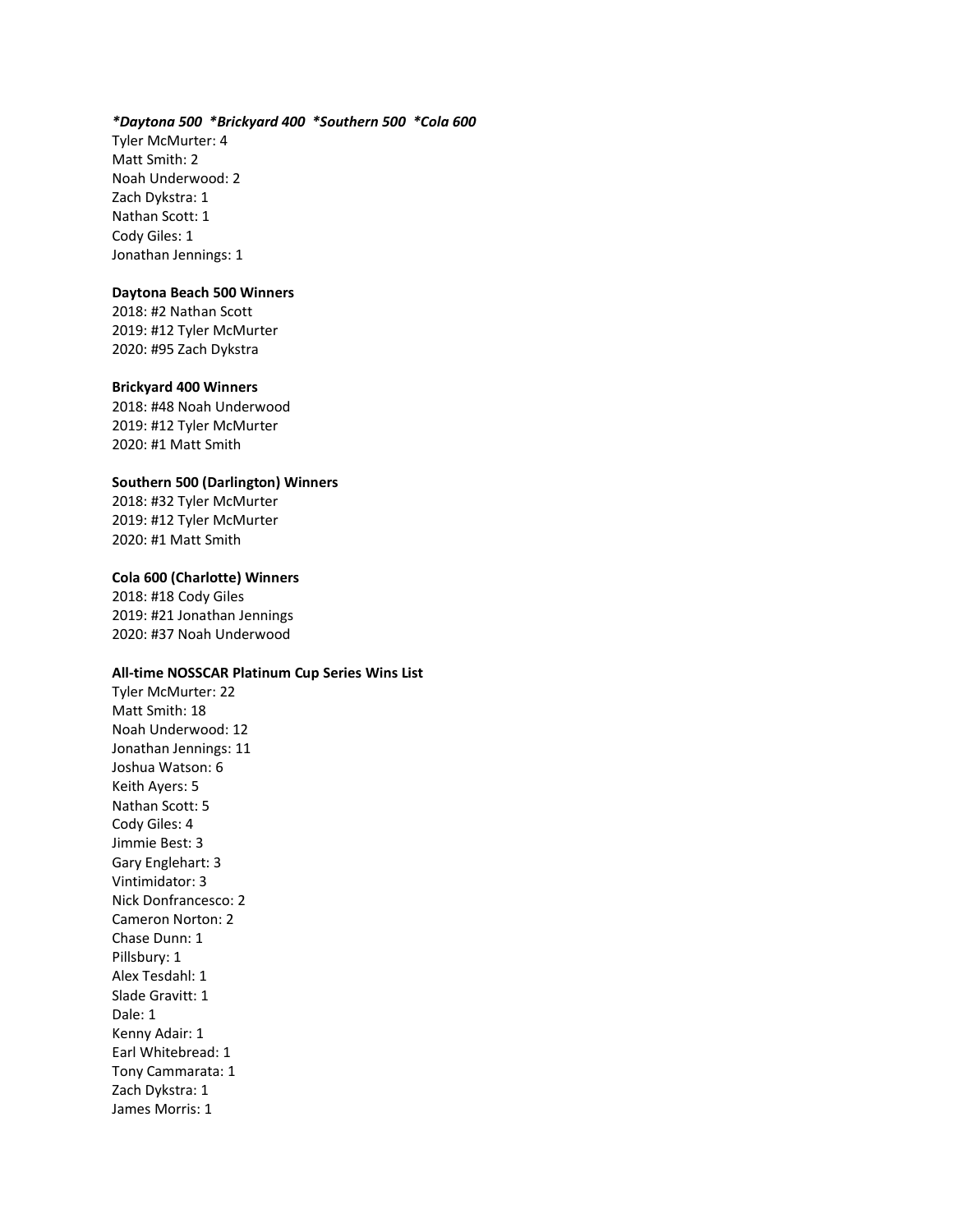***Daytona 500 \*Brickyard 400 \*Southern 500 \*Cola 600***

Tyler McMurter: 4
Matt Smith: 2
Noah Underwood: 2
Zach Dykstra: 1
Nathan Scott: 1
Cody Giles: 1
Jonathan Jennings: 1

**Daytona Beach 500 Winners**

2018: #2 Nathan Scott
2019: #12 Tyler McMurter
2020: #95 Zach Dykstra

**Brickyard 400 Winners**

2018: #48 Noah Underwood
2019: #12 Tyler McMurter
2020: #1 Matt Smith

**Southern 500 (Darlington) Winners**

2018: #32 Tyler McMurter
2019: #12 Tyler McMurter
2020: #1 Matt Smith

**Cola 600 (Charlotte) Winners**

2018: #18 Cody Giles
2019: #21 Jonathan Jennings
2020: #37 Noah Underwood

**All-time NOSSCAR Platinum Cup Series Wins List**

Tyler McMurter: 22
Matt Smith: 18
Noah Underwood: 12
Jonathan Jennings: 11
Joshua Watson: 6
Keith Ayers: 5
Nathan Scott: 5
Cody Giles: 4
Jimmie Best: 3
Gary Englehart: 3
Vintimidator: 3
Nick Donfrancesco: 2
Cameron Norton: 2
Chase Dunn: 1
Pillsbury: 1
Alex Tesdahl: 1
Slade Gravitt: 1
Dale: 1
Kenny Adair: 1
Earl Whitebread: 1
Tony Cammarata: 1
Zach Dykstra: 1
James Morris: 1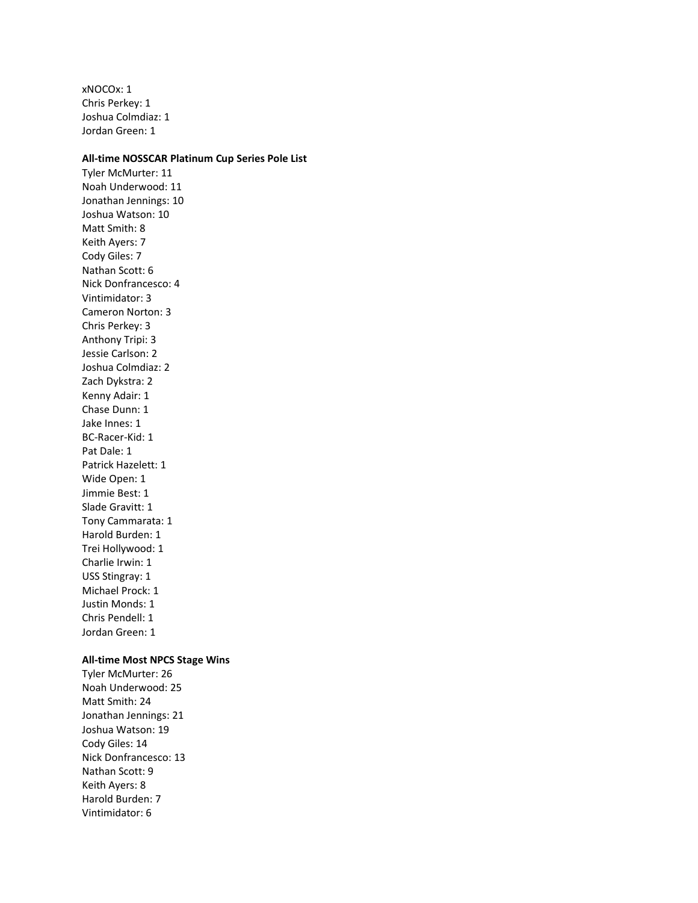xNOCOx: 1
Chris Perkey: 1
Joshua Colmdiaz: 1
Jordan Green: 1

**All-time NOSSCAR Platinum Cup Series Pole List**
Tyler McMurter: 11
Noah Underwood: 11
Jonathan Jennings: 10
Joshua Watson: 10
Matt Smith: 8
Keith Ayers: 7
Cody Giles: 7
Nathan Scott: 6
Nick Donfrancesco: 4
Vintimidator: 3
Cameron Norton: 3
Chris Perkey: 3
Anthony Tripi: 3
Jessie Carlson: 2
Joshua Colmdiaz: 2
Zach Dykstra: 2
Kenny Adair: 1
Chase Dunn: 1
Jake Innes: 1
BC-Racer-Kid: 1
Pat Dale: 1
Patrick Hazelett: 1
Wide Open: 1
Jimmie Best: 1
Slade Gravitt: 1
Tony Cammarata: 1
Harold Burden: 1
Trei Hollywood: 1
Charlie Irwin: 1
USS Stingray: 1
Michael Prock: 1
Justin Monds: 1
Chris Pendell: 1
Jordan Green: 1

**All-time Most NPCS Stage Wins**
Tyler McMurter: 26
Noah Underwood: 25
Matt Smith: 24
Jonathan Jennings: 21
Joshua Watson: 19
Cody Giles: 14
Nick Donfrancesco: 13
Nathan Scott: 9
Keith Ayers: 8
Harold Burden: 7
Vintimidator: 6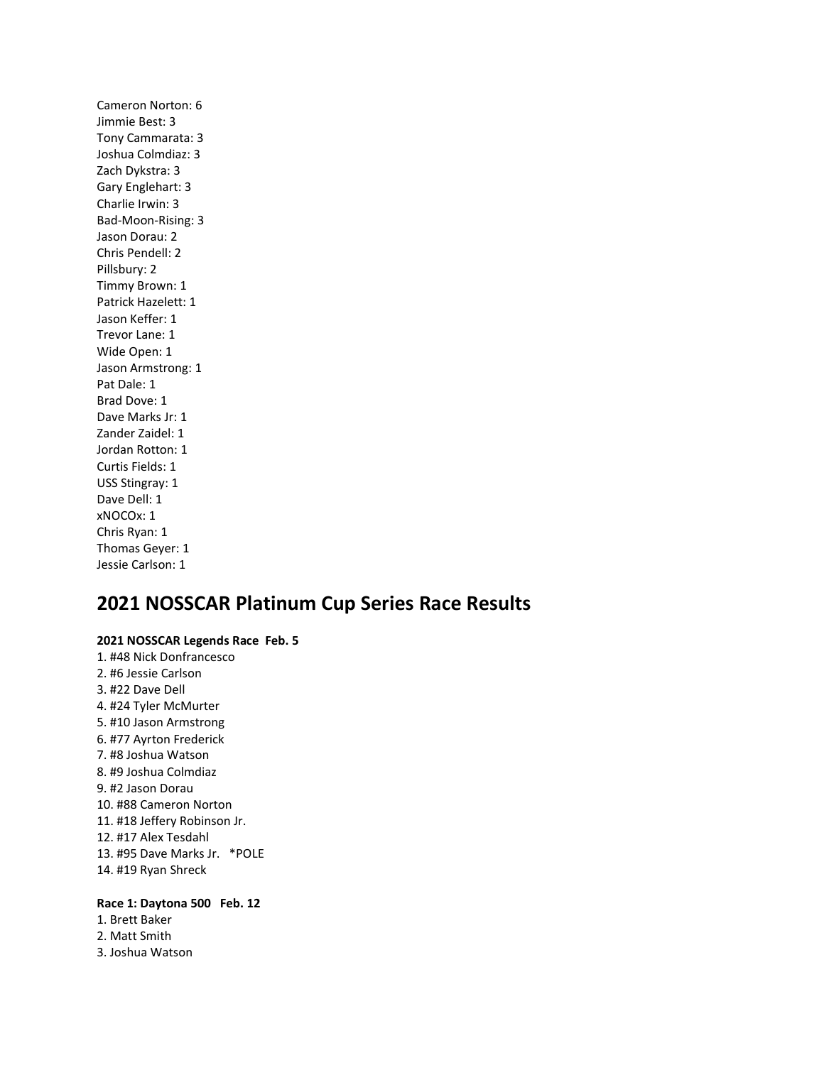Cameron Norton: 6
Jimmie Best: 3
Tony Cammarata: 3
Joshua Colmdiaz: 3
Zach Dykstra: 3
Gary Englehart: 3
Charlie Irwin: 3
Bad-Moon-Rising: 3
Jason Dorau: 2
Chris Pendell: 2
Pillsbury: 2
Timmy Brown: 1
Patrick Hazelett: 1
Jason Keffer: 1
Trevor Lane: 1
Wide Open: 1
Jason Armstrong: 1
Pat Dale: 1
Brad Dove: 1
Dave Marks Jr: 1
Zander Zaidel: 1
Jordan Rotton: 1
Curtis Fields: 1
USS Stingray: 1
Dave Dell: 1
xNOCOx: 1
Chris Ryan: 1
Thomas Geyer: 1
Jessie Carlson: 1

## 2021 NOSSCAR Platinum Cup Series Race Results

**2021 NOSSCAR Legends Race Feb. 5**

1. #48 Nick Donfrancesco
2. #6 Jessie Carlson
3. #22 Dave Dell
4. #24 Tyler McMurter
5. #10 Jason Armstrong
6. #77 Ayrton Frederick
7. #8 Joshua Watson
8. #9 Joshua Colmdiaz
9. #2 Jason Dorau
10. #88 Cameron Norton
11. #18 Jeffery Robinson Jr.
12. #17 Alex Tesdahl
13. #95 Dave Marks Jr. *POLE
14. #19 Ryan Shreck

**Race 1: Daytona 500 Feb. 12**

1. Brett Baker
2. Matt Smith
3. Joshua Watson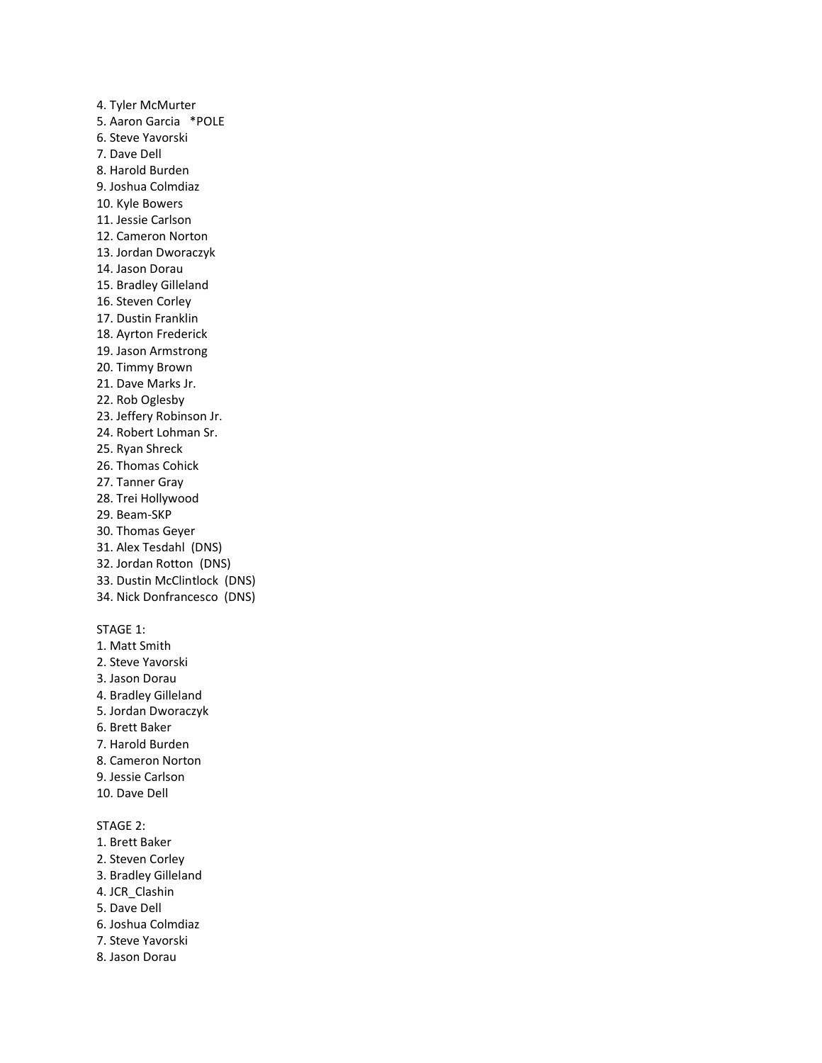4. Tyler McMurter
5. Aaron Garcia   *POLE
6. Steve Yavorski
7. Dave Dell
8. Harold Burden
9. Joshua Colmdiaz
10. Kyle Bowers
11. Jessie Carlson
12. Cameron Norton
13. Jordan Dworaczyk
14. Jason Dorau
15. Bradley Gilleland
16. Steven Corley
17. Dustin Franklin
18. Ayrton Frederick
19. Jason Armstrong
20. Timmy Brown
21. Dave Marks Jr.
22. Rob Oglesby
23. Jeffery Robinson Jr.
24. Robert Lohman Sr.
25. Ryan Shreck
26. Thomas Cohick
27. Tanner Gray
28. Trei Hollywood
29. Beam-SKP
30. Thomas Geyer
31. Alex Tesdahl  (DNS)
32. Jordan Rotton  (DNS)
33. Dustin McClintlock  (DNS)
34. Nick Donfrancesco  (DNS)

STAGE 1:
1. Matt Smith
2. Steve Yavorski
3. Jason Dorau
4. Bradley Gilleland
5. Jordan Dworaczyk
6. Brett Baker
7. Harold Burden
8. Cameron Norton
9. Jessie Carlson
10. Dave Dell

STAGE 2:
1. Brett Baker
2. Steven Corley
3. Bradley Gilleland
4. JCR_Clashin
5. Dave Dell
6. Joshua Colmdiaz
7. Steve Yavorski
8. Jason Dorau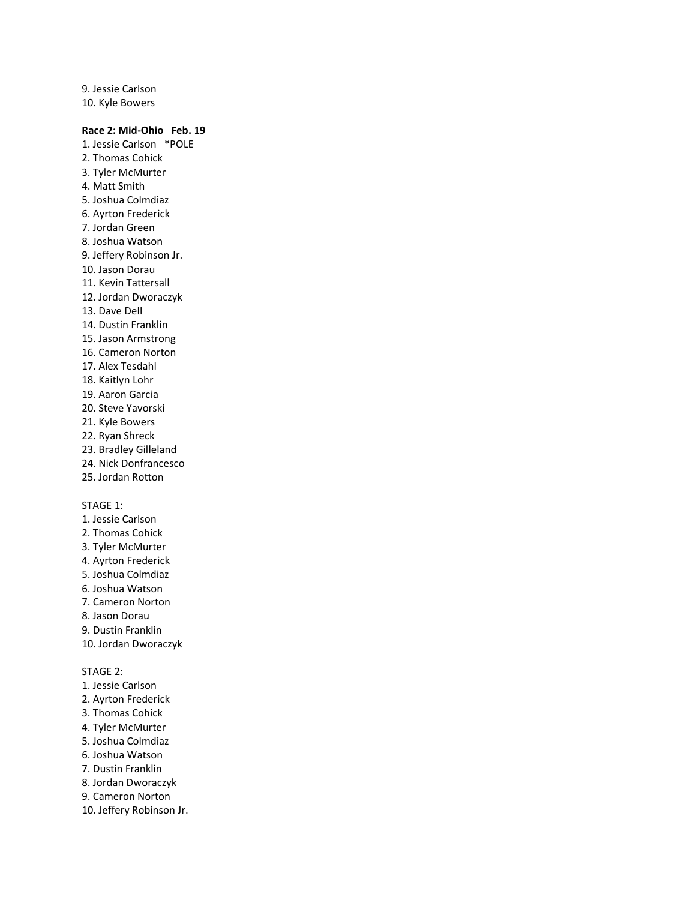9. Jessie Carlson
10. Kyle Bowers

**Race 2: Mid-Ohio   Feb. 19**

1. Jessie Carlson   *POLE
2. Thomas Cohick
3. Tyler McMurter
4. Matt Smith
5. Joshua Colmdiaz
6. Ayrton Frederick
7. Jordan Green
8. Joshua Watson
9. Jeffery Robinson Jr.
10. Jason Dorau
11. Kevin Tattersall
12. Jordan Dworaczyk
13. Dave Dell
14. Dustin Franklin
15. Jason Armstrong
16. Cameron Norton
17. Alex Tesdahl
18. Kaitlyn Lohr
19. Aaron Garcia
20. Steve Yavorski
21. Kyle Bowers
22. Ryan Shreck
23. Bradley Gilleland
24. Nick Donfrancesco
25. Jordan Rotton

STAGE 1:

1. Jessie Carlson
2. Thomas Cohick
3. Tyler McMurter
4. Ayrton Frederick
5. Joshua Colmdiaz
6. Joshua Watson
7. Cameron Norton
8. Jason Dorau
9. Dustin Franklin
10. Jordan Dworaczyk

STAGE 2:

1. Jessie Carlson
2. Ayrton Frederick
3. Thomas Cohick
4. Tyler McMurter
5. Joshua Colmdiaz
6. Joshua Watson
7. Dustin Franklin
8. Jordan Dworaczyk
9. Cameron Norton
10. Jeffery Robinson Jr.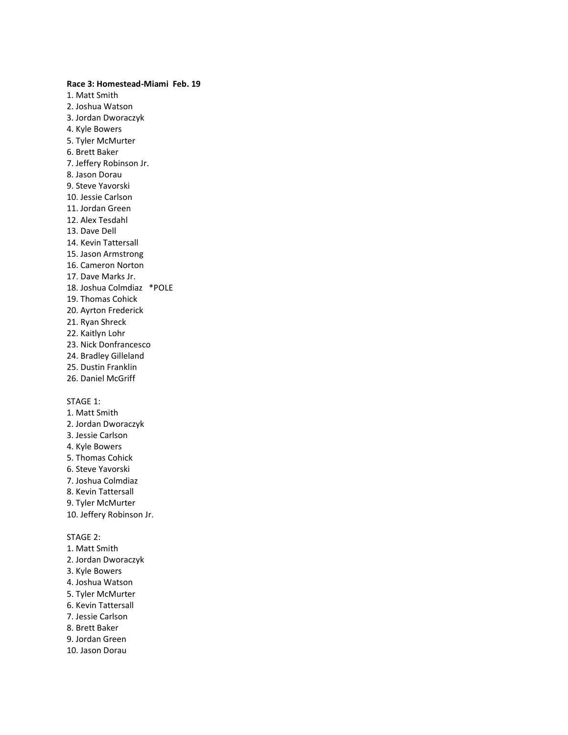**Race 3: Homestead-Miami Feb. 19**

1. Matt Smith
2. Joshua Watson
3. Jordan Dworaczyk
4. Kyle Bowers
5. Tyler McMurter
6. Brett Baker
7. Jeffery Robinson Jr.
8. Jason Dorau
9. Steve Yavorski
10. Jessie Carlson
11. Jordan Green
12. Alex Tesdahl
13. Dave Dell
14. Kevin Tattersall
15. Jason Armstrong
16. Cameron Norton
17. Dave Marks Jr.
18. Joshua Colmdiaz *POLE
19. Thomas Cohick
20. Ayrton Frederick
21. Ryan Shreck
22. Kaitlyn Lohr
23. Nick Donfrancesco
24. Bradley Gilleland
25. Dustin Franklin
26. Daniel McGriff

STAGE 1:

1. Matt Smith
2. Jordan Dworaczyk
3. Jessie Carlson
4. Kyle Bowers
5. Thomas Cohick
6. Steve Yavorski
7. Joshua Colmdiaz
8. Kevin Tattersall
9. Tyler McMurter
10. Jeffery Robinson Jr.

STAGE 2:

1. Matt Smith
2. Jordan Dworaczyk
3. Kyle Bowers
4. Joshua Watson
5. Tyler McMurter
6. Kevin Tattersall
7. Jessie Carlson
8. Brett Baker
9. Jordan Green
10. Jason Dorau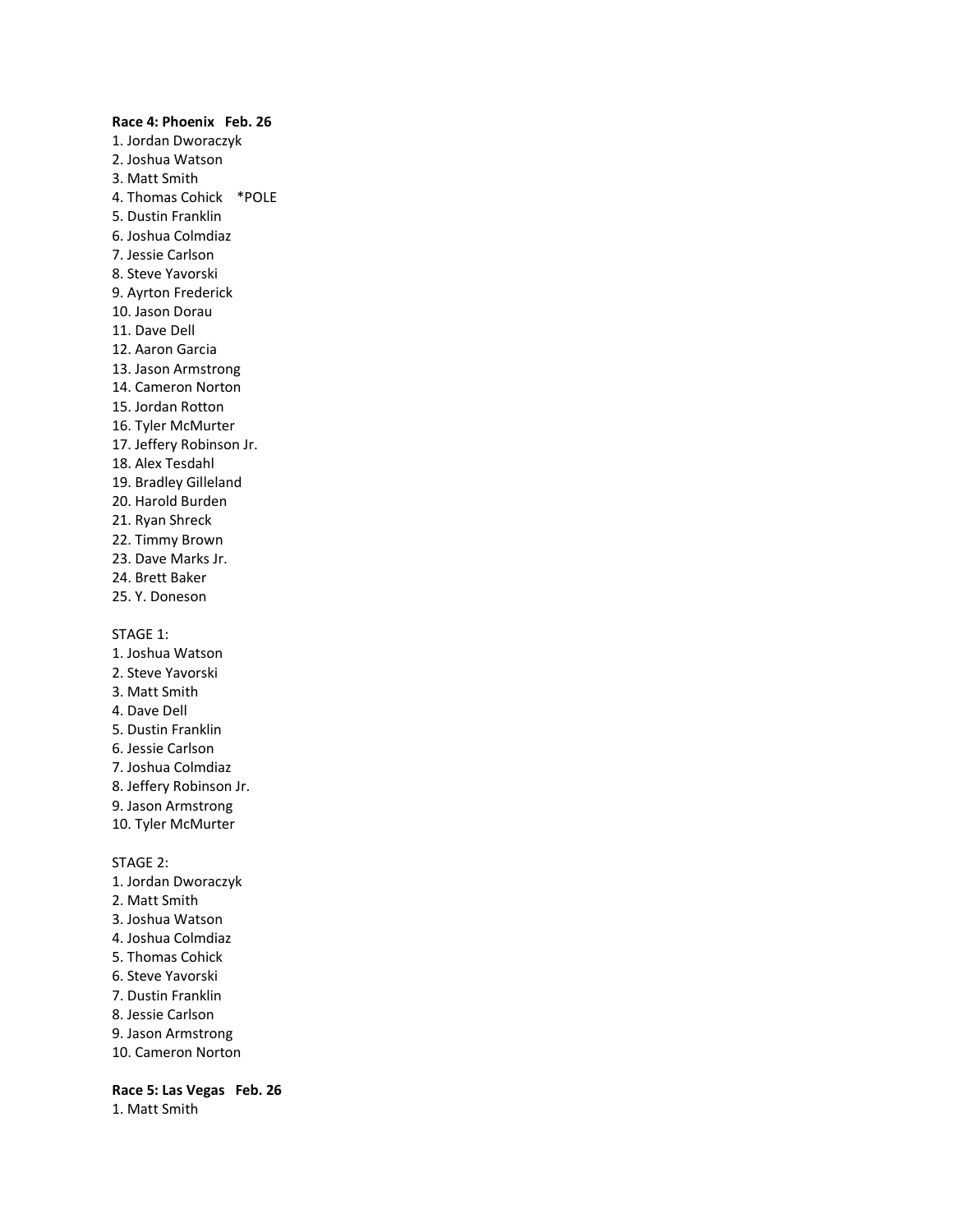**Race 4: Phoenix Feb. 26**

1. Jordan Dworaczyk
2. Joshua Watson
3. Matt Smith
4. Thomas Cohick *POLE
5. Dustin Franklin
6. Joshua Colmdiaz
7. Jessie Carlson
8. Steve Yavorski
9. Ayrton Frederick
10. Jason Dorau
11. Dave Dell
12. Aaron Garcia
13. Jason Armstrong
14. Cameron Norton
15. Jordan Rotton
16. Tyler McMurter
17. Jeffery Robinson Jr.
18. Alex Tesdahl
19. Bradley Gilleland
20. Harold Burden
21. Ryan Shreck
22. Timmy Brown
23. Dave Marks Jr.
24. Brett Baker
25. Y. Doneson

STAGE 1:

1. Joshua Watson
2. Steve Yavorski
3. Matt Smith
4. Dave Dell
5. Dustin Franklin
6. Jessie Carlson
7. Joshua Colmdiaz
8. Jeffery Robinson Jr.
9. Jason Armstrong
10. Tyler McMurter

STAGE 2:

1. Jordan Dworaczyk
2. Matt Smith
3. Joshua Watson
4. Joshua Colmdiaz
5. Thomas Cohick
6. Steve Yavorski
7. Dustin Franklin
8. Jessie Carlson
9. Jason Armstrong
10. Cameron Norton

**Race 5: Las Vegas Feb. 26**

1. Matt Smith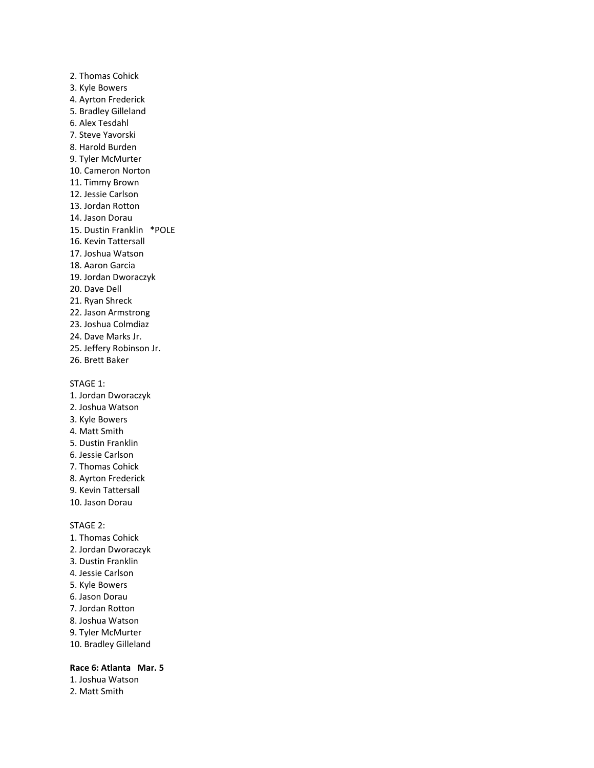2. Thomas Cohick
3. Kyle Bowers
4. Ayrton Frederick
5. Bradley Gilleland
6. Alex Tesdahl
7. Steve Yavorski
8. Harold Burden
9. Tyler McMurter
10. Cameron Norton
11. Timmy Brown
12. Jessie Carlson
13. Jordan Rotton
14. Jason Dorau
15. Dustin Franklin *POLE
16. Kevin Tattersall
17. Joshua Watson
18. Aaron Garcia
19. Jordan Dworaczyk
20. Dave Dell
21. Ryan Shreck
22. Jason Armstrong
23. Joshua Colmdiaz
24. Dave Marks Jr.
25. Jeffery Robinson Jr.
26. Brett Baker

STAGE 1:

1. Jordan Dworaczyk
2. Joshua Watson
3. Kyle Bowers
4. Matt Smith
5. Dustin Franklin
6. Jessie Carlson
7. Thomas Cohick
8. Ayrton Frederick
9. Kevin Tattersall
10. Jason Dorau

STAGE 2:

1. Thomas Cohick
2. Jordan Dworaczyk
3. Dustin Franklin
4. Jessie Carlson
5. Kyle Bowers
6. Jason Dorau
7. Jordan Rotton
8. Joshua Watson
9. Tyler McMurter
10. Bradley Gilleland

**Race 6: Atlanta Mar. 5**

1. Joshua Watson
2. Matt Smith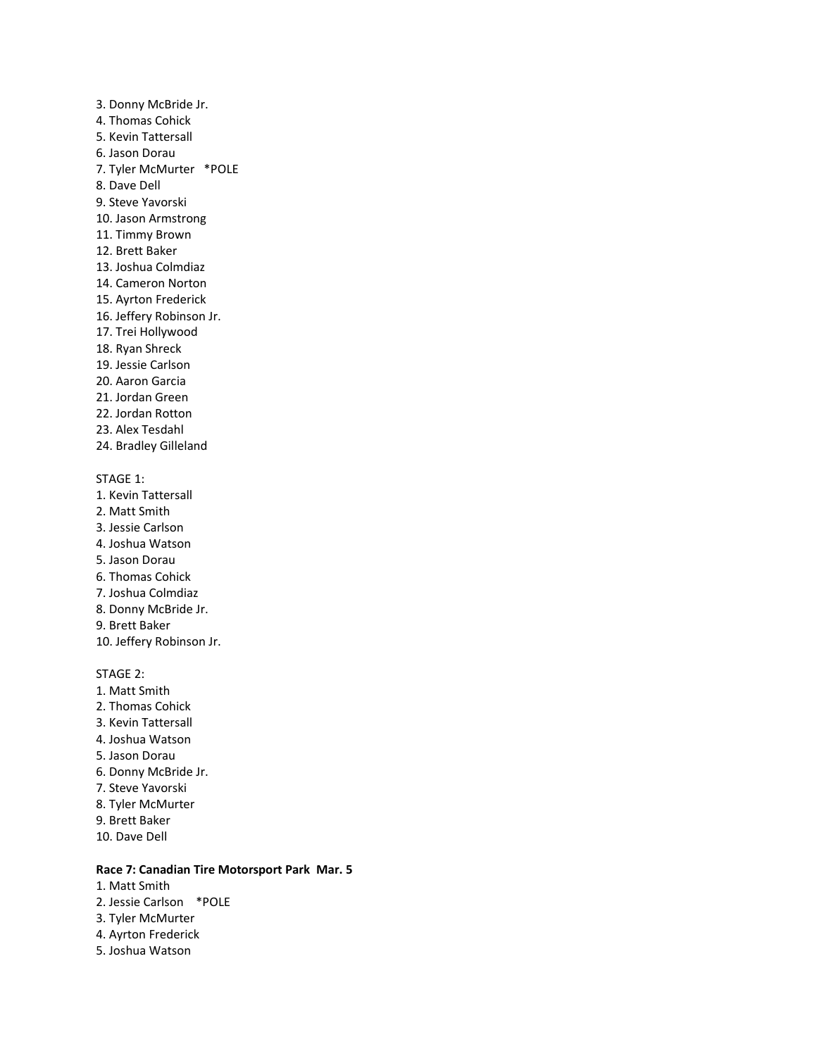3. Donny McBride Jr.
4. Thomas Cohick
5. Kevin Tattersall
6. Jason Dorau
7. Tyler McMurter *POLE
8. Dave Dell
9. Steve Yavorski
10. Jason Armstrong
11. Timmy Brown
12. Brett Baker
13. Joshua Colmdiaz
14. Cameron Norton
15. Ayrton Frederick
16. Jeffery Robinson Jr.
17. Trei Hollywood
18. Ryan Shreck
19. Jessie Carlson
20. Aaron Garcia
21. Jordan Green
22. Jordan Rotton
23. Alex Tesdahl
24. Bradley Gilleland

STAGE 1:
1. Kevin Tattersall
2. Matt Smith
3. Jessie Carlson
4. Joshua Watson
5. Jason Dorau
6. Thomas Cohick
7. Joshua Colmdiaz
8. Donny McBride Jr.
9. Brett Baker
10. Jeffery Robinson Jr.

STAGE 2:
1. Matt Smith
2. Thomas Cohick
3. Kevin Tattersall
4. Joshua Watson
5. Jason Dorau
6. Donny McBride Jr.
7. Steve Yavorski
8. Tyler McMurter
9. Brett Baker
10. Dave Dell

**Race 7: Canadian Tire Motorsport Park Mar. 5**
1. Matt Smith
2. Jessie Carlson *POLE
3. Tyler McMurter
4. Ayrton Frederick
5. Joshua Watson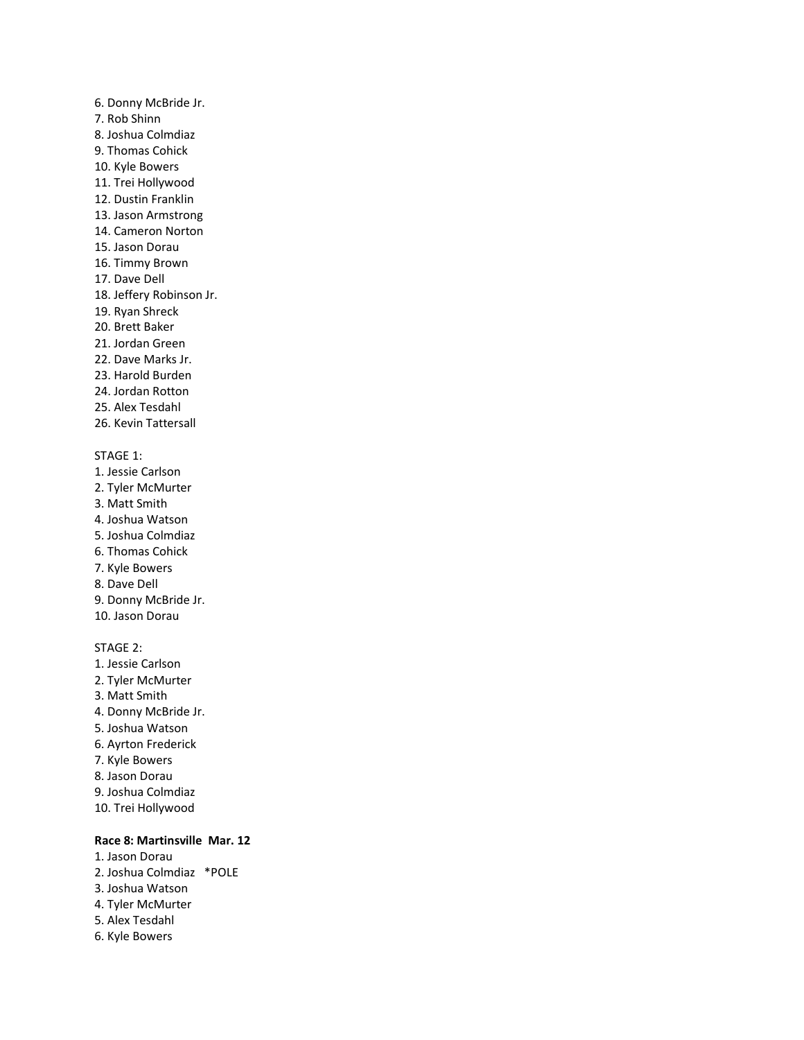6. Donny McBride Jr.
7. Rob Shinn
8. Joshua Colmdiaz
9. Thomas Cohick
10. Kyle Bowers
11. Trei Hollywood
12. Dustin Franklin
13. Jason Armstrong
14. Cameron Norton
15. Jason Dorau
16. Timmy Brown
17. Dave Dell
18. Jeffery Robinson Jr.
19. Ryan Shreck
20. Brett Baker
21. Jordan Green
22. Dave Marks Jr.
23. Harold Burden
24. Jordan Rotton
25. Alex Tesdahl
26. Kevin Tattersall

STAGE 1:
1. Jessie Carlson
2. Tyler McMurter
3. Matt Smith
4. Joshua Watson
5. Joshua Colmdiaz
6. Thomas Cohick
7. Kyle Bowers
8. Dave Dell
9. Donny McBride Jr.
10. Jason Dorau

STAGE 2:
1. Jessie Carlson
2. Tyler McMurter
3. Matt Smith
4. Donny McBride Jr.
5. Joshua Watson
6. Ayrton Frederick
7. Kyle Bowers
8. Jason Dorau
9. Joshua Colmdiaz
10. Trei Hollywood

**Race 8: Martinsville Mar. 12**
1. Jason Dorau
2. Joshua Colmdiaz *POLE
3. Joshua Watson
4. Tyler McMurter
5. Alex Tesdahl
6. Kyle Bowers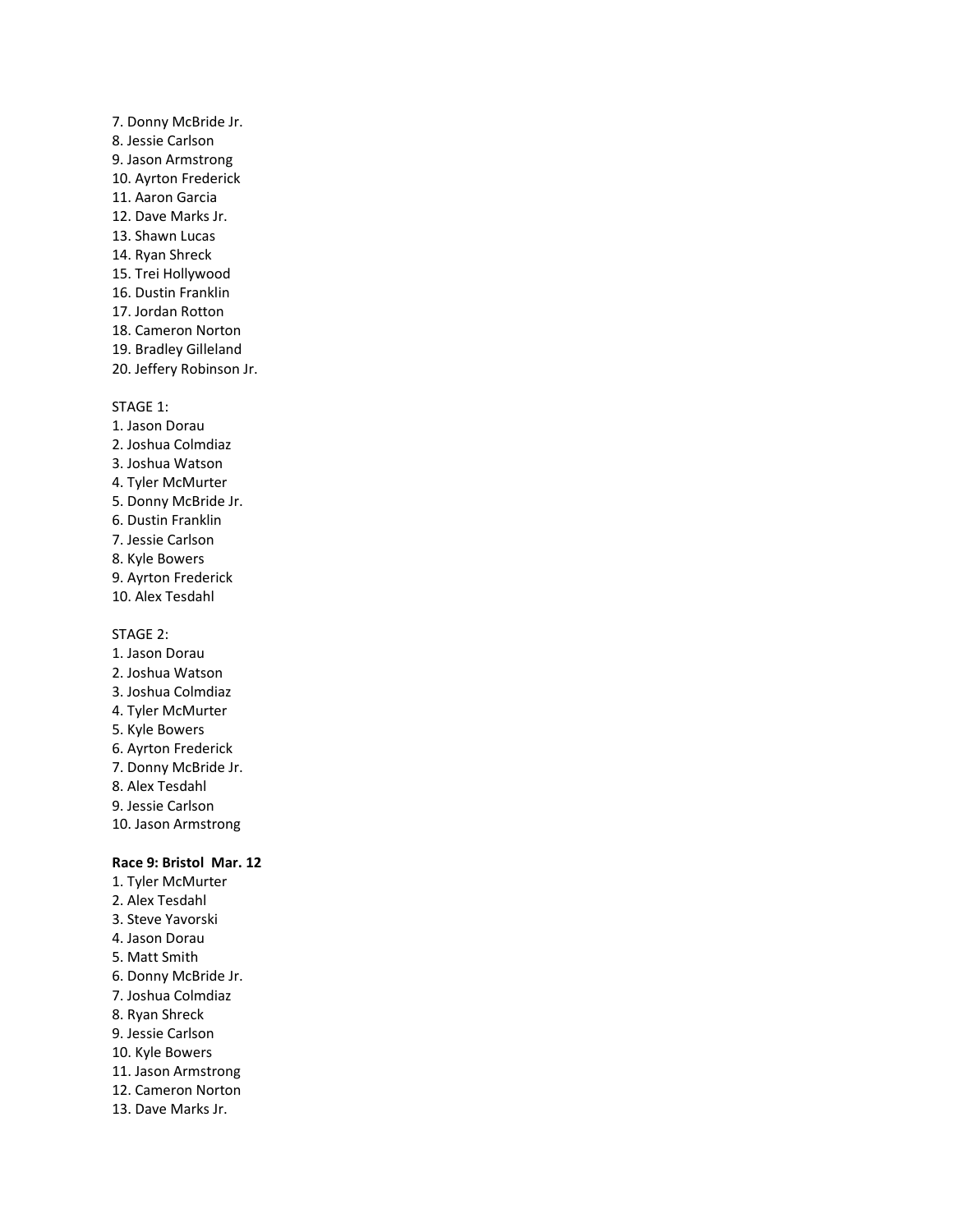7. Donny McBride Jr.
8. Jessie Carlson
9. Jason Armstrong
10. Ayrton Frederick
11. Aaron Garcia
12. Dave Marks Jr.
13. Shawn Lucas
14. Ryan Shreck
15. Trei Hollywood
16. Dustin Franklin
17. Jordan Rotton
18. Cameron Norton
19. Bradley Gilleland
20. Jeffery Robinson Jr.

STAGE 1:
1. Jason Dorau
2. Joshua Colmdiaz
3. Joshua Watson
4. Tyler McMurter
5. Donny McBride Jr.
6. Dustin Franklin
7. Jessie Carlson
8. Kyle Bowers
9. Ayrton Frederick
10. Alex Tesdahl

STAGE 2:
1. Jason Dorau
2. Joshua Watson
3. Joshua Colmdiaz
4. Tyler McMurter
5. Kyle Bowers
6. Ayrton Frederick
7. Donny McBride Jr.
8. Alex Tesdahl
9. Jessie Carlson
10. Jason Armstrong

**Race 9: Bristol Mar. 12**
1. Tyler McMurter
2. Alex Tesdahl
3. Steve Yavorski
4. Jason Dorau
5. Matt Smith
6. Donny McBride Jr.
7. Joshua Colmdiaz
8. Ryan Shreck
9. Jessie Carlson
10. Kyle Bowers
11. Jason Armstrong
12. Cameron Norton
13. Dave Marks Jr.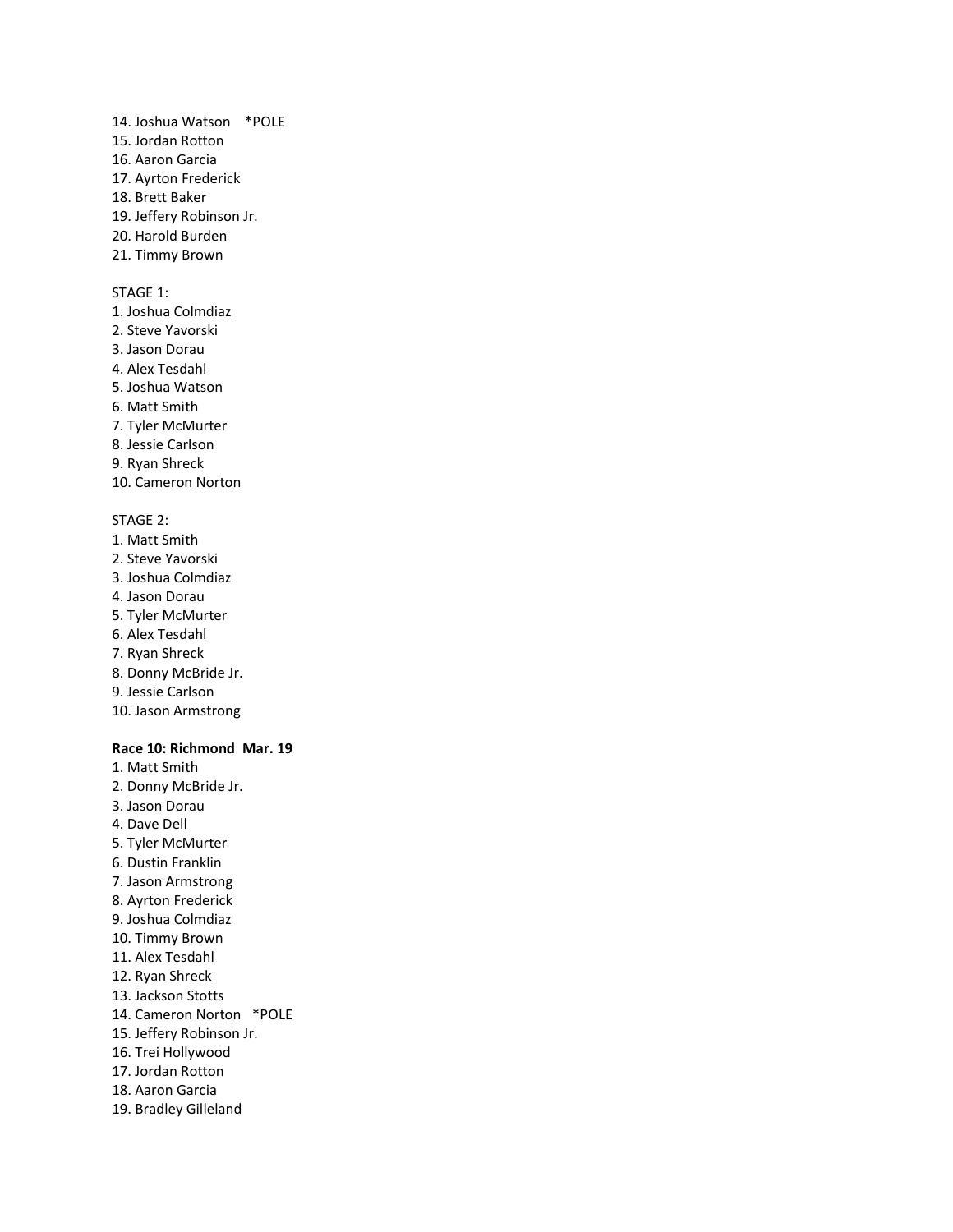14. Joshua Watson *POLE
15. Jordan Rotton
16. Aaron Garcia
17. Ayrton Frederick
18. Brett Baker
19. Jeffery Robinson Jr.
20. Harold Burden
21. Timmy Brown

STAGE 1:
1. Joshua Colmdiaz
2. Steve Yavorski
3. Jason Dorau
4. Alex Tesdahl
5. Joshua Watson
6. Matt Smith
7. Tyler McMurter
8. Jessie Carlson
9. Ryan Shreck
10. Cameron Norton

STAGE 2:
1. Matt Smith
2. Steve Yavorski
3. Joshua Colmdiaz
4. Jason Dorau
5. Tyler McMurter
6. Alex Tesdahl
7. Ryan Shreck
8. Donny McBride Jr.
9. Jessie Carlson
10. Jason Armstrong

**Race 10: Richmond Mar. 19**
1. Matt Smith
2. Donny McBride Jr.
3. Jason Dorau
4. Dave Dell
5. Tyler McMurter
6. Dustin Franklin
7. Jason Armstrong
8. Ayrton Frederick
9. Joshua Colmdiaz
10. Timmy Brown
11. Alex Tesdahl
12. Ryan Shreck
13. Jackson Stotts
14. Cameron Norton *POLE
15. Jeffery Robinson Jr.
16. Trei Hollywood
17. Jordan Rotton
18. Aaron Garcia
19. Bradley Gilleland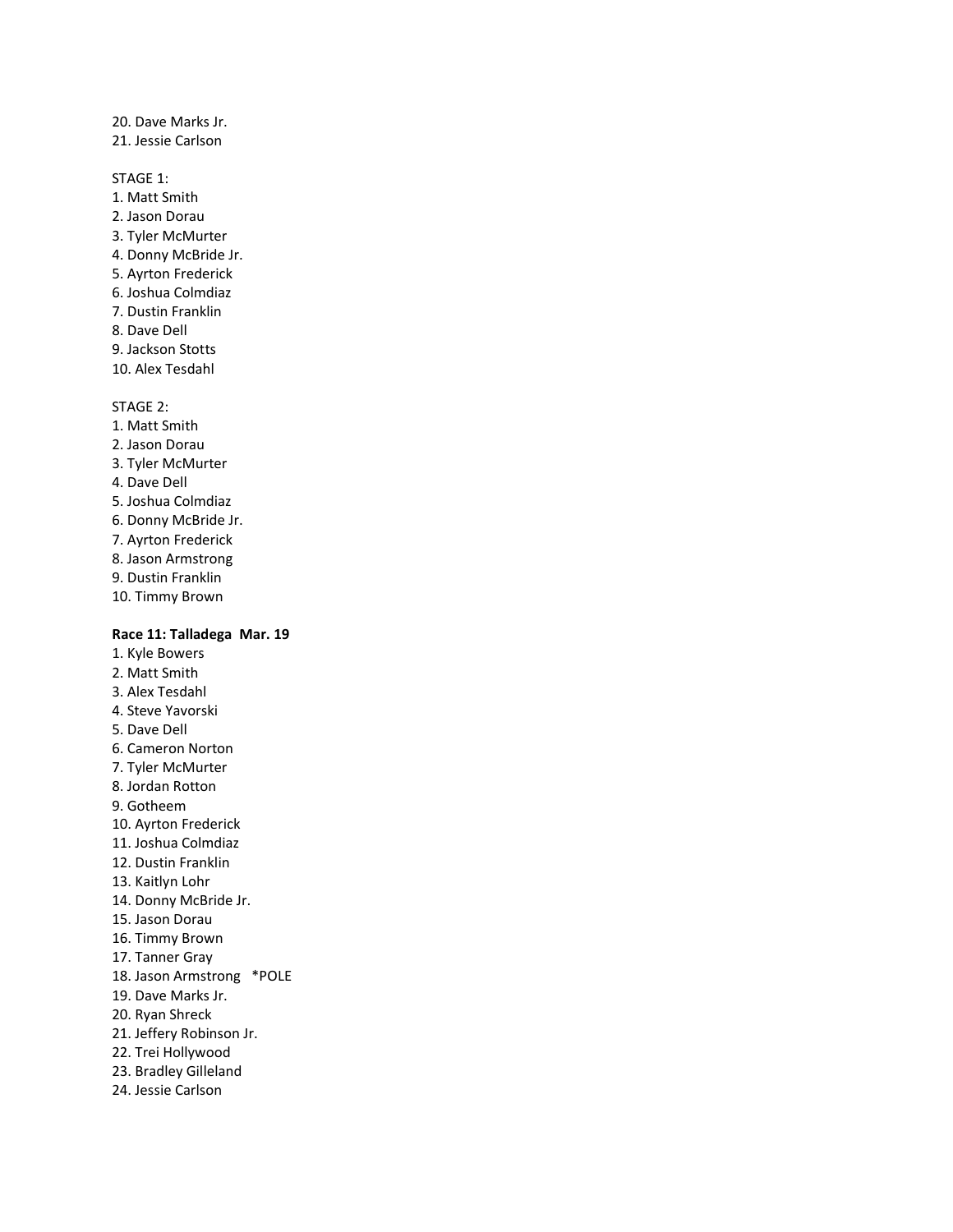20. Dave Marks Jr.
21. Jessie Carlson

STAGE 1:
1. Matt Smith
2. Jason Dorau
3. Tyler McMurter
4. Donny McBride Jr.
5. Ayrton Frederick
6. Joshua Colmdiaz
7. Dustin Franklin
8. Dave Dell
9. Jackson Stotts
10. Alex Tesdahl

STAGE 2:
1. Matt Smith
2. Jason Dorau
3. Tyler McMurter
4. Dave Dell
5. Joshua Colmdiaz
6. Donny McBride Jr.
7. Ayrton Frederick
8. Jason Armstrong
9. Dustin Franklin
10. Timmy Brown

**Race 11: Talladega Mar. 19**
1. Kyle Bowers
2. Matt Smith
3. Alex Tesdahl
4. Steve Yavorski
5. Dave Dell
6. Cameron Norton
7. Tyler McMurter
8. Jordan Rotton
9. Gotheem
10. Ayrton Frederick
11. Joshua Colmdiaz
12. Dustin Franklin
13. Kaitlyn Lohr
14. Donny McBride Jr.
15. Jason Dorau
16. Timmy Brown
17. Tanner Gray
18. Jason Armstrong *POLE
19. Dave Marks Jr.
20. Ryan Shreck
21. Jeffery Robinson Jr.
22. Trei Hollywood
23. Bradley Gilleland
24. Jessie Carlson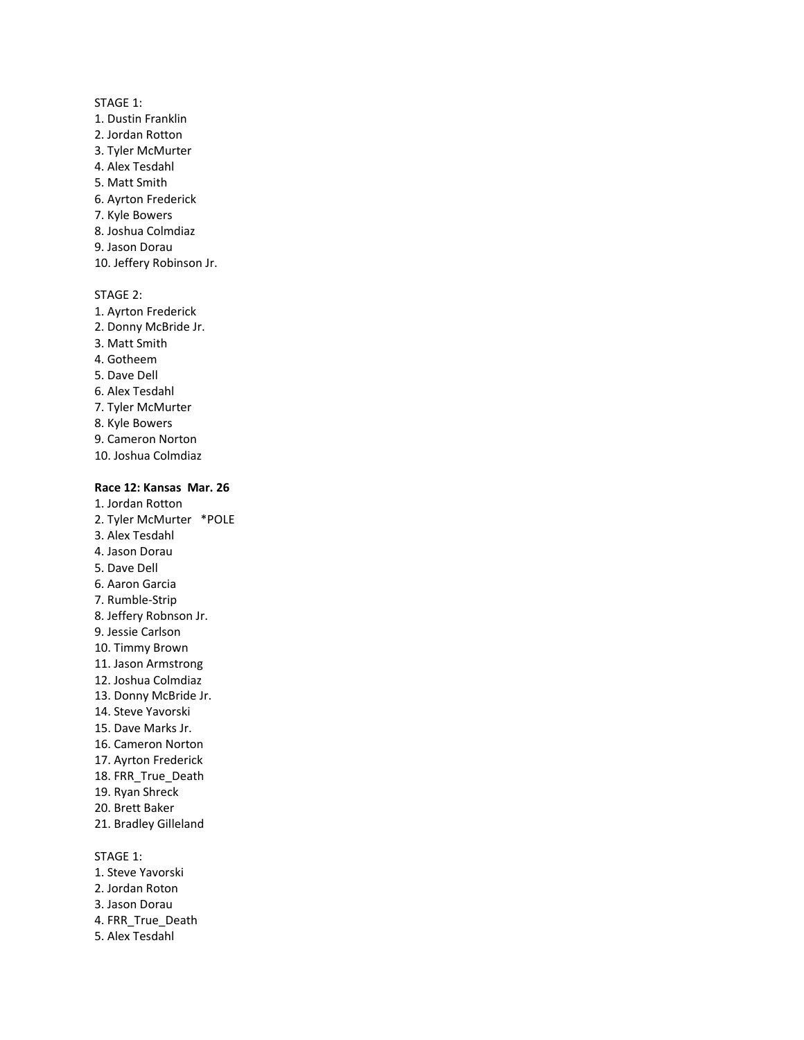STAGE 1:

1. Dustin Franklin
2. Jordan Rotton
3. Tyler McMurter
4. Alex Tesdahl
5. Matt Smith
6. Ayrton Frederick
7. Kyle Bowers
8. Joshua Colmdiaz
9. Jason Dorau
10. Jeffery Robinson Jr.

STAGE 2:

1. Ayrton Frederick
2. Donny McBride Jr.
3. Matt Smith
4. Gotheem
5. Dave Dell
6. Alex Tesdahl
7. Tyler McMurter
8. Kyle Bowers
9. Cameron Norton
10. Joshua Colmdiaz

**Race 12: Kansas  Mar. 26**

1. Jordan Rotton
2. Tyler McMurter   *POLE
3. Alex Tesdahl
4. Jason Dorau
5. Dave Dell
6. Aaron Garcia
7. Rumble-Strip
8. Jeffery Robnson Jr.
9. Jessie Carlson
10. Timmy Brown
11. Jason Armstrong
12. Joshua Colmdiaz
13. Donny McBride Jr.
14. Steve Yavorski
15. Dave Marks Jr.
16. Cameron Norton
17. Ayrton Frederick
18. FRR_True_Death
19. Ryan Shreck
20. Brett Baker
21. Bradley Gilleland

STAGE 1:

1. Steve Yavorski
2. Jordan Roton
3. Jason Dorau
4. FRR_True_Death
5. Alex Tesdahl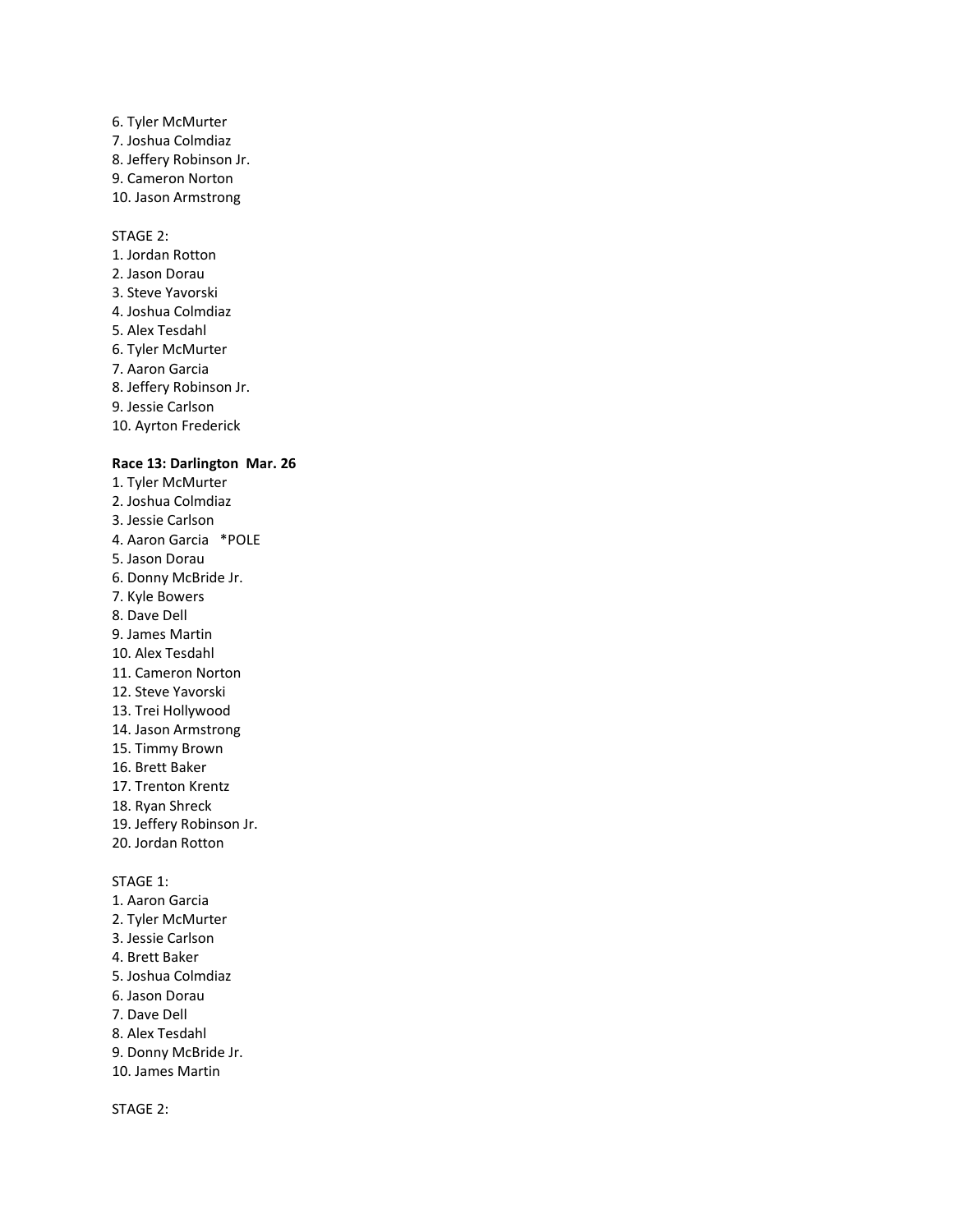6. Tyler McMurter
7. Joshua Colmdiaz
8. Jeffery Robinson Jr.
9. Cameron Norton
10. Jason Armstrong

STAGE 2:
1. Jordan Rotton
2. Jason Dorau
3. Steve Yavorski
4. Joshua Colmdiaz
5. Alex Tesdahl
6. Tyler McMurter
7. Aaron Garcia
8. Jeffery Robinson Jr.
9. Jessie Carlson
10. Ayrton Frederick

**Race 13: Darlington Mar. 26**
1. Tyler McMurter
2. Joshua Colmdiaz
3. Jessie Carlson
4. Aaron Garcia *POLE
5. Jason Dorau
6. Donny McBride Jr.
7. Kyle Bowers
8. Dave Dell
9. James Martin
10. Alex Tesdahl
11. Cameron Norton
12. Steve Yavorski
13. Trei Hollywood
14. Jason Armstrong
15. Timmy Brown
16. Brett Baker
17. Trenton Krentz
18. Ryan Shreck
19. Jeffery Robinson Jr.
20. Jordan Rotton

STAGE 1:
1. Aaron Garcia
2. Tyler McMurter
3. Jessie Carlson
4. Brett Baker
5. Joshua Colmdiaz
6. Jason Dorau
7. Dave Dell
8. Alex Tesdahl
9. Donny McBride Jr.
10. James Martin

STAGE 2: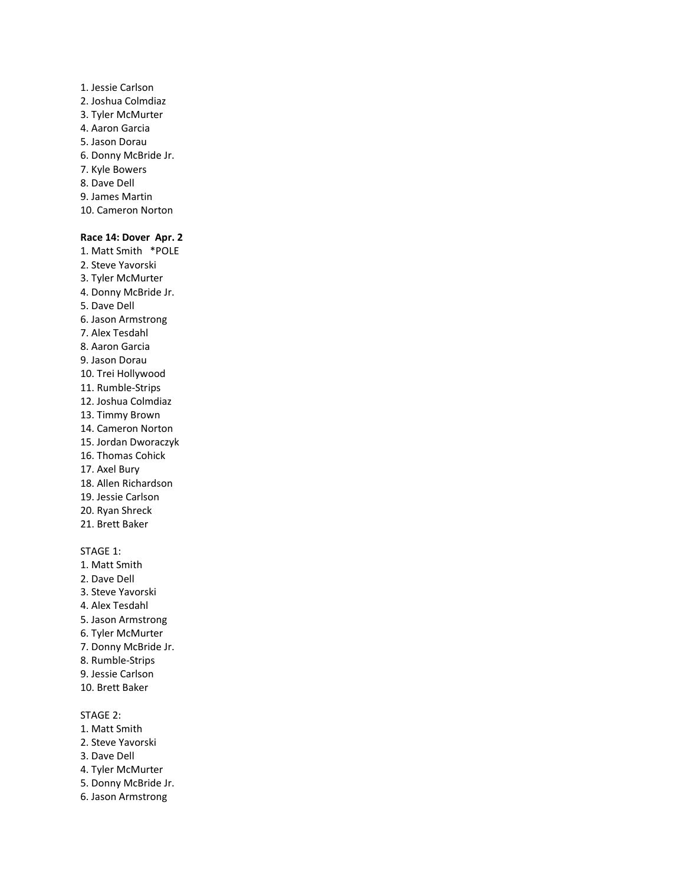1. Jessie Carlson
2. Joshua Colmdiaz
3. Tyler McMurter
4. Aaron Garcia
5. Jason Dorau
6. Donny McBride Jr.
7. Kyle Bowers
8. Dave Dell
9. James Martin
10. Cameron Norton

**Race 14: Dover Apr. 2**

1. Matt Smith *POLE
2. Steve Yavorski
3. Tyler McMurter
4. Donny McBride Jr.
5. Dave Dell
6. Jason Armstrong
7. Alex Tesdahl
8. Aaron Garcia
9. Jason Dorau
10. Trei Hollywood
11. Rumble-Strips
12. Joshua Colmdiaz
13. Timmy Brown
14. Cameron Norton
15. Jordan Dworaczyk
16. Thomas Cohick
17. Axel Bury
18. Allen Richardson
19. Jessie Carlson
20. Ryan Shreck
21. Brett Baker

STAGE 1:

1. Matt Smith
2. Dave Dell
3. Steve Yavorski
4. Alex Tesdahl
5. Jason Armstrong
6. Tyler McMurter
7. Donny McBride Jr.
8. Rumble-Strips
9. Jessie Carlson
10. Brett Baker

STAGE 2:

1. Matt Smith
2. Steve Yavorski
3. Dave Dell
4. Tyler McMurter
5. Donny McBride Jr.
6. Jason Armstrong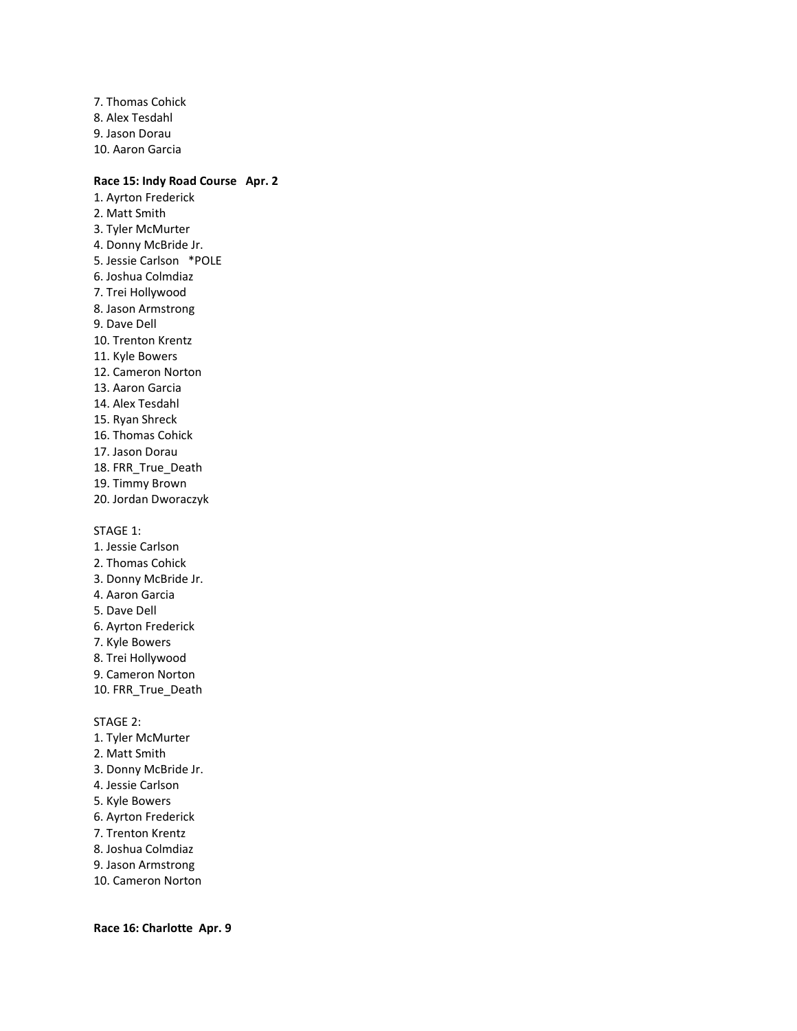7. Thomas Cohick
8. Alex Tesdahl
9. Jason Dorau
10. Aaron Garcia

**Race 15: Indy Road Course   Apr. 2**

1. Ayrton Frederick
2. Matt Smith
3. Tyler McMurter
4. Donny McBride Jr.
5. Jessie Carlson   *POLE
6. Joshua Colmdiaz
7. Trei Hollywood
8. Jason Armstrong
9. Dave Dell
10. Trenton Krentz
11. Kyle Bowers
12. Cameron Norton
13. Aaron Garcia
14. Alex Tesdahl
15. Ryan Shreck
16. Thomas Cohick
17. Jason Dorau
18. FRR_True_Death
19. Timmy Brown
20. Jordan Dworaczyk

STAGE 1:

1. Jessie Carlson
2. Thomas Cohick
3. Donny McBride Jr.
4. Aaron Garcia
5. Dave Dell
6. Ayrton Frederick
7. Kyle Bowers
8. Trei Hollywood
9. Cameron Norton
10. FRR_True_Death

STAGE 2:

1. Tyler McMurter
2. Matt Smith
3. Donny McBride Jr.
4. Jessie Carlson
5. Kyle Bowers
6. Ayrton Frederick
7. Trenton Krentz
8. Joshua Colmdiaz
9. Jason Armstrong
10. Cameron Norton

**Race 16: Charlotte  Apr. 9**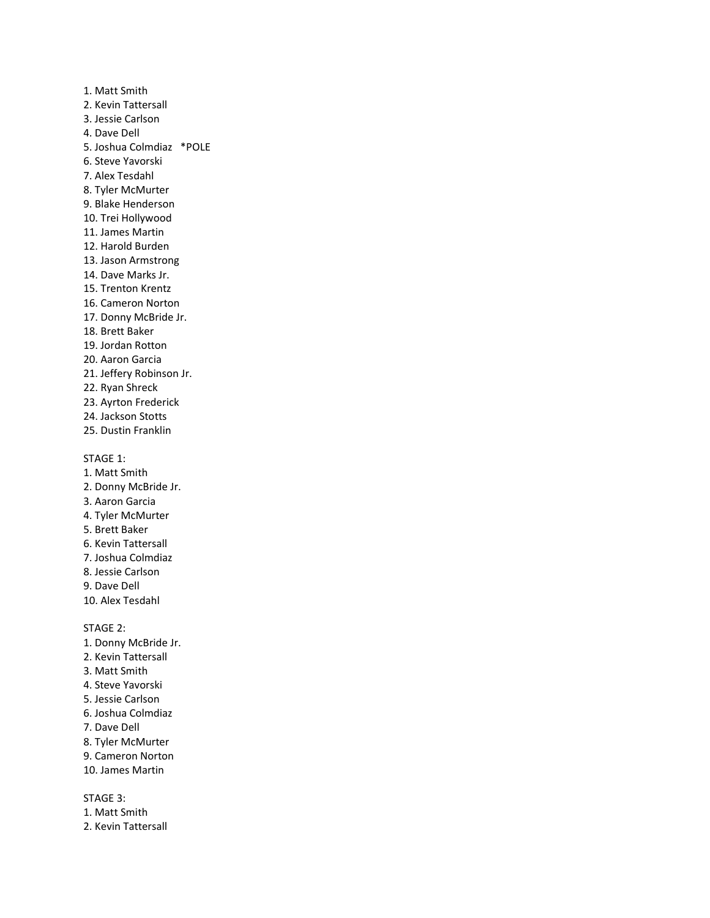1. Matt Smith
2. Kevin Tattersall
3. Jessie Carlson
4. Dave Dell
5. Joshua Colmdiaz *POLE
6. Steve Yavorski
7. Alex Tesdahl
8. Tyler McMurter
9. Blake Henderson
10. Trei Hollywood
11. James Martin
12. Harold Burden
13. Jason Armstrong
14. Dave Marks Jr.
15. Trenton Krentz
16. Cameron Norton
17. Donny McBride Jr.
18. Brett Baker
19. Jordan Rotton
20. Aaron Garcia
21. Jeffery Robinson Jr.
22. Ryan Shreck
23. Ayrton Frederick
24. Jackson Stotts
25. Dustin Franklin

STAGE 1:

1. Matt Smith
2. Donny McBride Jr.
3. Aaron Garcia
4. Tyler McMurter
5. Brett Baker
6. Kevin Tattersall
7. Joshua Colmdiaz
8. Jessie Carlson
9. Dave Dell
10. Alex Tesdahl

STAGE 2:

1. Donny McBride Jr.
2. Kevin Tattersall
3. Matt Smith
4. Steve Yavorski
5. Jessie Carlson
6. Joshua Colmdiaz
7. Dave Dell
8. Tyler McMurter
9. Cameron Norton
10. James Martin

STAGE 3:

1. Matt Smith
2. Kevin Tattersall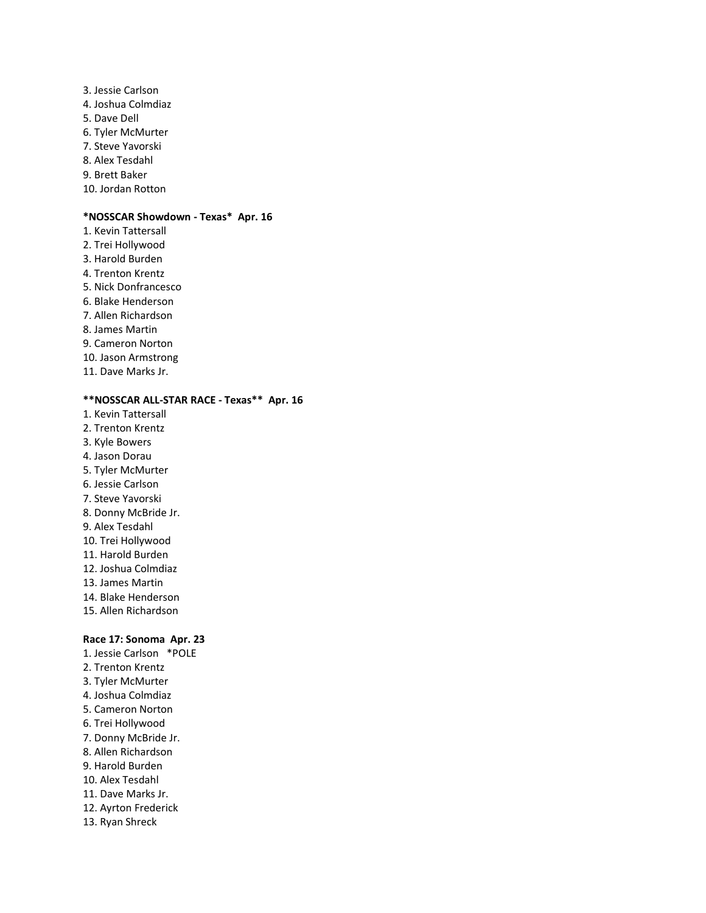3. Jessie Carlson
4. Joshua Colmdiaz
5. Dave Dell
6. Tyler McMurter
7. Steve Yavorski
8. Alex Tesdahl
9. Brett Baker
10. Jordan Rotton

***NOSSCAR Showdown - Texas*  Apr. 16**

1. Kevin Tattersall
2. Trei Hollywood
3. Harold Burden
4. Trenton Krentz
5. Nick Donfrancesco
6. Blake Henderson
7. Allen Richardson
8. James Martin
9. Cameron Norton
10. Jason Armstrong
11. Dave Marks Jr.

****NOSSCAR ALL-STAR RACE - Texas**  Apr. 16**

1. Kevin Tattersall
2. Trenton Krentz
3. Kyle Bowers
4. Jason Dorau
5. Tyler McMurter
6. Jessie Carlson
7. Steve Yavorski
8. Donny McBride Jr.
9. Alex Tesdahl
10. Trei Hollywood
11. Harold Burden
12. Joshua Colmdiaz
13. James Martin
14. Blake Henderson
15. Allen Richardson

**Race 17: Sonoma  Apr. 23**

1. Jessie Carlson   *POLE
2. Trenton Krentz
3. Tyler McMurter
4. Joshua Colmdiaz
5. Cameron Norton
6. Trei Hollywood
7. Donny McBride Jr.
8. Allen Richardson
9. Harold Burden
10. Alex Tesdahl
11. Dave Marks Jr.
12. Ayrton Frederick
13. Ryan Shreck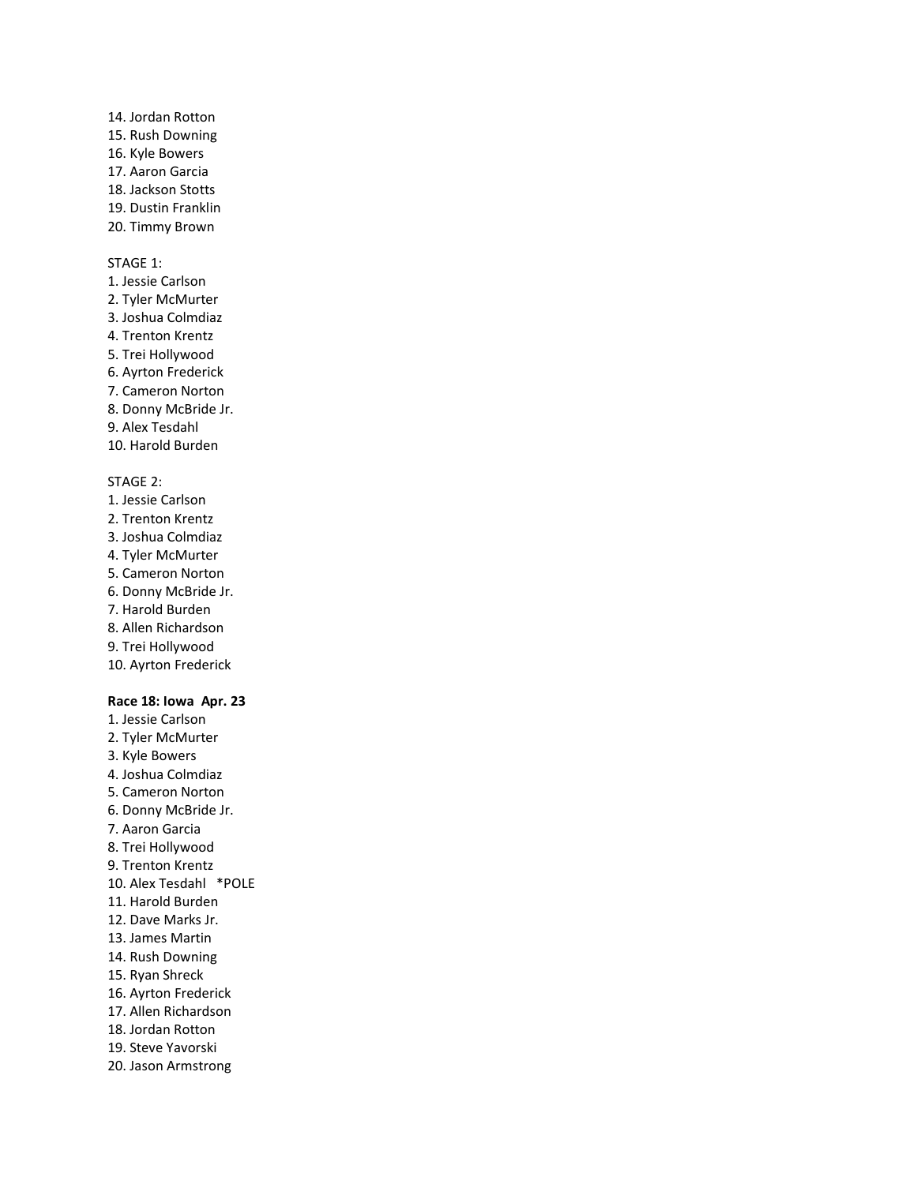14. Jordan Rotton
15. Rush Downing
16. Kyle Bowers
17. Aaron Garcia
18. Jackson Stotts
19. Dustin Franklin
20. Timmy Brown

STAGE 1:
1. Jessie Carlson
2. Tyler McMurter
3. Joshua Colmdiaz
4. Trenton Krentz
5. Trei Hollywood
6. Ayrton Frederick
7. Cameron Norton
8. Donny McBride Jr.
9. Alex Tesdahl
10. Harold Burden

STAGE 2:
1. Jessie Carlson
2. Trenton Krentz
3. Joshua Colmdiaz
4. Tyler McMurter
5. Cameron Norton
6. Donny McBride Jr.
7. Harold Burden
8. Allen Richardson
9. Trei Hollywood
10. Ayrton Frederick

**Race 18: Iowa Apr. 23**
1. Jessie Carlson
2. Tyler McMurter
3. Kyle Bowers
4. Joshua Colmdiaz
5. Cameron Norton
6. Donny McBride Jr.
7. Aaron Garcia
8. Trei Hollywood
9. Trenton Krentz
10. Alex Tesdahl *POLE
11. Harold Burden
12. Dave Marks Jr.
13. James Martin
14. Rush Downing
15. Ryan Shreck
16. Ayrton Frederick
17. Allen Richardson
18. Jordan Rotton
19. Steve Yavorski
20. Jason Armstrong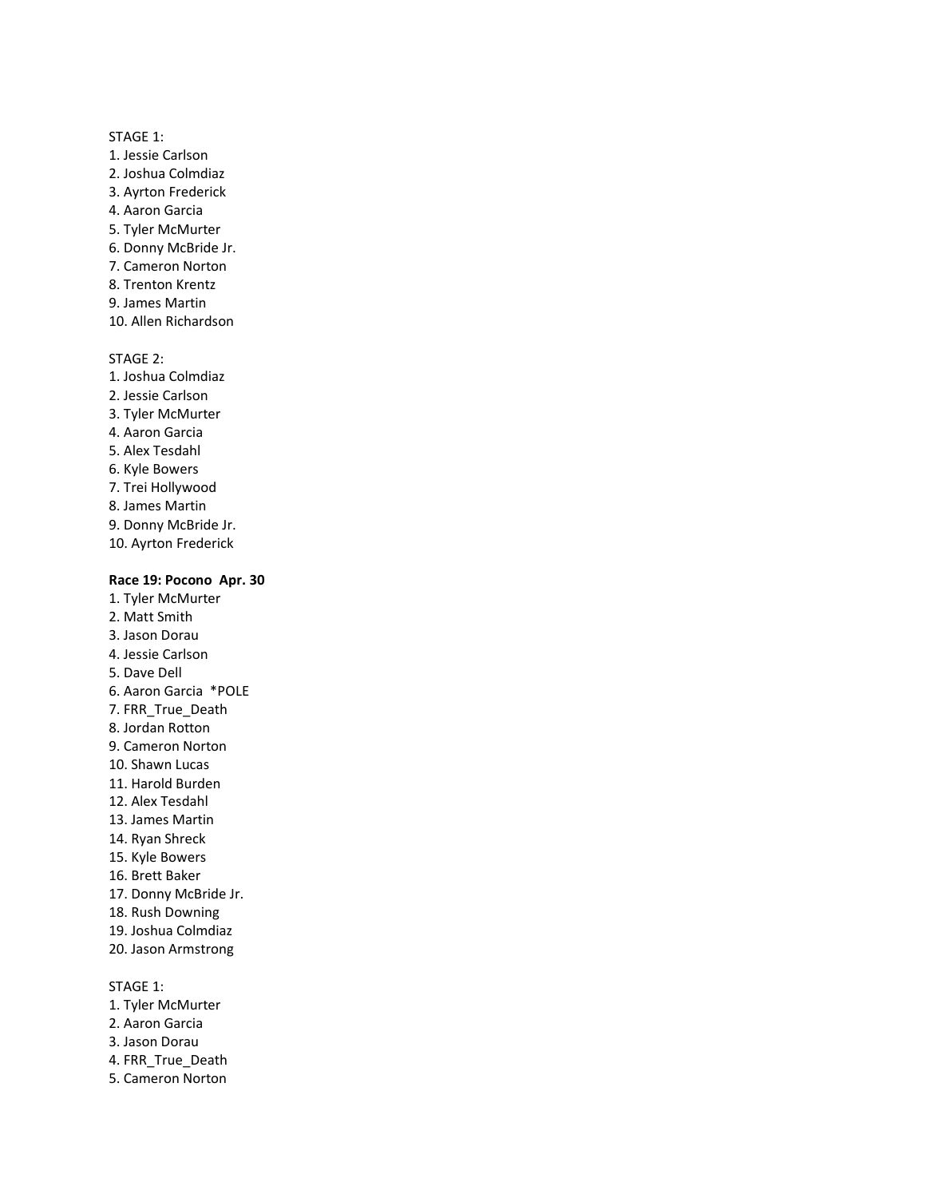STAGE 1:

1. Jessie Carlson
2. Joshua Colmdiaz
3. Ayrton Frederick
4. Aaron Garcia
5. Tyler McMurter
6. Donny McBride Jr.
7. Cameron Norton
8. Trenton Krentz
9. James Martin
10. Allen Richardson

STAGE 2:

1. Joshua Colmdiaz
2. Jessie Carlson
3. Tyler McMurter
4. Aaron Garcia
5. Alex Tesdahl
6. Kyle Bowers
7. Trei Hollywood
8. James Martin
9. Donny McBride Jr.
10. Ayrton Frederick

**Race 19: Pocono Apr. 30**

1. Tyler McMurter
2. Matt Smith
3. Jason Dorau
4. Jessie Carlson
5. Dave Dell
6. Aaron Garcia *POLE
7. FRR_True_Death
8. Jordan Rotton
9. Cameron Norton
10. Shawn Lucas
11. Harold Burden
12. Alex Tesdahl
13. James Martin
14. Ryan Shreck
15. Kyle Bowers
16. Brett Baker
17. Donny McBride Jr.
18. Rush Downing
19. Joshua Colmdiaz
20. Jason Armstrong

STAGE 1:

1. Tyler McMurter
2. Aaron Garcia
3. Jason Dorau
4. FRR_True_Death
5. Cameron Norton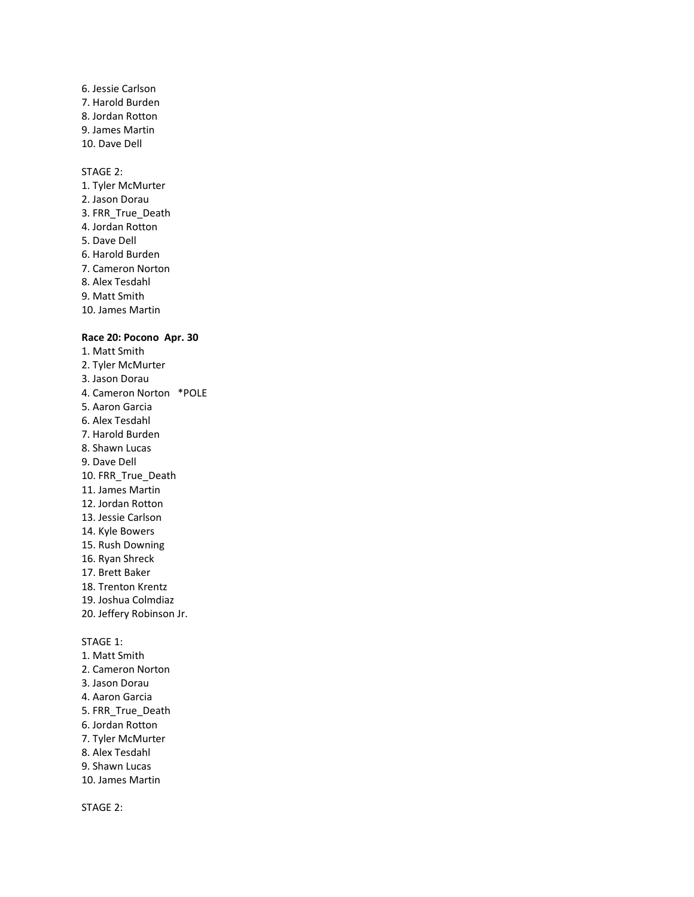6. Jessie Carlson
7. Harold Burden
8. Jordan Rotton
9. James Martin
10. Dave Dell

STAGE 2:
1. Tyler McMurter
2. Jason Dorau
3. FRR_True_Death
4. Jordan Rotton
5. Dave Dell
6. Harold Burden
7. Cameron Norton
8. Alex Tesdahl
9. Matt Smith
10. James Martin

**Race 20: Pocono Apr. 30**
1. Matt Smith
2. Tyler McMurter
3. Jason Dorau
4. Cameron Norton *POLE
5. Aaron Garcia
6. Alex Tesdahl
7. Harold Burden
8. Shawn Lucas
9. Dave Dell
10. FRR_True_Death
11. James Martin
12. Jordan Rotton
13. Jessie Carlson
14. Kyle Bowers
15. Rush Downing
16. Ryan Shreck
17. Brett Baker
18. Trenton Krentz
19. Joshua Colmdiaz
20. Jeffery Robinson Jr.

STAGE 1:
1. Matt Smith
2. Cameron Norton
3. Jason Dorau
4. Aaron Garcia
5. FRR_True_Death
6. Jordan Rotton
7. Tyler McMurter
8. Alex Tesdahl
9. Shawn Lucas
10. James Martin

STAGE 2: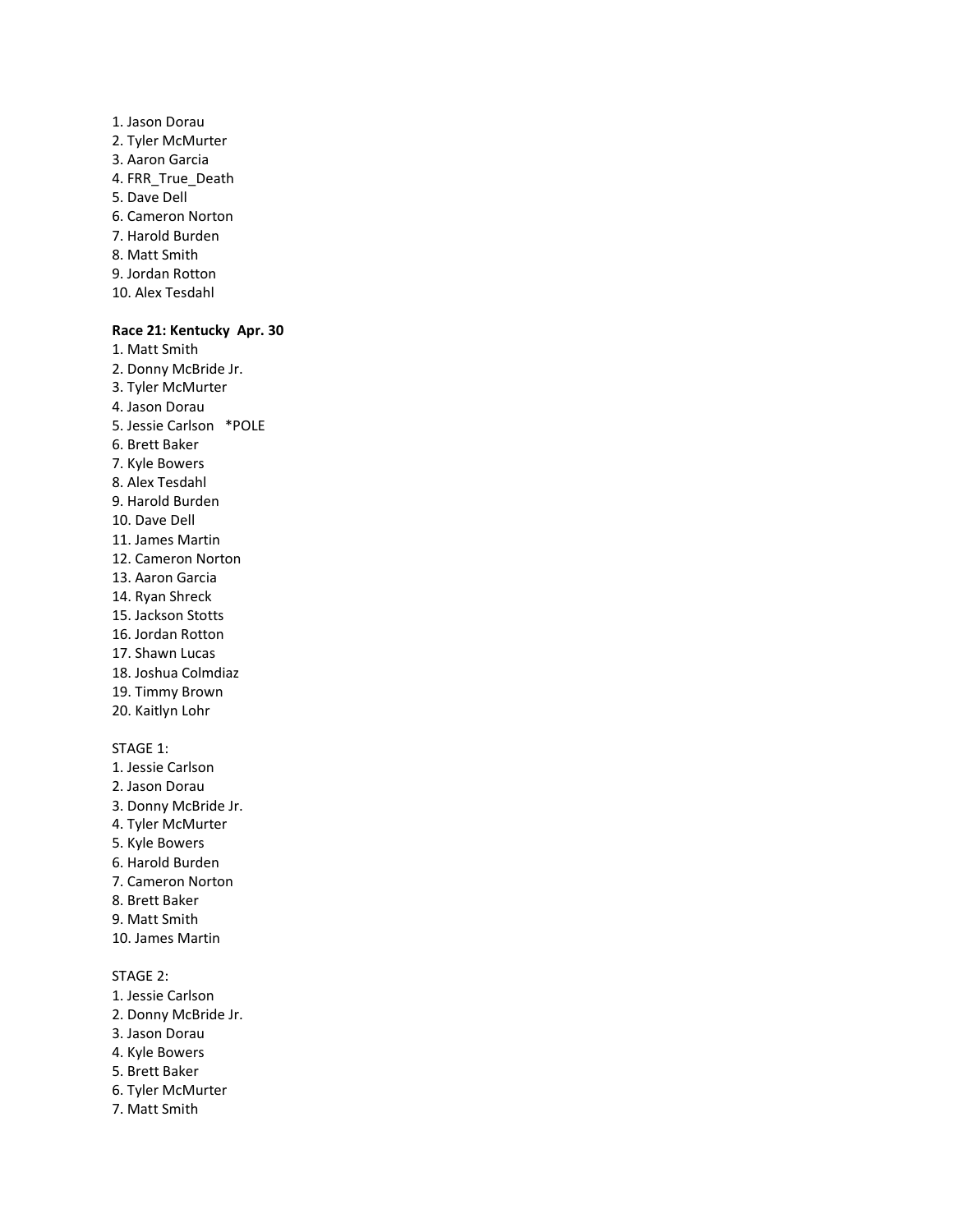1. Jason Dorau
2. Tyler McMurter
3. Aaron Garcia
4. FRR_True_Death
5. Dave Dell
6. Cameron Norton
7. Harold Burden
8. Matt Smith
9. Jordan Rotton
10. Alex Tesdahl

**Race 21: Kentucky Apr. 30**

1. Matt Smith
2. Donny McBride Jr.
3. Tyler McMurter
4. Jason Dorau
5. Jessie Carlson *POLE
6. Brett Baker
7. Kyle Bowers
8. Alex Tesdahl
9. Harold Burden
10. Dave Dell
11. James Martin
12. Cameron Norton
13. Aaron Garcia
14. Ryan Shreck
15. Jackson Stotts
16. Jordan Rotton
17. Shawn Lucas
18. Joshua Colmdiaz
19. Timmy Brown
20. Kaitlyn Lohr

STAGE 1:

1. Jessie Carlson
2. Jason Dorau
3. Donny McBride Jr.
4. Tyler McMurter
5. Kyle Bowers
6. Harold Burden
7. Cameron Norton
8. Brett Baker
9. Matt Smith
10. James Martin

STAGE 2:

1. Jessie Carlson
2. Donny McBride Jr.
3. Jason Dorau
4. Kyle Bowers
5. Brett Baker
6. Tyler McMurter
7. Matt Smith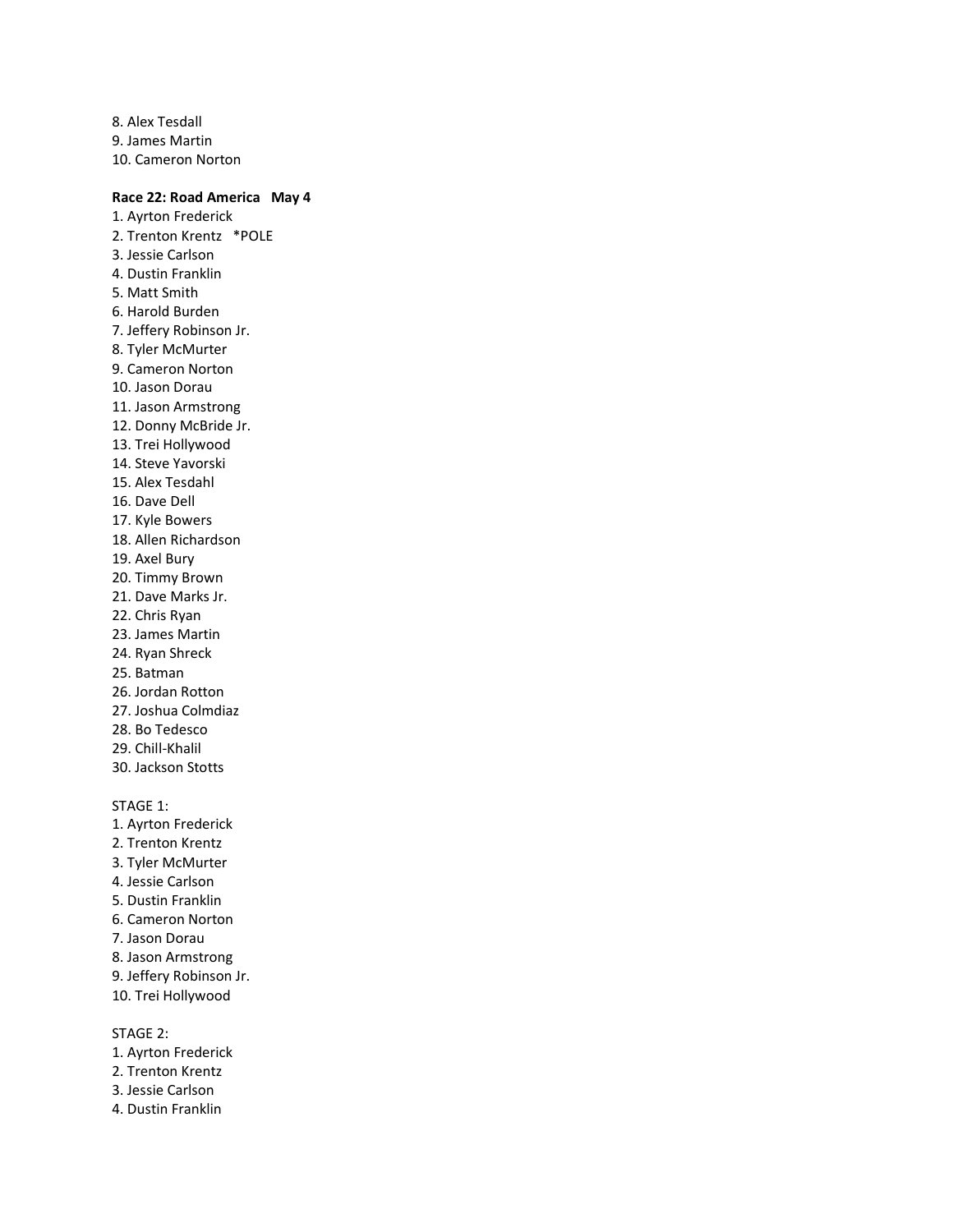8. Alex Tesdall
9. James Martin
10. Cameron Norton

**Race 22: Road America   May 4**

1. Ayrton Frederick
2. Trenton Krentz   *POLE
3. Jessie Carlson
4. Dustin Franklin
5. Matt Smith
6. Harold Burden
7. Jeffery Robinson Jr.
8. Tyler McMurter
9. Cameron Norton
10. Jason Dorau
11. Jason Armstrong
12. Donny McBride Jr.
13. Trei Hollywood
14. Steve Yavorski
15. Alex Tesdahl
16. Dave Dell
17. Kyle Bowers
18. Allen Richardson
19. Axel Bury
20. Timmy Brown
21. Dave Marks Jr.
22. Chris Ryan
23. James Martin
24. Ryan Shreck
25. Batman
26. Jordan Rotton
27. Joshua Colmdiaz
28. Bo Tedesco
29. Chill-Khalil
30. Jackson Stotts

STAGE 1:

1. Ayrton Frederick
2. Trenton Krentz
3. Tyler McMurter
4. Jessie Carlson
5. Dustin Franklin
6. Cameron Norton
7. Jason Dorau
8. Jason Armstrong
9. Jeffery Robinson Jr.
10. Trei Hollywood

STAGE 2:

1. Ayrton Frederick
2. Trenton Krentz
3. Jessie Carlson
4. Dustin Franklin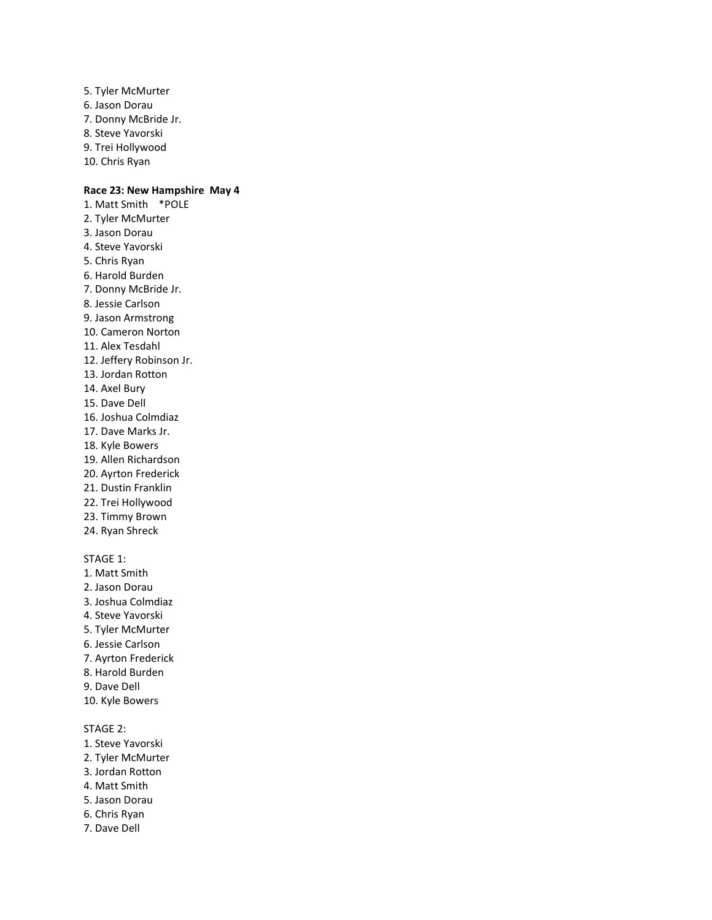5. Tyler McMurter
6. Jason Dorau
7. Donny McBride Jr.
8. Steve Yavorski
9. Trei Hollywood
10. Chris Ryan

**Race 23: New Hampshire  May 4**

1. Matt Smith    *POLE
2. Tyler McMurter
3. Jason Dorau
4. Steve Yavorski
5. Chris Ryan
6. Harold Burden
7. Donny McBride Jr.
8. Jessie Carlson
9. Jason Armstrong
10. Cameron Norton
11. Alex Tesdahl
12. Jeffery Robinson Jr.
13. Jordan Rotton
14. Axel Bury
15. Dave Dell
16. Joshua Colmdiaz
17. Dave Marks Jr.
18. Kyle Bowers
19. Allen Richardson
20. Ayrton Frederick
21. Dustin Franklin
22. Trei Hollywood
23. Timmy Brown
24. Ryan Shreck

STAGE 1:

1. Matt Smith
2. Jason Dorau
3. Joshua Colmdiaz
4. Steve Yavorski
5. Tyler McMurter
6. Jessie Carlson
7. Ayrton Frederick
8. Harold Burden
9. Dave Dell
10. Kyle Bowers

STAGE 2:

1. Steve Yavorski
2. Tyler McMurter
3. Jordan Rotton
4. Matt Smith
5. Jason Dorau
6. Chris Ryan
7. Dave Dell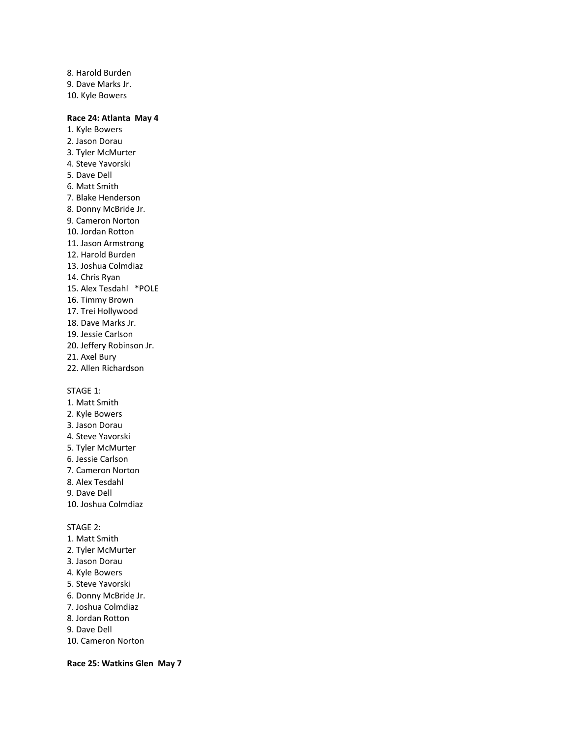8. Harold Burden
9. Dave Marks Jr.
10. Kyle Bowers

**Race 24: Atlanta May 4**

1. Kyle Bowers
2. Jason Dorau
3. Tyler McMurter
4. Steve Yavorski
5. Dave Dell
6. Matt Smith
7. Blake Henderson
8. Donny McBride Jr.
9. Cameron Norton
10. Jordan Rotton
11. Jason Armstrong
12. Harold Burden
13. Joshua Colmdiaz
14. Chris Ryan
15. Alex Tesdahl *POLE
16. Timmy Brown
17. Trei Hollywood
18. Dave Marks Jr.
19. Jessie Carlson
20. Jeffery Robinson Jr.
21. Axel Bury
22. Allen Richardson

STAGE 1:

1. Matt Smith
2. Kyle Bowers
3. Jason Dorau
4. Steve Yavorski
5. Tyler McMurter
6. Jessie Carlson
7. Cameron Norton
8. Alex Tesdahl
9. Dave Dell
10. Joshua Colmdiaz

STAGE 2:

1. Matt Smith
2. Tyler McMurter
3. Jason Dorau
4. Kyle Bowers
5. Steve Yavorski
6. Donny McBride Jr.
7. Joshua Colmdiaz
8. Jordan Rotton
9. Dave Dell
10. Cameron Norton

**Race 25: Watkins Glen May 7**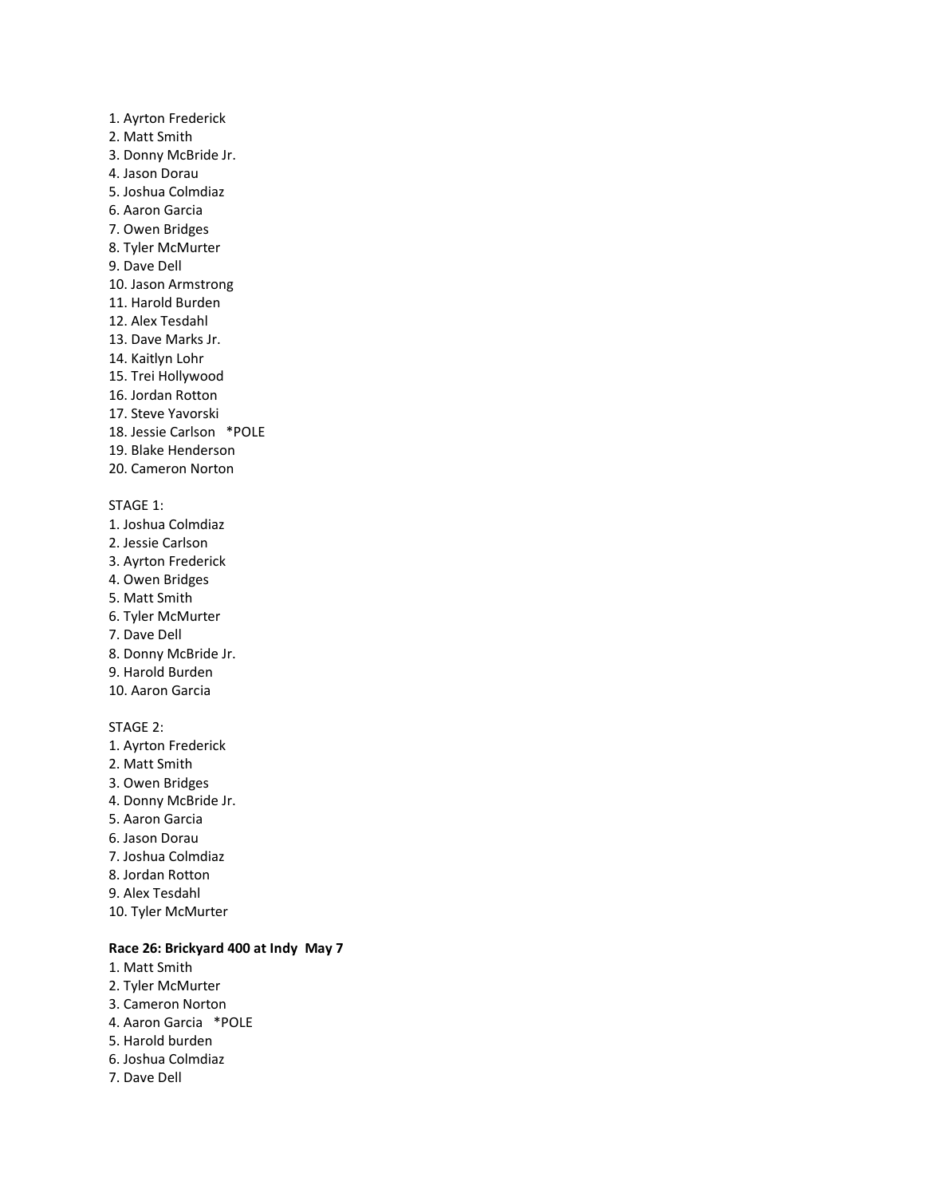1. Ayrton Frederick
2. Matt Smith
3. Donny McBride Jr.
4. Jason Dorau
5. Joshua Colmdiaz
6. Aaron Garcia
7. Owen Bridges
8. Tyler McMurter
9. Dave Dell
10. Jason Armstrong
11. Harold Burden
12. Alex Tesdahl
13. Dave Marks Jr.
14. Kaitlyn Lohr
15. Trei Hollywood
16. Jordan Rotton
17. Steve Yavorski
18. Jessie Carlson *POLE
19. Blake Henderson
20. Cameron Norton

STAGE 1:

1. Joshua Colmdiaz
2. Jessie Carlson
3. Ayrton Frederick
4. Owen Bridges
5. Matt Smith
6. Tyler McMurter
7. Dave Dell
8. Donny McBride Jr.
9. Harold Burden
10. Aaron Garcia

STAGE 2:

1. Ayrton Frederick
2. Matt Smith
3. Owen Bridges
4. Donny McBride Jr.
5. Aaron Garcia
6. Jason Dorau
7. Joshua Colmdiaz
8. Jordan Rotton
9. Alex Tesdahl
10. Tyler McMurter

**Race 26: Brickyard 400 at Indy May 7**

1. Matt Smith
2. Tyler McMurter
3. Cameron Norton
4. Aaron Garcia *POLE
5. Harold burden
6. Joshua Colmdiaz
7. Dave Dell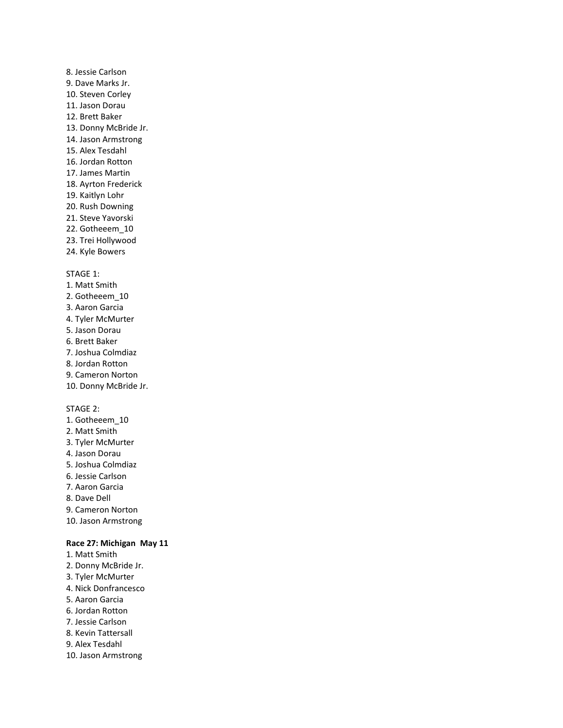8. Jessie Carlson
9. Dave Marks Jr.
10. Steven Corley
11. Jason Dorau
12. Brett Baker
13. Donny McBride Jr.
14. Jason Armstrong
15. Alex Tesdahl
16. Jordan Rotton
17. James Martin
18. Ayrton Frederick
19. Kaitlyn Lohr
20. Rush Downing
21. Steve Yavorski
22. Gotheeem_10
23. Trei Hollywood
24. Kyle Bowers

STAGE 1:
1. Matt Smith
2. Gotheeem_10
3. Aaron Garcia
4. Tyler McMurter
5. Jason Dorau
6. Brett Baker
7. Joshua Colmdiaz
8. Jordan Rotton
9. Cameron Norton
10. Donny McBride Jr.

STAGE 2:
1. Gotheeem_10
2. Matt Smith
3. Tyler McMurter
4. Jason Dorau
5. Joshua Colmdiaz
6. Jessie Carlson
7. Aaron Garcia
8. Dave Dell
9. Cameron Norton
10. Jason Armstrong

**Race 27: Michigan May 11**
1. Matt Smith
2. Donny McBride Jr.
3. Tyler McMurter
4. Nick Donfrancesco
5. Aaron Garcia
6. Jordan Rotton
7. Jessie Carlson
8. Kevin Tattersall
9. Alex Tesdahl
10. Jason Armstrong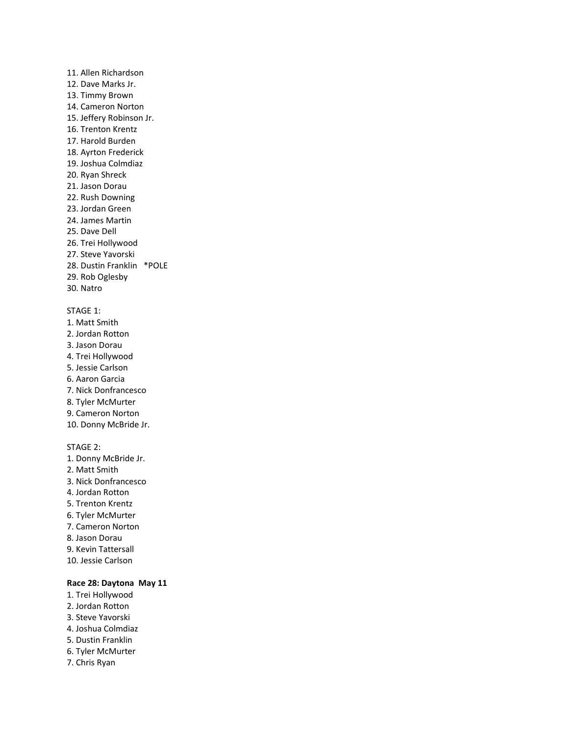11. Allen Richardson
12. Dave Marks Jr.
13. Timmy Brown
14. Cameron Norton
15. Jeffery Robinson Jr.
16. Trenton Krentz
17. Harold Burden
18. Ayrton Frederick
19. Joshua Colmdiaz
20. Ryan Shreck
21. Jason Dorau
22. Rush Downing
23. Jordan Green
24. James Martin
25. Dave Dell
26. Trei Hollywood
27. Steve Yavorski
28. Dustin Franklin *POLE
29. Rob Oglesby
30. Natro

STAGE 1:
1. Matt Smith
2. Jordan Rotton
3. Jason Dorau
4. Trei Hollywood
5. Jessie Carlson
6. Aaron Garcia
7. Nick Donfrancesco
8. Tyler McMurter
9. Cameron Norton
10. Donny McBride Jr.

STAGE 2:
1. Donny McBride Jr.
2. Matt Smith
3. Nick Donfrancesco
4. Jordan Rotton
5. Trenton Krentz
6. Tyler McMurter
7. Cameron Norton
8. Jason Dorau
9. Kevin Tattersall
10. Jessie Carlson

**Race 28: Daytona May 11**
1. Trei Hollywood
2. Jordan Rotton
3. Steve Yavorski
4. Joshua Colmdiaz
5. Dustin Franklin
6. Tyler McMurter
7. Chris Ryan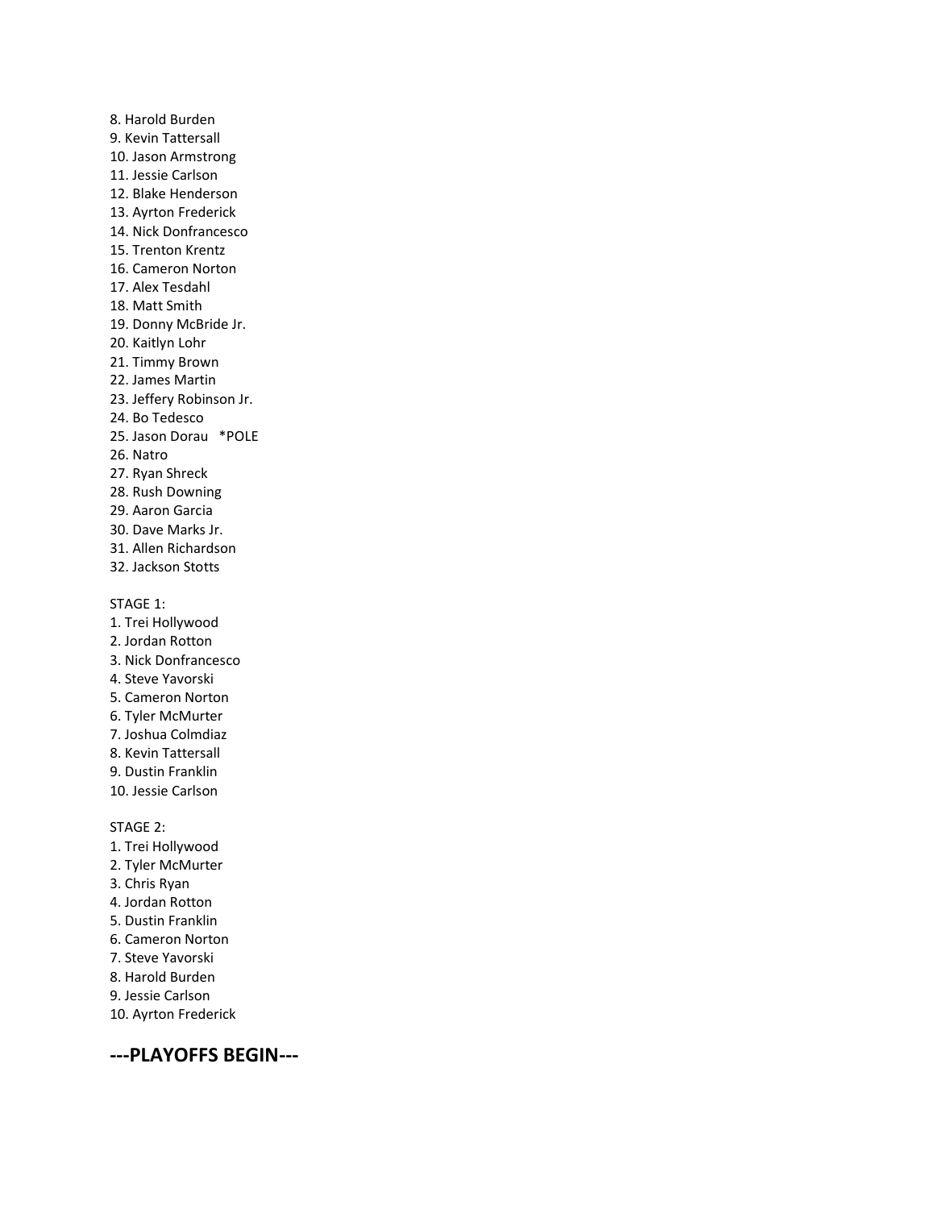8. Harold Burden
9. Kevin Tattersall
10. Jason Armstrong
11. Jessie Carlson
12. Blake Henderson
13. Ayrton Frederick
14. Nick Donfrancesco
15. Trenton Krentz
16. Cameron Norton
17. Alex Tesdahl
18. Matt Smith
19. Donny McBride Jr.
20. Kaitlyn Lohr
21. Timmy Brown
22. James Martin
23. Jeffery Robinson Jr.
24. Bo Tedesco
25. Jason Dorau *POLE
26. Natro
27. Ryan Shreck
28. Rush Downing
29. Aaron Garcia
30. Dave Marks Jr.
31. Allen Richardson
32. Jackson Stotts

STAGE 1:
1. Trei Hollywood
2. Jordan Rotton
3. Nick Donfrancesco
4. Steve Yavorski
5. Cameron Norton
6. Tyler McMurter
7. Joshua Colmdiaz
8. Kevin Tattersall
9. Dustin Franklin
10. Jessie Carlson

STAGE 2:
1. Trei Hollywood
2. Tyler McMurter
3. Chris Ryan
4. Jordan Rotton
5. Dustin Franklin
6. Cameron Norton
7. Steve Yavorski
8. Harold Burden
9. Jessie Carlson
10. Ayrton Frederick

## ---PLAYOFFS BEGIN---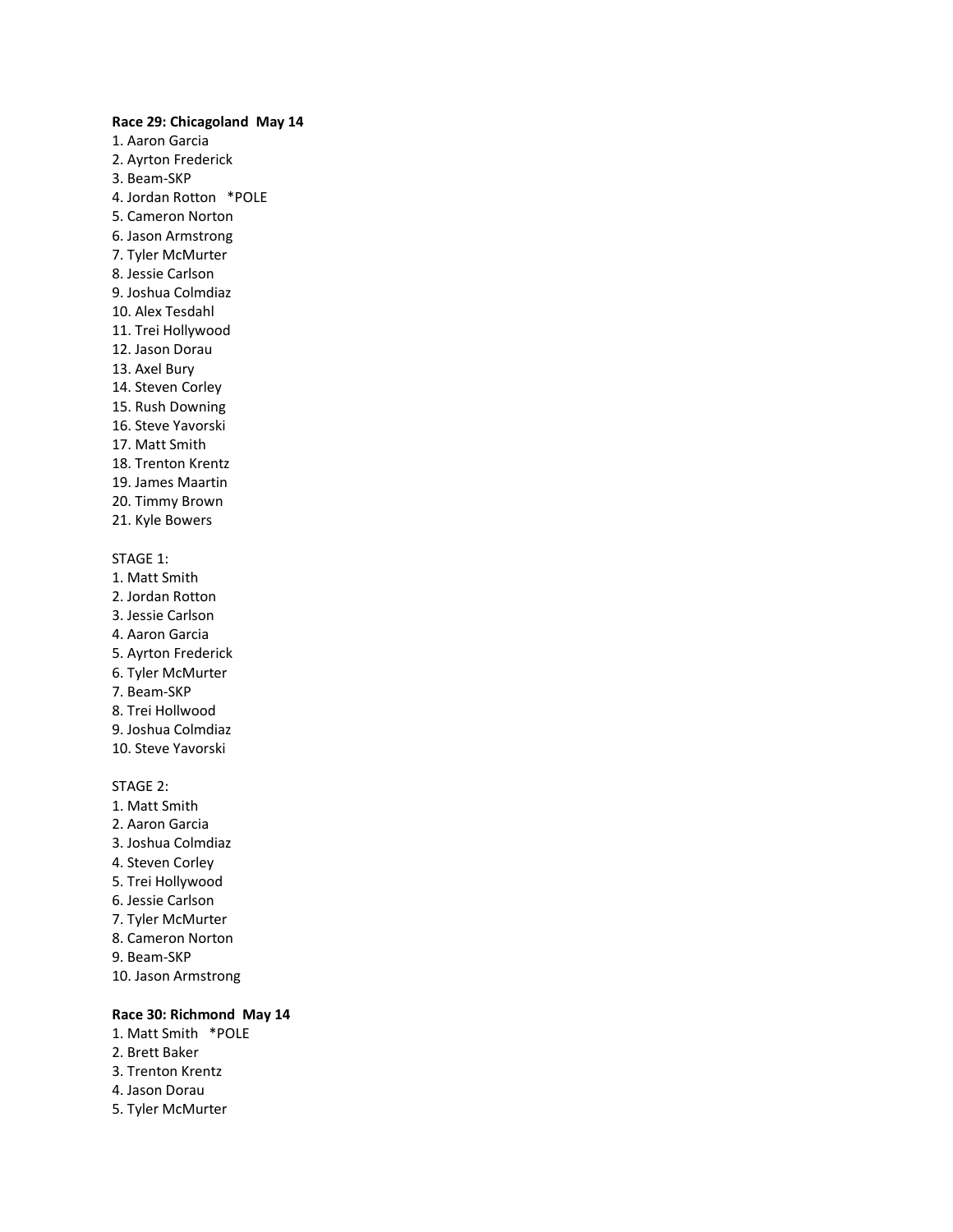**Race 29: Chicagoland May 14**

1. Aaron Garcia
2. Ayrton Frederick
3. Beam-SKP
4. Jordan Rotton *POLE
5. Cameron Norton
6. Jason Armstrong
7. Tyler McMurter
8. Jessie Carlson
9. Joshua Colmdiaz
10. Alex Tesdahl
11. Trei Hollywood
12. Jason Dorau
13. Axel Bury
14. Steven Corley
15. Rush Downing
16. Steve Yavorski
17. Matt Smith
18. Trenton Krentz
19. James Maartin
20. Timmy Brown
21. Kyle Bowers

STAGE 1:

1. Matt Smith
2. Jordan Rotton
3. Jessie Carlson
4. Aaron Garcia
5. Ayrton Frederick
6. Tyler McMurter
7. Beam-SKP
8. Trei Hollwood
9. Joshua Colmdiaz
10. Steve Yavorski

STAGE 2:

1. Matt Smith
2. Aaron Garcia
3. Joshua Colmdiaz
4. Steven Corley
5. Trei Hollywood
6. Jessie Carlson
7. Tyler McMurter
8. Cameron Norton
9. Beam-SKP
10. Jason Armstrong

**Race 30: Richmond May 14**

1. Matt Smith *POLE
2. Brett Baker
3. Trenton Krentz
4. Jason Dorau
5. Tyler McMurter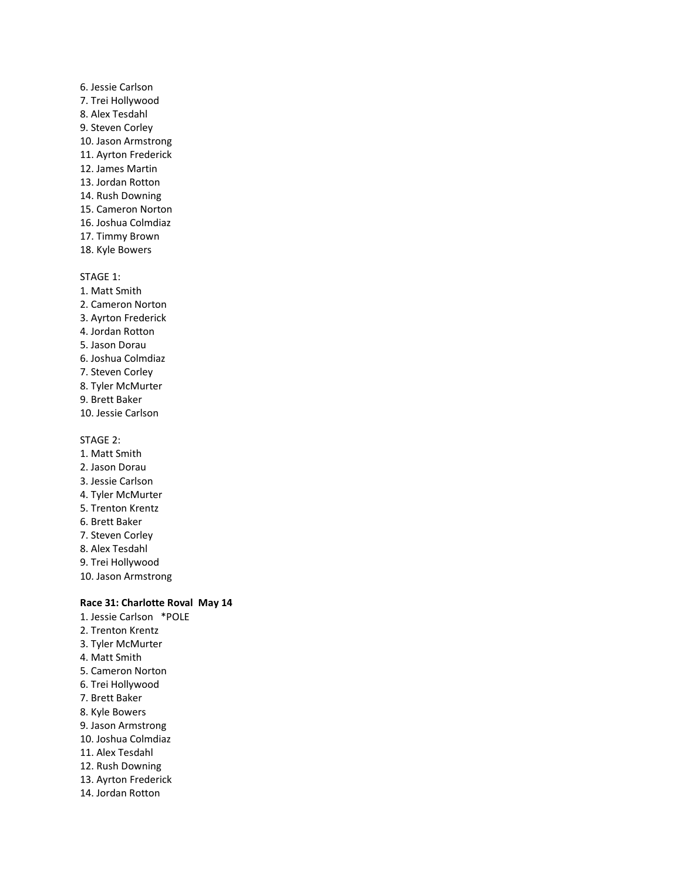6. Jessie Carlson
7. Trei Hollywood
8. Alex Tesdahl
9. Steven Corley
10. Jason Armstrong
11. Ayrton Frederick
12. James Martin
13. Jordan Rotton
14. Rush Downing
15. Cameron Norton
16. Joshua Colmdiaz
17. Timmy Brown
18. Kyle Bowers

STAGE 1:
1. Matt Smith
2. Cameron Norton
3. Ayrton Frederick
4. Jordan Rotton
5. Jason Dorau
6. Joshua Colmdiaz
7. Steven Corley
8. Tyler McMurter
9. Brett Baker
10. Jessie Carlson

STAGE 2:
1. Matt Smith
2. Jason Dorau
3. Jessie Carlson
4. Tyler McMurter
5. Trenton Krentz
6. Brett Baker
7. Steven Corley
8. Alex Tesdahl
9. Trei Hollywood
10. Jason Armstrong

**Race 31: Charlotte Roval May 14**
1. Jessie Carlson *POLE
2. Trenton Krentz
3. Tyler McMurter
4. Matt Smith
5. Cameron Norton
6. Trei Hollywood
7. Brett Baker
8. Kyle Bowers
9. Jason Armstrong
10. Joshua Colmdiaz
11. Alex Tesdahl
12. Rush Downing
13. Ayrton Frederick
14. Jordan Rotton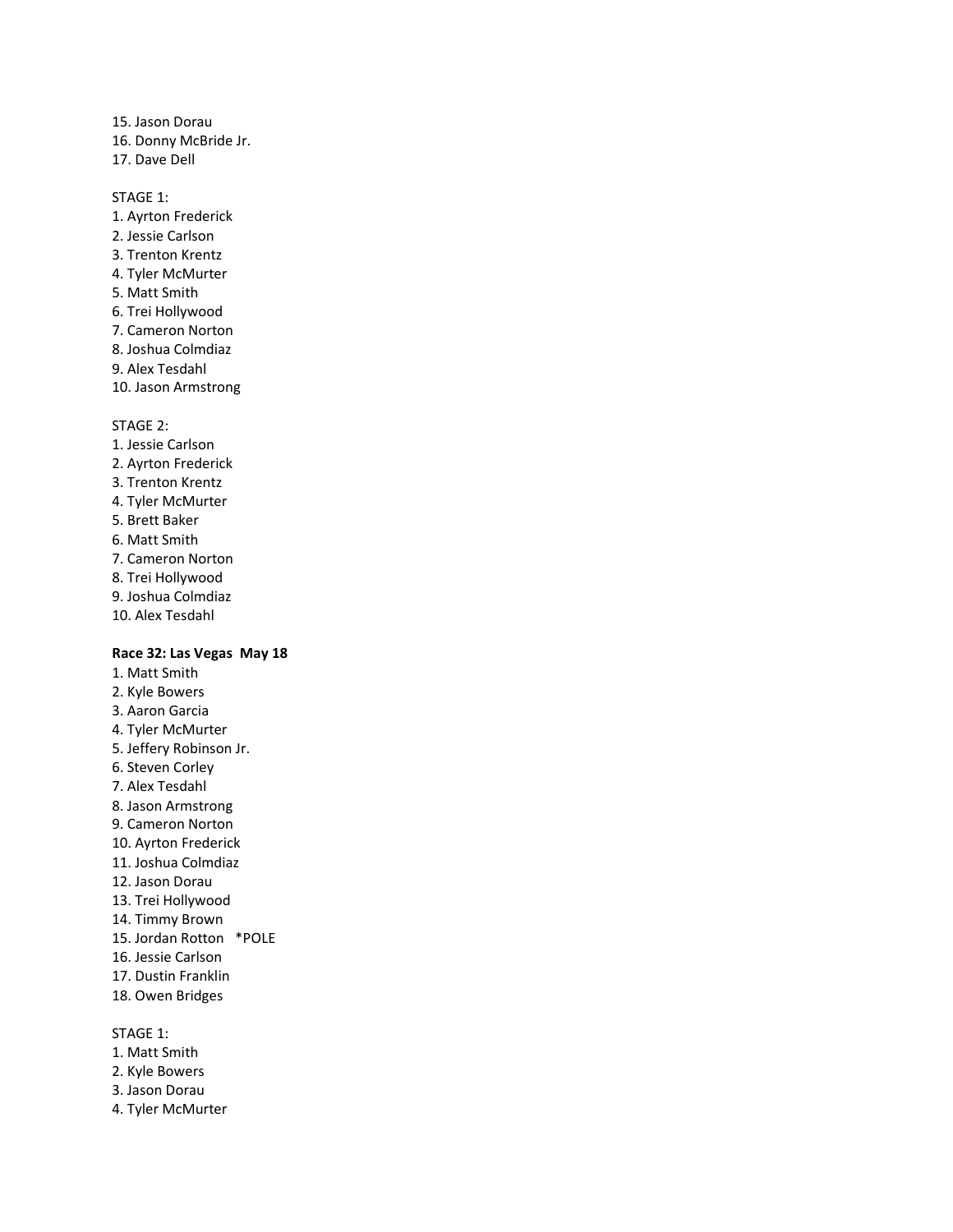15. Jason Dorau
16. Donny McBride Jr.
17. Dave Dell

STAGE 1:
1. Ayrton Frederick
2. Jessie Carlson
3. Trenton Krentz
4. Tyler McMurter
5. Matt Smith
6. Trei Hollywood
7. Cameron Norton
8. Joshua Colmdiaz
9. Alex Tesdahl
10. Jason Armstrong

STAGE 2:
1. Jessie Carlson
2. Ayrton Frederick
3. Trenton Krentz
4. Tyler McMurter
5. Brett Baker
6. Matt Smith
7. Cameron Norton
8. Trei Hollywood
9. Joshua Colmdiaz
10. Alex Tesdahl

**Race 32: Las Vegas May 18**
1. Matt Smith
2. Kyle Bowers
3. Aaron Garcia
4. Tyler McMurter
5. Jeffery Robinson Jr.
6. Steven Corley
7. Alex Tesdahl
8. Jason Armstrong
9. Cameron Norton
10. Ayrton Frederick
11. Joshua Colmdiaz
12. Jason Dorau
13. Trei Hollywood
14. Timmy Brown
15. Jordan Rotton *POLE
16. Jessie Carlson
17. Dustin Franklin
18. Owen Bridges

STAGE 1:
1. Matt Smith
2. Kyle Bowers
3. Jason Dorau
4. Tyler McMurter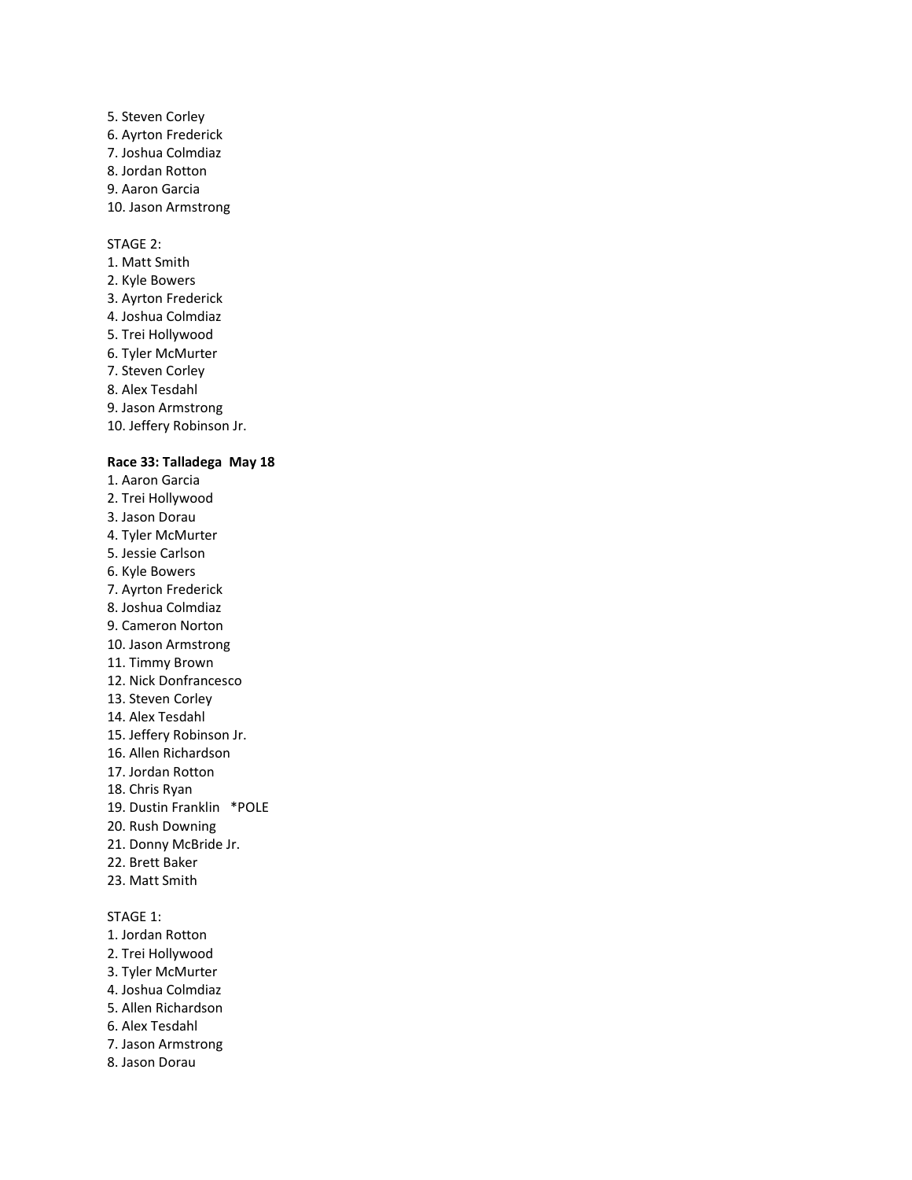5. Steven Corley
6. Ayrton Frederick
7. Joshua Colmdiaz
8. Jordan Rotton
9. Aaron Garcia
10. Jason Armstrong

STAGE 2:
1. Matt Smith
2. Kyle Bowers
3. Ayrton Frederick
4. Joshua Colmdiaz
5. Trei Hollywood
6. Tyler McMurter
7. Steven Corley
8. Alex Tesdahl
9. Jason Armstrong
10. Jeffery Robinson Jr.

**Race 33: Talladega May 18**
1. Aaron Garcia
2. Trei Hollywood
3. Jason Dorau
4. Tyler McMurter
5. Jessie Carlson
6. Kyle Bowers
7. Ayrton Frederick
8. Joshua Colmdiaz
9. Cameron Norton
10. Jason Armstrong
11. Timmy Brown
12. Nick Donfrancesco
13. Steven Corley
14. Alex Tesdahl
15. Jeffery Robinson Jr.
16. Allen Richardson
17. Jordan Rotton
18. Chris Ryan
19. Dustin Franklin *POLE
20. Rush Downing
21. Donny McBride Jr.
22. Brett Baker
23. Matt Smith

STAGE 1:
1. Jordan Rotton
2. Trei Hollywood
3. Tyler McMurter
4. Joshua Colmdiaz
5. Allen Richardson
6. Alex Tesdahl
7. Jason Armstrong
8. Jason Dorau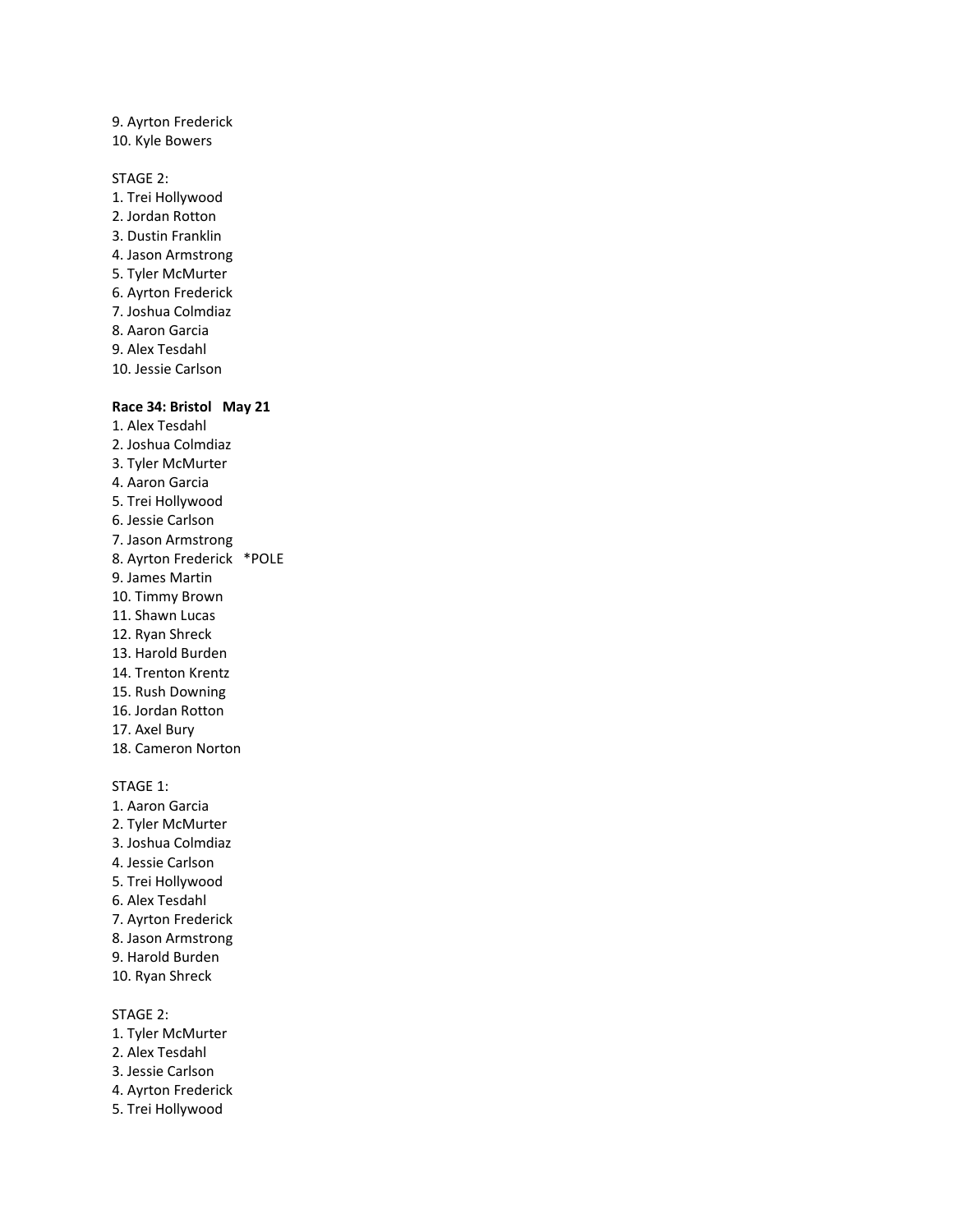9. Ayrton Frederick
10. Kyle Bowers

STAGE 2:
1. Trei Hollywood
2. Jordan Rotton
3. Dustin Franklin
4. Jason Armstrong
5. Tyler McMurter
6. Ayrton Frederick
7. Joshua Colmdiaz
8. Aaron Garcia
9. Alex Tesdahl
10. Jessie Carlson

**Race 34: Bristol May 21**
1. Alex Tesdahl
2. Joshua Colmdiaz
3. Tyler McMurter
4. Aaron Garcia
5. Trei Hollywood
6. Jessie Carlson
7. Jason Armstrong
8. Ayrton Frederick *POLE
9. James Martin
10. Timmy Brown
11. Shawn Lucas
12. Ryan Shreck
13. Harold Burden
14. Trenton Krentz
15. Rush Downing
16. Jordan Rotton
17. Axel Bury
18. Cameron Norton

STAGE 1:
1. Aaron Garcia
2. Tyler McMurter
3. Joshua Colmdiaz
4. Jessie Carlson
5. Trei Hollywood
6. Alex Tesdahl
7. Ayrton Frederick
8. Jason Armstrong
9. Harold Burden
10. Ryan Shreck

STAGE 2:
1. Tyler McMurter
2. Alex Tesdahl
3. Jessie Carlson
4. Ayrton Frederick
5. Trei Hollywood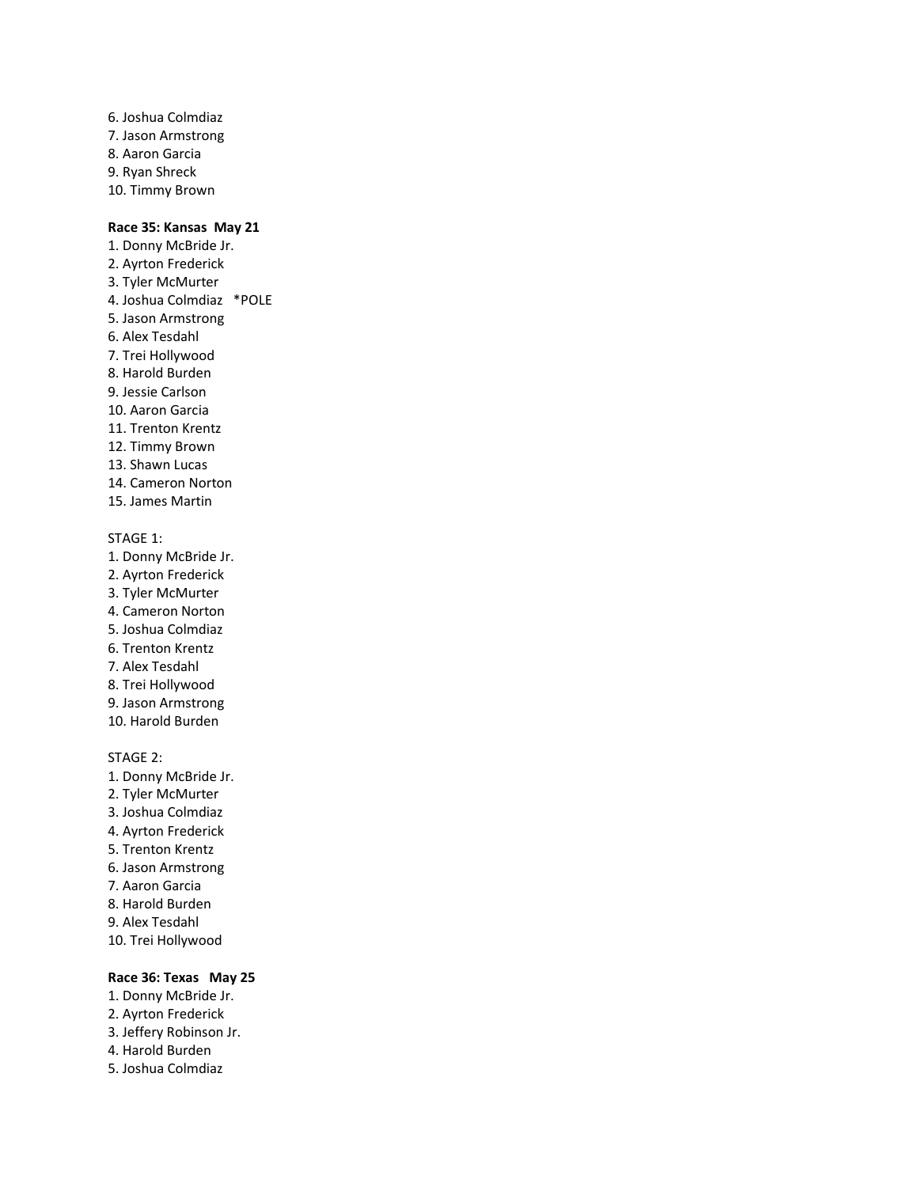6. Joshua Colmdiaz
7. Jason Armstrong
8. Aaron Garcia
9. Ryan Shreck
10. Timmy Brown

**Race 35: Kansas  May 21**

1. Donny McBride Jr.
2. Ayrton Frederick
3. Tyler McMurter
4. Joshua Colmdiaz   *POLE
5. Jason Armstrong
6. Alex Tesdahl
7. Trei Hollywood
8. Harold Burden
9. Jessie Carlson
10. Aaron Garcia
11. Trenton Krentz
12. Timmy Brown
13. Shawn Lucas
14. Cameron Norton
15. James Martin

STAGE 1:

1. Donny McBride Jr.
2. Ayrton Frederick
3. Tyler McMurter
4. Cameron Norton
5. Joshua Colmdiaz
6. Trenton Krentz
7. Alex Tesdahl
8. Trei Hollywood
9. Jason Armstrong
10. Harold Burden

STAGE 2:

1. Donny McBride Jr.
2. Tyler McMurter
3. Joshua Colmdiaz
4. Ayrton Frederick
5. Trenton Krentz
6. Jason Armstrong
7. Aaron Garcia
8. Harold Burden
9. Alex Tesdahl
10. Trei Hollywood

**Race 36: Texas   May 25**

1. Donny McBride Jr.
2. Ayrton Frederick
3. Jeffery Robinson Jr.
4. Harold Burden
5. Joshua Colmdiaz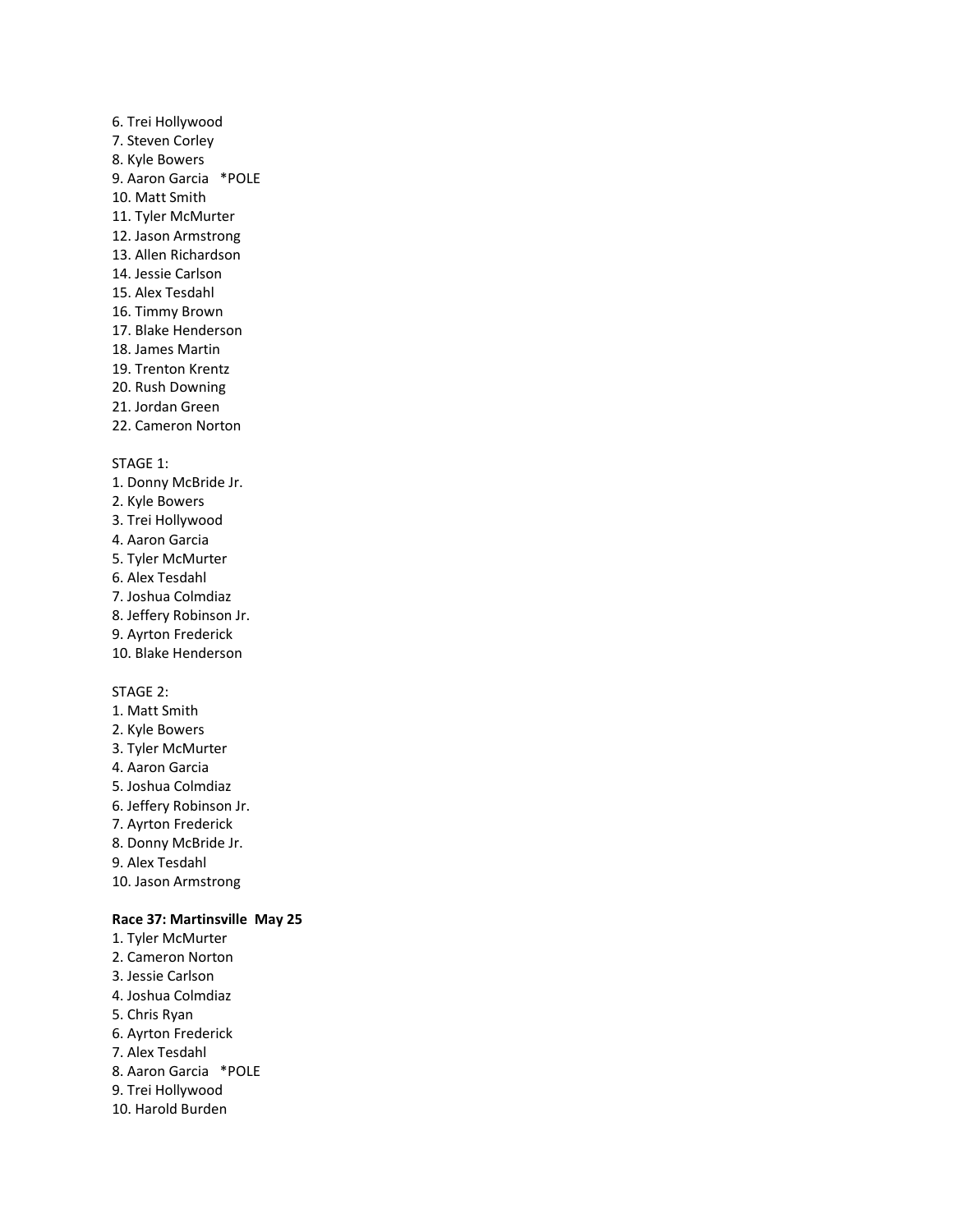6. Trei Hollywood
7. Steven Corley
8. Kyle Bowers
9. Aaron Garcia *POLE
10. Matt Smith
11. Tyler McMurter
12. Jason Armstrong
13. Allen Richardson
14. Jessie Carlson
15. Alex Tesdahl
16. Timmy Brown
17. Blake Henderson
18. James Martin
19. Trenton Krentz
20. Rush Downing
21. Jordan Green
22. Cameron Norton

STAGE 1:
1. Donny McBride Jr.
2. Kyle Bowers
3. Trei Hollywood
4. Aaron Garcia
5. Tyler McMurter
6. Alex Tesdahl
7. Joshua Colmdiaz
8. Jeffery Robinson Jr.
9. Ayrton Frederick
10. Blake Henderson

STAGE 2:
1. Matt Smith
2. Kyle Bowers
3. Tyler McMurter
4. Aaron Garcia
5. Joshua Colmdiaz
6. Jeffery Robinson Jr.
7. Ayrton Frederick
8. Donny McBride Jr.
9. Alex Tesdahl
10. Jason Armstrong

**Race 37: Martinsville May 25**
1. Tyler McMurter
2. Cameron Norton
3. Jessie Carlson
4. Joshua Colmdiaz
5. Chris Ryan
6. Ayrton Frederick
7. Alex Tesdahl
8. Aaron Garcia *POLE
9. Trei Hollywood
10. Harold Burden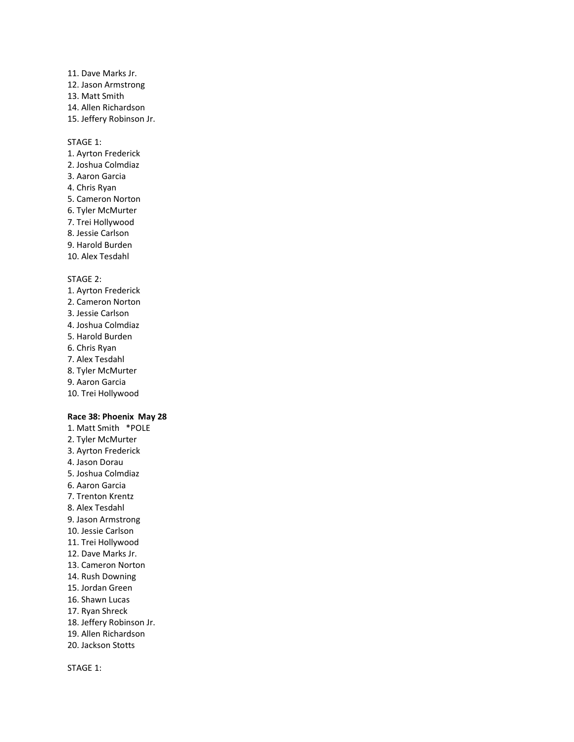11. Dave Marks Jr.
12. Jason Armstrong
13. Matt Smith
14. Allen Richardson
15. Jeffery Robinson Jr.

STAGE 1:
1. Ayrton Frederick
2. Joshua Colmdiaz
3. Aaron Garcia
4. Chris Ryan
5. Cameron Norton
6. Tyler McMurter
7. Trei Hollywood
8. Jessie Carlson
9. Harold Burden
10. Alex Tesdahl

STAGE 2:
1. Ayrton Frederick
2. Cameron Norton
3. Jessie Carlson
4. Joshua Colmdiaz
5. Harold Burden
6. Chris Ryan
7. Alex Tesdahl
8. Tyler McMurter
9. Aaron Garcia
10. Trei Hollywood

**Race 38: Phoenix May 28**
1. Matt Smith *POLE
2. Tyler McMurter
3. Ayrton Frederick
4. Jason Dorau
5. Joshua Colmdiaz
6. Aaron Garcia
7. Trenton Krentz
8. Alex Tesdahl
9. Jason Armstrong
10. Jessie Carlson
11. Trei Hollywood
12. Dave Marks Jr.
13. Cameron Norton
14. Rush Downing
15. Jordan Green
16. Shawn Lucas
17. Ryan Shreck
18. Jeffery Robinson Jr.
19. Allen Richardson
20. Jackson Stotts

STAGE 1: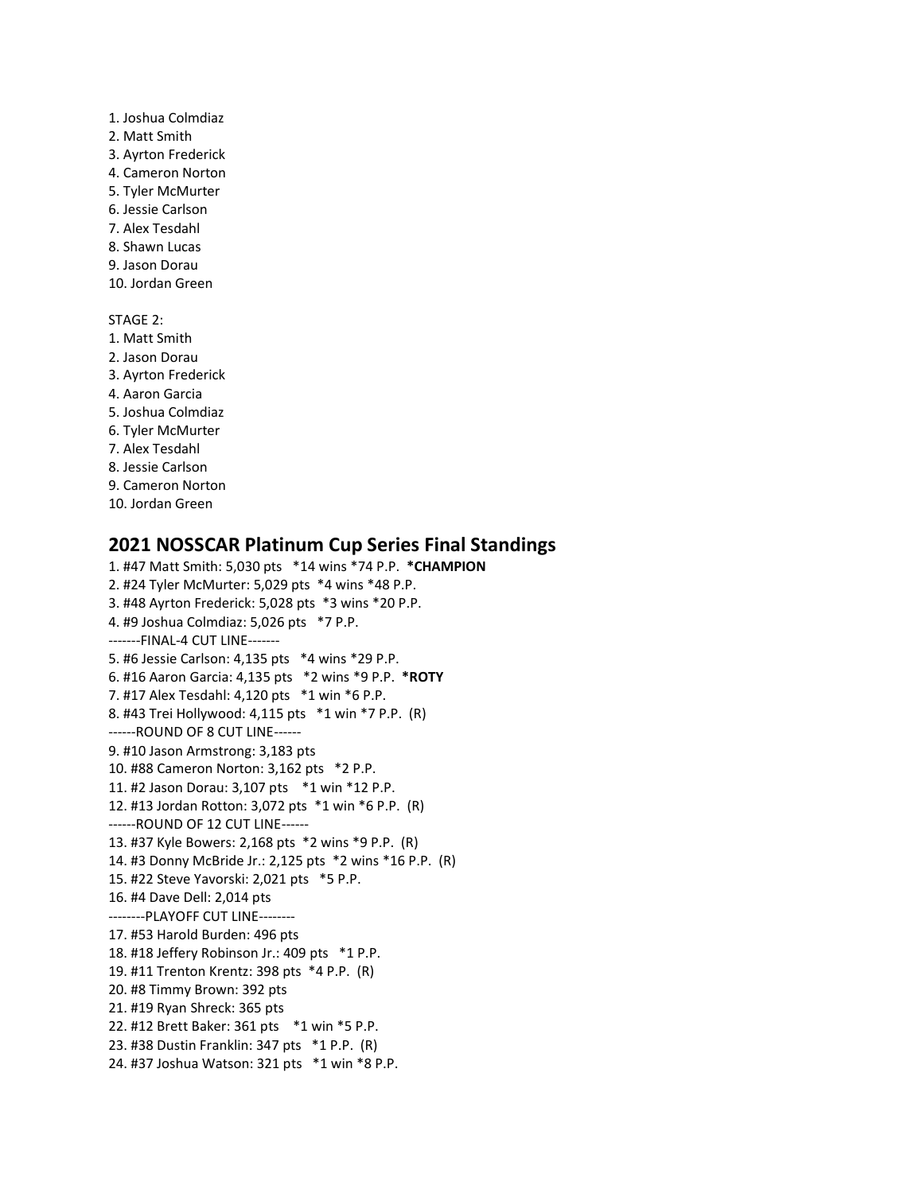1. Joshua Colmdiaz
2. Matt Smith
3. Ayrton Frederick
4. Cameron Norton
5. Tyler McMurter
6. Jessie Carlson
7. Alex Tesdahl
8. Shawn Lucas
9. Jason Dorau
10. Jordan Green

STAGE 2:

1. Matt Smith
2. Jason Dorau
3. Ayrton Frederick
4. Aaron Garcia
5. Joshua Colmdiaz
6. Tyler McMurter
7. Alex Tesdahl
8. Jessie Carlson
9. Cameron Norton
10. Jordan Green

## 2021 NOSSCAR Platinum Cup Series Final Standings

1. #47 Matt Smith: 5,030 pts *14 wins *74 P.P. ***CHAMPION**
2. #24 Tyler McMurter: 5,029 pts *4 wins *48 P.P.
3. #48 Ayrton Frederick: 5,028 pts *3 wins *20 P.P.
4. #9 Joshua Colmdiaz: 5,026 pts *7 P.P.

-------FINAL-4 CUT LINE-------

5. #6 Jessie Carlson: 4,135 pts *4 wins *29 P.P.
6. #16 Aaron Garcia: 4,135 pts *2 wins *9 P.P. ***ROTY**
7. #17 Alex Tesdahl: 4,120 pts *1 win *6 P.P.
8. #43 Trei Hollywood: 4,115 pts *1 win *7 P.P. (R)

------ROUND OF 8 CUT LINE------

9. #10 Jason Armstrong: 3,183 pts
10. #88 Cameron Norton: 3,162 pts *2 P.P.
11. #2 Jason Dorau: 3,107 pts *1 win *12 P.P.
12. #13 Jordan Rotton: 3,072 pts *1 win *6 P.P. (R)

------ROUND OF 12 CUT LINE------

13. #37 Kyle Bowers: 2,168 pts *2 wins *9 P.P. (R)
14. #3 Donny McBride Jr.: 2,125 pts *2 wins *16 P.P. (R)
15. #22 Steve Yavorski: 2,021 pts *5 P.P.
16. #4 Dave Dell: 2,014 pts

--------PLAYOFF CUT LINE--------

17. #53 Harold Burden: 496 pts
18. #18 Jeffery Robinson Jr.: 409 pts *1 P.P.
19. #11 Trenton Krentz: 398 pts *4 P.P. (R)
20. #8 Timmy Brown: 392 pts
21. #19 Ryan Shreck: 365 pts
22. #12 Brett Baker: 361 pts *1 win *5 P.P.
23. #38 Dustin Franklin: 347 pts *1 P.P. (R)
24. #37 Joshua Watson: 321 pts *1 win *8 P.P.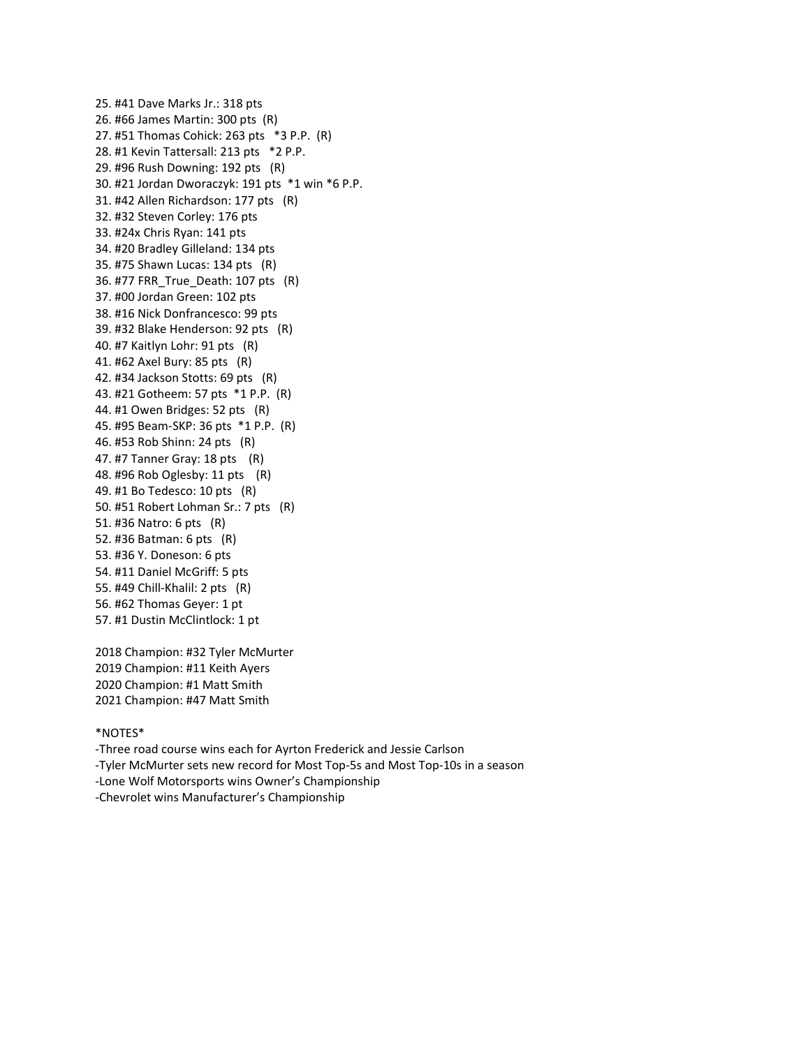25. #41 Dave Marks Jr.: 318 pts
26. #66 James Martin: 300 pts (R)
27. #51 Thomas Cohick: 263 pts *3 P.P. (R)
28. #1 Kevin Tattersall: 213 pts *2 P.P.
29. #96 Rush Downing: 192 pts (R)
30. #21 Jordan Dworaczyk: 191 pts *1 win *6 P.P.
31. #42 Allen Richardson: 177 pts (R)
32. #32 Steven Corley: 176 pts
33. #24x Chris Ryan: 141 pts
34. #20 Bradley Gilleland: 134 pts
35. #75 Shawn Lucas: 134 pts (R)
36. #77 FRR_True_Death: 107 pts (R)
37. #00 Jordan Green: 102 pts
38. #16 Nick Donfrancesco: 99 pts
39. #32 Blake Henderson: 92 pts (R)
40. #7 Kaitlyn Lohr: 91 pts (R)
41. #62 Axel Bury: 85 pts (R)
42. #34 Jackson Stotts: 69 pts (R)
43. #21 Gotheem: 57 pts *1 P.P. (R)
44. #1 Owen Bridges: 52 pts (R)
45. #95 Beam-SKP: 36 pts *1 P.P. (R)
46. #53 Rob Shinn: 24 pts (R)
47. #7 Tanner Gray: 18 pts (R)
48. #96 Rob Oglesby: 11 pts (R)
49. #1 Bo Tedesco: 10 pts (R)
50. #51 Robert Lohman Sr.: 7 pts (R)
51. #36 Natro: 6 pts (R)
52. #36 Batman: 6 pts (R)
53. #36 Y. Doneson: 6 pts
54. #11 Daniel McGriff: 5 pts
55. #49 Chill-Khalil: 2 pts (R)
56. #62 Thomas Geyer: 1 pt
57. #1 Dustin McClintlock: 1 pt

2018 Champion: #32 Tyler McMurter
2019 Champion: #11 Keith Ayers
2020 Champion: #1 Matt Smith
2021 Champion: #47 Matt Smith

*NOTES*

-Three road course wins each for Ayrton Frederick and Jessie Carlson
-Tyler McMurter sets new record for Most Top-5s and Most Top-10s in a season
-Lone Wolf Motorsports wins Owner's Championship
-Chevrolet wins Manufacturer's Championship